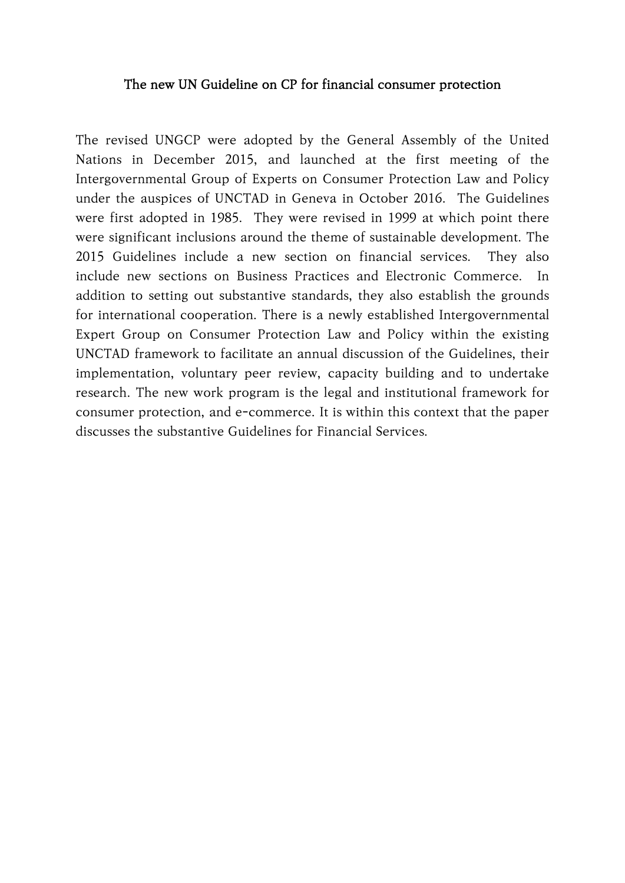# The new UN Guideline on CP for financial consumer protection

The revised UNGCP were adopted by the General Assembly of the United Nations in December 2015, and launched at the first meeting of the Intergovernmental Group of Experts on Consumer Protection Law and Policy under the auspices of UNCTAD in Geneva in October 2016. The Guidelines were first adopted in 1985. They were revised in 1999 at which point there were significant inclusions around the theme of sustainable development. The 2015 Guidelines include a new section on financial services. They also include new sections on Business Practices and Electronic Commerce. In addition to setting out substantive standards, they also establish the grounds for international cooperation. There is a newly established Intergovernmental Expert Group on Consumer Protection Law and Policy within the existing UNCTAD framework to facilitate an annual discussion of the Guidelines, their implementation, voluntary peer review, capacity building and to undertake research. The new work program is the legal and institutional framework for consumer protection, and e-commerce. It is within this context that the paper discusses the substantive Guidelines for Financial Services.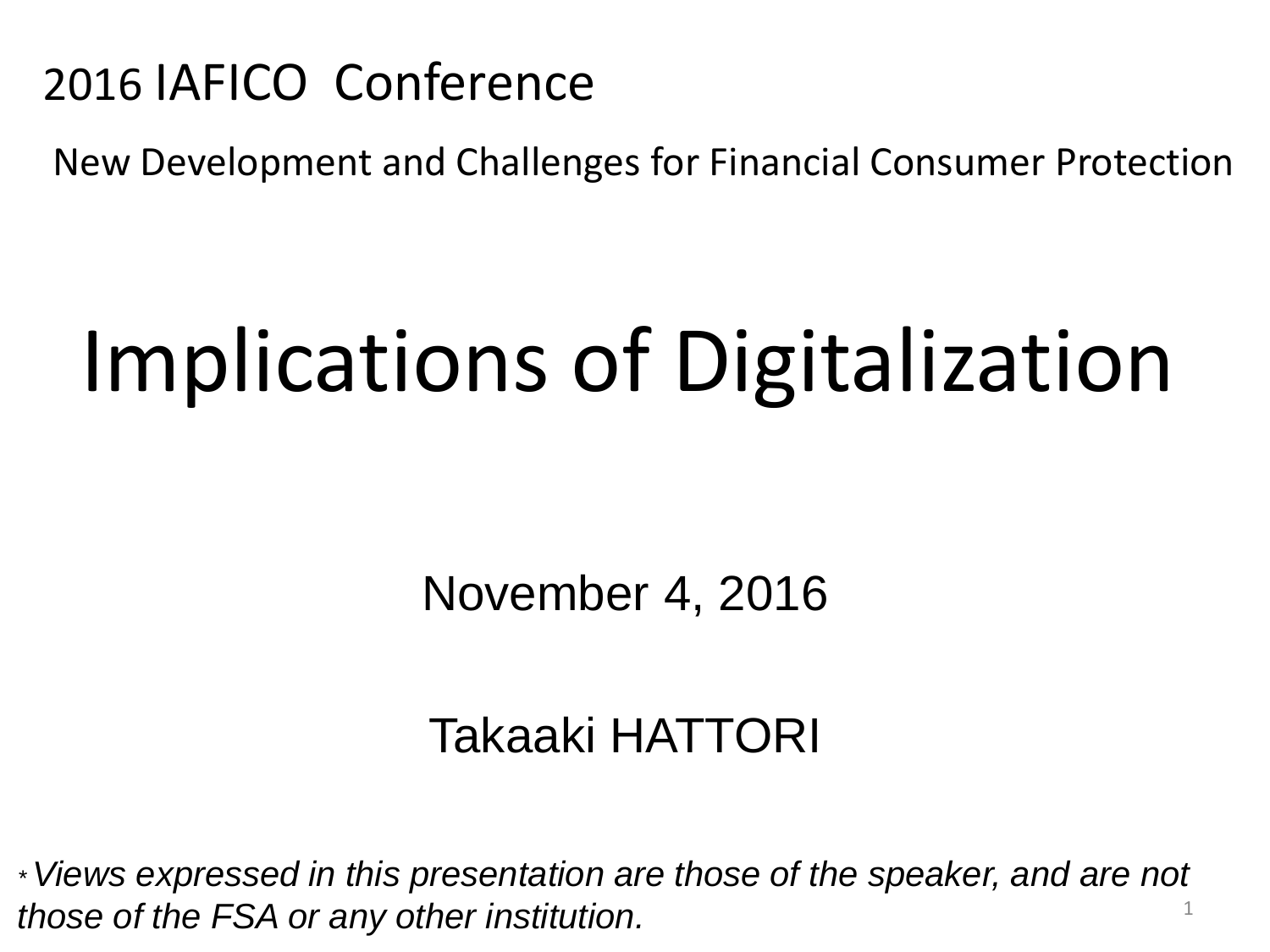2016 IAFICO Conference

New Development and Challenges for Financial Consumer Protection

# Implications of Digitalization

November 4, 2016

Takaaki HATTORI

* *Views expressed in this presentation are those of the speaker, and are not those of the FSA or any other institution.*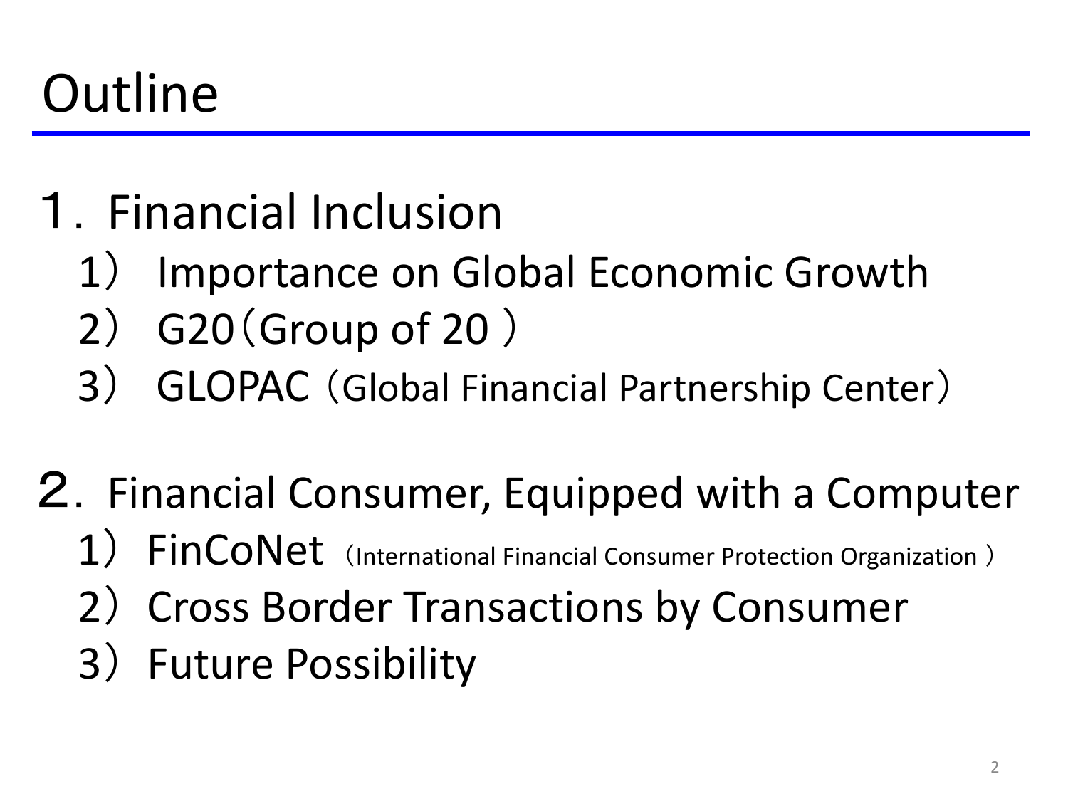# Outline

## １. Financial Inclusion

1） Importance on Global Economic Growth

2） G20（Group of 20 ）

3） GLOPAC（Global Financial Partnership Center）

## ２. Financial Consumer, Equipped with a Computer

1） FinCoNet （International Financial Consumer Protection Organization ）

2） Cross Border Transactions by Consumer

3） Future Possibility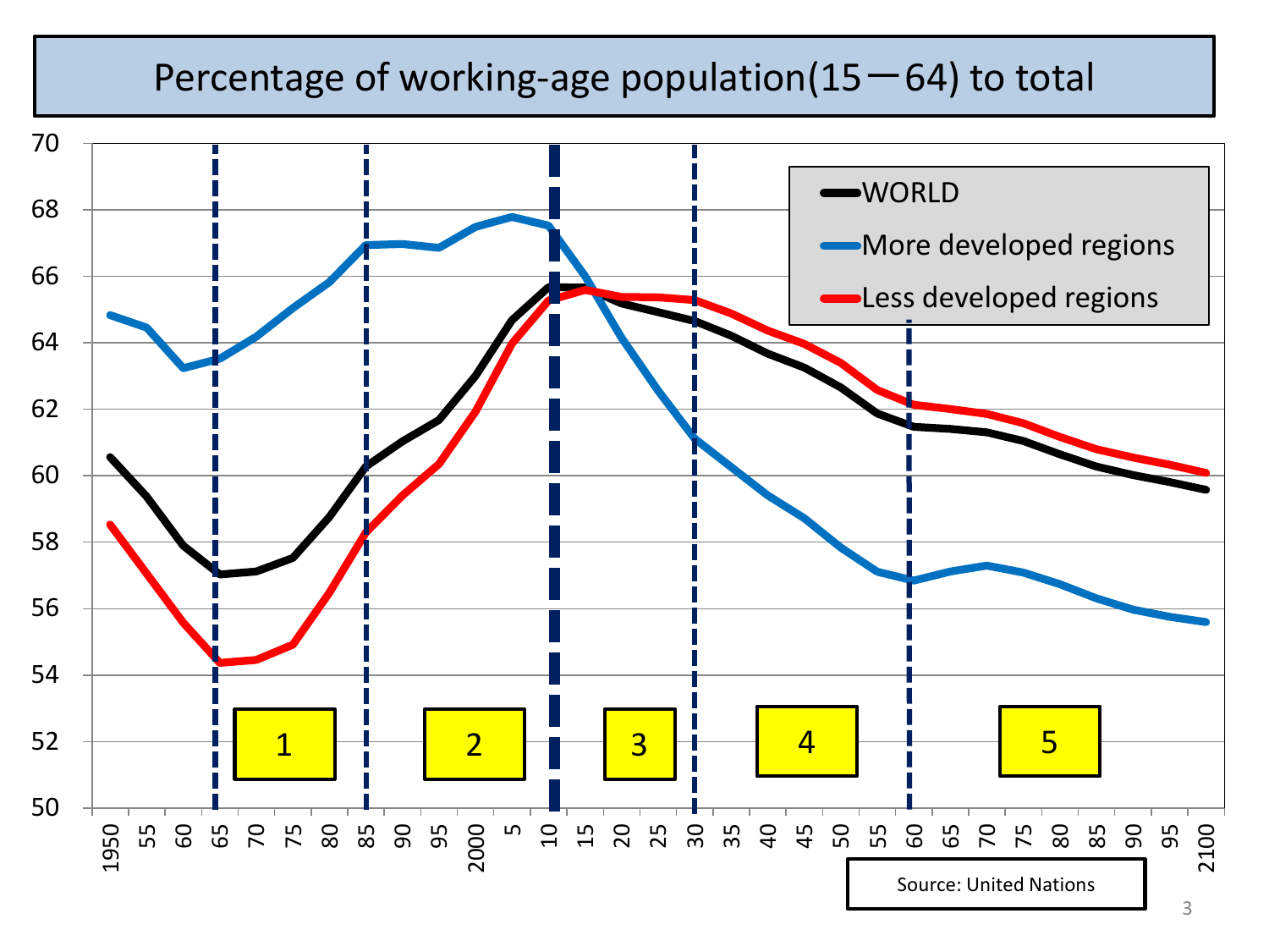# Percentage of working-age population(15－64) to total

Legend: WORLD; More developed regions; Less developed regions

Y-axis: 50, 52, 54, 56, 58, 60, 62, 64, 66, 68, 70

X-axis: 1950, 55, 60, 65, 70, 75, 80, 85, 90, 95, 2000, 5, 10, 15, 20, 25, 30, 35, 40, 45, 50, 55, 60, 65, 70, 75, 80, 85, 90, 95, 2100

Periods: 1, 2, 3, 4, 5

Source: United Nations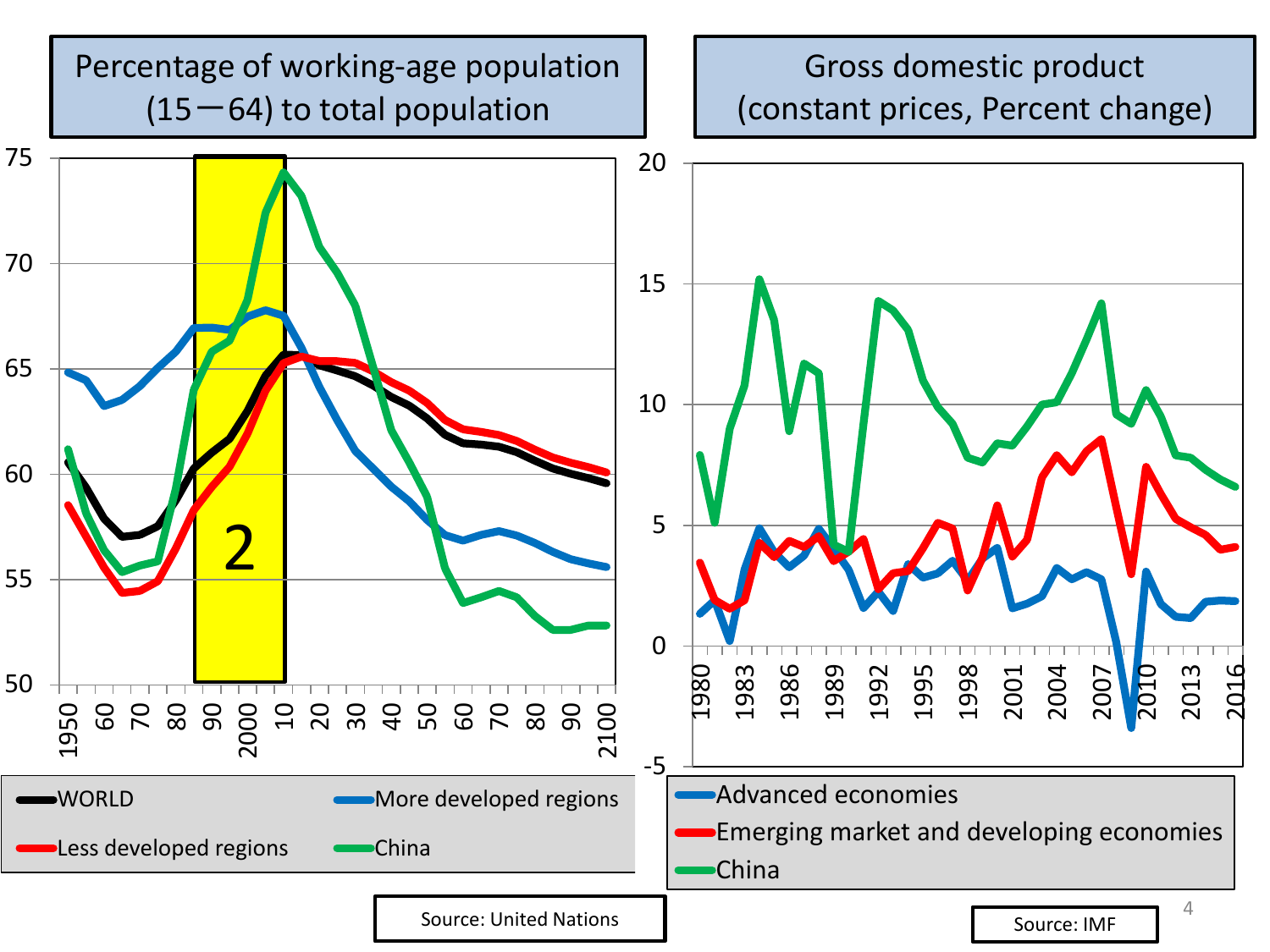## Percentage of working-age population (15－64) to total population

## Gross domestic product (constant prices, Percent change)

- WORLD
- More developed regions
- Less developed regions
- China

2

Source: United Nations

- Advanced economies
- Emerging market and developing economies
- China

Source: IMF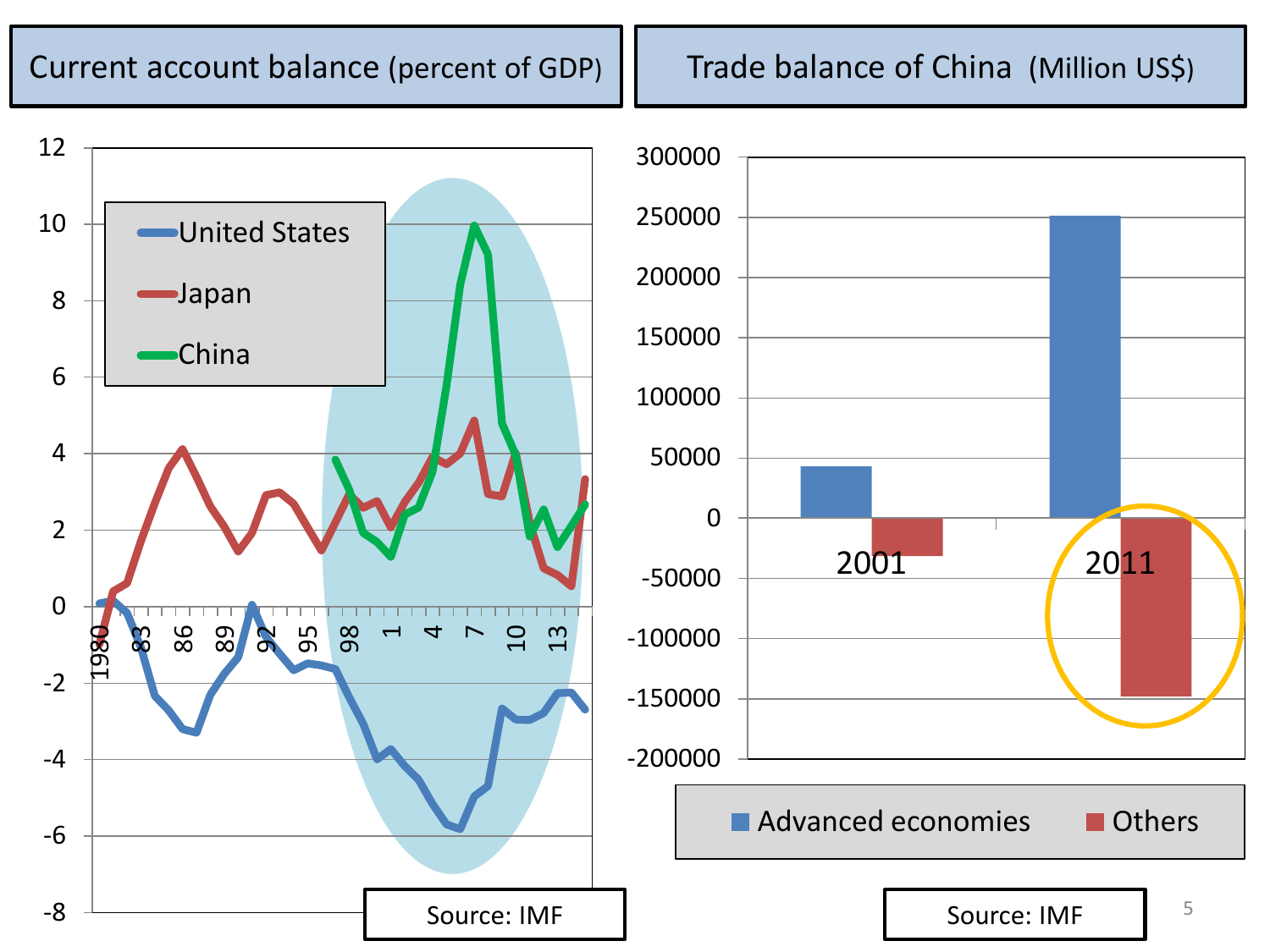## Current account balance (percent of GDP)

## Trade balance of China (Million US$)

Source: IMF

Source: IMF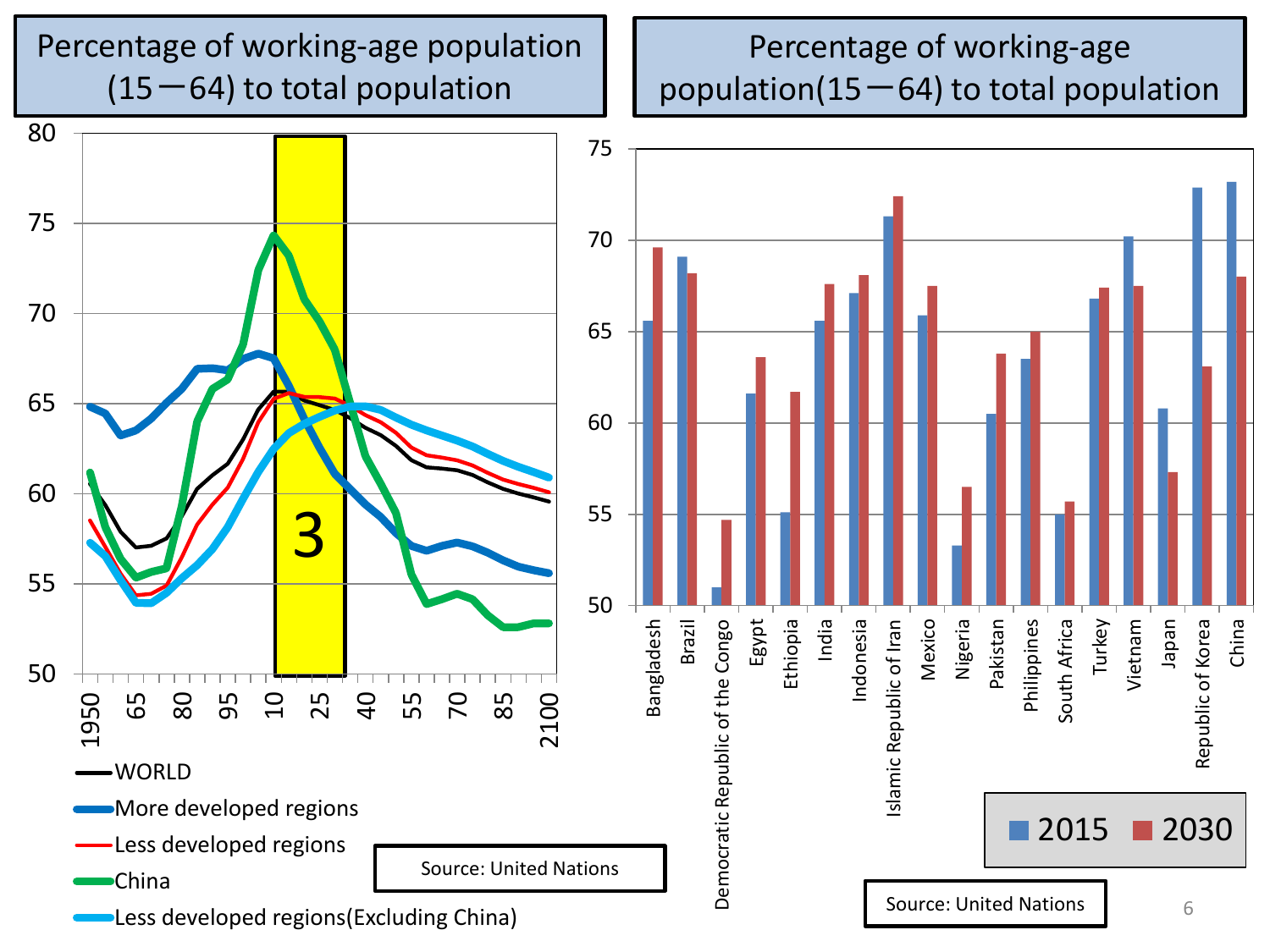## Percentage of working-age population (15－64) to total population

Legend:
- WORLD
- More developed regions
- Less developed regions
- China
- Less developed regions(Excluding China)

Source: United Nations

## Percentage of working-age population(15－64) to total population

| Country | 2015 | 2030 |
|---|---|---|
| Bangladesh | | |
| Brazil | | |
| Democratic Republic of the Congo | | |
| Egypt | | |
| Ethiopia | | |
| India | | |
| Indonesia | | |
| Islamic Republic of Iran | | |
| Mexico | | |
| Nigeria | | |
| Pakistan | | |
| Philippines | | |
| South Africa | | |
| Turkey | | |
| Vietnam | | |
| Japan | | |
| Republic of Korea | | |
| China | | |

Source: United Nations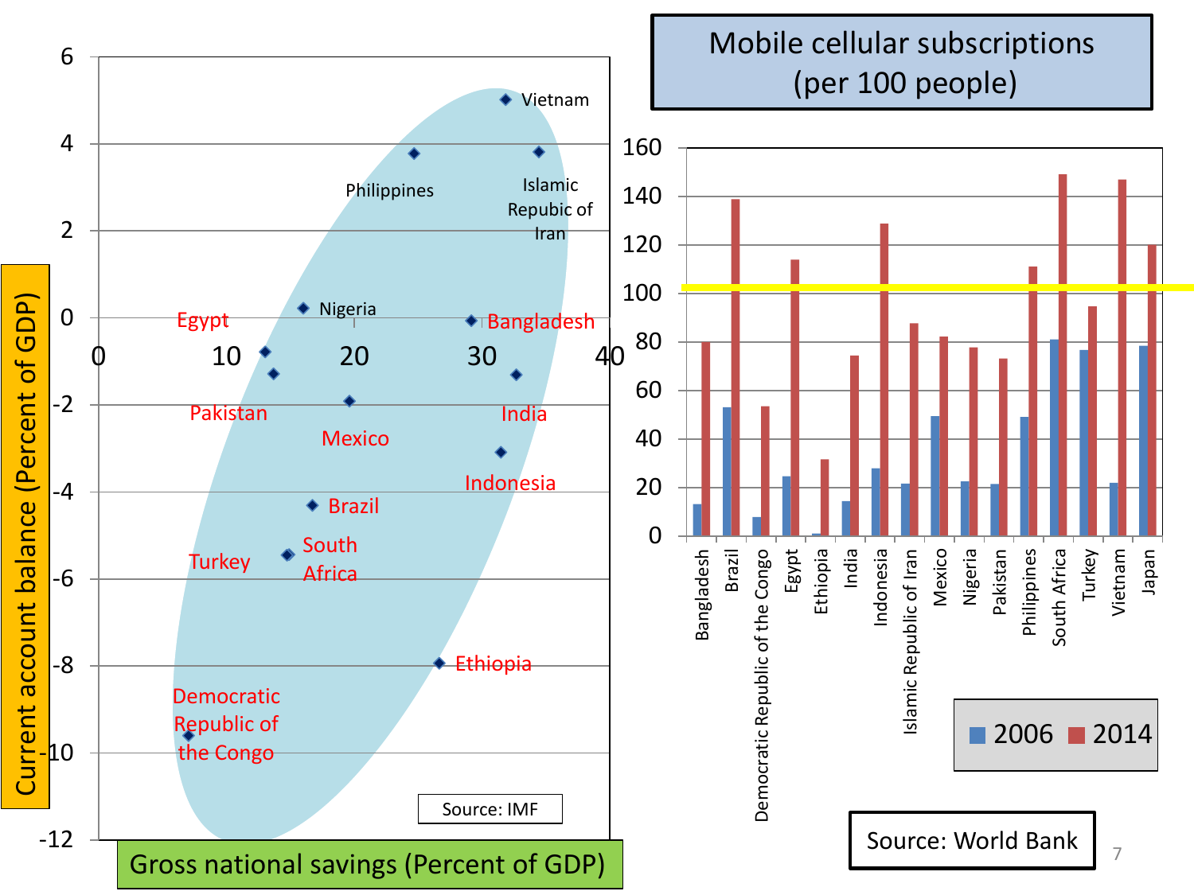## Mobile cellular subscriptions (per 100 people)

Current account balance (Percent of GDP)

Gross national savings (Percent of GDP)

Source: IMF

Vietnam

Philippines

Islamic Repubic of Iran

Nigeria

Egypt

Bangladesh

Pakistan

India

Mexico

Indonesia

Brazil

South Africa

Turkey

Ethiopia

Democratic Republic of the Congo

| | 2006 | 2014 |
|---|---|---|
| Bangladesh | | |
| Brazil | | |
| Democratic Republic of the Congo | | |
| Egypt | | |
| Ethiopia | | |
| India | | |
| Indonesia | | |
| Islamic Republic of Iran | | |
| Mexico | | |
| Nigeria | | |
| Pakistan | | |
| Philippines | | |
| South Africa | | |
| Turkey | | |
| Vietnam | | |
| Japan | | |

Source: World Bank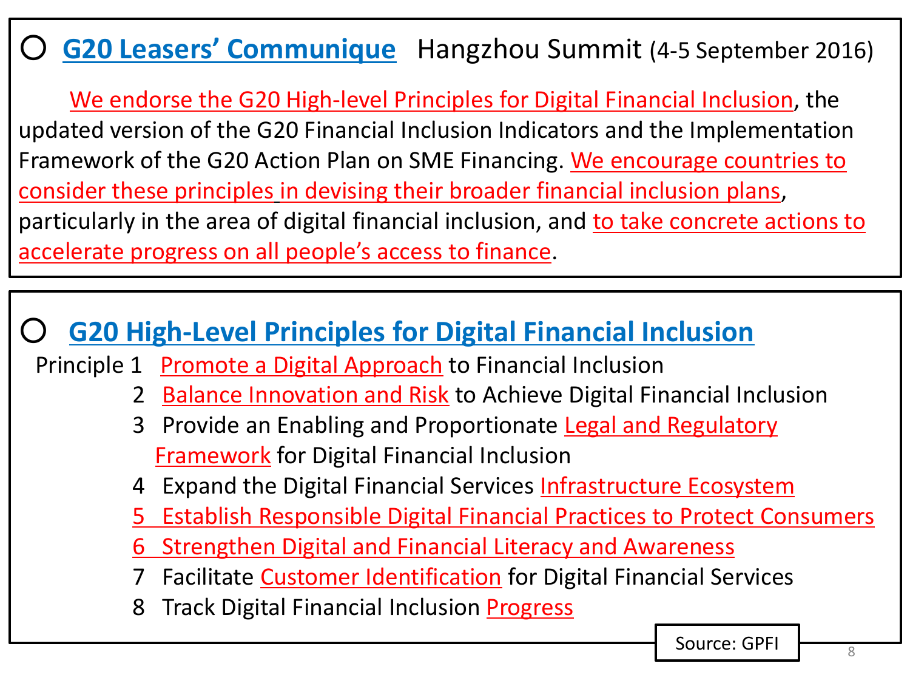## ○ G20 Leasers' Communique Hangzhou Summit (4-5 September 2016)

We endorse the G20 High-level Principles for Digital Financial Inclusion, the updated version of the G20 Financial Inclusion Indicators and the Implementation Framework of the G20 Action Plan on SME Financing. We encourage countries to consider these principles in devising their broader financial inclusion plans, particularly in the area of digital financial inclusion, and to take concrete actions to accelerate progress on all people's access to finance.

## ○ G20 High-Level Principles for Digital Financial Inclusion

Principle 1 Promote a Digital Approach to Financial Inclusion

2 Balance Innovation and Risk to Achieve Digital Financial Inclusion

3 Provide an Enabling and Proportionate Legal and Regulatory Framework for Digital Financial Inclusion

4 Expand the Digital Financial Services Infrastructure Ecosystem

5 Establish Responsible Digital Financial Practices to Protect Consumers

6 Strengthen Digital and Financial Literacy and Awareness

7 Facilitate Customer Identification for Digital Financial Services

8 Track Digital Financial Inclusion Progress

Source: GPFI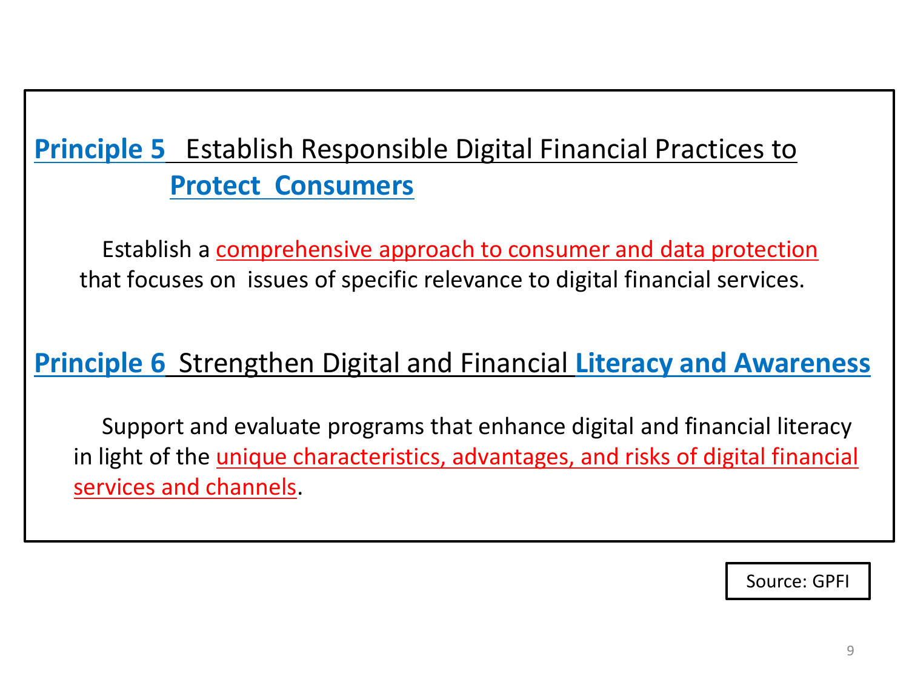## **Principle 5** Establish Responsible Digital Financial Practices to **Protect Consumers**

Establish a comprehensive approach to consumer and data protection that focuses on issues of specific relevance to digital financial services.

## **Principle 6** Strengthen Digital and Financial **Literacy and Awareness**

Support and evaluate programs that enhance digital and financial literacy in light of the unique characteristics, advantages, and risks of digital financial services and channels.

Source: GPFI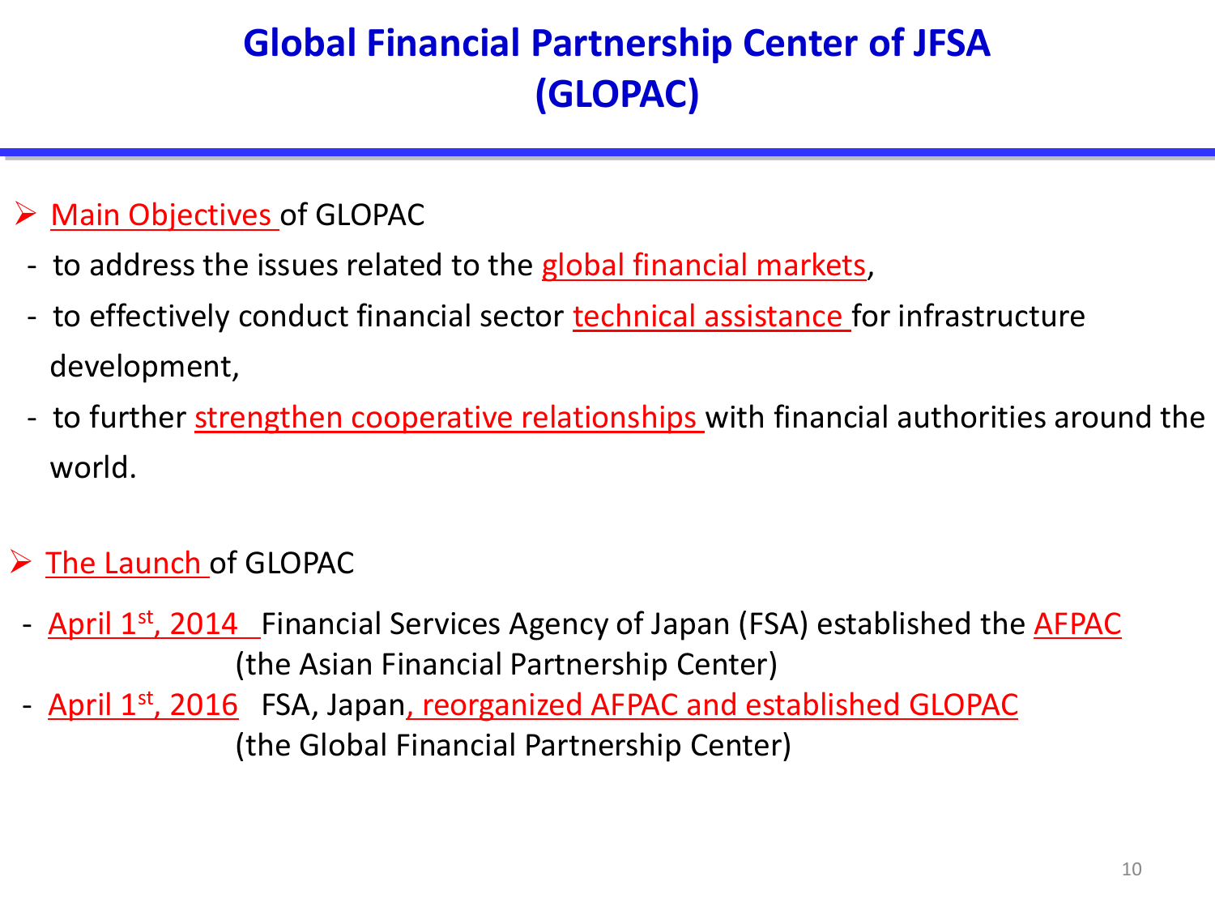# Global Financial Partnership Center of JFSA (GLOPAC)

- Main Objectives of GLOPAC
  - to address the issues related to the global financial markets,
  - to effectively conduct financial sector technical assistance for infrastructure development,
  - to further strengthen cooperative relationships with financial authorities around the world.

- The Launch of GLOPAC
  - April 1st, 2014 Financial Services Agency of Japan (FSA) established the AFPAC (the Asian Financial Partnership Center)
  - April 1st, 2016 FSA, Japan, reorganized AFPAC and established GLOPAC (the Global Financial Partnership Center)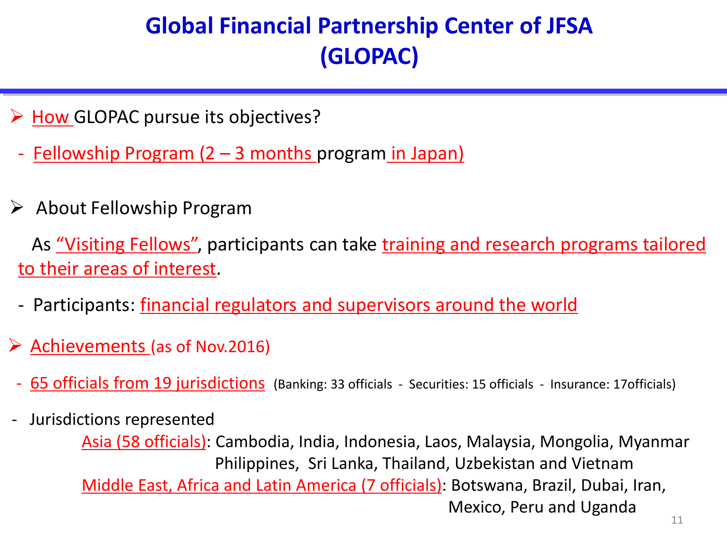# Global Financial Partnership Center of JFSA (GLOPAC)

- How GLOPAC pursue its objectives?
  - Fellowship Program (2 – 3 months program in Japan)

- About Fellowship Program

  As "Visiting Fellows", participants can take training and research programs tailored to their areas of interest.

  - Participants: financial regulators and supervisors around the world

- Achievements (as of Nov.2016)
  - 65 officials from 19 jurisdictions (Banking: 33 officials - Securities: 15 officials - Insurance: 17officials)
  - Jurisdictions represented

    Asia (58 officials): Cambodia, India, Indonesia, Laos, Malaysia, Mongolia, Myanmar Philippines, Sri Lanka, Thailand, Uzbekistan and Vietnam

    Middle East, Africa and Latin America (7 officials): Botswana, Brazil, Dubai, Iran, Mexico, Peru and Uganda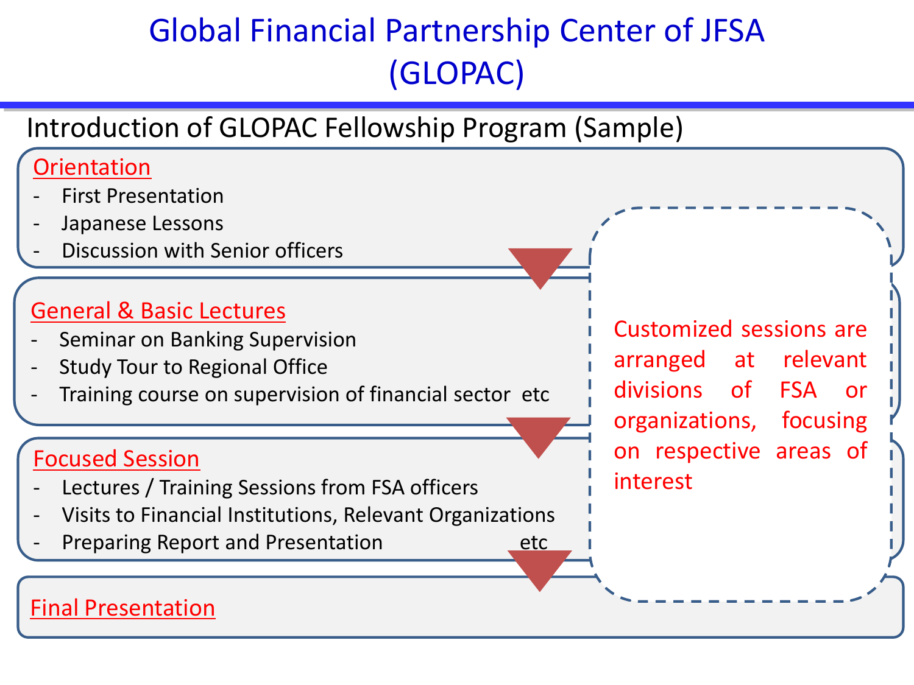# Global Financial Partnership Center of JFSA (GLOPAC)

## Introduction of GLOPAC Fellowship Program (Sample)

**Orientation**

- First Presentation
- Japanese Lessons
- Discussion with Senior officers

**General & Basic Lectures**

- Seminar on Banking Supervision
- Study Tour to Regional Office
- Training course on supervision of financial sector etc

**Focused Session**

- Lectures / Training Sessions from FSA officers
- Visits to Financial Institutions, Relevant Organizations
- Preparing Report and Presentation etc

**Final Presentation**

Customized sessions are arranged at relevant divisions of FSA or organizations, focusing on respective areas of interest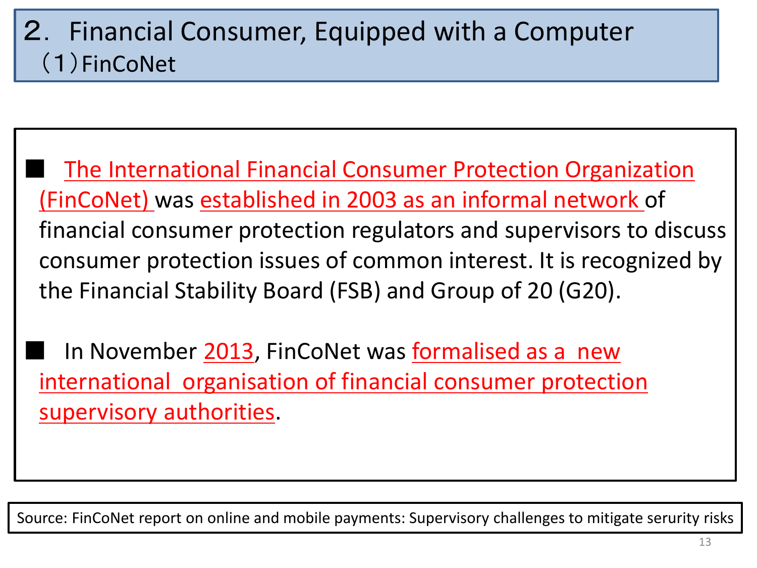# ２. Financial Consumer, Equipped with a Computer

## （1）FinCoNet

■ The International Financial Consumer Protection Organization (FinCoNet) was established in 2003 as an informal network of financial consumer protection regulators and supervisors to discuss consumer protection issues of common interest. It is recognized by the Financial Stability Board (FSB) and Group of 20 (G20).

■ In November 2013, FinCoNet was formalised as a new international organisation of financial consumer protection supervisory authorities.

Source: FinCoNet report on online and mobile payments: Supervisory challenges to mitigate serurity risks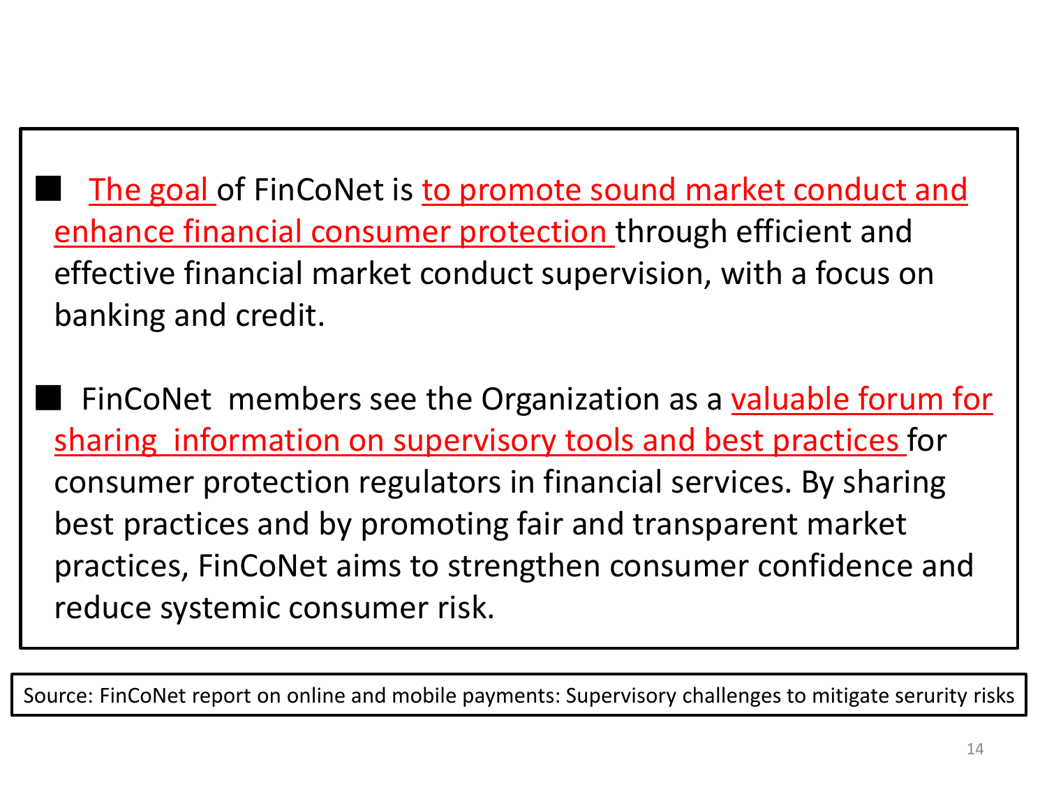- The goal of FinCoNet is to promote sound market conduct and enhance financial consumer protection through efficient and effective financial market conduct supervision, with a focus on banking and credit.

- FinCoNet members see the Organization as a valuable forum for sharing information on supervisory tools and best practices for consumer protection regulators in financial services. By sharing best practices and by promoting fair and transparent market practices, FinCoNet aims to strengthen consumer confidence and reduce systemic consumer risk.

Source: FinCoNet report on online and mobile payments: Supervisory challenges to mitigate serurity risks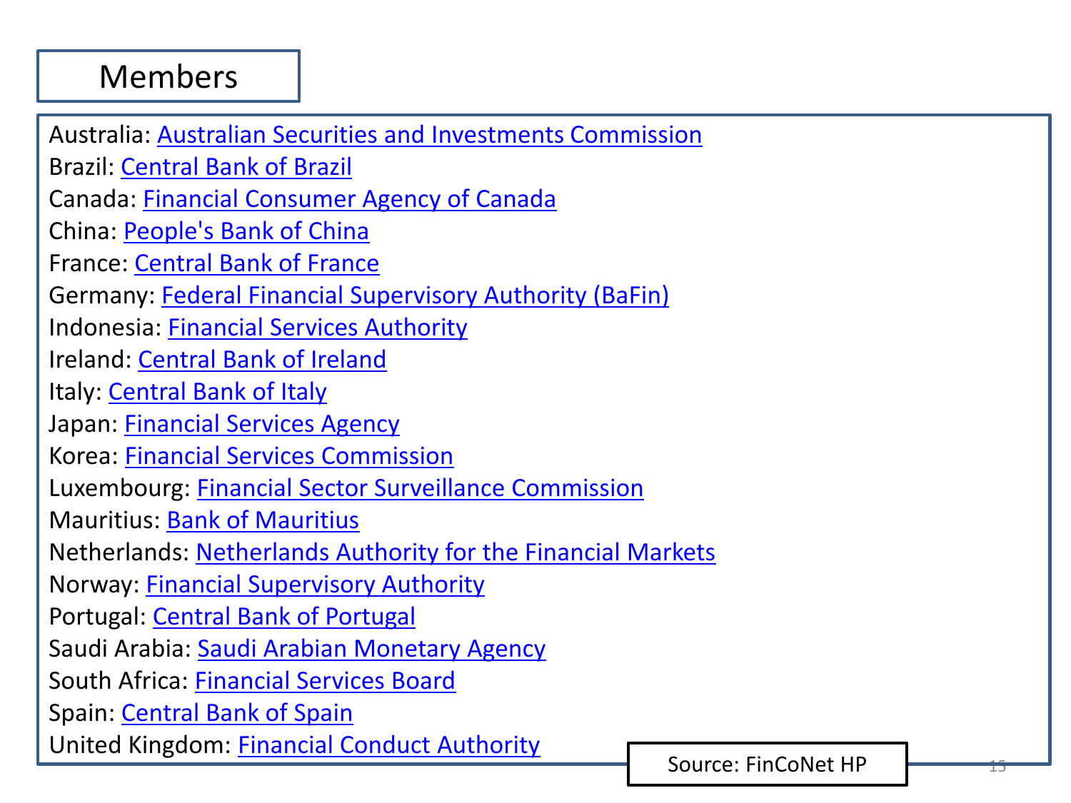# Members

Australia: Australian Securities and Investments Commission
Brazil: Central Bank of Brazil
Canada: Financial Consumer Agency of Canada
China: People's Bank of China
France: Central Bank of France
Germany: Federal Financial Supervisory Authority (BaFin)
Indonesia: Financial Services Authority
Ireland: Central Bank of Ireland
Italy: Central Bank of Italy
Japan: Financial Services Agency
Korea: Financial Services Commission
Luxembourg: Financial Sector Surveillance Commission
Mauritius: Bank of Mauritius
Netherlands: Netherlands Authority for the Financial Markets
Norway: Financial Supervisory Authority
Portugal: Central Bank of Portugal
Saudi Arabia: Saudi Arabian Monetary Agency
South Africa: Financial Services Board
Spain: Central Bank of Spain
United Kingdom: Financial Conduct Authority

Source: FinCoNet HP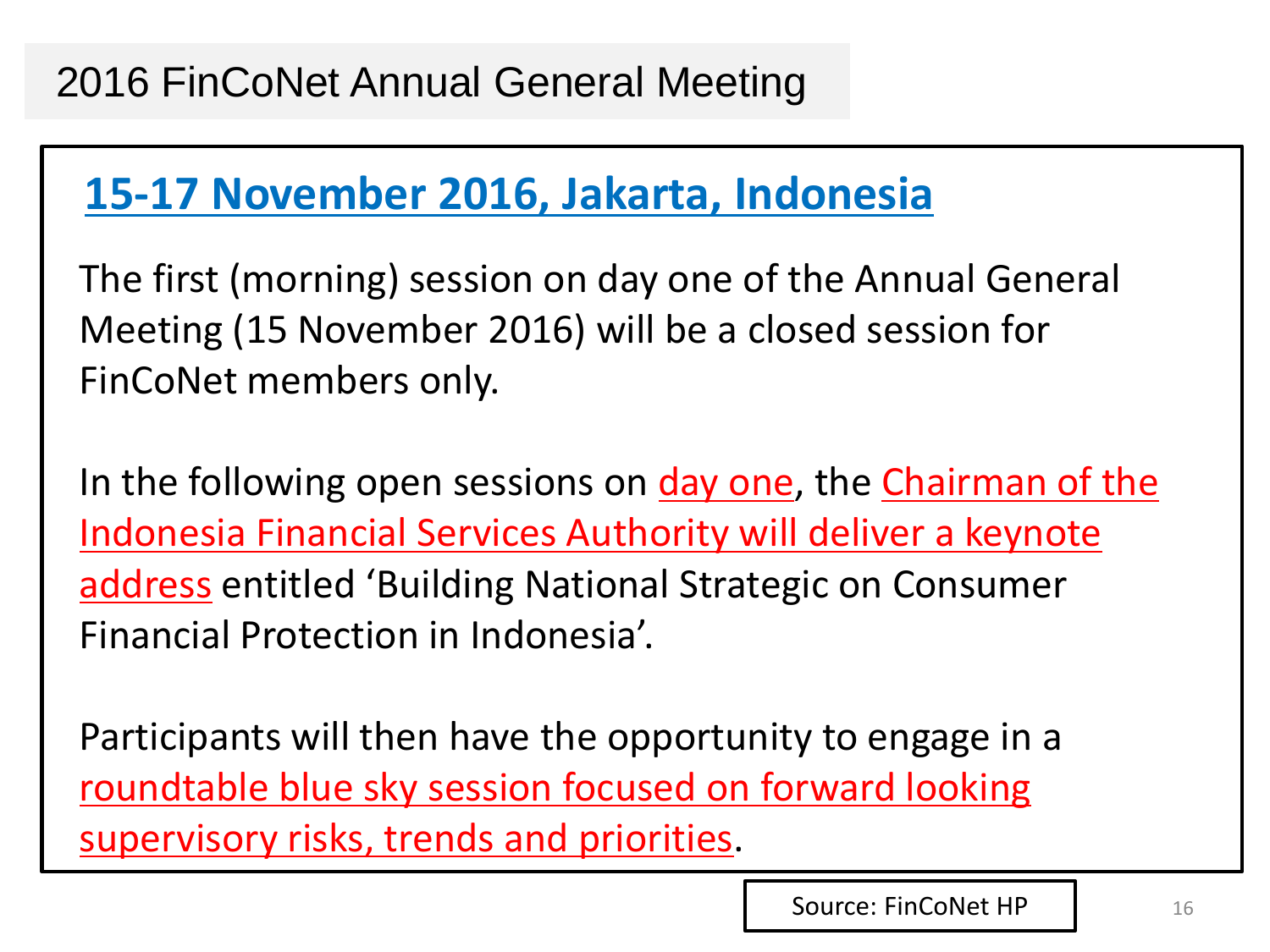# 2016 FinCoNet Annual General Meeting

## 15-17 November 2016, Jakarta, Indonesia

The first (morning) session on day one of the Annual General Meeting (15 November 2016) will be a closed session for FinCoNet members only.

In the following open sessions on day one, the Chairman of the Indonesia Financial Services Authority will deliver a keynote address entitled 'Building National Strategic on Consumer Financial Protection in Indonesia'.

Participants will then have the opportunity to engage in a roundtable blue sky session focused on forward looking supervisory risks, trends and priorities.

Source: FinCoNet HP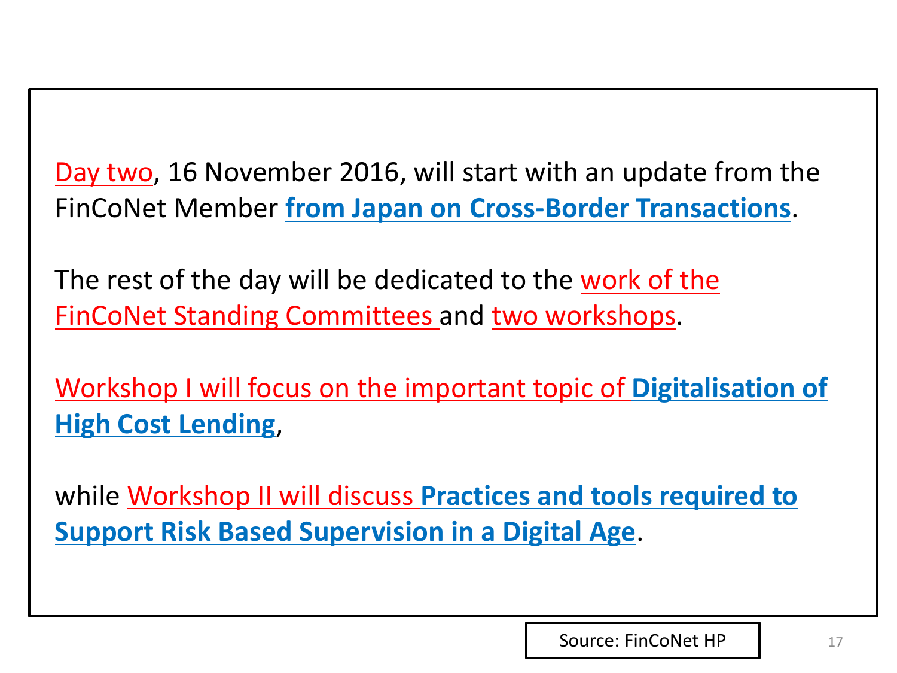Day two, 16 November 2016, will start with an update from the FinCoNet Member **from Japan on Cross-Border Transactions**.

The rest of the day will be dedicated to the work of the FinCoNet Standing Committees and two workshops.

Workshop I will focus on the important topic of **Digitalisation of High Cost Lending**,

while Workshop II will discuss **Practices and tools required to Support Risk Based Supervision in a Digital Age**.

Source: FinCoNet HP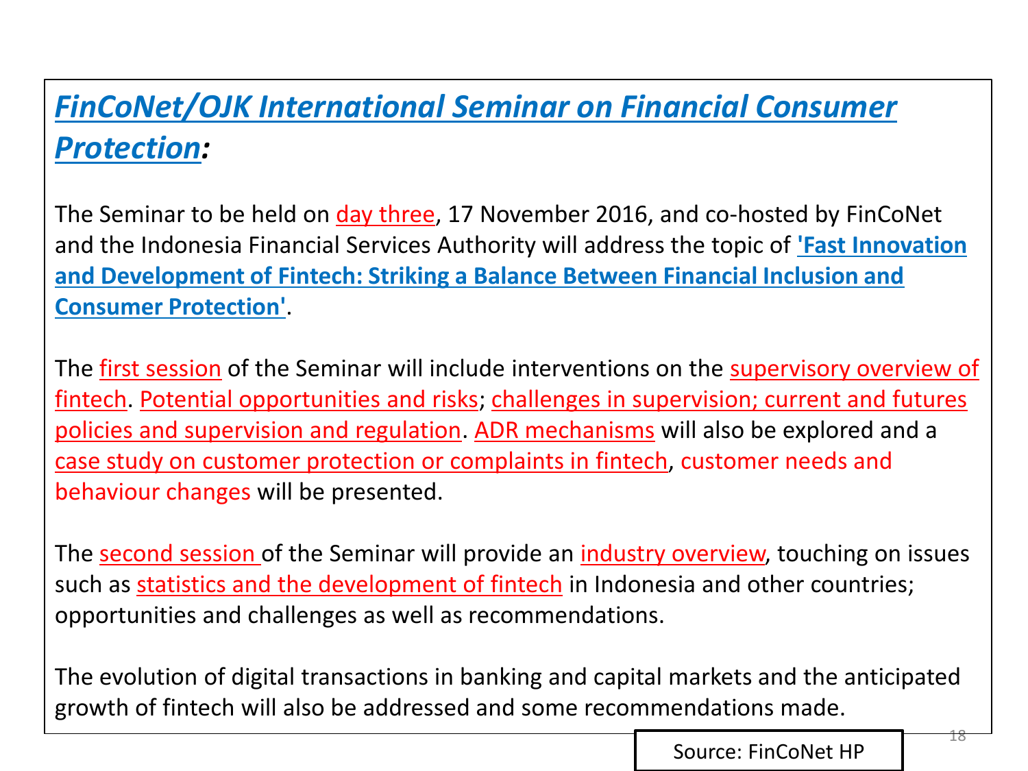## *FinCoNet/OJK International Seminar on Financial Consumer Protection*:

The Seminar to be held on day three, 17 November 2016, and co-hosted by FinCoNet and the Indonesia Financial Services Authority will address the topic of **'Fast Innovation and Development of Fintech: Striking a Balance Between Financial Inclusion and Consumer Protection'**.

The first session of the Seminar will include interventions on the supervisory overview of fintech. Potential opportunities and risks; challenges in supervision; current and futures policies and supervision and regulation. ADR mechanisms will also be explored and a case study on customer protection or complaints in fintech, customer needs and behaviour changes will be presented.

The second session of the Seminar will provide an industry overview, touching on issues such as statistics and the development of fintech in Indonesia and other countries; opportunities and challenges as well as recommendations.

The evolution of digital transactions in banking and capital markets and the anticipated growth of fintech will also be addressed and some recommendations made.

Source: FinCoNet HP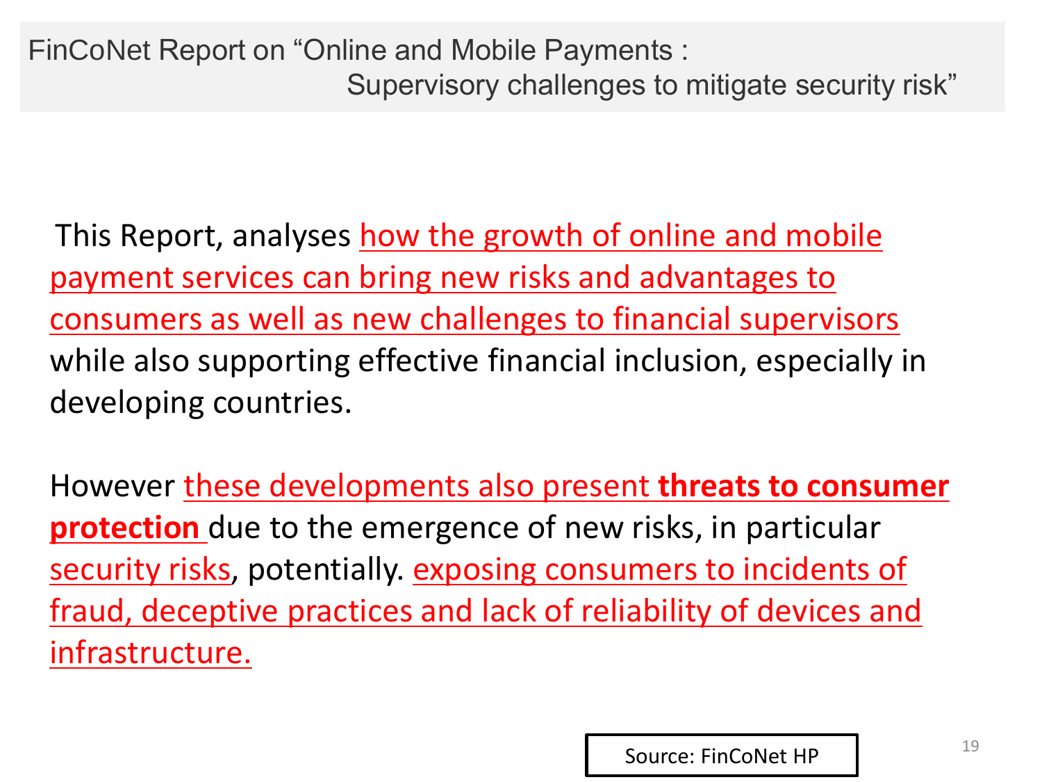## FinCoNet Report on "Online and Mobile Payments : Supervisory challenges to mitigate security risk"

This Report, analyses how the growth of online and mobile payment services can bring new risks and advantages to consumers as well as new challenges to financial supervisors while also supporting effective financial inclusion, especially in developing countries.

However these developments also present **threats to consumer protection** due to the emergence of new risks, in particular security risks, potentially. exposing consumers to incidents of fraud, deceptive practices and lack of reliability of devices and infrastructure.

Source: FinCoNet HP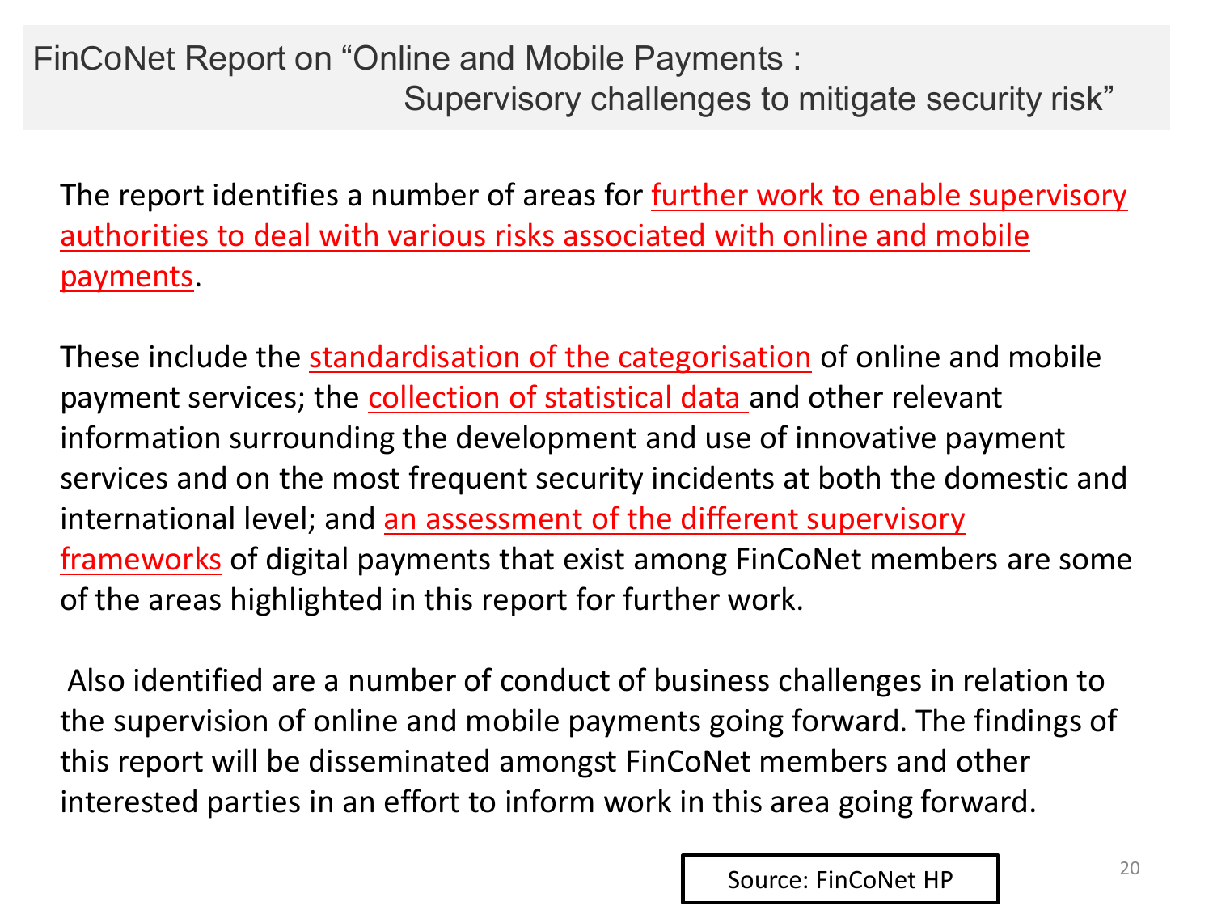# FinCoNet Report on "Online and Mobile Payments : Supervisory challenges to mitigate security risk"

The report identifies a number of areas for further work to enable supervisory authorities to deal with various risks associated with online and mobile payments.

These include the standardisation of the categorisation of online and mobile payment services; the collection of statistical data and other relevant information surrounding the development and use of innovative payment services and on the most frequent security incidents at both the domestic and international level; and an assessment of the different supervisory frameworks of digital payments that exist among FinCoNet members are some of the areas highlighted in this report for further work.

Also identified are a number of conduct of business challenges in relation to the supervision of online and mobile payments going forward. The findings of this report will be disseminated amongst FinCoNet members and other interested parties in an effort to inform work in this area going forward.

Source: FinCoNet HP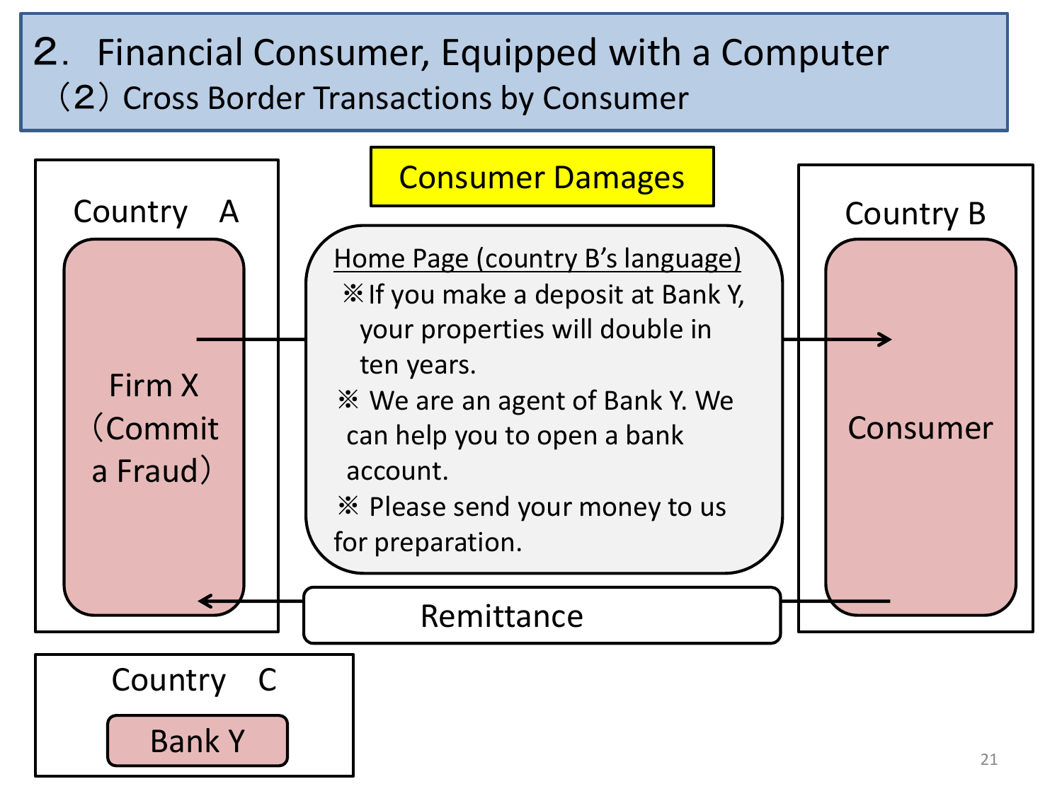# 2. Financial Consumer, Equipped with a Computer

## （2）Cross Border Transactions by Consumer

**Consumer Damages**

Country A

Firm X（Commit a Fraud）

Home Page (country B's language)

※ If you make a deposit at Bank Y, your properties will double in ten years.

※ We are an agent of Bank Y. We can help you to open a bank account.

※ Please send your money to us for preparation.

Country B

Consumer

Remittance

Country C

Bank Y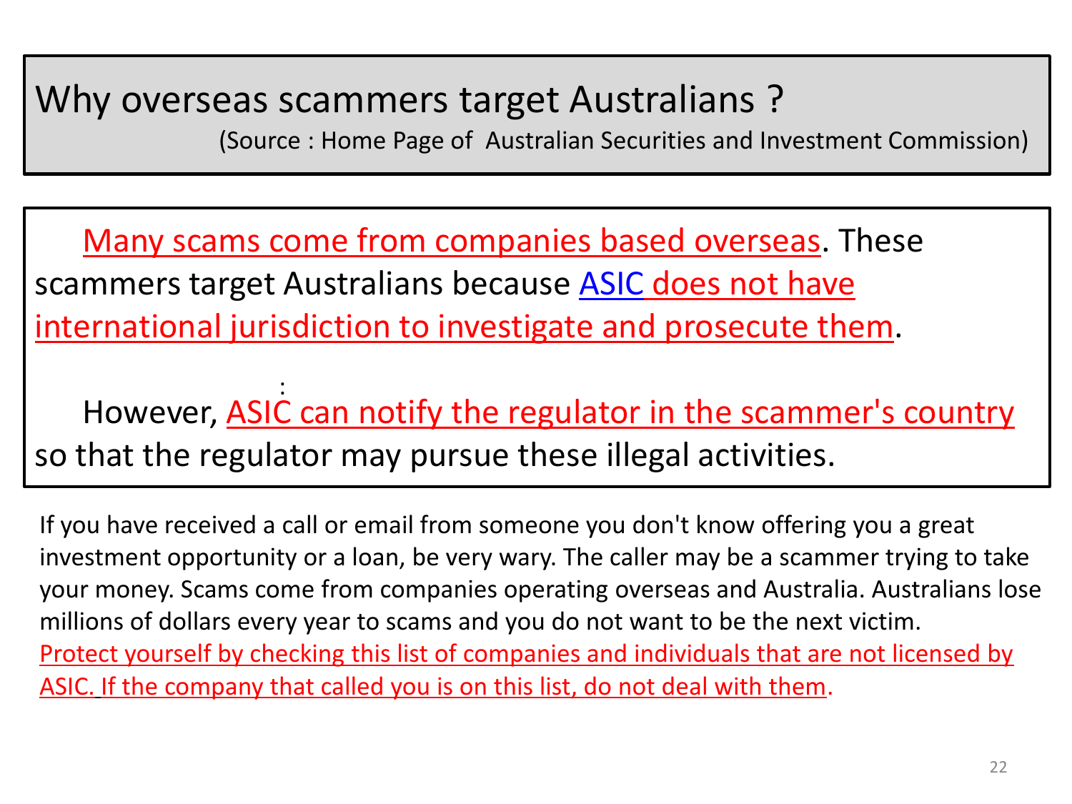# Why overseas scammers target Australians ?

(Source : Home Page of Australian Securities and Investment Commission)

Many scams come from companies based overseas. These scammers target Australians because ASIC does not have international jurisdiction to investigate and prosecute them.

:

However, ASIC can notify the regulator in the scammer's country so that the regulator may pursue these illegal activities.

If you have received a call or email from someone you don't know offering you a great investment opportunity or a loan, be very wary. The caller may be a scammer trying to take your money. Scams come from companies operating overseas and Australia. Australians lose millions of dollars every year to scams and you do not want to be the next victim. Protect yourself by checking this list of companies and individuals that are not licensed by ASIC. If the company that called you is on this list, do not deal with them.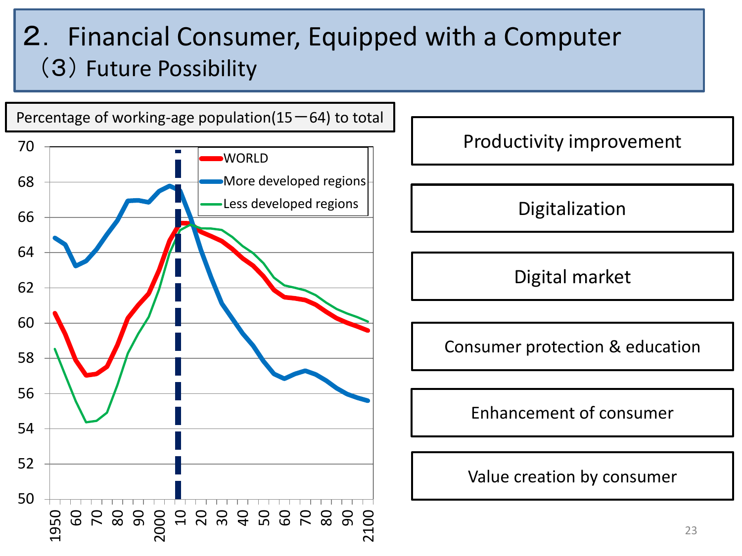# 2. Financial Consumer, Equipped with a Computer

## （3）Future Possibility

Percentage of working-age population(15－64) to total

- WORLD
- More developed regions
- Less developed regions

70, 68, 66, 64, 62, 60, 58, 56, 54, 52, 50

1950, 60, 70, 80, 90, 2000, 10, 20, 30, 40, 50, 60, 70, 80, 90, 2100

- Productivity improvement
- Digitalization
- Digital market
- Consumer protection & education
- Enhancement of consumer
- Value creation by consumer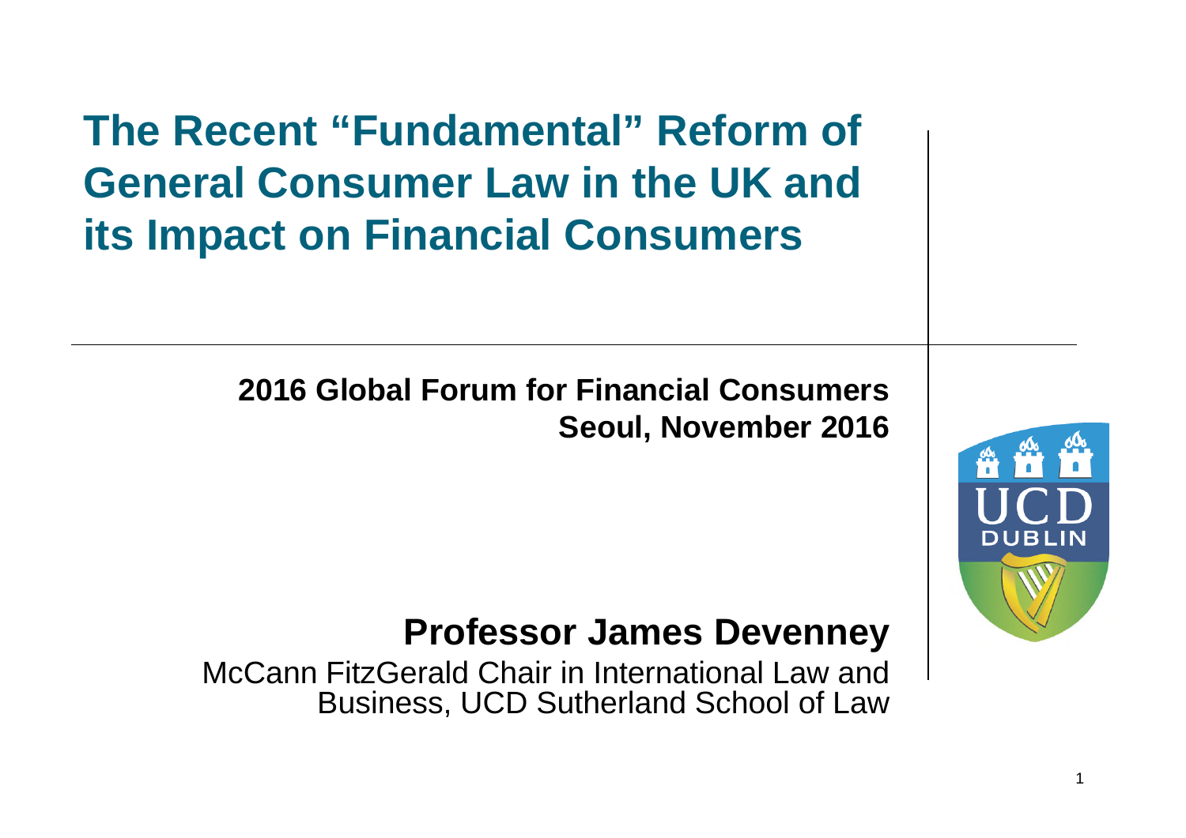# The Recent "Fundamental" Reform of General Consumer Law in the UK and its Impact on Financial Consumers

**2016 Global Forum for Financial Consumers**
**Seoul, November 2016**

**Professor James Devenney**

McCann FitzGerald Chair in International Law and Business, UCD Sutherland School of Law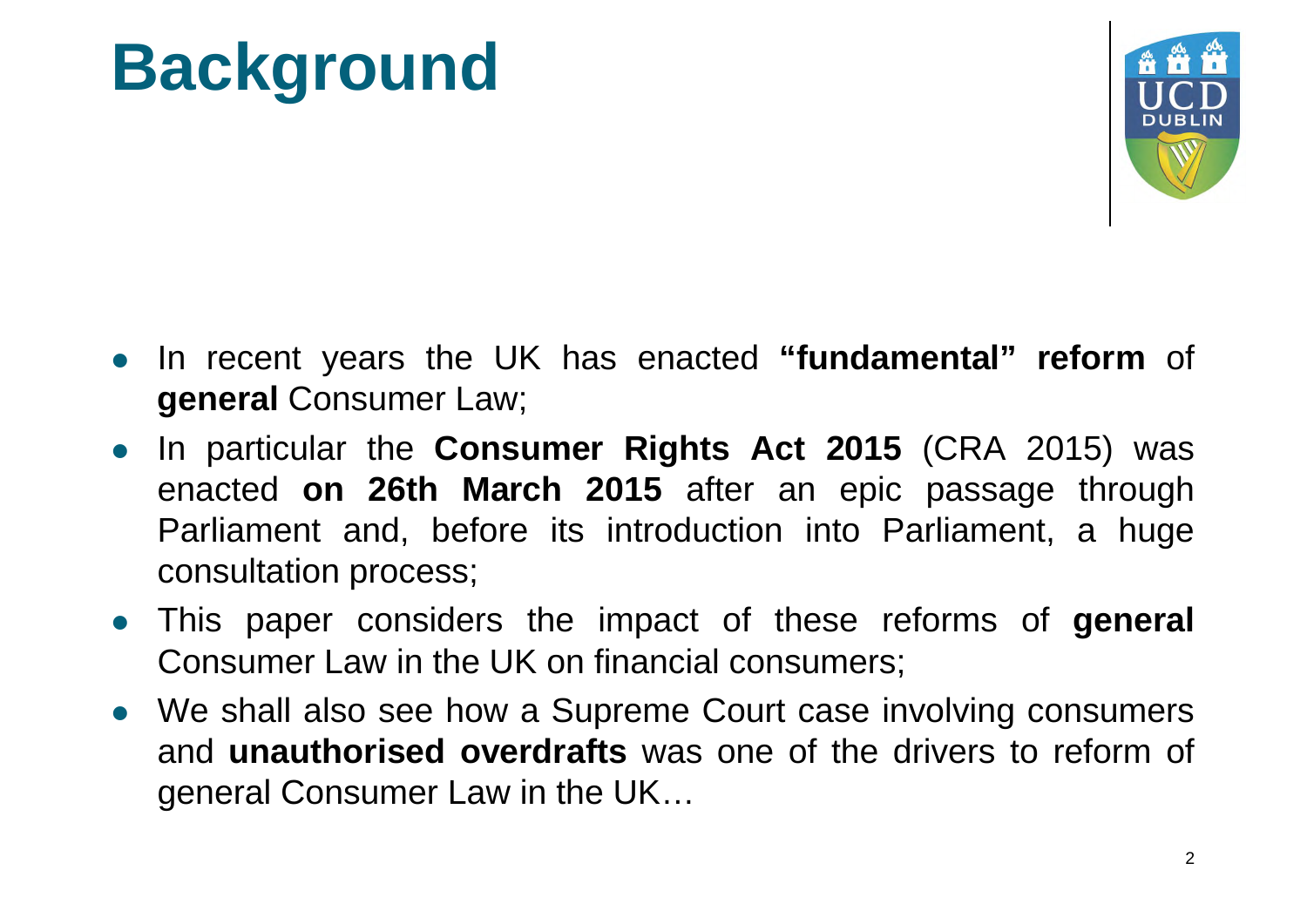# Background

- In recent years the UK has enacted **"fundamental" reform** of **general** Consumer Law;
- In particular the **Consumer Rights Act 2015** (CRA 2015) was enacted **on 26th March 2015** after an epic passage through Parliament and, before its introduction into Parliament, a huge consultation process;
- This paper considers the impact of these reforms of **general** Consumer Law in the UK on financial consumers;
- We shall also see how a Supreme Court case involving consumers and **unauthorised overdrafts** was one of the drivers to reform of general Consumer Law in the UK…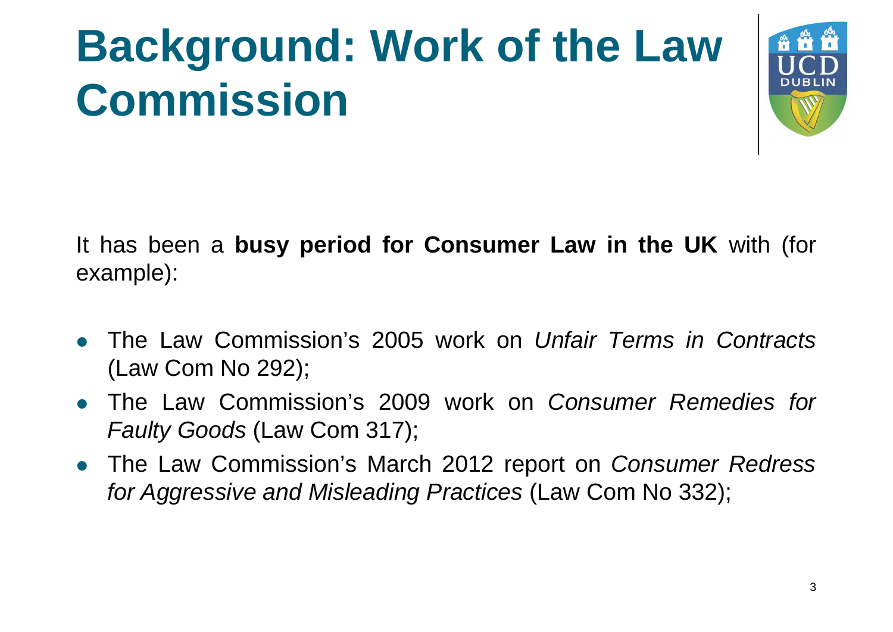# Background: Work of the Law Commission

It has been a **busy period for Consumer Law in the UK** with (for example):

- The Law Commission's 2005 work on *Unfair Terms in Contracts* (Law Com No 292);
- The Law Commission's 2009 work on *Consumer Remedies for Faulty Goods* (Law Com 317);
- The Law Commission's March 2012 report on *Consumer Redress for Aggressive and Misleading Practices* (Law Com No 332);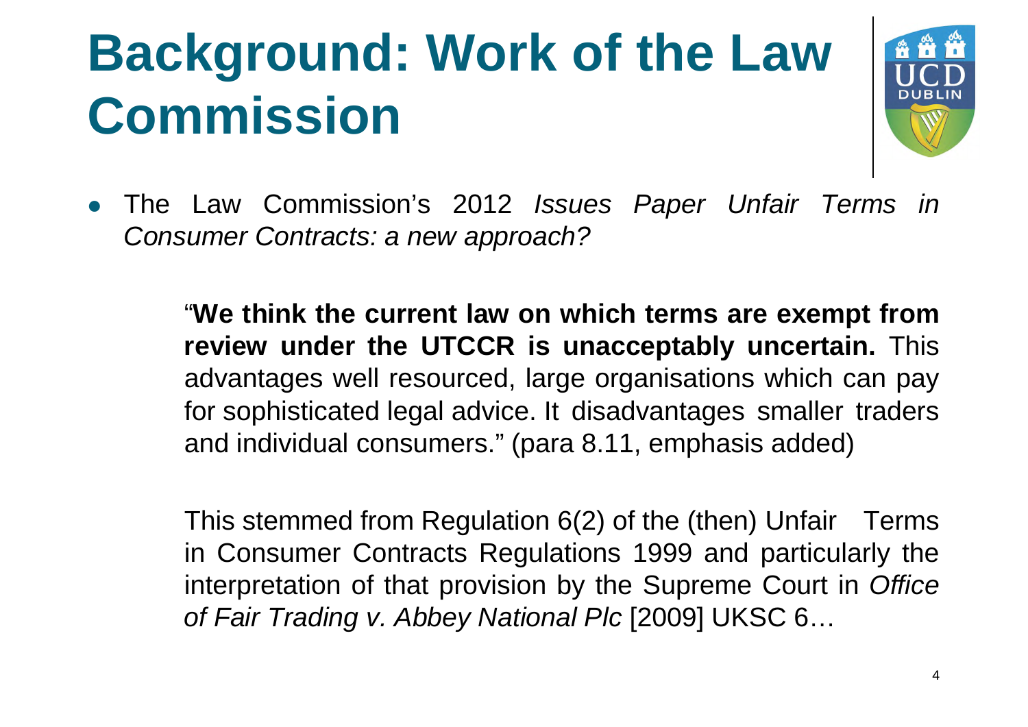# Background: Work of the Law Commission

- The Law Commission's 2012 *Issues Paper Unfair Terms in Consumer Contracts: a new approach?*

  "**We think the current law on which terms are exempt from review under the UTCCR is unacceptably uncertain.** This advantages well resourced, large organisations which can pay for sophisticated legal advice. It disadvantages smaller traders and individual consumers." (para 8.11, emphasis added)

  This stemmed from Regulation 6(2) of the (then) Unfair Terms in Consumer Contracts Regulations 1999 and particularly the interpretation of that provision by the Supreme Court in *Office of Fair Trading v. Abbey National Plc* [2009] UKSC 6…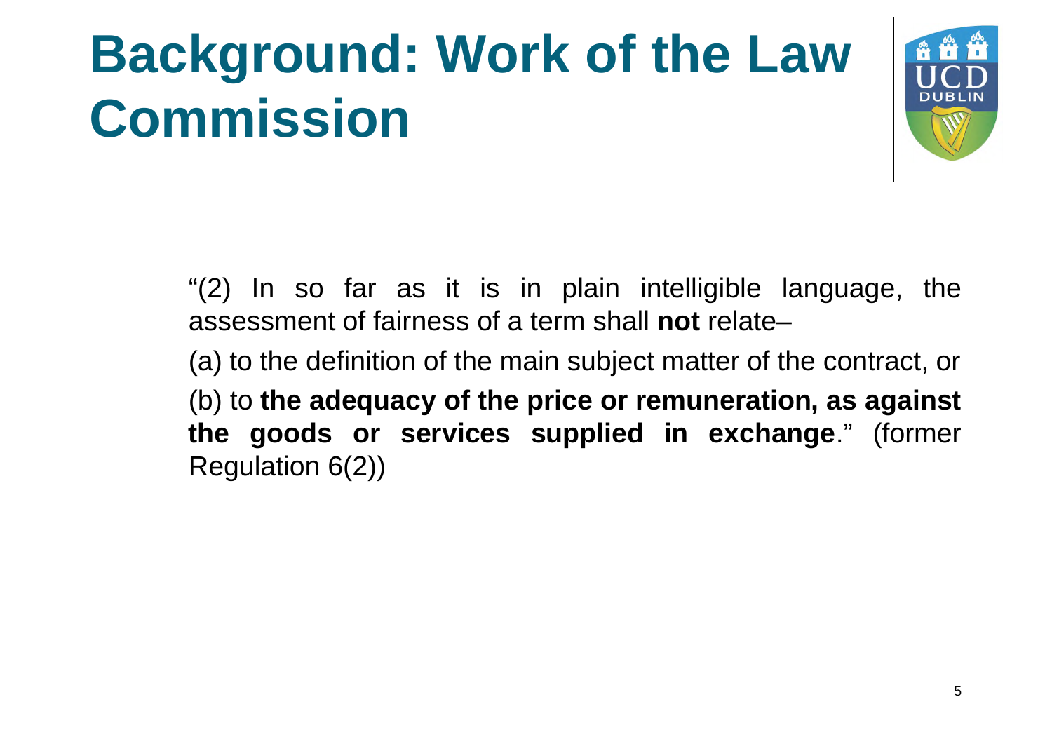# Background: Work of the Law Commission

"(2) In so far as it is in plain intelligible language, the assessment of fairness of a term shall **not** relate–

(a) to the definition of the main subject matter of the contract, or

(b) to **the adequacy of the price or remuneration, as against the goods or services supplied in exchange**." (former Regulation 6(2))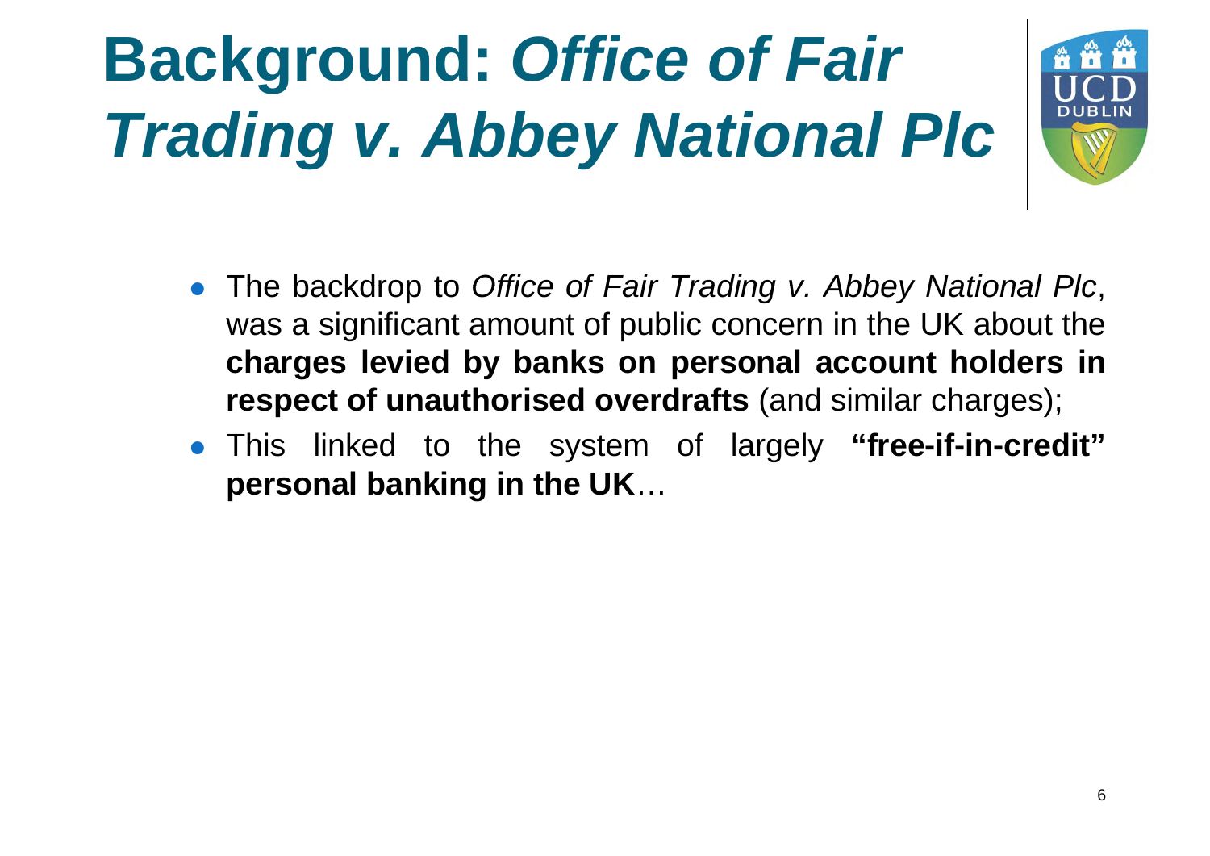# Background: *Office of Fair Trading v. Abbey National Plc*

- The backdrop to *Office of Fair Trading v. Abbey National Plc*, was a significant amount of public concern in the UK about the **charges levied by banks on personal account holders in respect of unauthorised overdrafts** (and similar charges);
- This linked to the system of largely **"free-if-in-credit" personal banking in the UK**…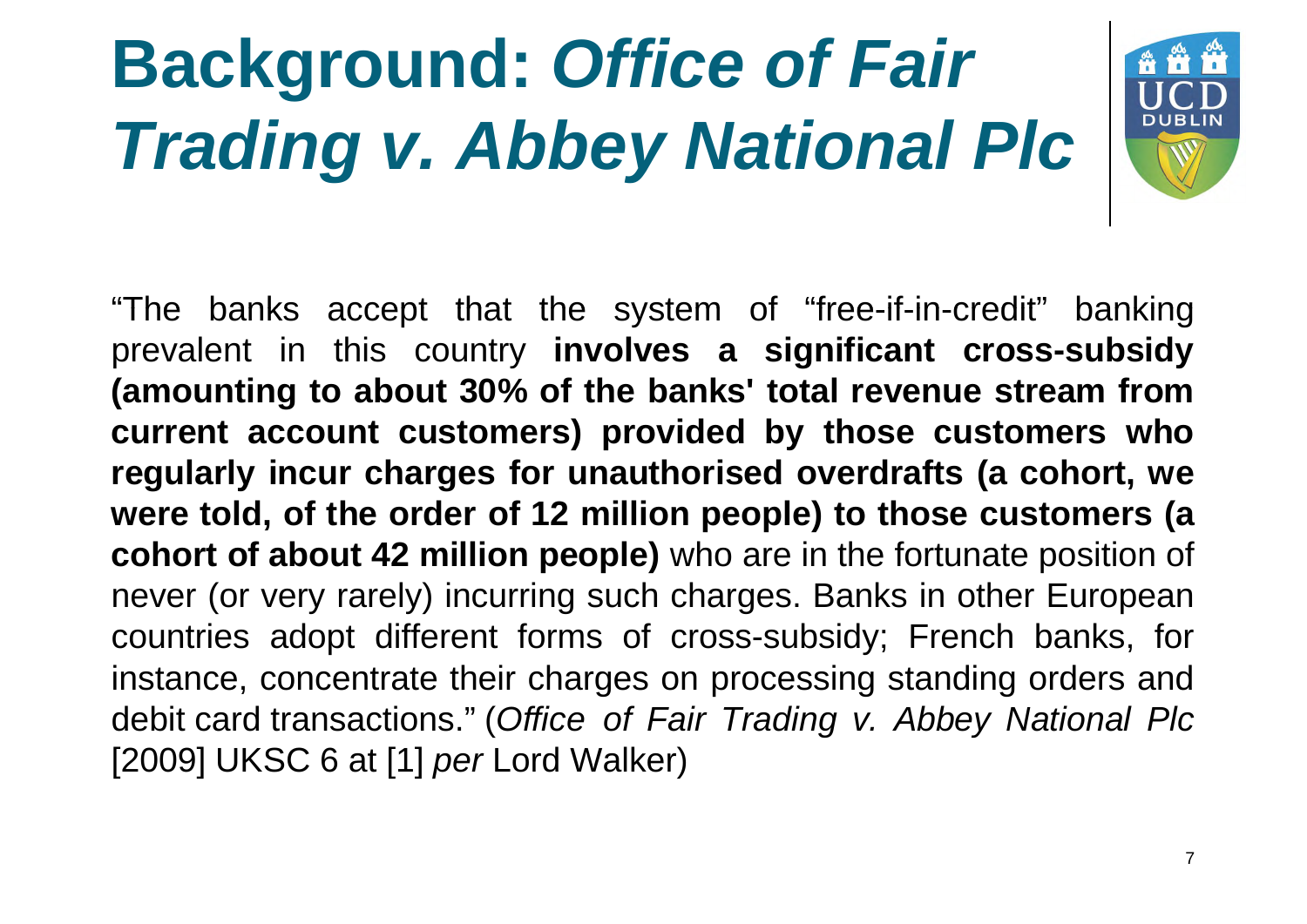# Background: *Office of Fair Trading v. Abbey National Plc*

"The banks accept that the system of "free-if-in-credit" banking prevalent in this country **involves a significant cross-subsidy (amounting to about 30% of the banks' total revenue stream from current account customers) provided by those customers who regularly incur charges for unauthorised overdrafts (a cohort, we were told, of the order of 12 million people) to those customers (a cohort of about 42 million people)** who are in the fortunate position of never (or very rarely) incurring such charges. Banks in other European countries adopt different forms of cross-subsidy; French banks, for instance, concentrate their charges on processing standing orders and debit card transactions." (*Office of Fair Trading v. Abbey National Plc* [2009] UKSC 6 at [1] *per* Lord Walker)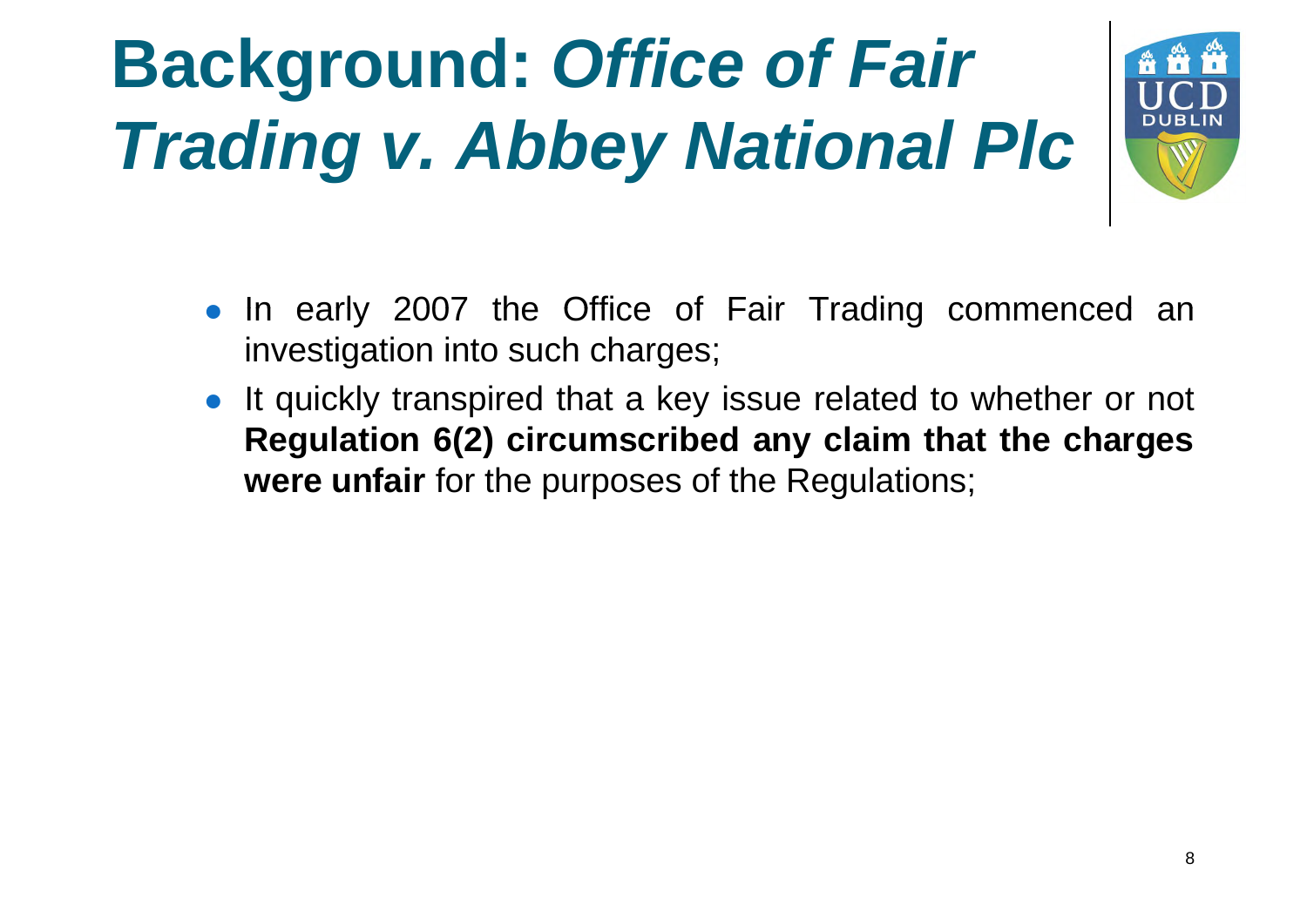# Background: *Office of Fair Trading v. Abbey National Plc*

- In early 2007 the Office of Fair Trading commenced an investigation into such charges;
- It quickly transpired that a key issue related to whether or not **Regulation 6(2) circumscribed any claim that the charges were unfair** for the purposes of the Regulations;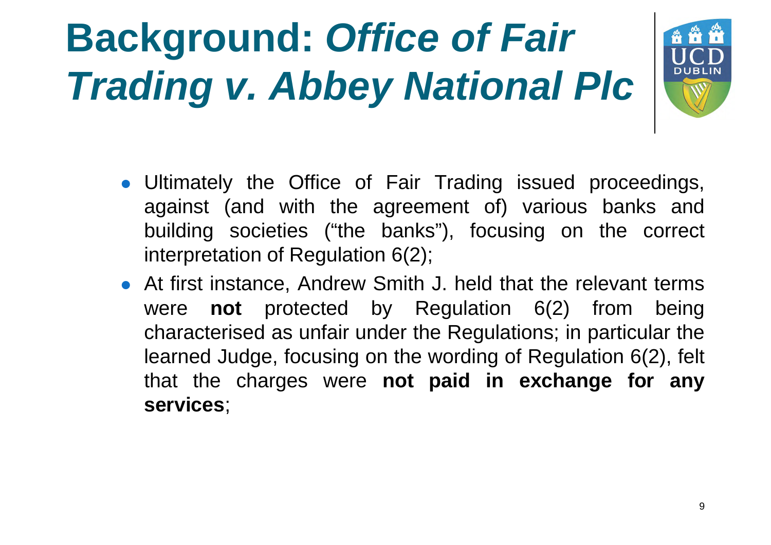# Background: *Office of Fair Trading v. Abbey National Plc*

- Ultimately the Office of Fair Trading issued proceedings, against (and with the agreement of) various banks and building societies ("the banks"), focusing on the correct interpretation of Regulation 6(2);
- At first instance, Andrew Smith J. held that the relevant terms were **not** protected by Regulation 6(2) from being characterised as unfair under the Regulations; in particular the learned Judge, focusing on the wording of Regulation 6(2), felt that the charges were **not paid in exchange for any services**;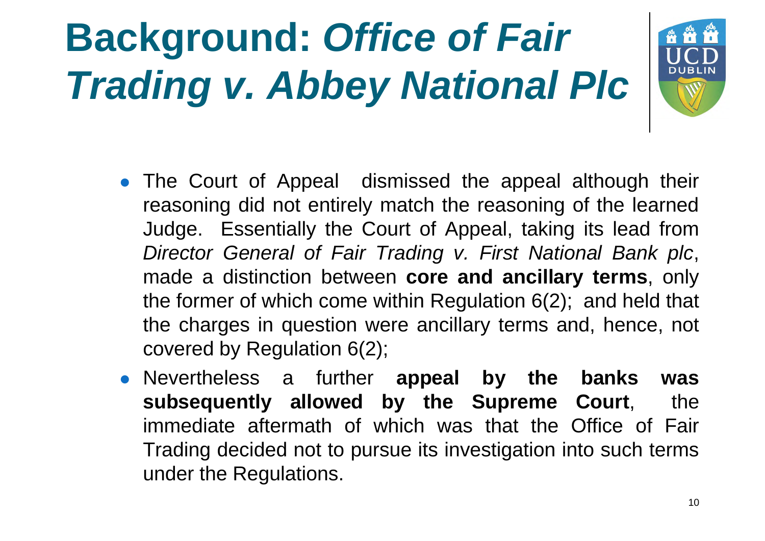# Background: *Office of Fair Trading v. Abbey National Plc*

- The Court of Appeal dismissed the appeal although their reasoning did not entirely match the reasoning of the learned Judge. Essentially the Court of Appeal, taking its lead from *Director General of Fair Trading v. First National Bank plc*, made a distinction between **core and ancillary terms**, only the former of which come within Regulation 6(2); and held that the charges in question were ancillary terms and, hence, not covered by Regulation 6(2);
- Nevertheless a further **appeal by the banks was subsequently allowed by the Supreme Court**, the immediate aftermath of which was that the Office of Fair Trading decided not to pursue its investigation into such terms under the Regulations.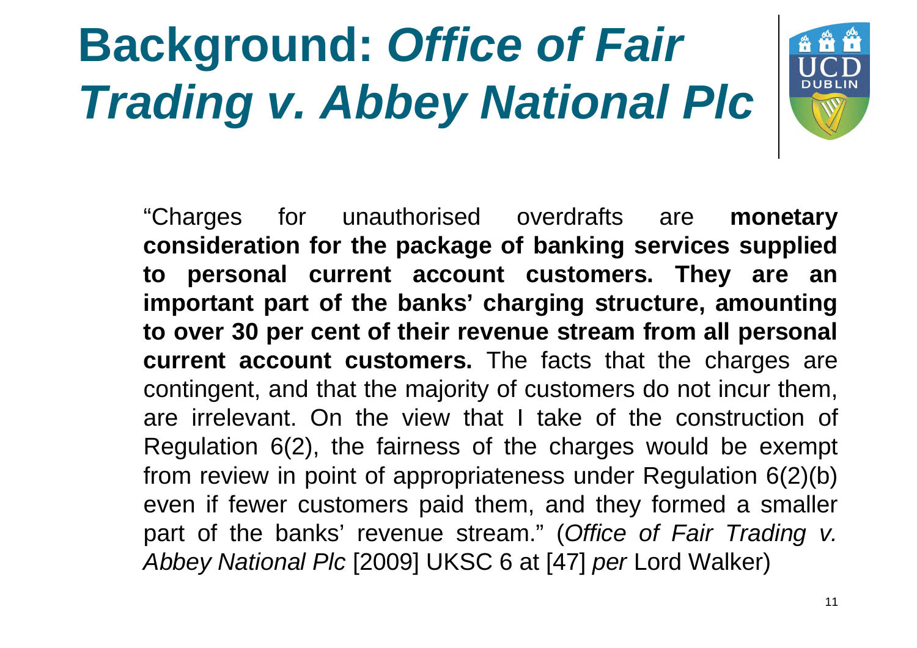# Background: *Office of Fair Trading v. Abbey National Plc*

"Charges for unauthorised overdrafts are **monetary consideration for the package of banking services supplied to personal current account customers. They are an important part of the banks' charging structure, amounting to over 30 per cent of their revenue stream from all personal current account customers.** The facts that the charges are contingent, and that the majority of customers do not incur them, are irrelevant. On the view that I take of the construction of Regulation 6(2), the fairness of the charges would be exempt from review in point of appropriateness under Regulation 6(2)(b) even if fewer customers paid them, and they formed a smaller part of the banks' revenue stream." (*Office of Fair Trading v. Abbey National Plc* [2009] UKSC 6 at [47] *per* Lord Walker)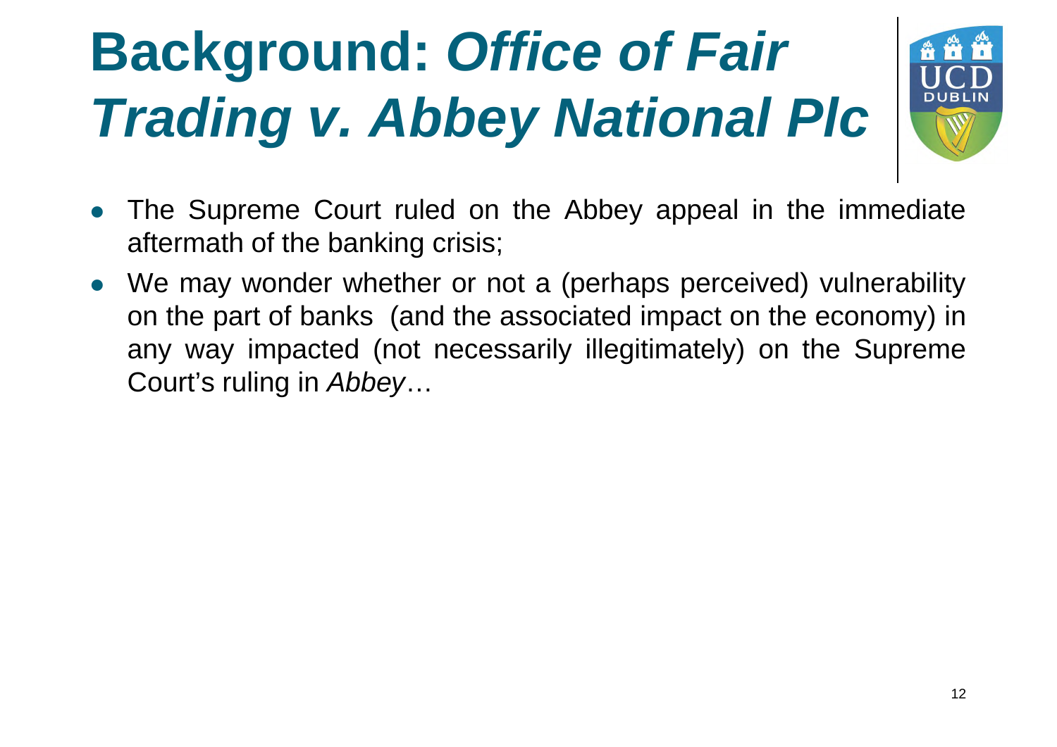# Background: *Office of Fair Trading v. Abbey National Plc*

- The Supreme Court ruled on the Abbey appeal in the immediate aftermath of the banking crisis;
- We may wonder whether or not a (perhaps perceived) vulnerability on the part of banks (and the associated impact on the economy) in any way impacted (not necessarily illegitimately) on the Supreme Court's ruling in *Abbey*…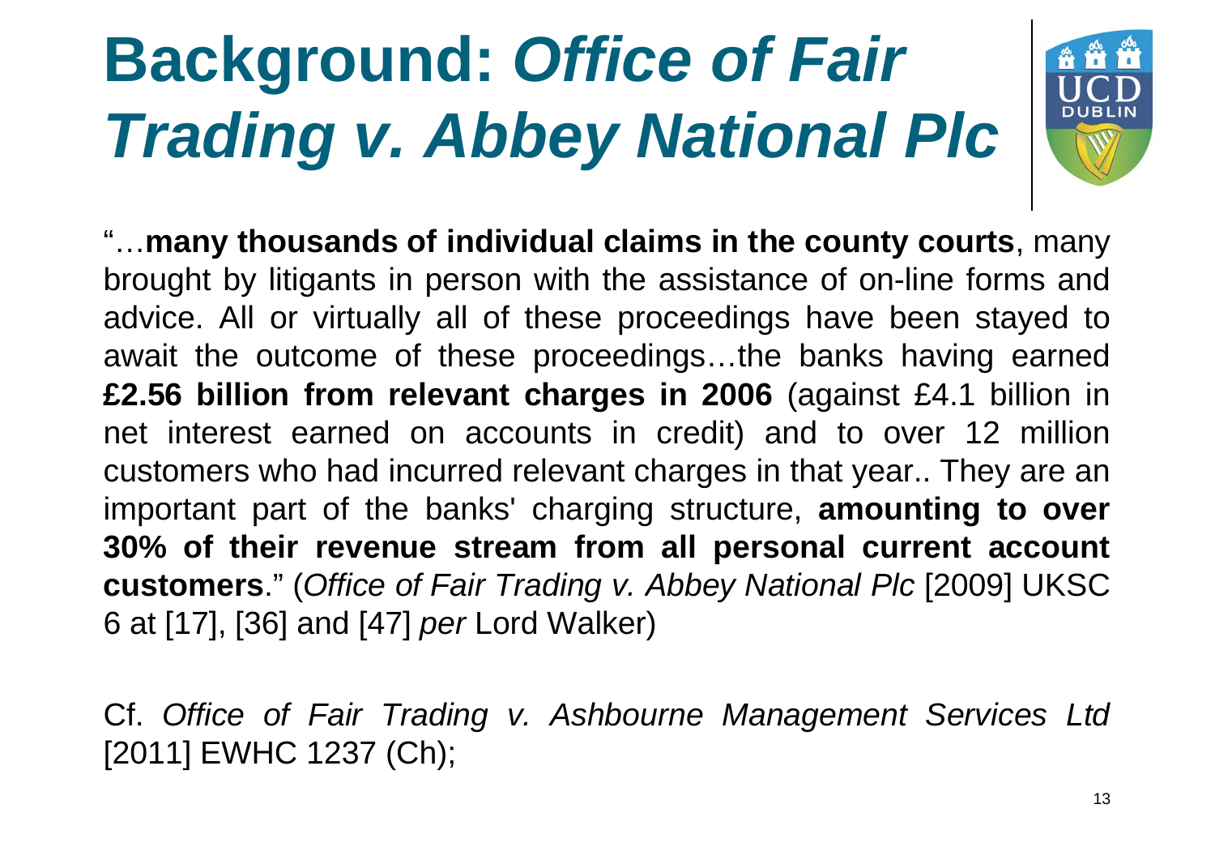# Background: *Office of Fair Trading v. Abbey National Plc*

"…**many thousands of individual claims in the county courts**, many brought by litigants in person with the assistance of on-line forms and advice. All or virtually all of these proceedings have been stayed to await the outcome of these proceedings…the banks having earned **£2.56 billion from relevant charges in 2006** (against £4.1 billion in net interest earned on accounts in credit) and to over 12 million customers who had incurred relevant charges in that year.. They are an important part of the banks' charging structure, **amounting to over 30% of their revenue stream from all personal current account customers**." (*Office of Fair Trading v. Abbey National Plc* [2009] UKSC 6 at [17], [36] and [47] *per* Lord Walker)

Cf. *Office of Fair Trading v. Ashbourne Management Services Ltd* [2011] EWHC 1237 (Ch);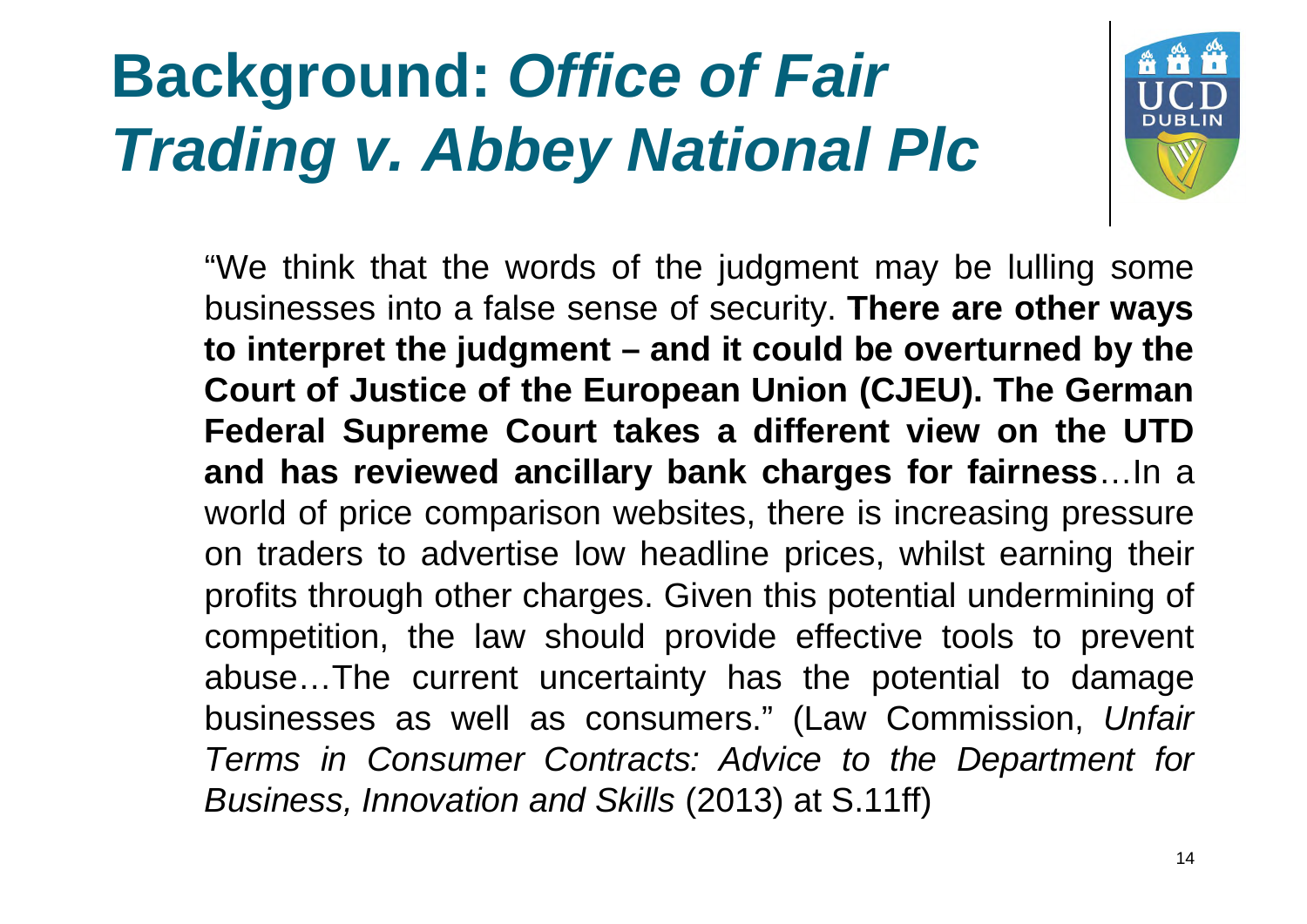# Background: *Office of Fair Trading v. Abbey National Plc*

"We think that the words of the judgment may be lulling some businesses into a false sense of security. **There are other ways to interpret the judgment – and it could be overturned by the Court of Justice of the European Union (CJEU). The German Federal Supreme Court takes a different view on the UTD and has reviewed ancillary bank charges for fairness**…In a world of price comparison websites, there is increasing pressure on traders to advertise low headline prices, whilst earning their profits through other charges. Given this potential undermining of competition, the law should provide effective tools to prevent abuse…The current uncertainty has the potential to damage businesses as well as consumers." (Law Commission, *Unfair Terms in Consumer Contracts: Advice to the Department for Business, Innovation and Skills* (2013) at S.11ff)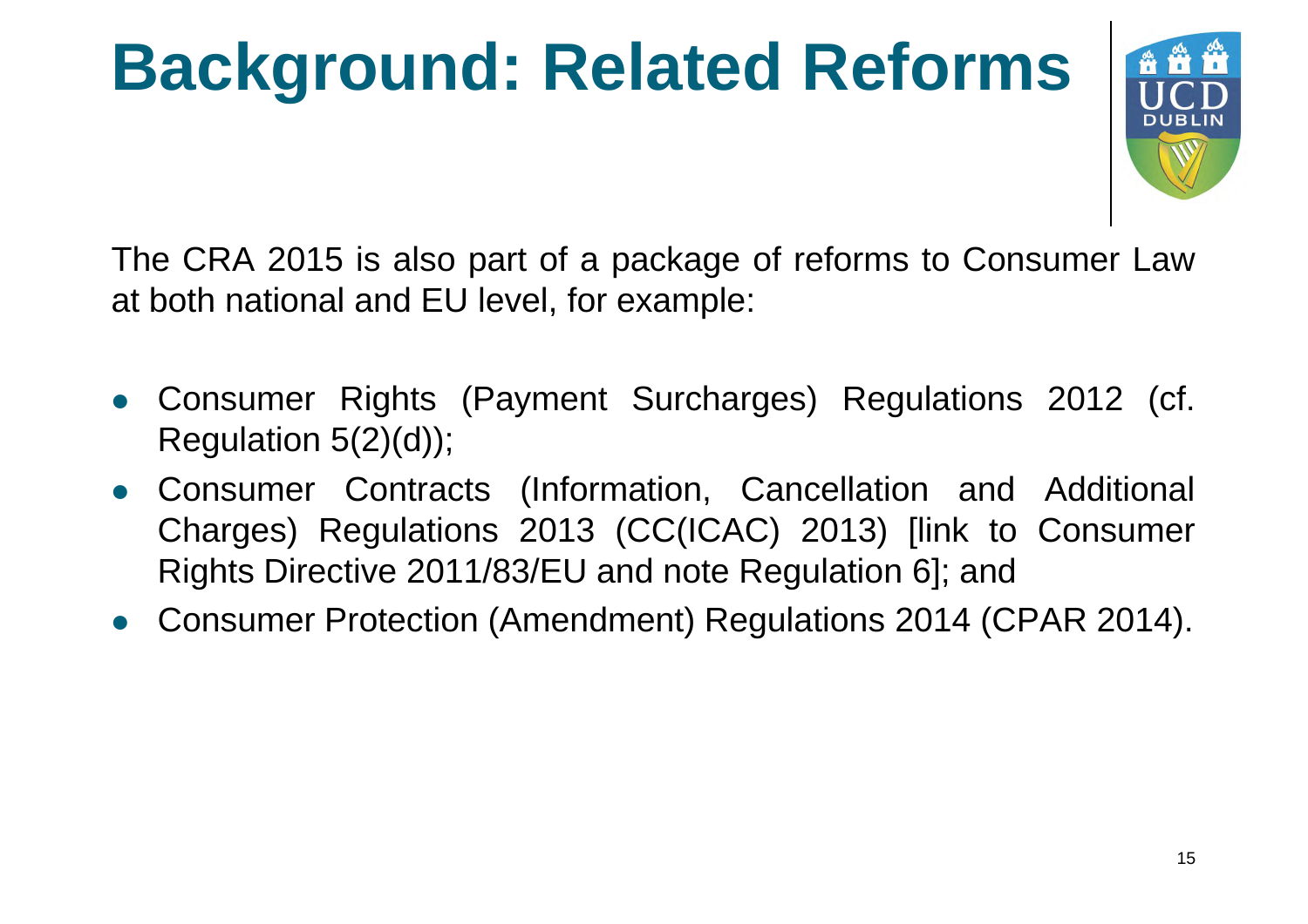# Background: Related Reforms

The CRA 2015 is also part of a package of reforms to Consumer Law at both national and EU level, for example:

- Consumer Rights (Payment Surcharges) Regulations 2012 (cf. Regulation 5(2)(d));
- Consumer Contracts (Information, Cancellation and Additional Charges) Regulations 2013 (CC(ICAC) 2013) [link to Consumer Rights Directive 2011/83/EU and note Regulation 6]; and
- Consumer Protection (Amendment) Regulations 2014 (CPAR 2014).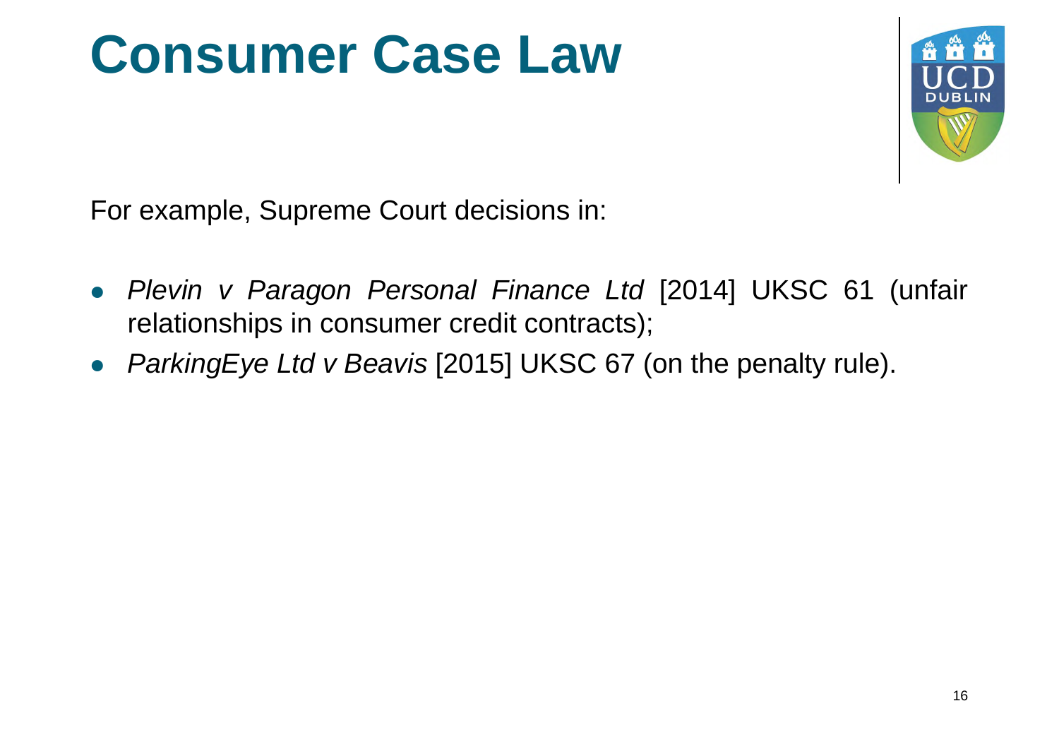# Consumer Case Law

For example, Supreme Court decisions in:

- *Plevin v Paragon Personal Finance Ltd* [2014] UKSC 61 (unfair relationships in consumer credit contracts);
- *ParkingEye Ltd v Beavis* [2015] UKSC 67 (on the penalty rule).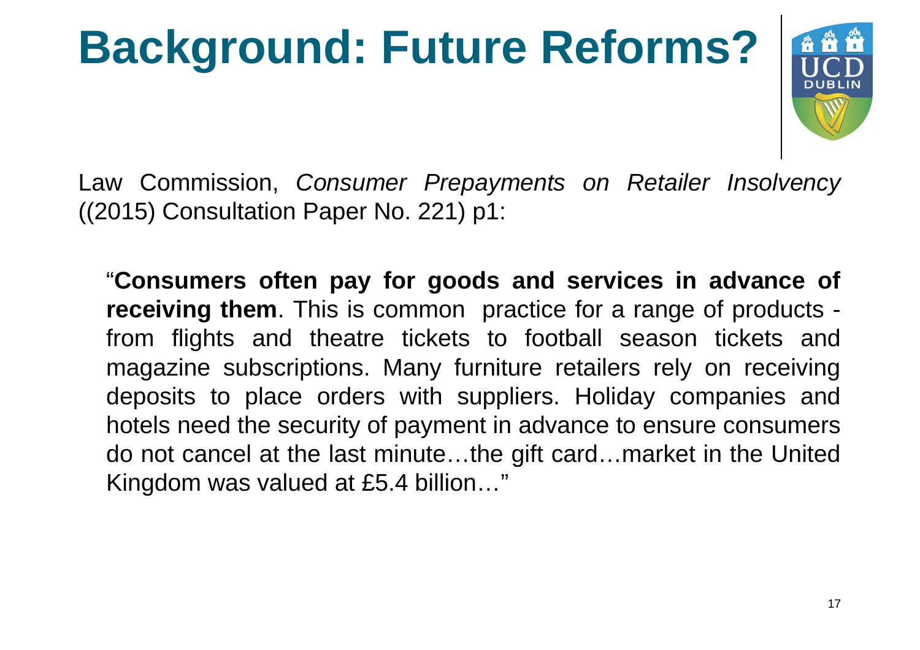# Background: Future Reforms?

Law Commission, *Consumer Prepayments on Retailer Insolvency* ((2015) Consultation Paper No. 221) p1:

> "**Consumers often pay for goods and services in advance of receiving them**. This is common practice for a range of products - from flights and theatre tickets to football season tickets and magazine subscriptions. Many furniture retailers rely on receiving deposits to place orders with suppliers. Holiday companies and hotels need the security of payment in advance to ensure consumers do not cancel at the last minute…the gift card…market in the United Kingdom was valued at £5.4 billion…"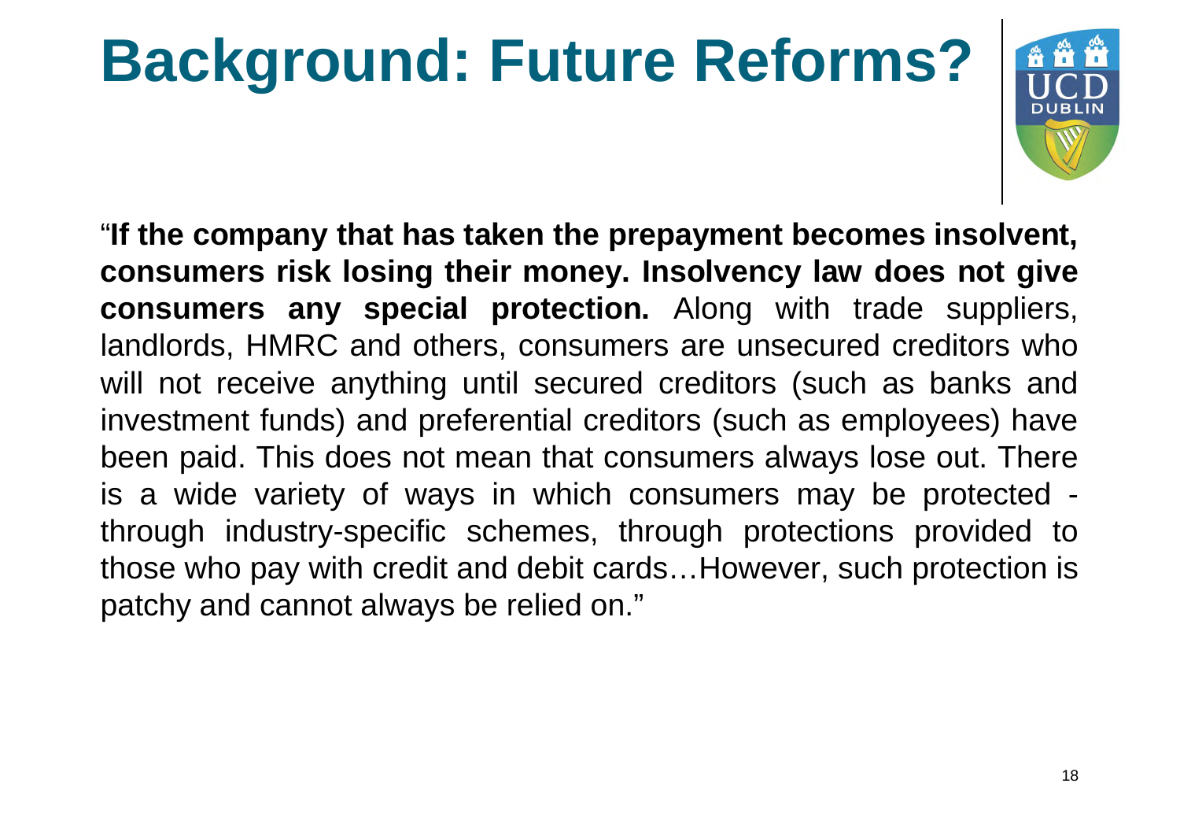# Background: Future Reforms?

"**If the company that has taken the prepayment becomes insolvent, consumers risk losing their money. Insolvency law does not give consumers any special protection.** Along with trade suppliers, landlords, HMRC and others, consumers are unsecured creditors who will not receive anything until secured creditors (such as banks and investment funds) and preferential creditors (such as employees) have been paid. This does not mean that consumers always lose out. There is a wide variety of ways in which consumers may be protected - through industry-specific schemes, through protections provided to those who pay with credit and debit cards…However, such protection is patchy and cannot always be relied on."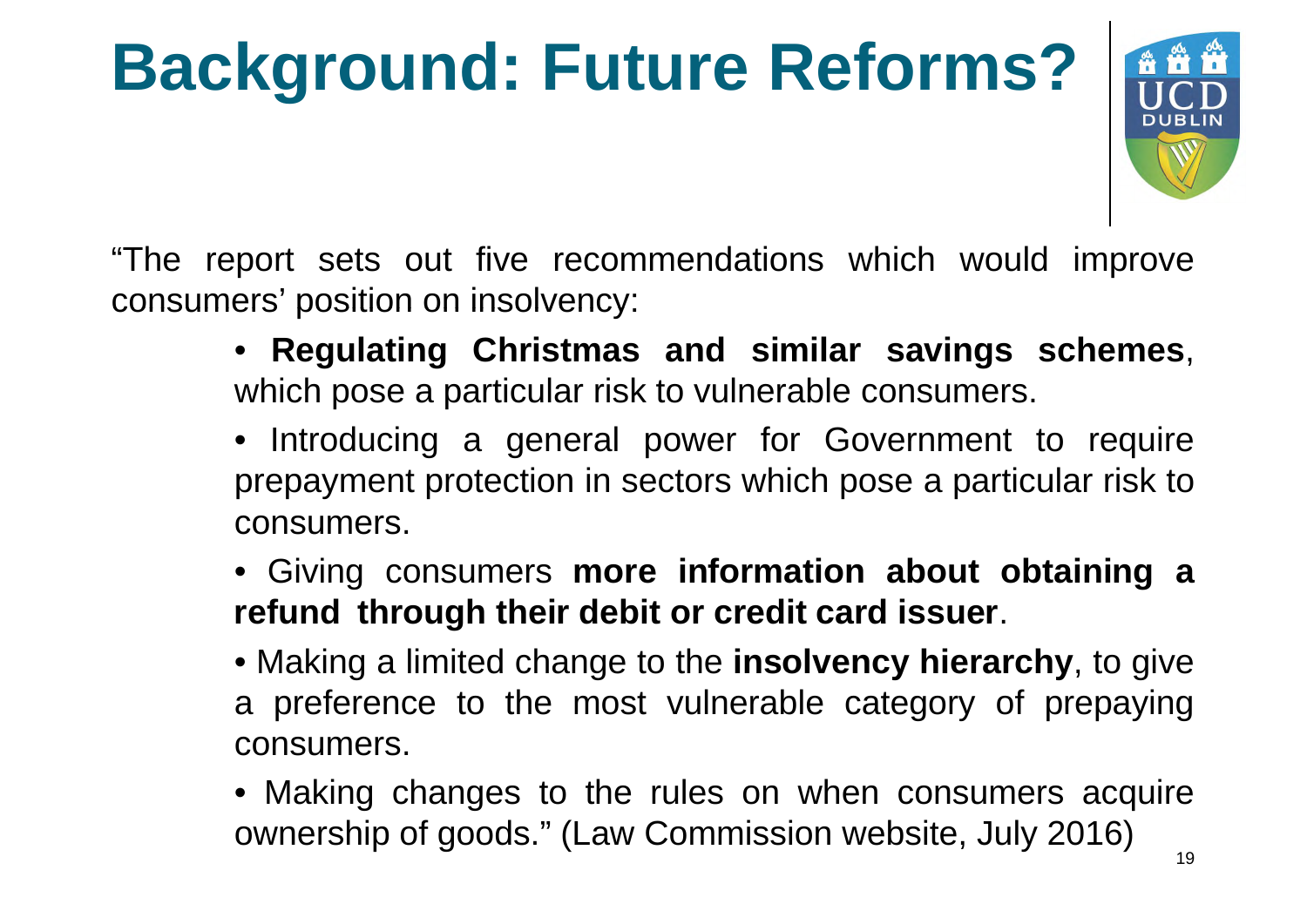# Background: Future Reforms?

"The report sets out five recommendations which would improve consumers' position on insolvency:

- **Regulating Christmas and similar savings schemes**, which pose a particular risk to vulnerable consumers.
- Introducing a general power for Government to require prepayment protection in sectors which pose a particular risk to consumers.
- Giving consumers **more information about obtaining a refund through their debit or credit card issuer**.
- Making a limited change to the **insolvency hierarchy**, to give a preference to the most vulnerable category of prepaying consumers.
- Making changes to the rules on when consumers acquire ownership of goods." (Law Commission website, July 2016)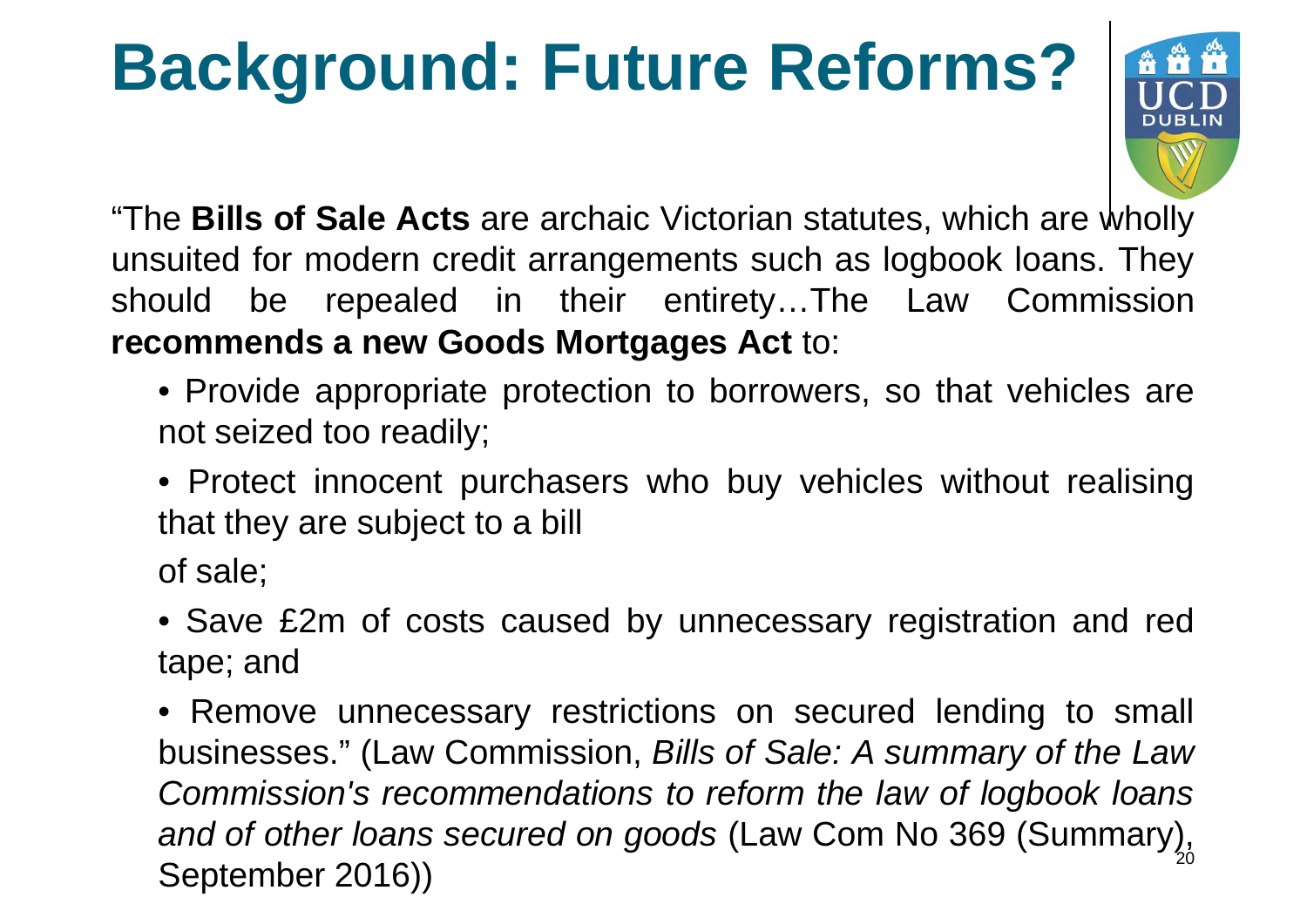# Background: Future Reforms?

"The **Bills of Sale Acts** are archaic Victorian statutes, which are wholly unsuited for modern credit arrangements such as logbook loans. They should be repealed in their entirety…The Law Commission **recommends a new Goods Mortgages Act** to:

- Provide appropriate protection to borrowers, so that vehicles are not seized too readily;
- Protect innocent purchasers who buy vehicles without realising that they are subject to a bill of sale;
- Save £2m of costs caused by unnecessary registration and red tape; and
- Remove unnecessary restrictions on secured lending to small businesses." (Law Commission, *Bills of Sale: A summary of the Law Commission's recommendations to reform the law of logbook loans and of other loans secured on goods* (Law Com No 369 (Summary), September 2016))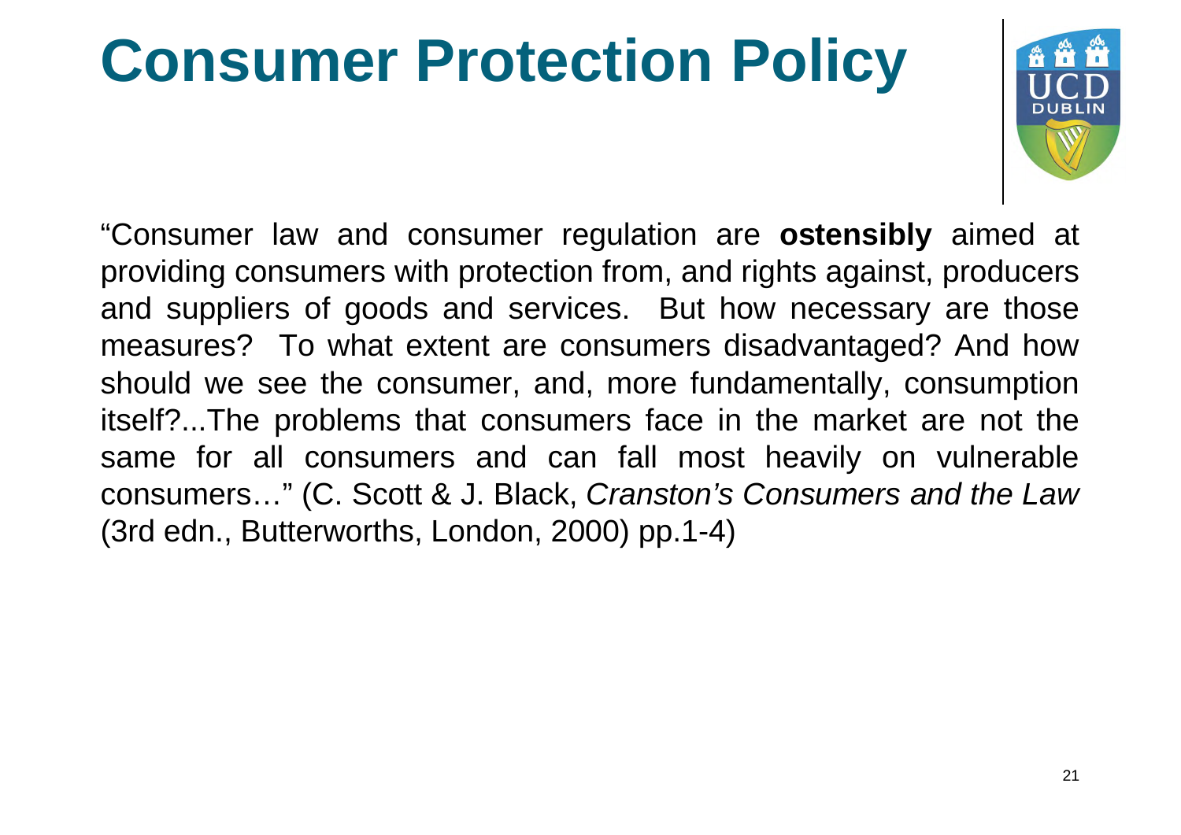# Consumer Protection Policy

"Consumer law and consumer regulation are **ostensibly** aimed at providing consumers with protection from, and rights against, producers and suppliers of goods and services. But how necessary are those measures? To what extent are consumers disadvantaged? And how should we see the consumer, and, more fundamentally, consumption itself?...The problems that consumers face in the market are not the same for all consumers and can fall most heavily on vulnerable consumers…" (C. Scott & J. Black, *Cranston's Consumers and the Law* (3rd edn., Butterworths, London, 2000) pp.1-4)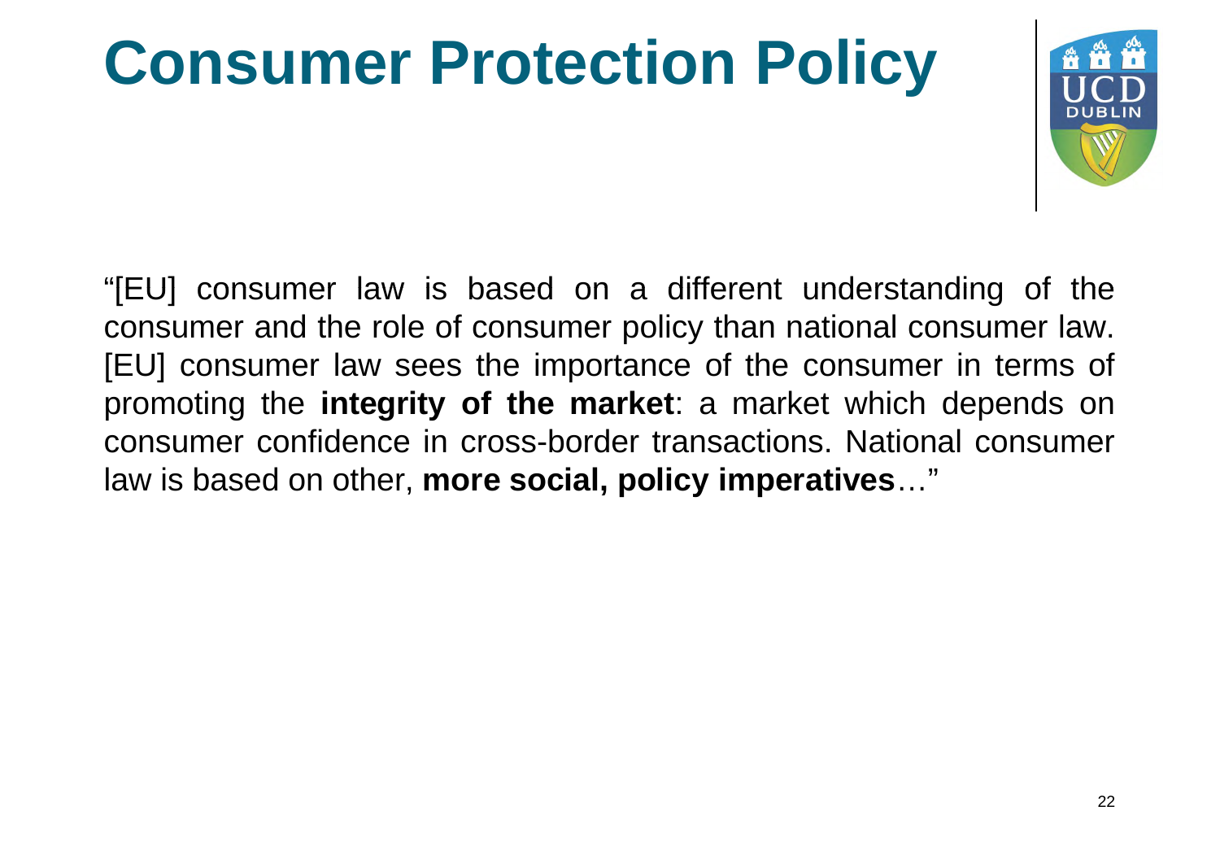# Consumer Protection Policy

“[EU] consumer law is based on a different understanding of the consumer and the role of consumer policy than national consumer law. [EU] consumer law sees the importance of the consumer in terms of promoting the **integrity of the market**: a market which depends on consumer confidence in cross-border transactions. National consumer law is based on other, **more social, policy imperatives**…”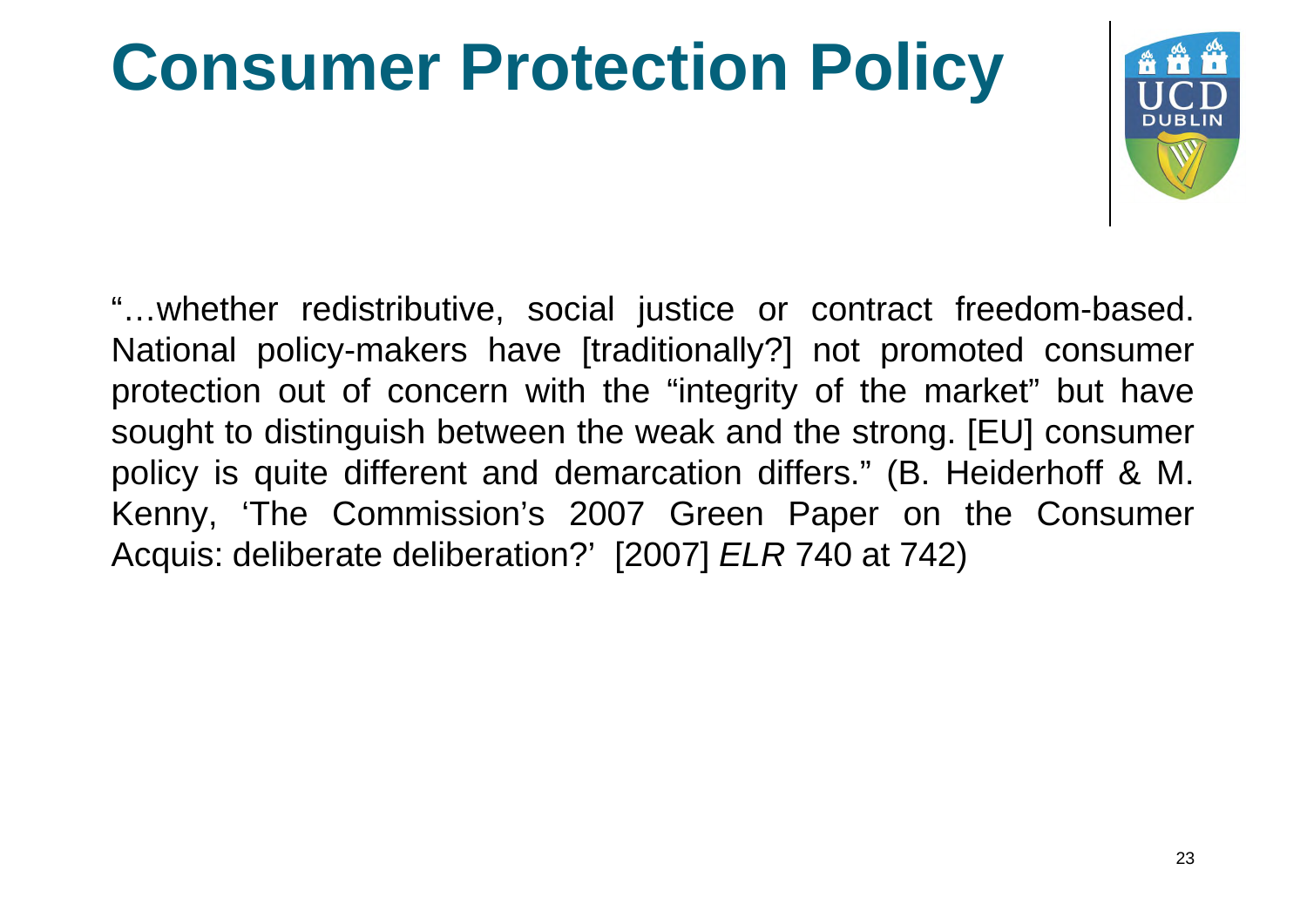# Consumer Protection Policy

"…whether redistributive, social justice or contract freedom-based. National policy-makers have [traditionally?] not promoted consumer protection out of concern with the "integrity of the market" but have sought to distinguish between the weak and the strong. [EU] consumer policy is quite different and demarcation differs." (B. Heiderhoff & M. Kenny, 'The Commission's 2007 Green Paper on the Consumer Acquis: deliberate deliberation?' [2007] *ELR* 740 at 742)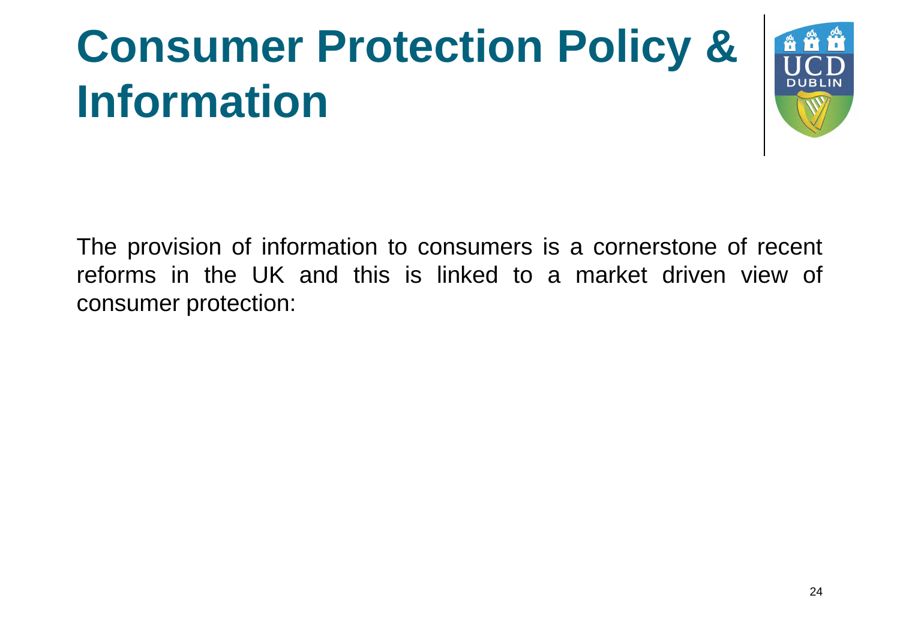# Consumer Protection Policy & Information

The provision of information to consumers is a cornerstone of recent reforms in the UK and this is linked to a market driven view of consumer protection: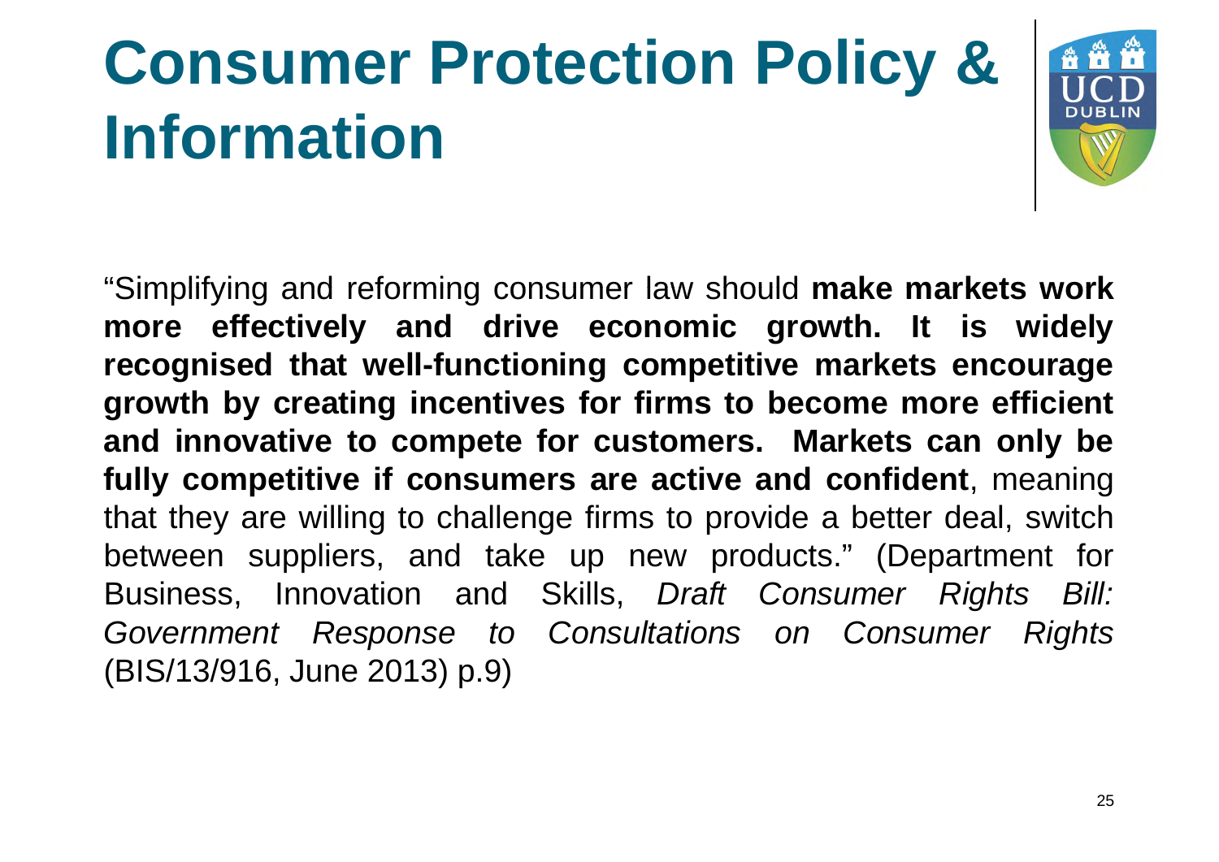# Consumer Protection Policy & Information

"Simplifying and reforming consumer law should **make markets work more effectively and drive economic growth. It is widely recognised that well-functioning competitive markets encourage growth by creating incentives for firms to become more efficient and innovative to compete for customers. Markets can only be fully competitive if consumers are active and confident**, meaning that they are willing to challenge firms to provide a better deal, switch between suppliers, and take up new products." (Department for Business, Innovation and Skills, *Draft Consumer Rights Bill: Government Response to Consultations on Consumer Rights* (BIS/13/916, June 2013) p.9)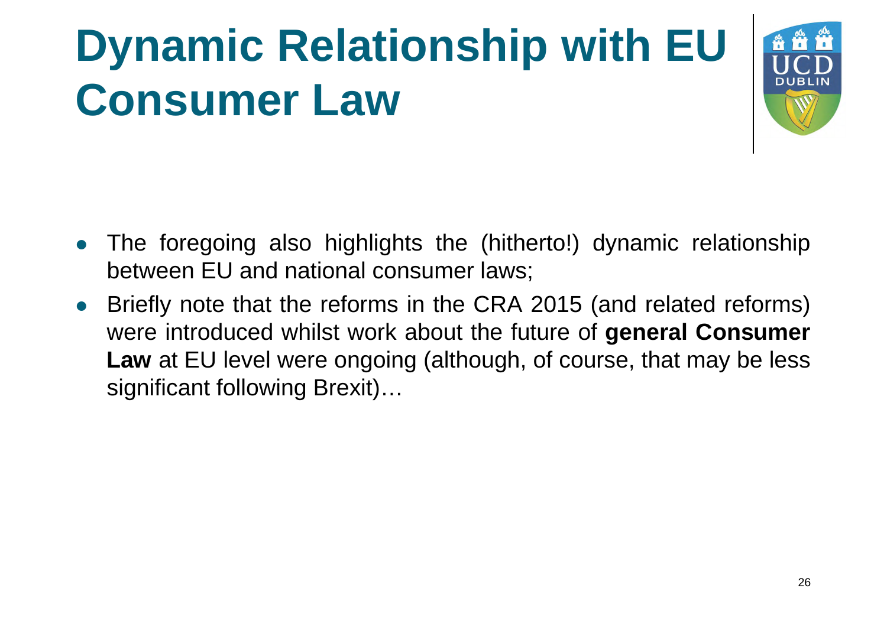# Dynamic Relationship with EU Consumer Law

- The foregoing also highlights the (hitherto!) dynamic relationship between EU and national consumer laws;
- Briefly note that the reforms in the CRA 2015 (and related reforms) were introduced whilst work about the future of **general Consumer Law** at EU level were ongoing (although, of course, that may be less significant following Brexit)…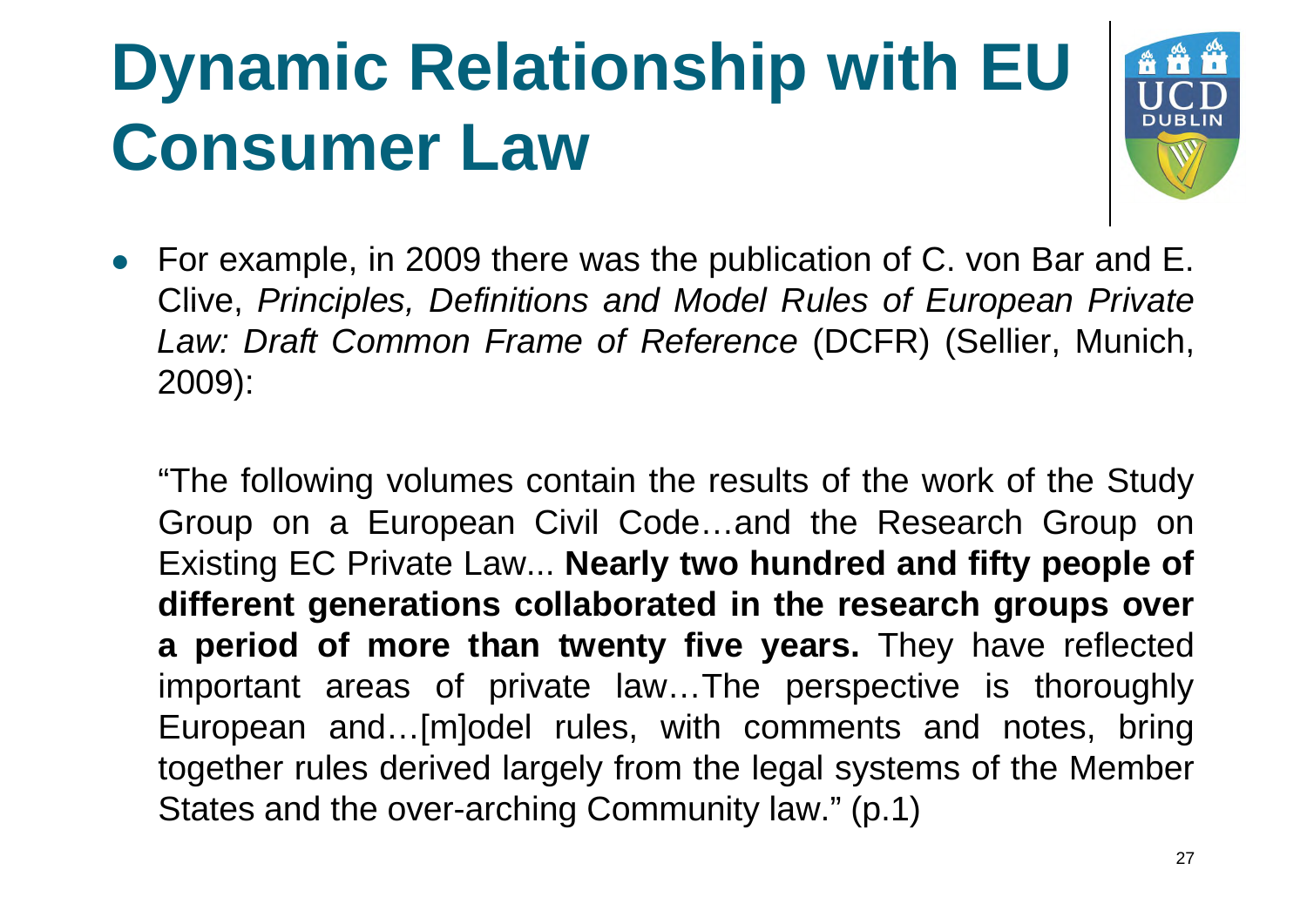# Dynamic Relationship with EU Consumer Law

- For example, in 2009 there was the publication of C. von Bar and E. Clive, *Principles, Definitions and Model Rules of European Private Law: Draft Common Frame of Reference* (DCFR) (Sellier, Munich, 2009):

  "The following volumes contain the results of the work of the Study Group on a European Civil Code…and the Research Group on Existing EC Private Law... **Nearly two hundred and fifty people of different generations collaborated in the research groups over a period of more than twenty five years.** They have reflected important areas of private law…The perspective is thoroughly European and…[m]odel rules, with comments and notes, bring together rules derived largely from the legal systems of the Member States and the over-arching Community law." (p.1)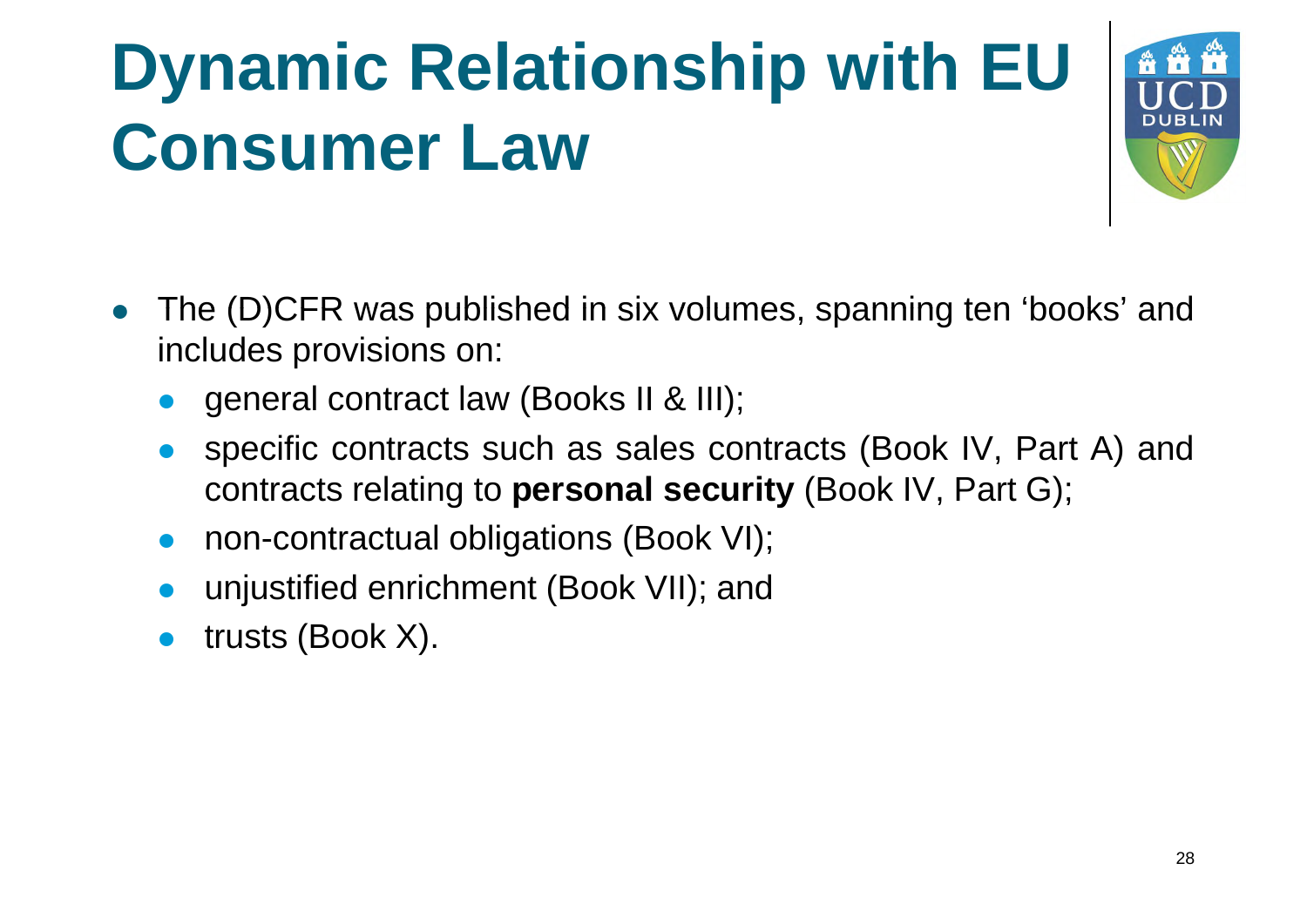# Dynamic Relationship with EU Consumer Law

- The (D)CFR was published in six volumes, spanning ten 'books' and includes provisions on:
  - general contract law (Books II & III);
  - specific contracts such as sales contracts (Book IV, Part A) and contracts relating to **personal security** (Book IV, Part G);
  - non-contractual obligations (Book VI);
  - unjustified enrichment (Book VII); and
  - trusts (Book X).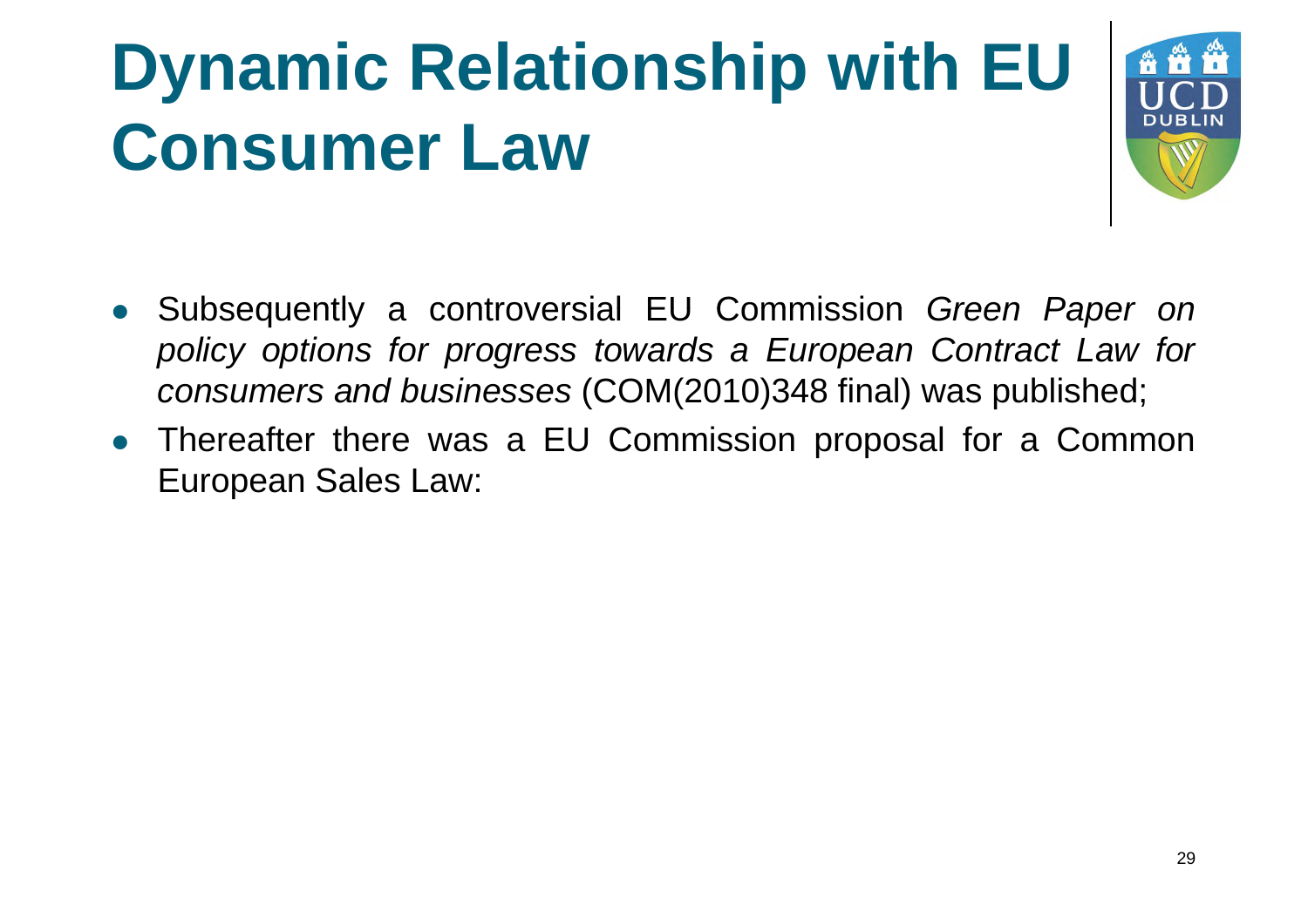# Dynamic Relationship with EU Consumer Law

- Subsequently a controversial EU Commission *Green Paper on policy options for progress towards a European Contract Law for consumers and businesses* (COM(2010)348 final) was published;
- Thereafter there was a EU Commission proposal for a Common European Sales Law: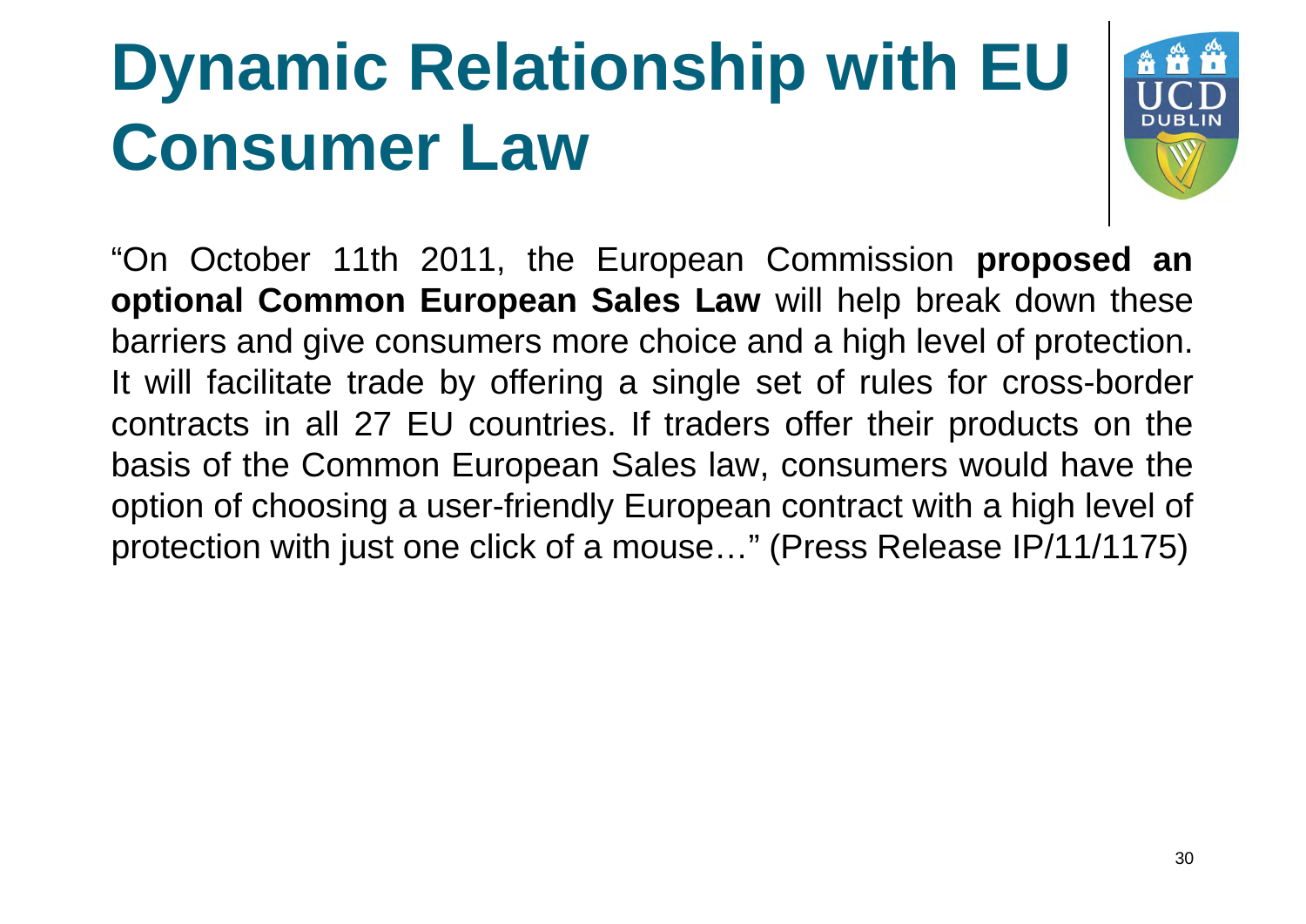# Dynamic Relationship with EU Consumer Law

"On October 11th 2011, the European Commission **proposed an optional Common European Sales Law** will help break down these barriers and give consumers more choice and a high level of protection. It will facilitate trade by offering a single set of rules for cross-border contracts in all 27 EU countries. If traders offer their products on the basis of the Common European Sales law, consumers would have the option of choosing a user-friendly European contract with a high level of protection with just one click of a mouse…" (Press Release IP/11/1175)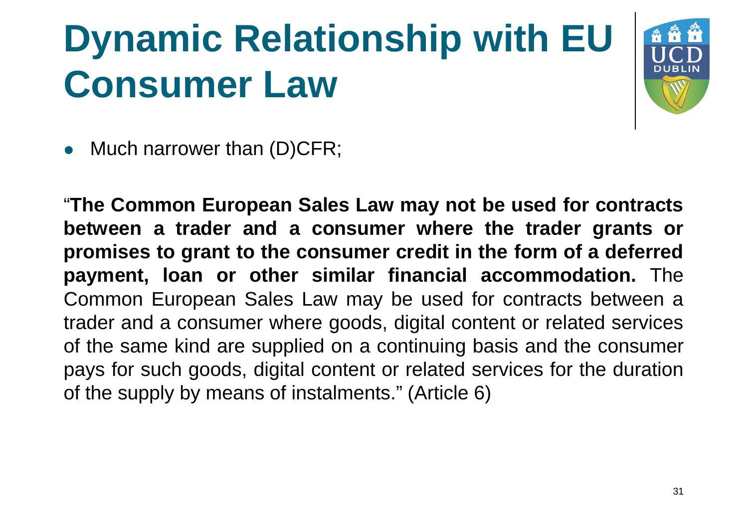# Dynamic Relationship with EU Consumer Law

- Much narrower than (D)CFR;

"**The Common European Sales Law may not be used for contracts between a trader and a consumer where the trader grants or promises to grant to the consumer credit in the form of a deferred payment, loan or other similar financial accommodation.** The Common European Sales Law may be used for contracts between a trader and a consumer where goods, digital content or related services of the same kind are supplied on a continuing basis and the consumer pays for such goods, digital content or related services for the duration of the supply by means of instalments." (Article 6)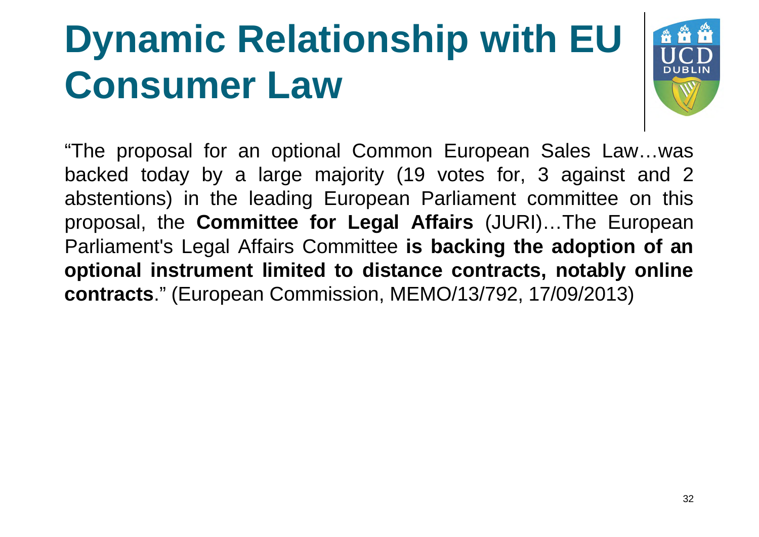# Dynamic Relationship with EU Consumer Law

"The proposal for an optional Common European Sales Law…was backed today by a large majority (19 votes for, 3 against and 2 abstentions) in the leading European Parliament committee on this proposal, the **Committee for Legal Affairs** (JURI)…The European Parliament's Legal Affairs Committee **is backing the adoption of an optional instrument limited to distance contracts, notably online contracts**." (European Commission, MEMO/13/792, 17/09/2013)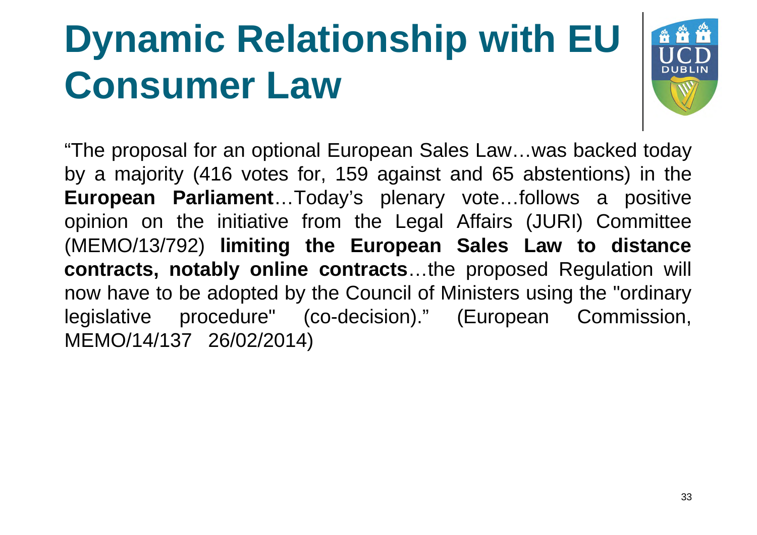# Dynamic Relationship with EU Consumer Law

"The proposal for an optional European Sales Law…was backed today by a majority (416 votes for, 159 against and 65 abstentions) in the **European Parliament**…Today's plenary vote…follows a positive opinion on the initiative from the Legal Affairs (JURI) Committee (MEMO/13/792) **limiting the European Sales Law to distance contracts, notably online contracts**…the proposed Regulation will now have to be adopted by the Council of Ministers using the "ordinary legislative procedure" (co-decision)." (European Commission, MEMO/14/137 26/02/2014)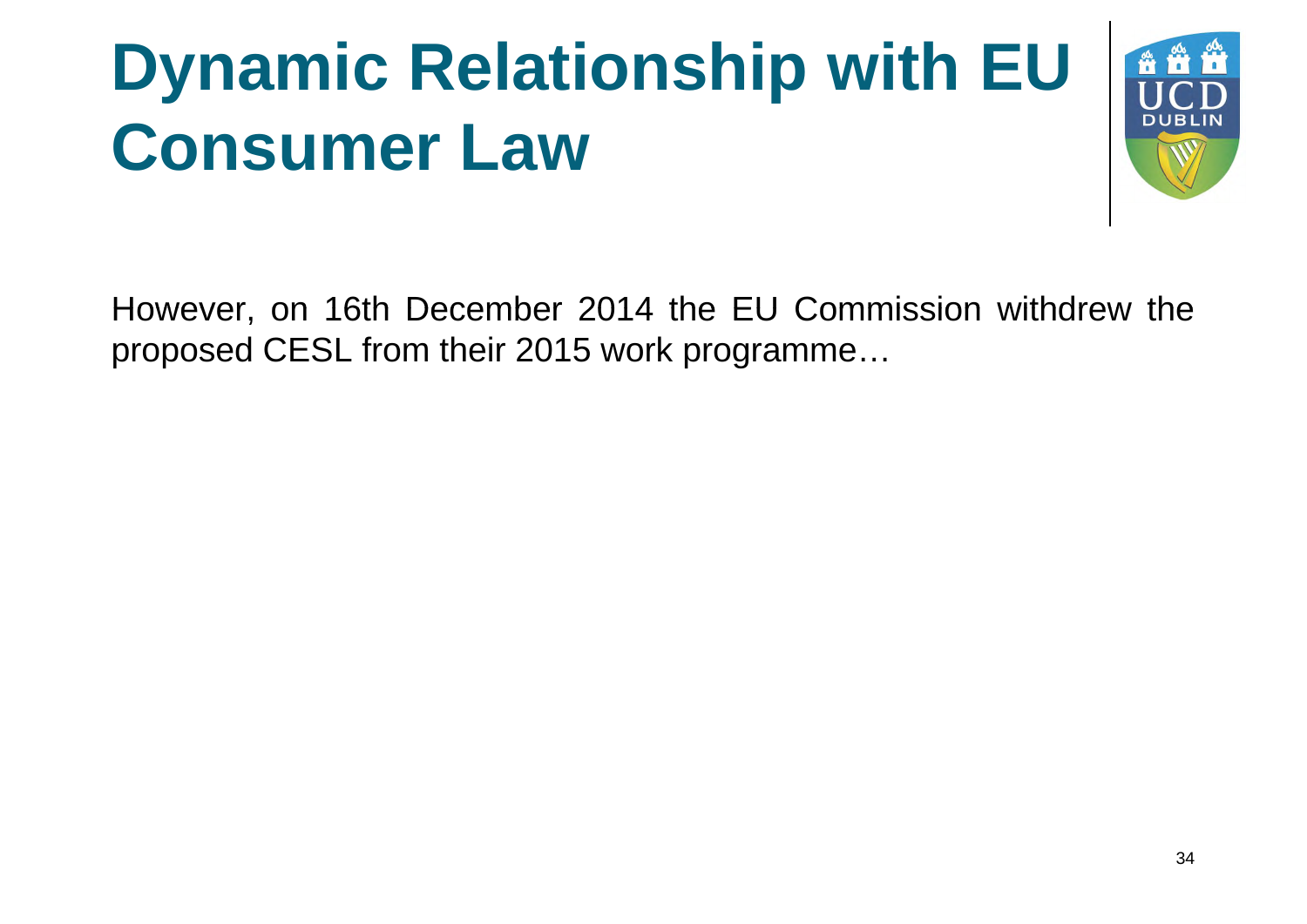# Dynamic Relationship with EU Consumer Law

However, on 16th December 2014 the EU Commission withdrew the proposed CESL from their 2015 work programme…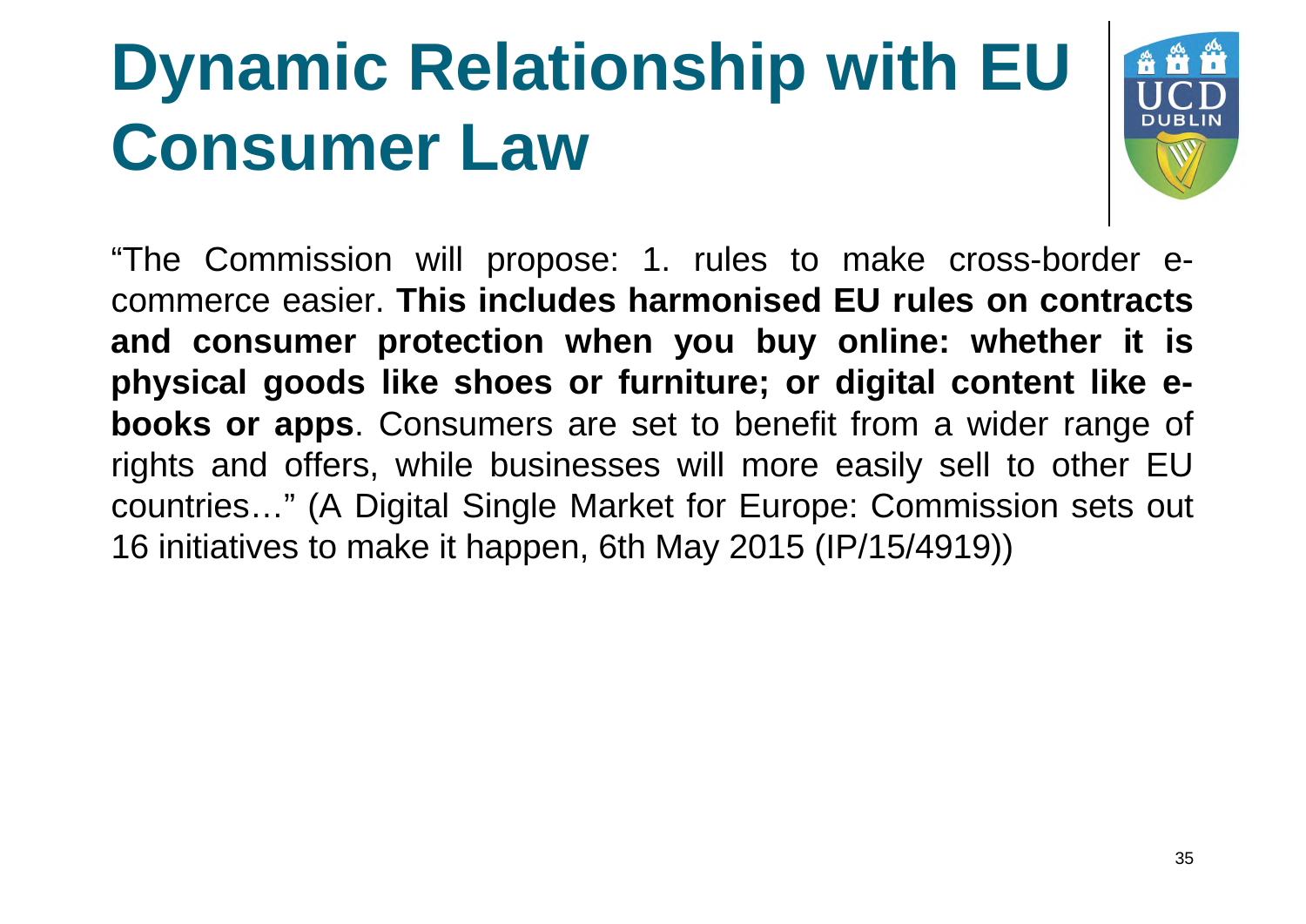# Dynamic Relationship with EU Consumer Law

"The Commission will propose: 1. rules to make cross-border e-commerce easier. **This includes harmonised EU rules on contracts and consumer protection when you buy online: whether it is physical goods like shoes or furniture; or digital content like e-books or apps**. Consumers are set to benefit from a wider range of rights and offers, while businesses will more easily sell to other EU countries…" (A Digital Single Market for Europe: Commission sets out 16 initiatives to make it happen, 6th May 2015 (IP/15/4919))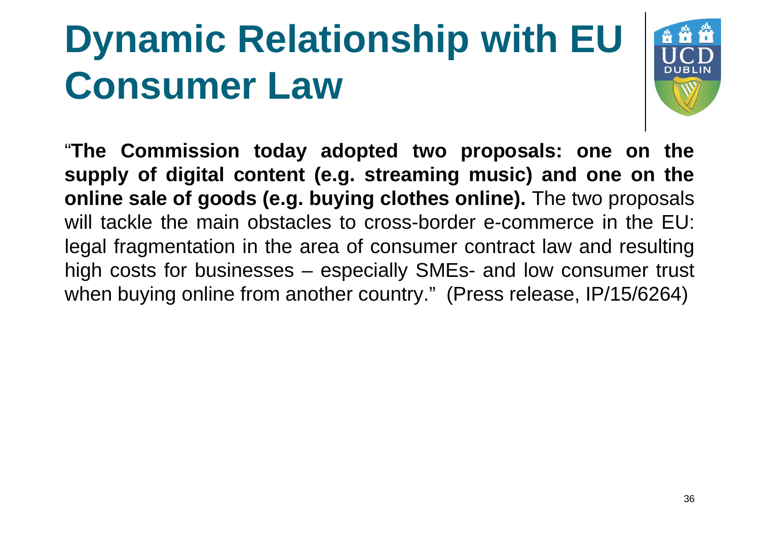# Dynamic Relationship with EU Consumer Law

"**The Commission today adopted two proposals: one on the supply of digital content (e.g. streaming music) and one on the online sale of goods (e.g. buying clothes online).** The two proposals will tackle the main obstacles to cross-border e-commerce in the EU: legal fragmentation in the area of consumer contract law and resulting high costs for businesses – especially SMEs- and low consumer trust when buying online from another country." (Press release, IP/15/6264)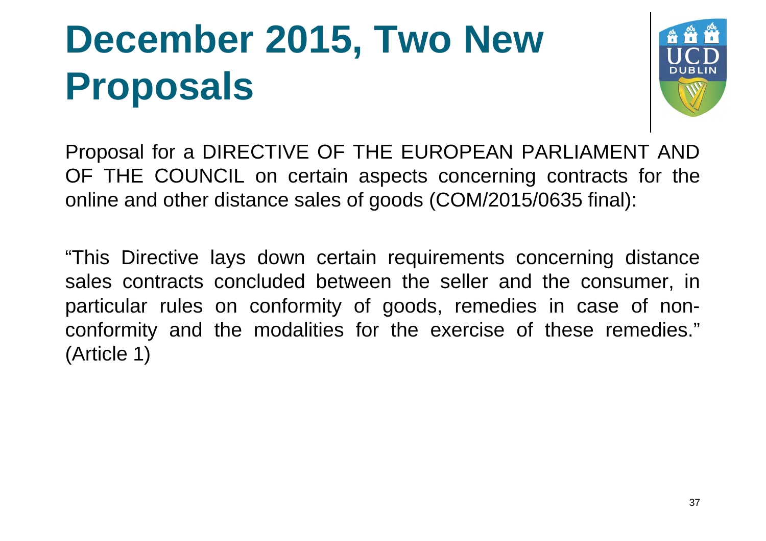# December 2015, Two New Proposals

Proposal for a DIRECTIVE OF THE EUROPEAN PARLIAMENT AND OF THE COUNCIL on certain aspects concerning contracts for the online and other distance sales of goods (COM/2015/0635 final):

"This Directive lays down certain requirements concerning distance sales contracts concluded between the seller and the consumer, in particular rules on conformity of goods, remedies in case of non-conformity and the modalities for the exercise of these remedies." (Article 1)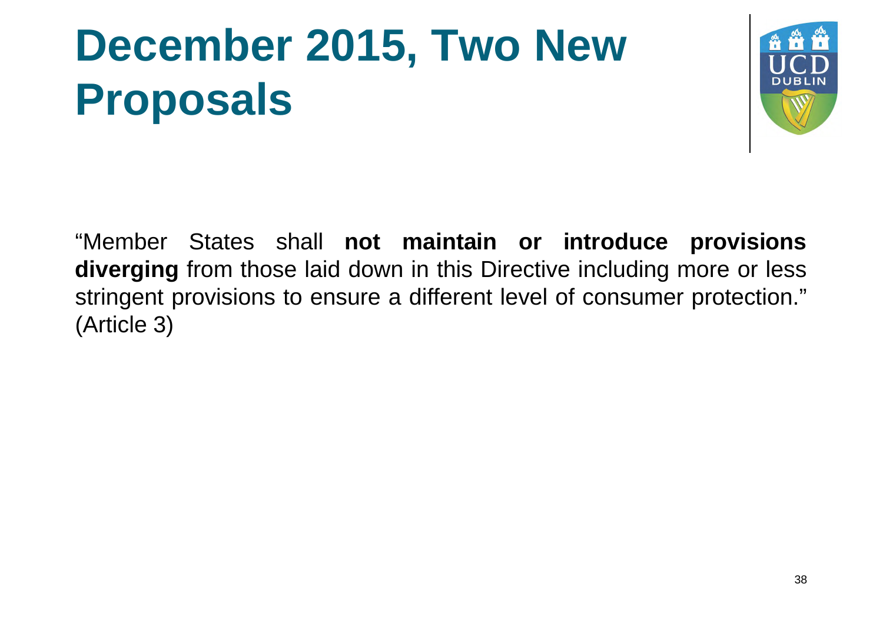# December 2015, Two New Proposals

"Member States shall **not maintain or introduce provisions diverging** from those laid down in this Directive including more or less stringent provisions to ensure a different level of consumer protection." (Article 3)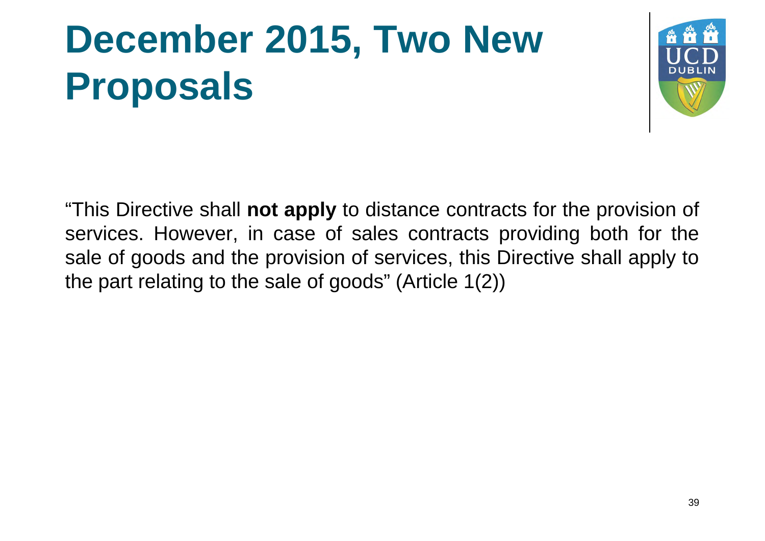# December 2015, Two New Proposals

"This Directive shall **not apply** to distance contracts for the provision of services. However, in case of sales contracts providing both for the sale of goods and the provision of services, this Directive shall apply to the part relating to the sale of goods" (Article 1(2))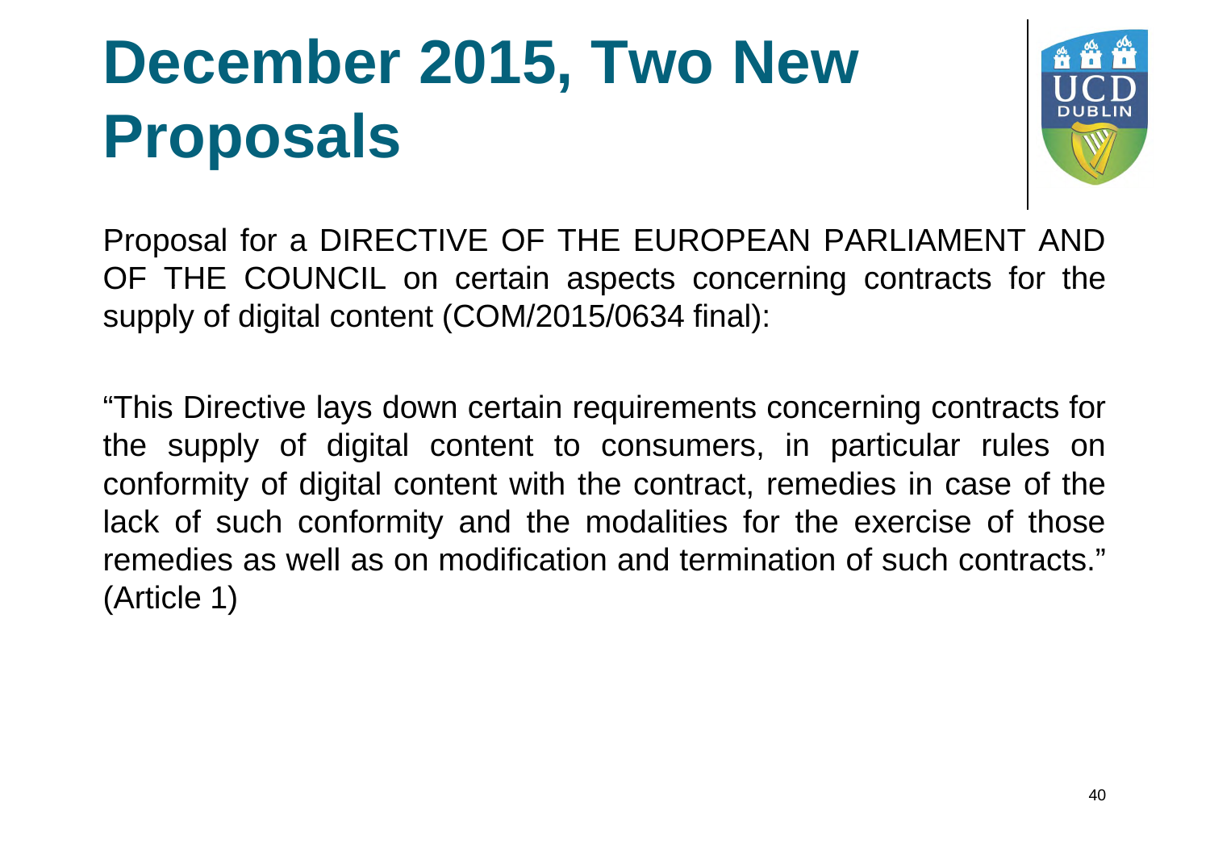# December 2015, Two New Proposals

Proposal for a DIRECTIVE OF THE EUROPEAN PARLIAMENT AND OF THE COUNCIL on certain aspects concerning contracts for the supply of digital content (COM/2015/0634 final):

"This Directive lays down certain requirements concerning contracts for the supply of digital content to consumers, in particular rules on conformity of digital content with the contract, remedies in case of the lack of such conformity and the modalities for the exercise of those remedies as well as on modification and termination of such contracts." (Article 1)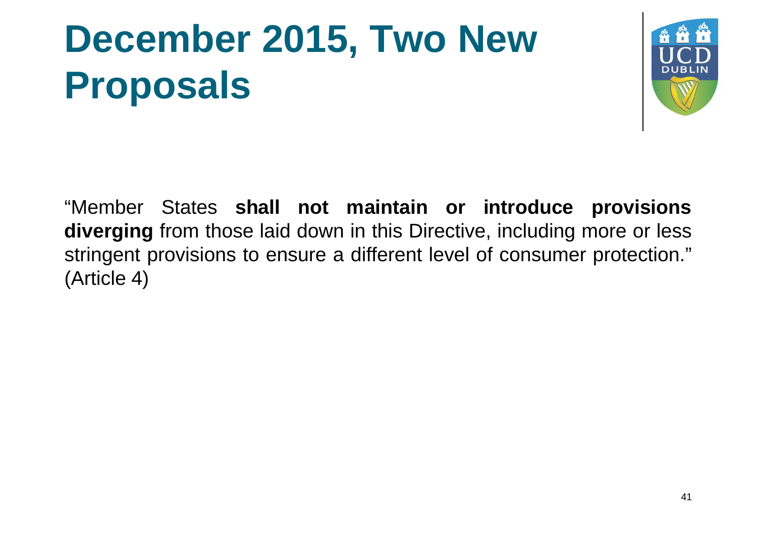# December 2015, Two New Proposals

"Member States **shall not maintain or introduce provisions diverging** from those laid down in this Directive, including more or less stringent provisions to ensure a different level of consumer protection." (Article 4)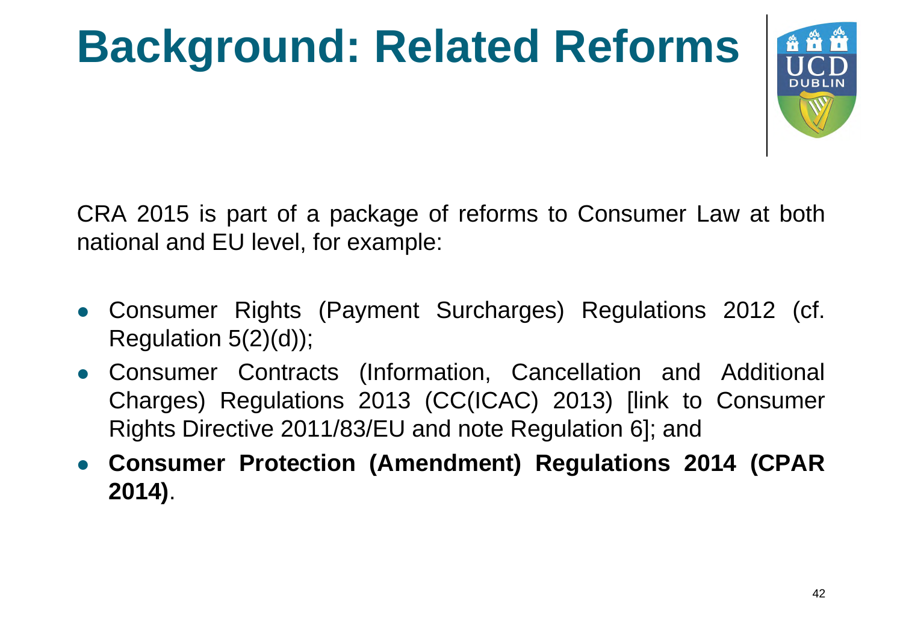# Background: Related Reforms

CRA 2015 is part of a package of reforms to Consumer Law at both national and EU level, for example:

- Consumer Rights (Payment Surcharges) Regulations 2012 (cf. Regulation 5(2)(d));
- Consumer Contracts (Information, Cancellation and Additional Charges) Regulations 2013 (CC(ICAC) 2013) [link to Consumer Rights Directive 2011/83/EU and note Regulation 6]; and
- **Consumer Protection (Amendment) Regulations 2014 (CPAR 2014)**.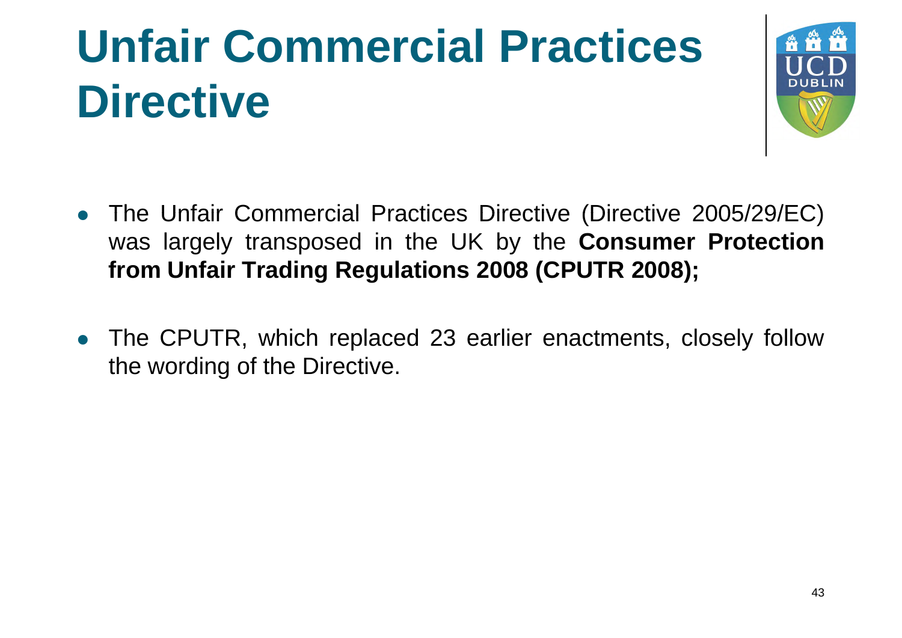# Unfair Commercial Practices Directive

- The Unfair Commercial Practices Directive (Directive 2005/29/EC) was largely transposed in the UK by the **Consumer Protection from Unfair Trading Regulations 2008 (CPUTR 2008);**

- The CPUTR, which replaced 23 earlier enactments, closely follow the wording of the Directive.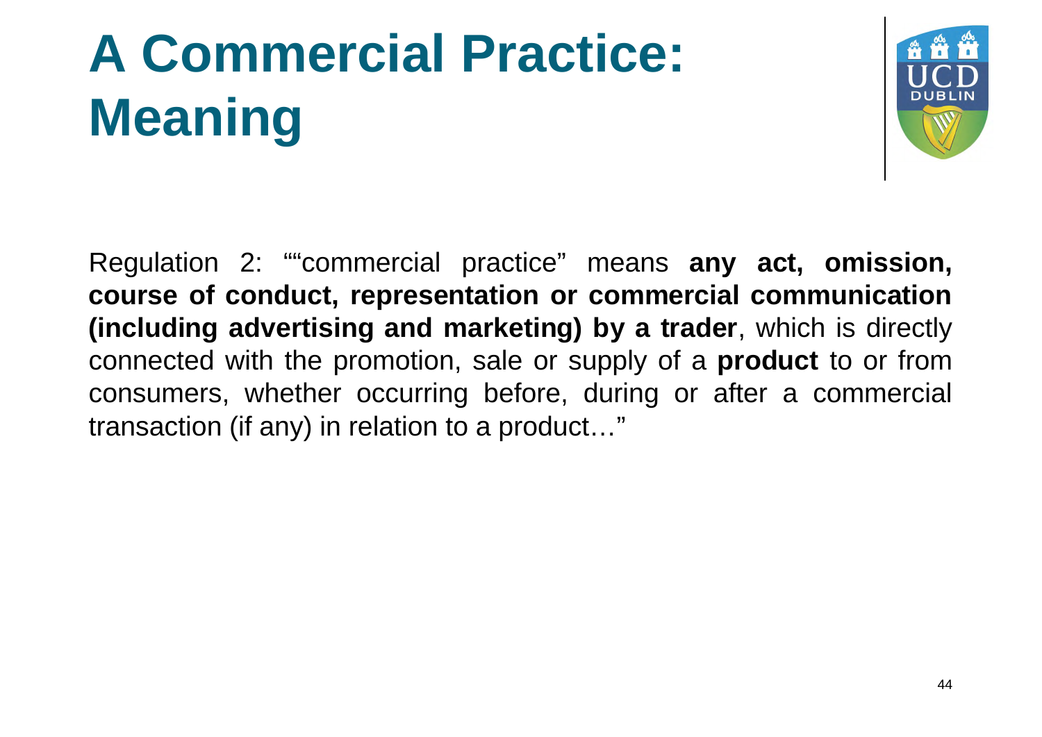# A Commercial Practice: Meaning

Regulation 2: ""commercial practice" means **any act, omission, course of conduct, representation or commercial communication (including advertising and marketing) by a trader**, which is directly connected with the promotion, sale or supply of a **product** to or from consumers, whether occurring before, during or after a commercial transaction (if any) in relation to a product…"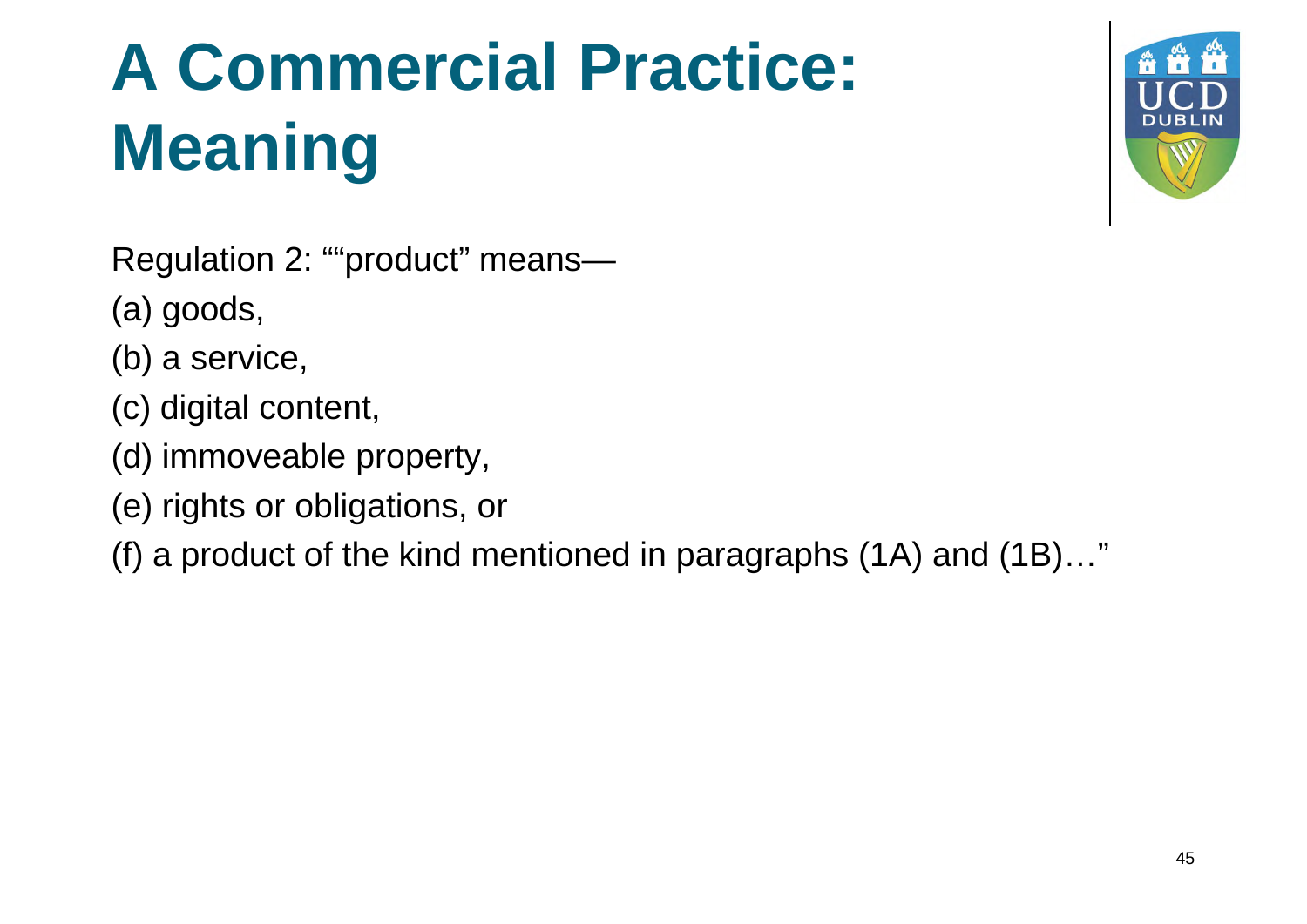# A Commercial Practice: Meaning

Regulation 2: ""product" means—

(a) goods,

(b) a service,

(c) digital content,

(d) immoveable property,

(e) rights or obligations, or

(f) a product of the kind mentioned in paragraphs (1A) and (1B)…"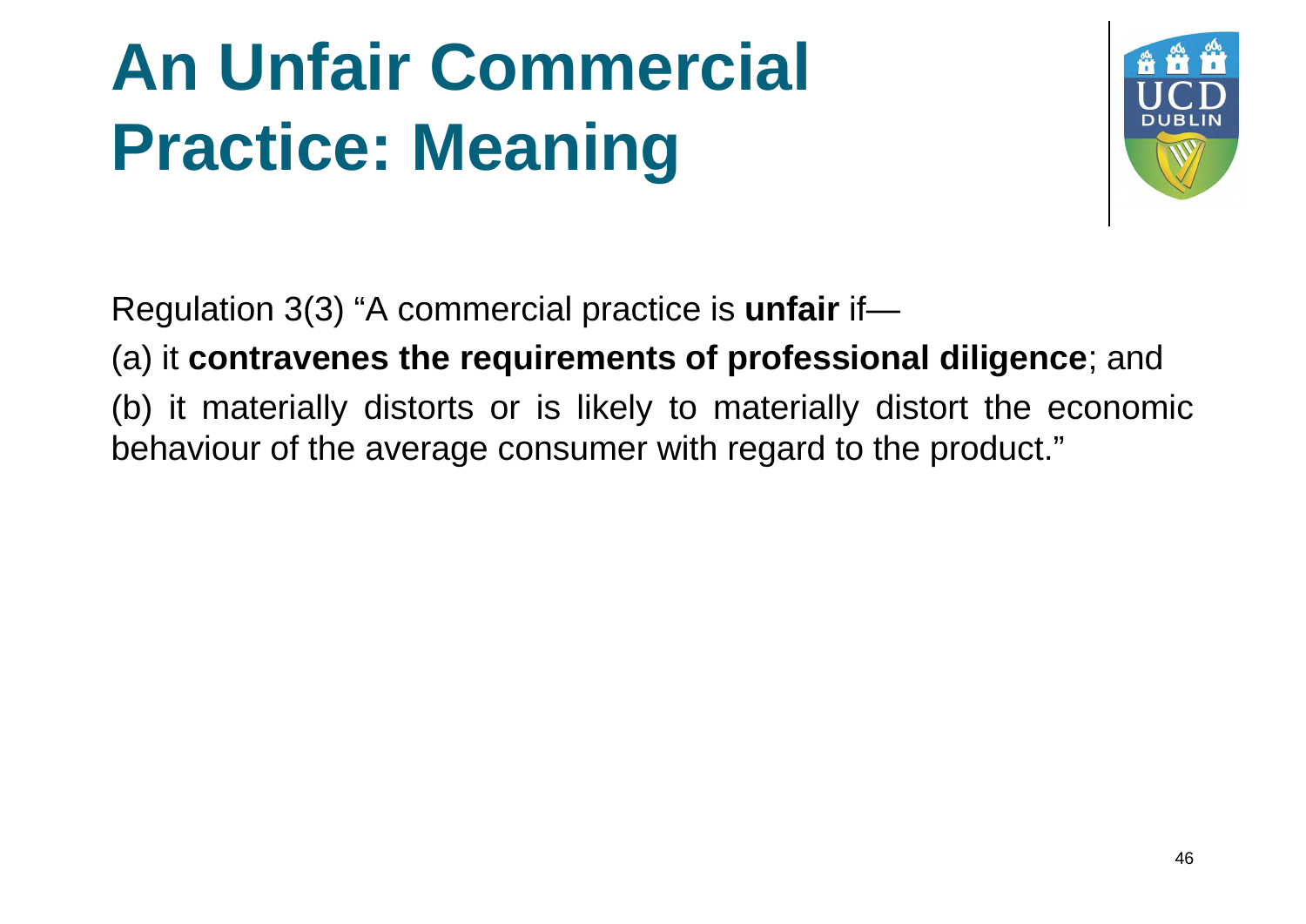# An Unfair Commercial Practice: Meaning

Regulation 3(3) “A commercial practice is **unfair** if—

(a) it **contravenes the requirements of professional diligence**; and

(b) it materially distorts or is likely to materially distort the economic behaviour of the average consumer with regard to the product.”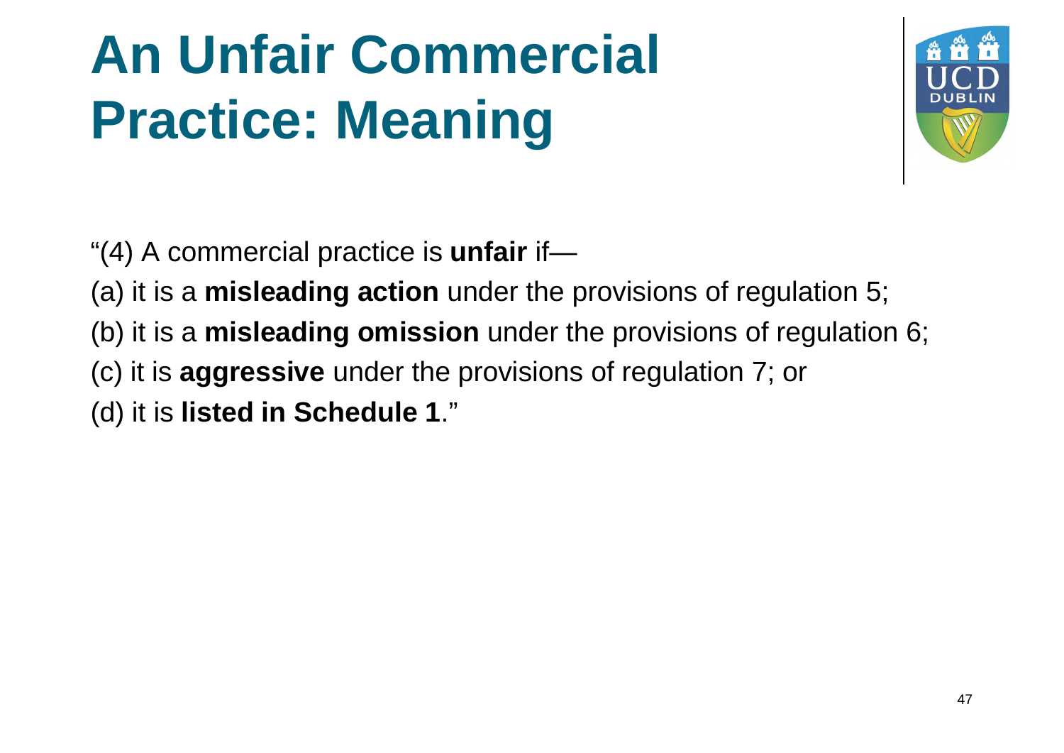# An Unfair Commercial Practice: Meaning

"(4) A commercial practice is **unfair** if—

(a) it is a **misleading action** under the provisions of regulation 5;

(b) it is a **misleading omission** under the provisions of regulation 6;

(c) it is **aggressive** under the provisions of regulation 7; or

(d) it is **listed in Schedule 1**."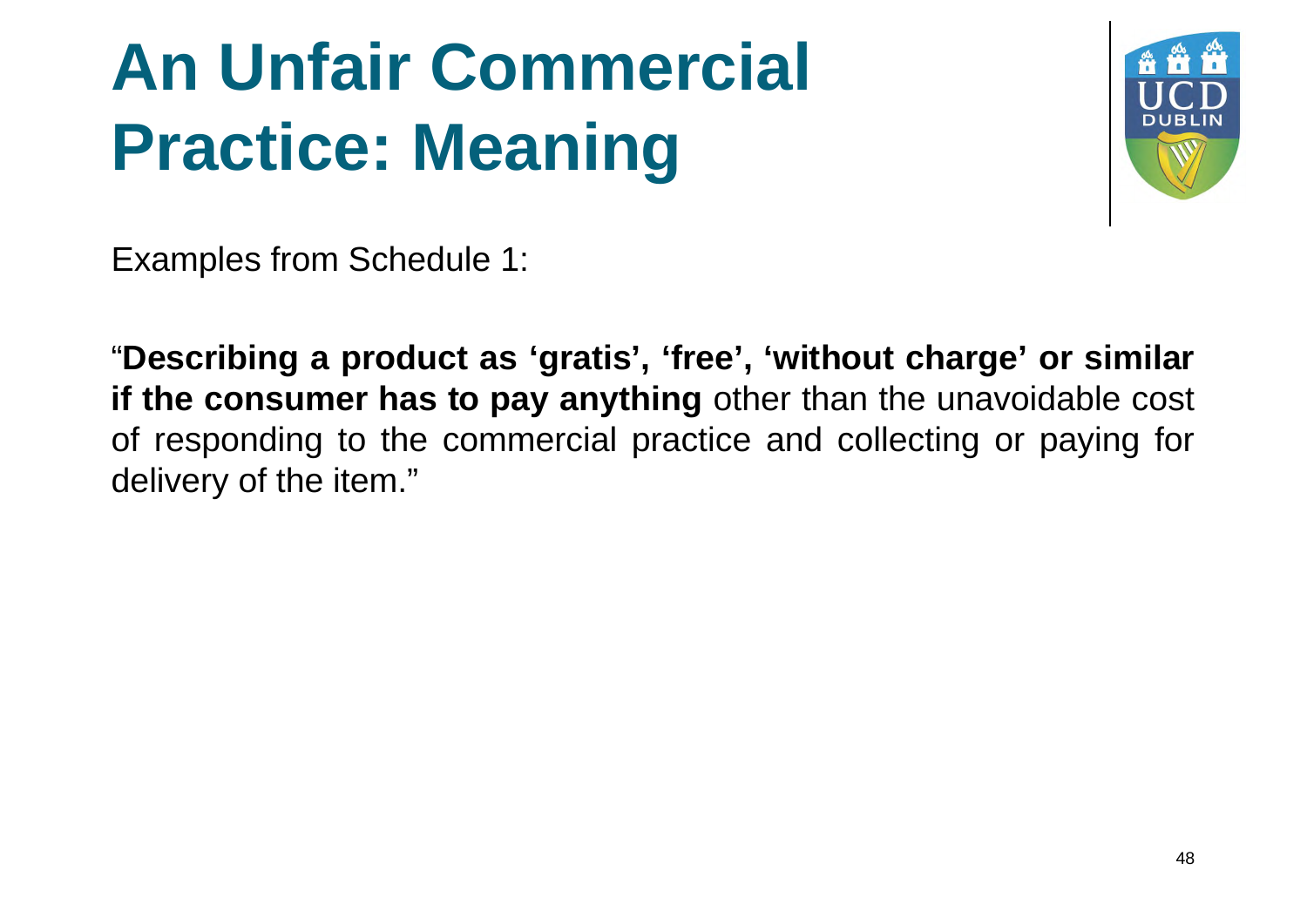# An Unfair Commercial Practice: Meaning

Examples from Schedule 1:

"**Describing a product as 'gratis', 'free', 'without charge' or similar if the consumer has to pay anything** other than the unavoidable cost of responding to the commercial practice and collecting or paying for delivery of the item."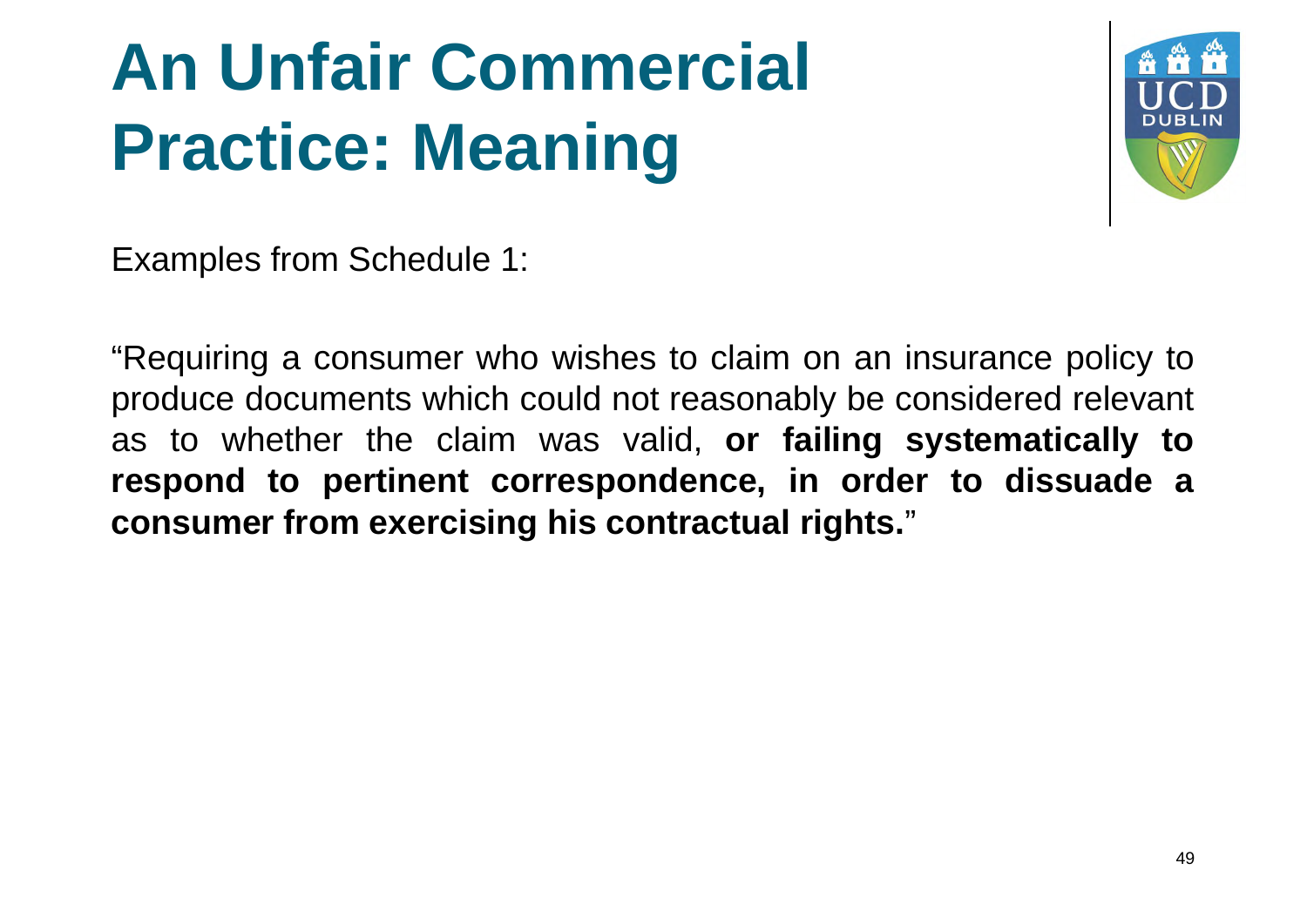# An Unfair Commercial Practice: Meaning

Examples from Schedule 1:

"Requiring a consumer who wishes to claim on an insurance policy to produce documents which could not reasonably be considered relevant as to whether the claim was valid, **or failing systematically to respond to pertinent correspondence, in order to dissuade a consumer from exercising his contractual rights.**"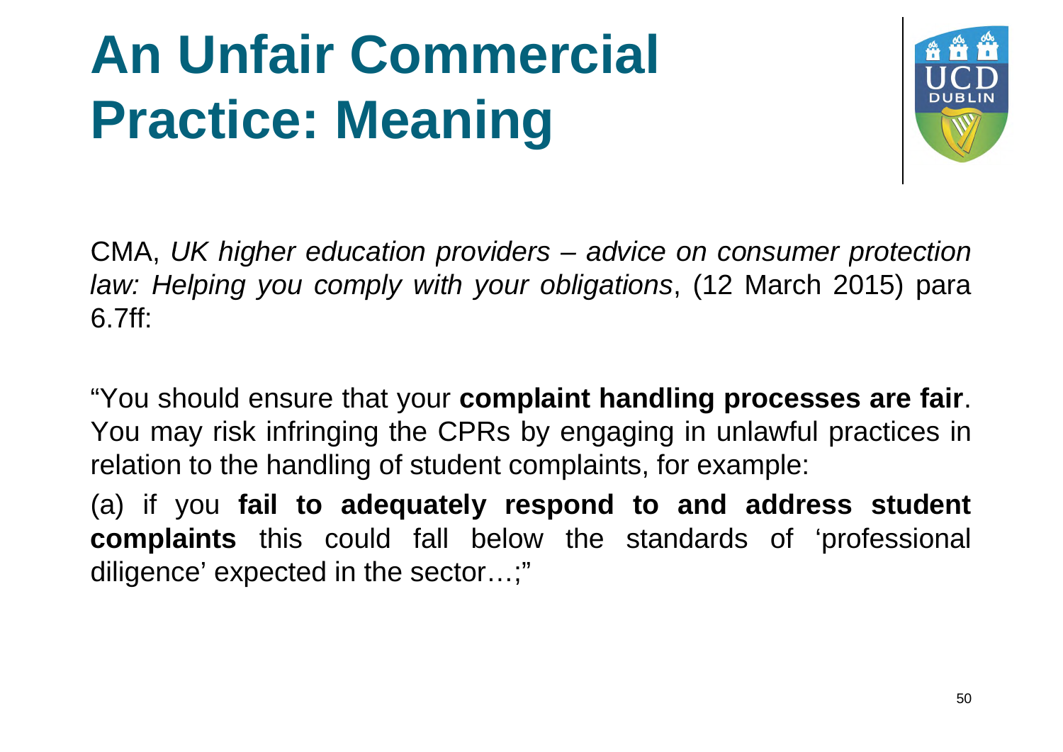# An Unfair Commercial Practice: Meaning

CMA, *UK higher education providers – advice on consumer protection law: Helping you comply with your obligations*, (12 March 2015) para 6.7ff:

"You should ensure that your **complaint handling processes are fair**. You may risk infringing the CPRs by engaging in unlawful practices in relation to the handling of student complaints, for example:

(a) if you **fail to adequately respond to and address student complaints** this could fall below the standards of 'professional diligence' expected in the sector…;"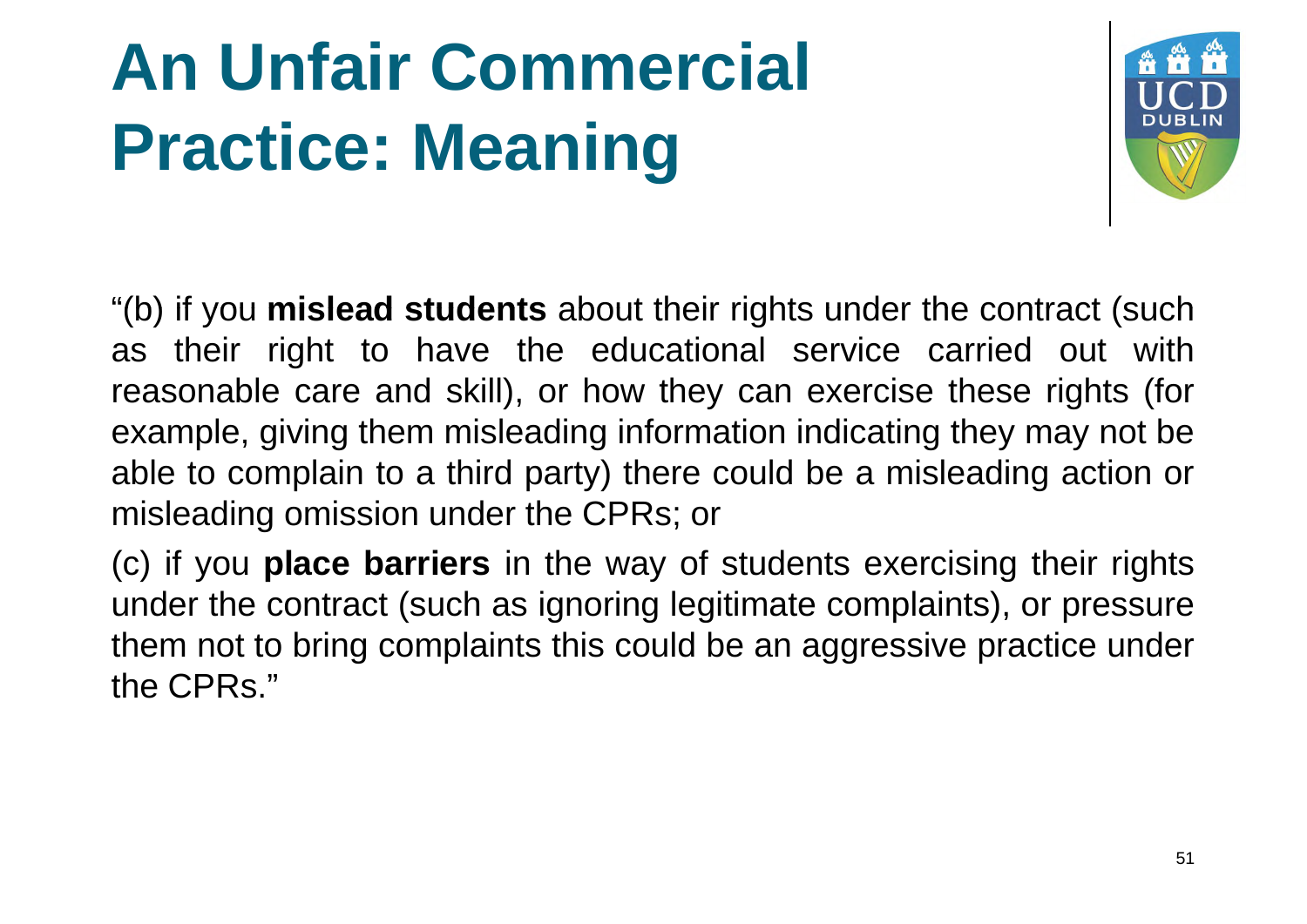# An Unfair Commercial Practice: Meaning

"(b) if you **mislead students** about their rights under the contract (such as their right to have the educational service carried out with reasonable care and skill), or how they can exercise these rights (for example, giving them misleading information indicating they may not be able to complain to a third party) there could be a misleading action or misleading omission under the CPRs; or

(c) if you **place barriers** in the way of students exercising their rights under the contract (such as ignoring legitimate complaints), or pressure them not to bring complaints this could be an aggressive practice under the CPRs."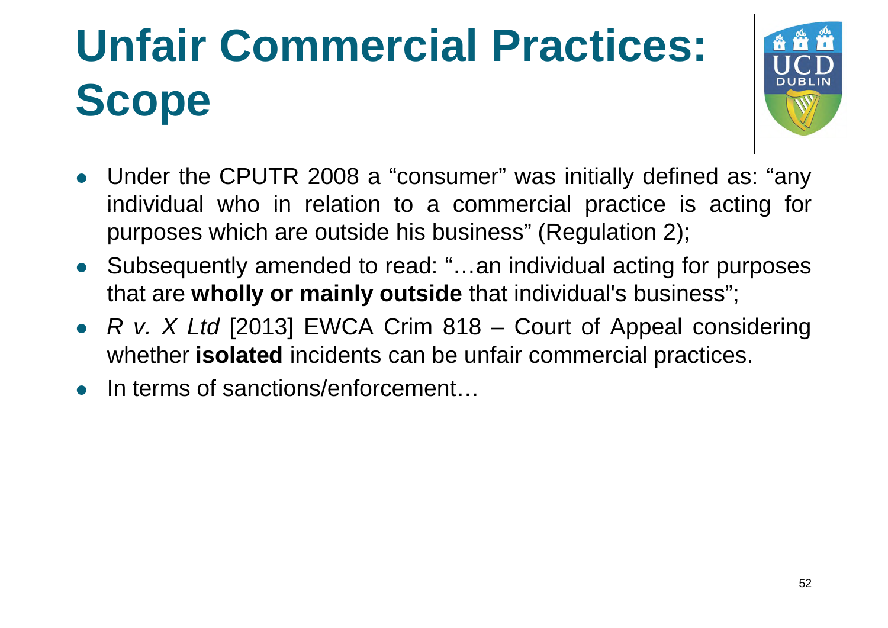# Unfair Commercial Practices: Scope

- Under the CPUTR 2008 a "consumer" was initially defined as: "any individual who in relation to a commercial practice is acting for purposes which are outside his business" (Regulation 2);
- Subsequently amended to read: "…an individual acting for purposes that are **wholly or mainly outside** that individual's business";
- *R v. X Ltd* [2013] EWCA Crim 818 – Court of Appeal considering whether **isolated** incidents can be unfair commercial practices.
- In terms of sanctions/enforcement…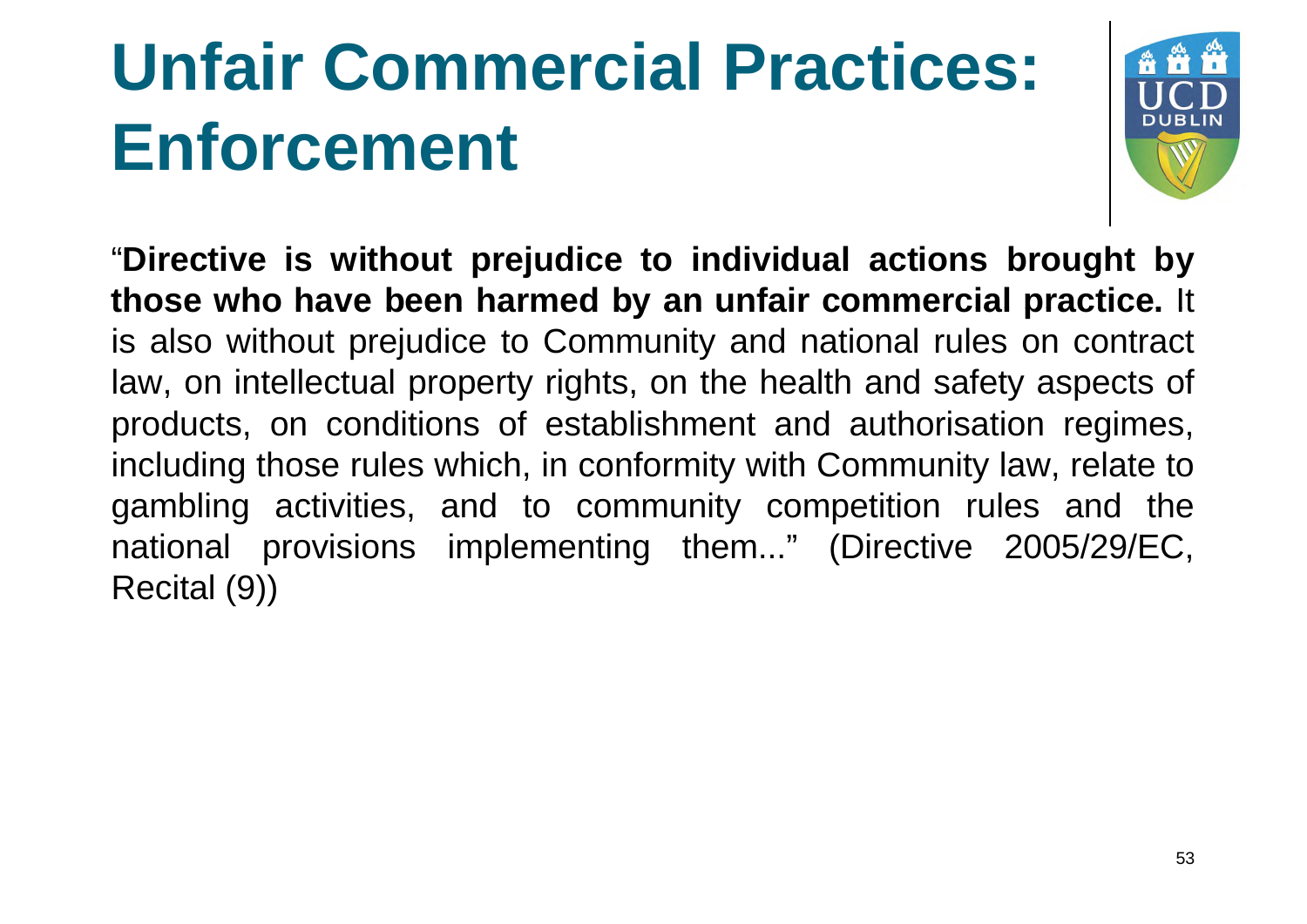# Unfair Commercial Practices: Enforcement

"**Directive is without prejudice to individual actions brought by those who have been harmed by an unfair commercial practice.** It is also without prejudice to Community and national rules on contract law, on intellectual property rights, on the health and safety aspects of products, on conditions of establishment and authorisation regimes, including those rules which, in conformity with Community law, relate to gambling activities, and to community competition rules and the national provisions implementing them..." (Directive 2005/29/EC, Recital (9))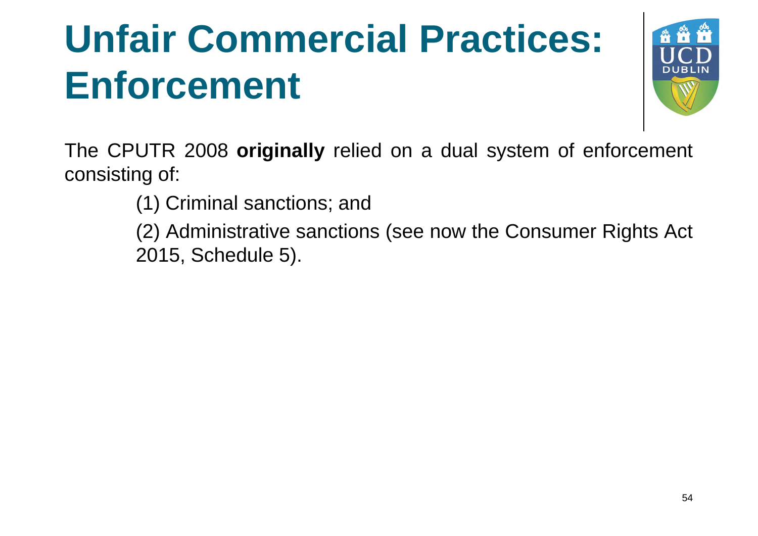# Unfair Commercial Practices: Enforcement

The CPUTR 2008 **originally** relied on a dual system of enforcement consisting of:

(1) Criminal sanctions; and

(2) Administrative sanctions (see now the Consumer Rights Act 2015, Schedule 5).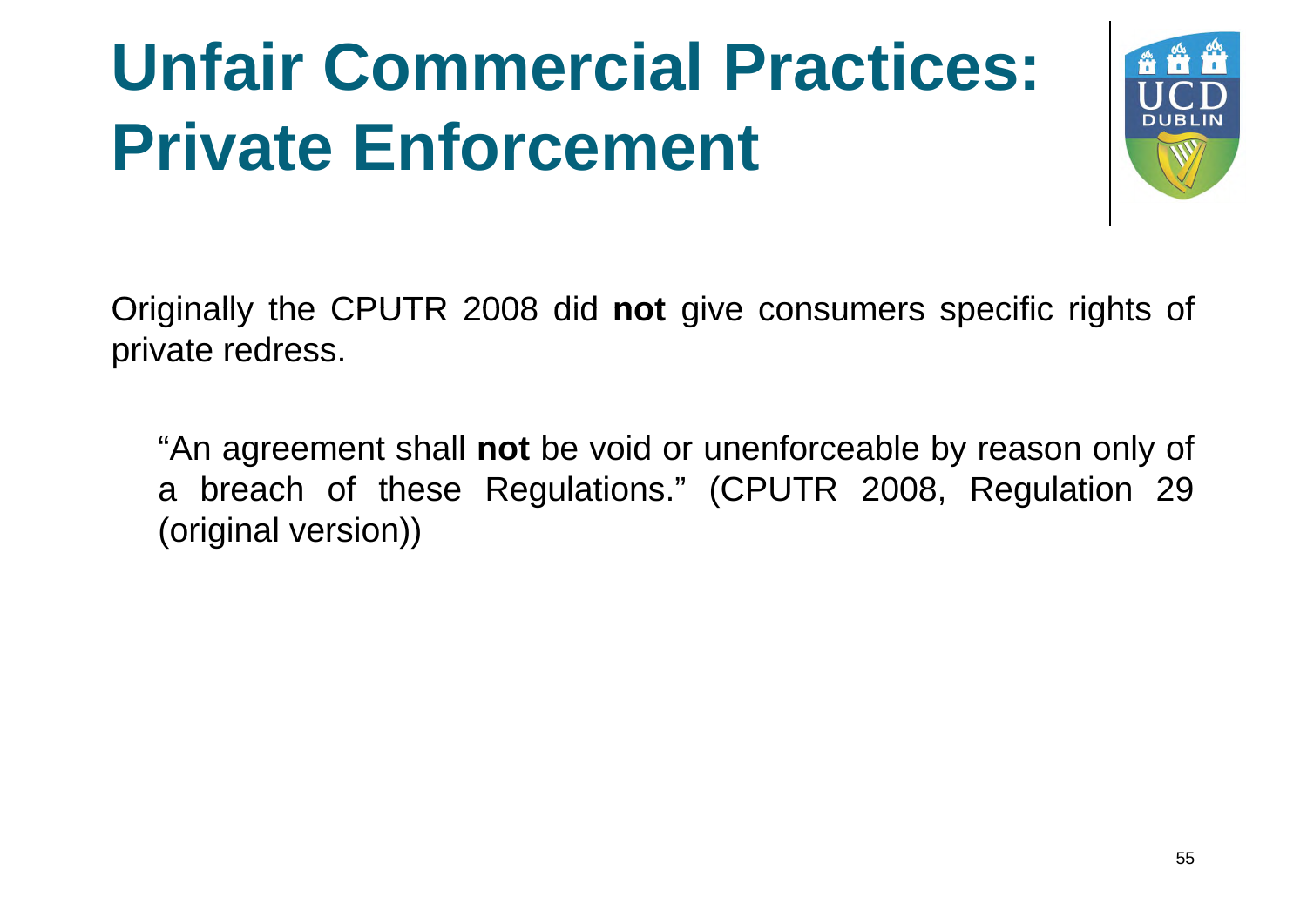# Unfair Commercial Practices: Private Enforcement

Originally the CPUTR 2008 did **not** give consumers specific rights of private redress.

> "An agreement shall **not** be void or unenforceable by reason only of a breach of these Regulations." (CPUTR 2008, Regulation 29 (original version))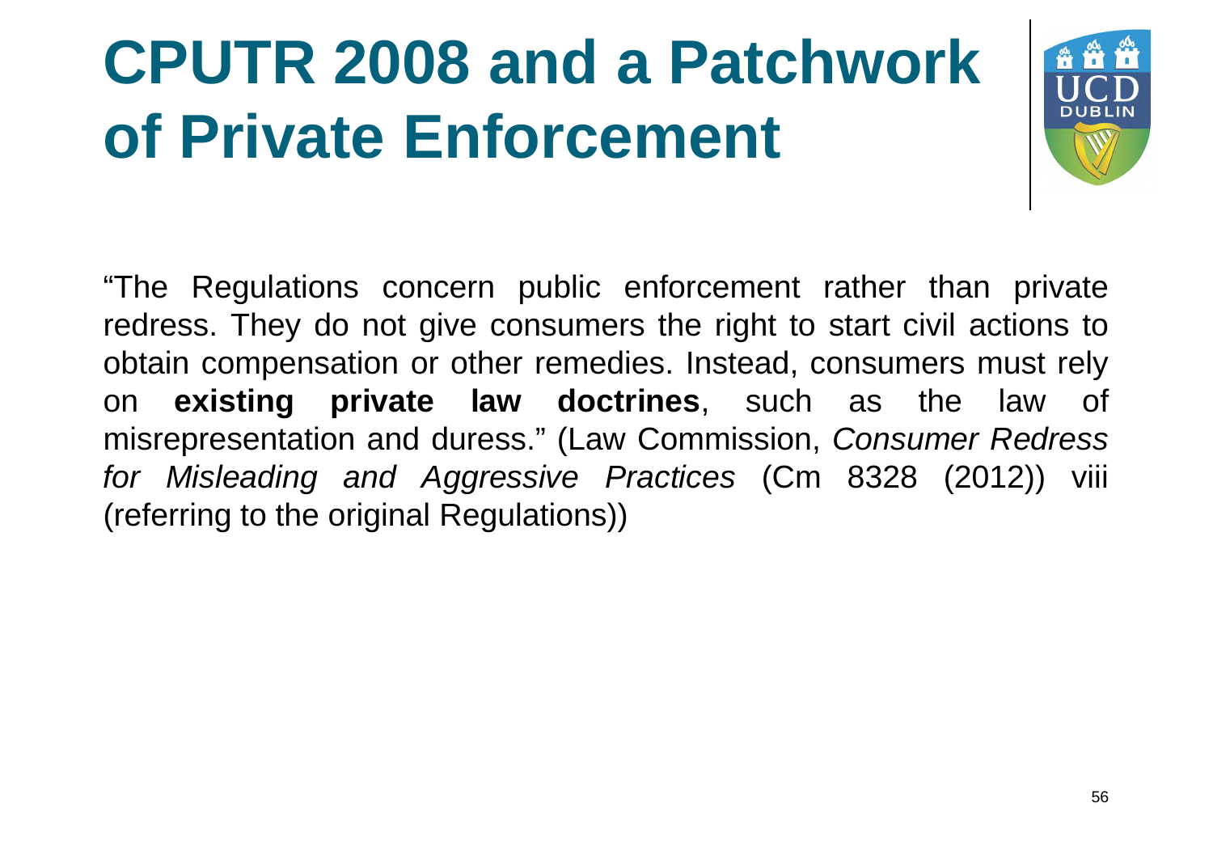# CPUTR 2008 and a Patchwork of Private Enforcement

"The Regulations concern public enforcement rather than private redress. They do not give consumers the right to start civil actions to obtain compensation or other remedies. Instead, consumers must rely on **existing private law doctrines**, such as the law of misrepresentation and duress." (Law Commission, *Consumer Redress for Misleading and Aggressive Practices* (Cm 8328 (2012)) viii (referring to the original Regulations))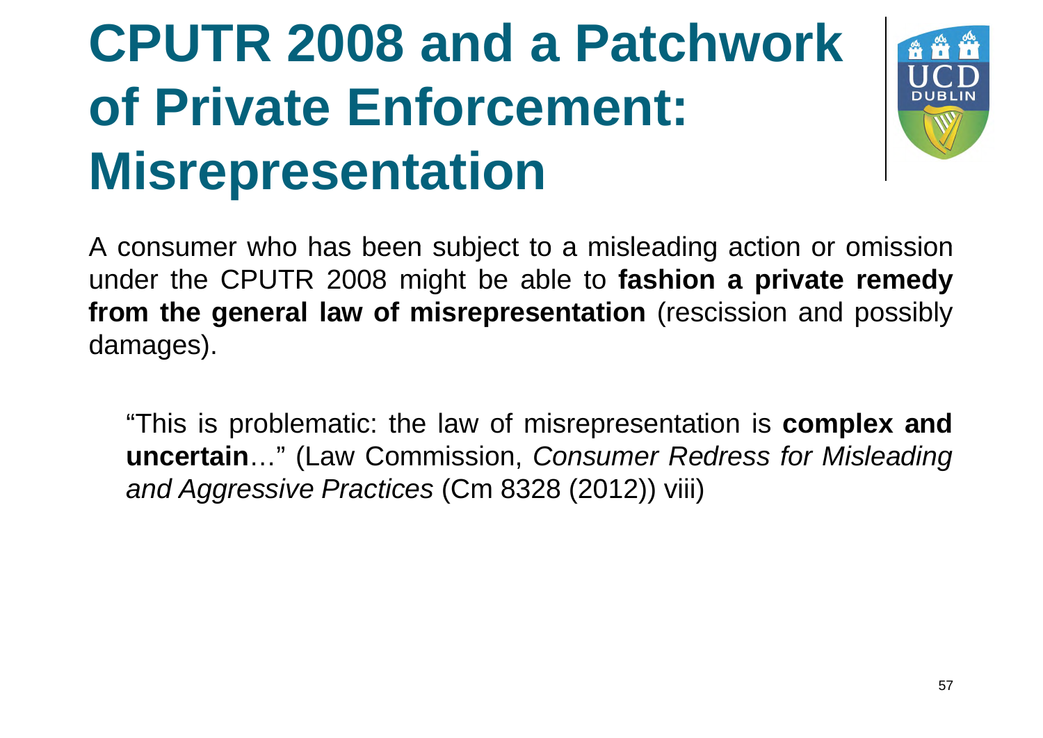# CPUTR 2008 and a Patchwork of Private Enforcement: Misrepresentation

A consumer who has been subject to a misleading action or omission under the CPUTR 2008 might be able to **fashion a private remedy from the general law of misrepresentation** (rescission and possibly damages).

> "This is problematic: the law of misrepresentation is **complex and uncertain**…" (Law Commission, *Consumer Redress for Misleading and Aggressive Practices* (Cm 8328 (2012)) viii)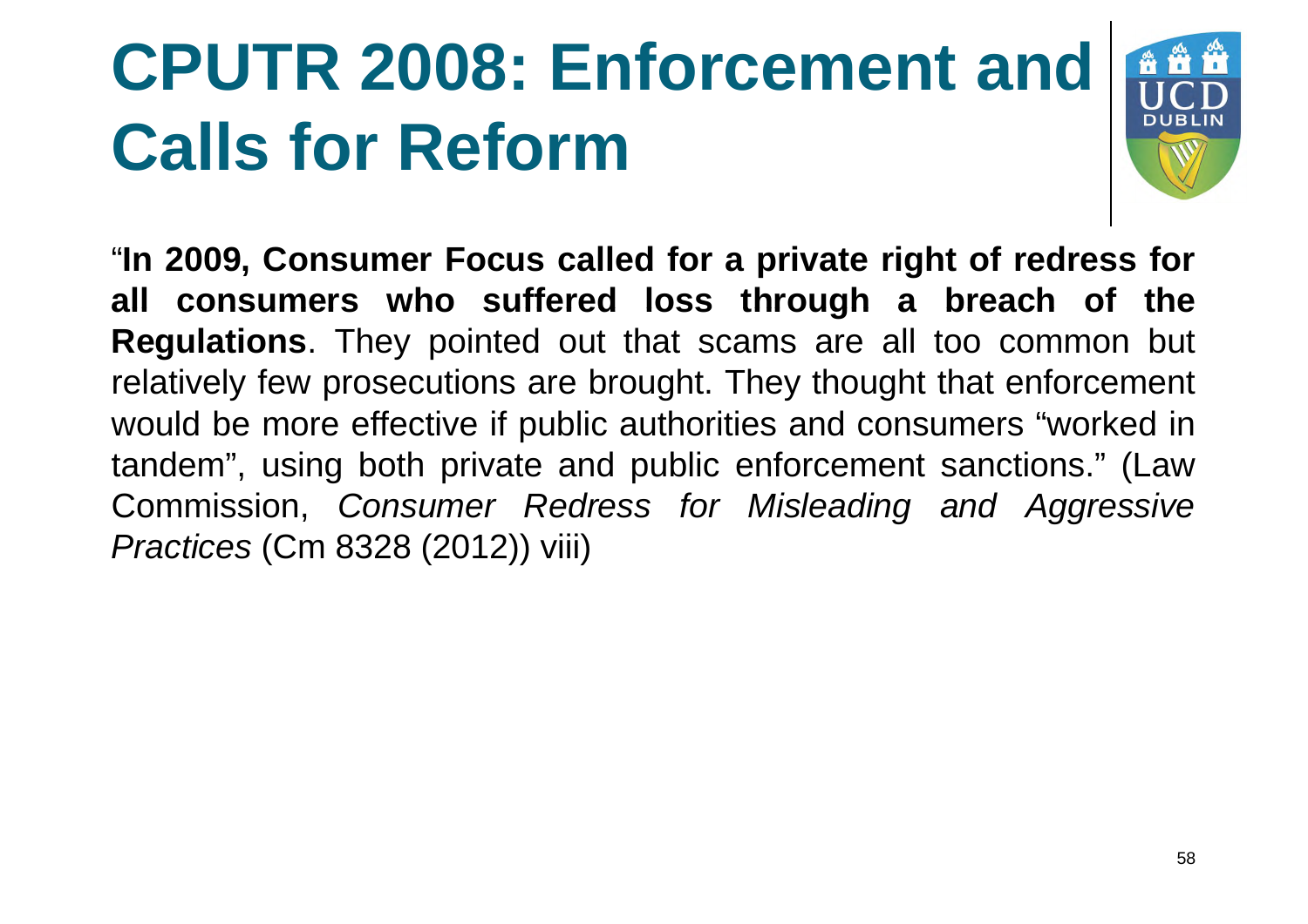# CPUTR 2008: Enforcement and Calls for Reform

"**In 2009, Consumer Focus called for a private right of redress for all consumers who suffered loss through a breach of the Regulations**. They pointed out that scams are all too common but relatively few prosecutions are brought. They thought that enforcement would be more effective if public authorities and consumers "worked in tandem", using both private and public enforcement sanctions." (Law Commission, *Consumer Redress for Misleading and Aggressive Practices* (Cm 8328 (2012)) viii)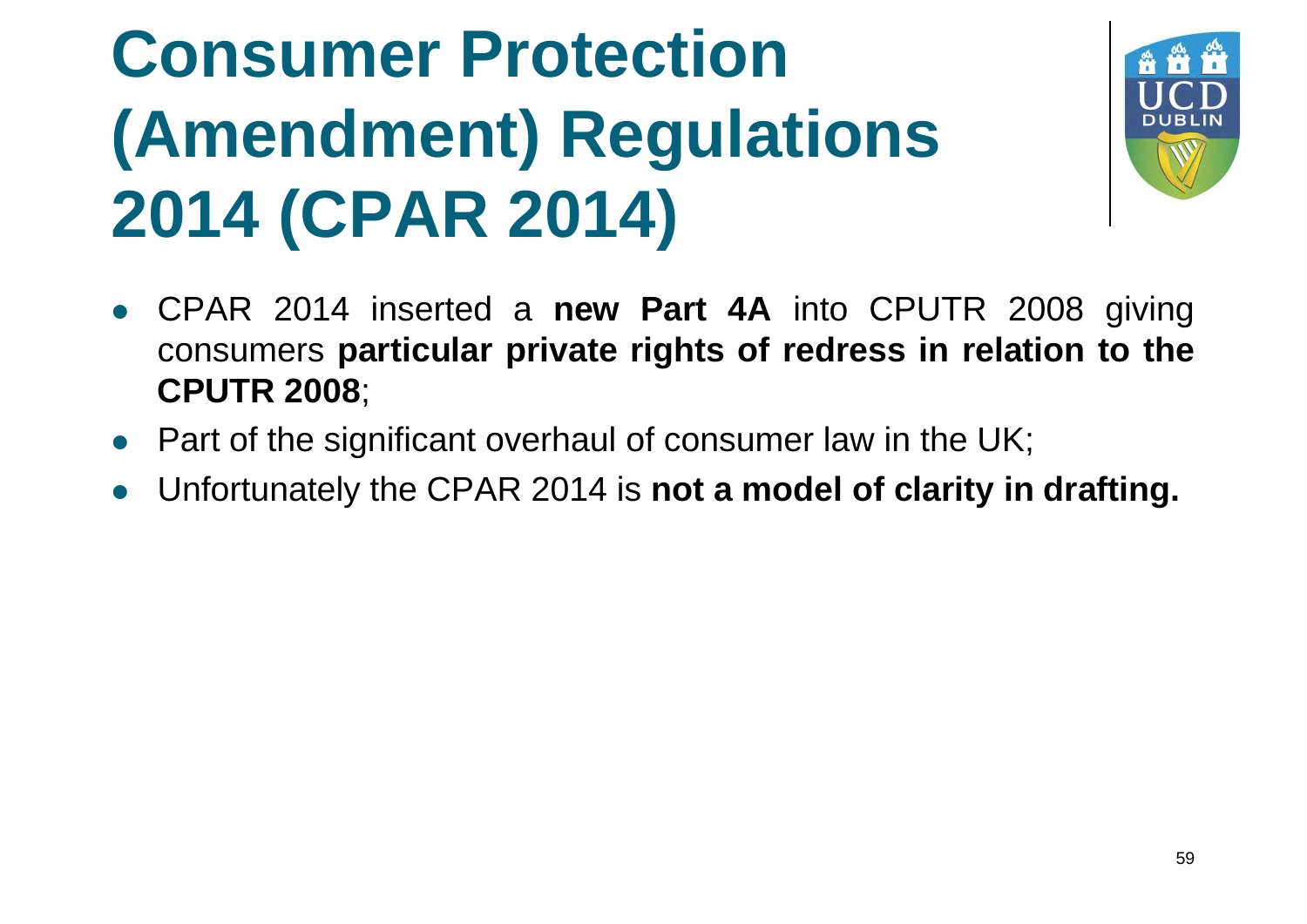# Consumer Protection (Amendment) Regulations 2014 (CPAR 2014)

- CPAR 2014 inserted a **new Part 4A** into CPUTR 2008 giving consumers **particular private rights of redress in relation to the CPUTR 2008**;
- Part of the significant overhaul of consumer law in the UK;
- Unfortunately the CPAR 2014 is **not a model of clarity in drafting.**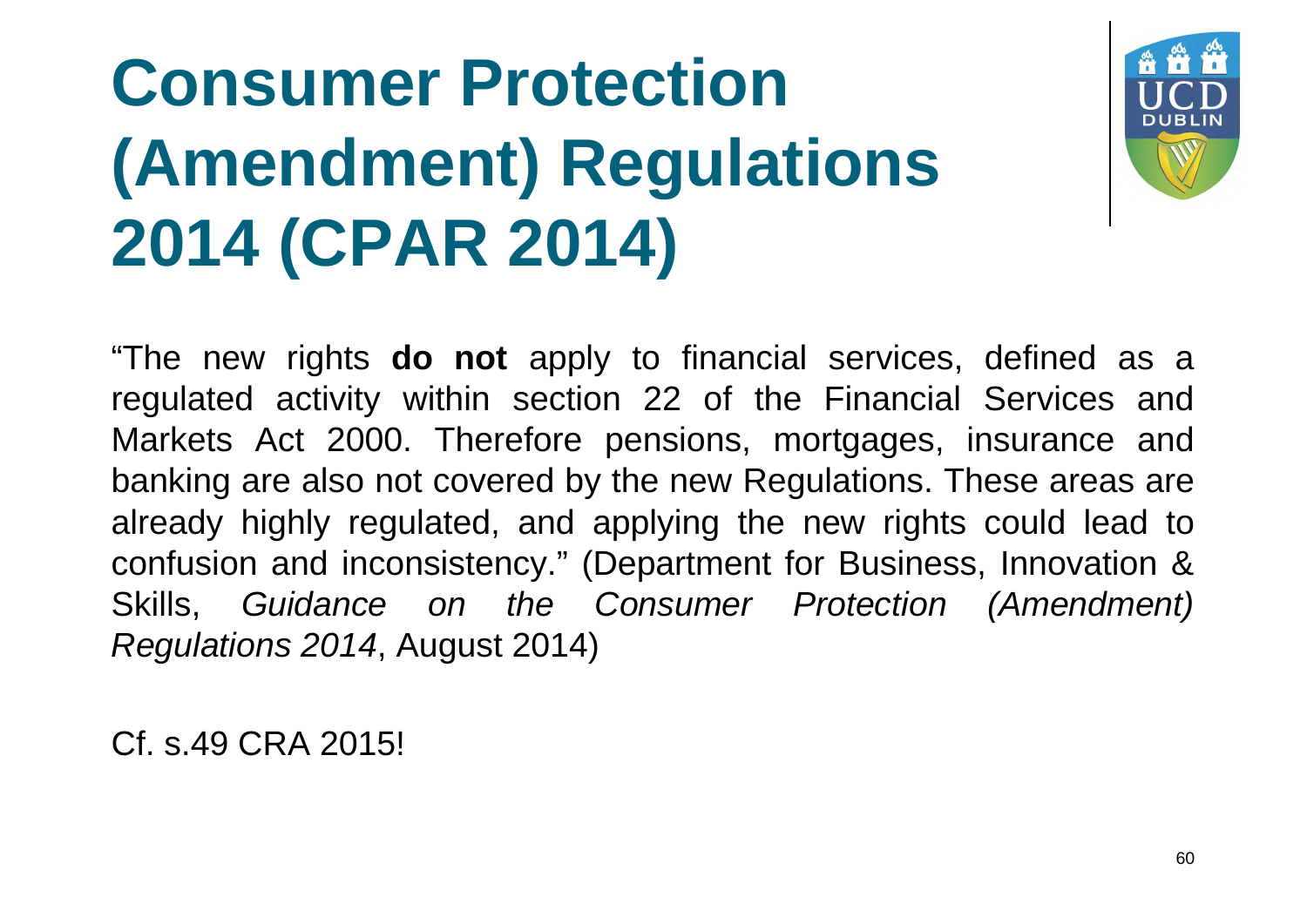# Consumer Protection (Amendment) Regulations 2014 (CPAR 2014)

"The new rights **do not** apply to financial services, defined as a regulated activity within section 22 of the Financial Services and Markets Act 2000. Therefore pensions, mortgages, insurance and banking are also not covered by the new Regulations. These areas are already highly regulated, and applying the new rights could lead to confusion and inconsistency." (Department for Business, Innovation & Skills, *Guidance on the Consumer Protection (Amendment) Regulations 2014*, August 2014)

Cf. s.49 CRA 2015!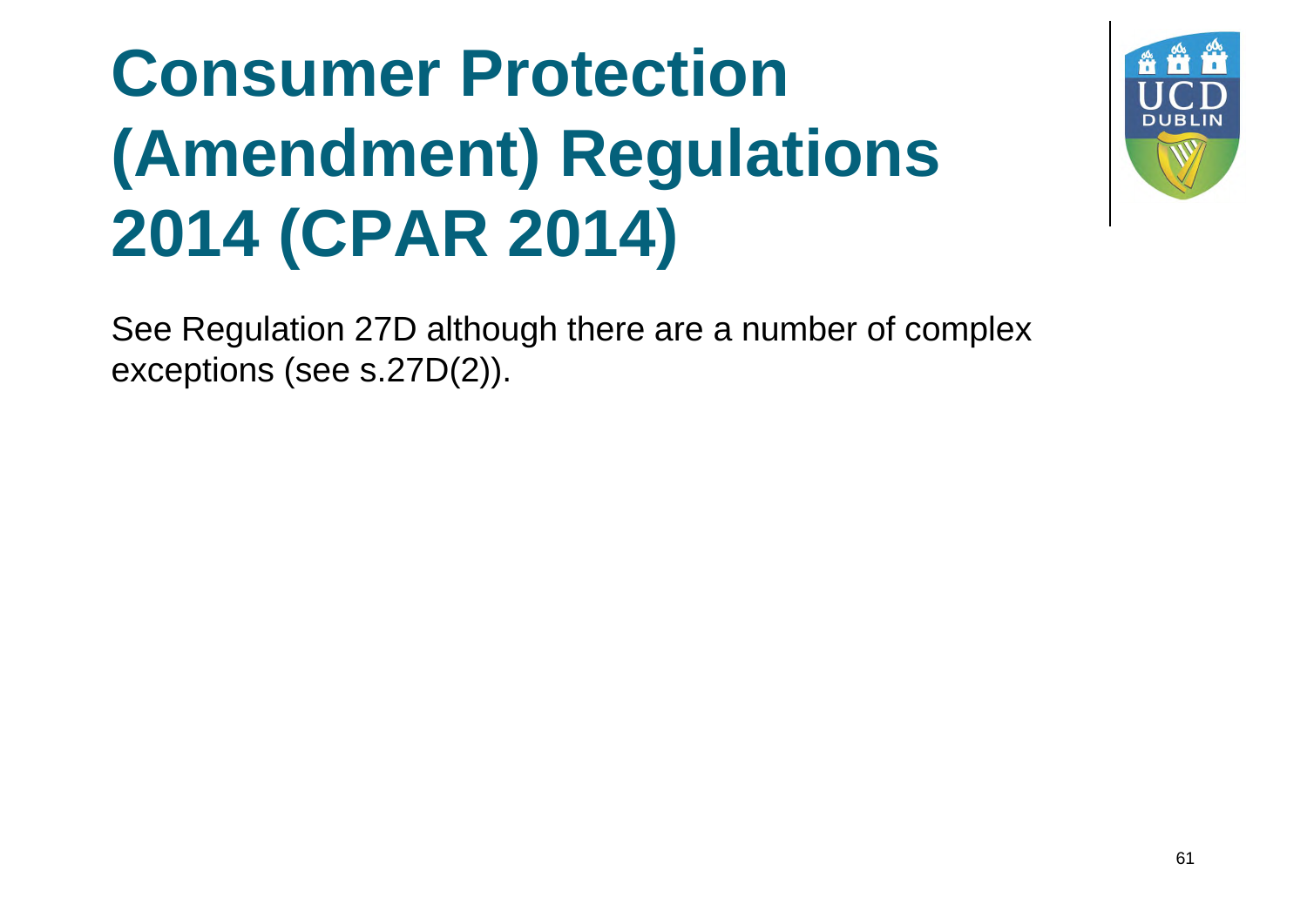# Consumer Protection (Amendment) Regulations 2014 (CPAR 2014)

See Regulation 27D although there are a number of complex exceptions (see s.27D(2)).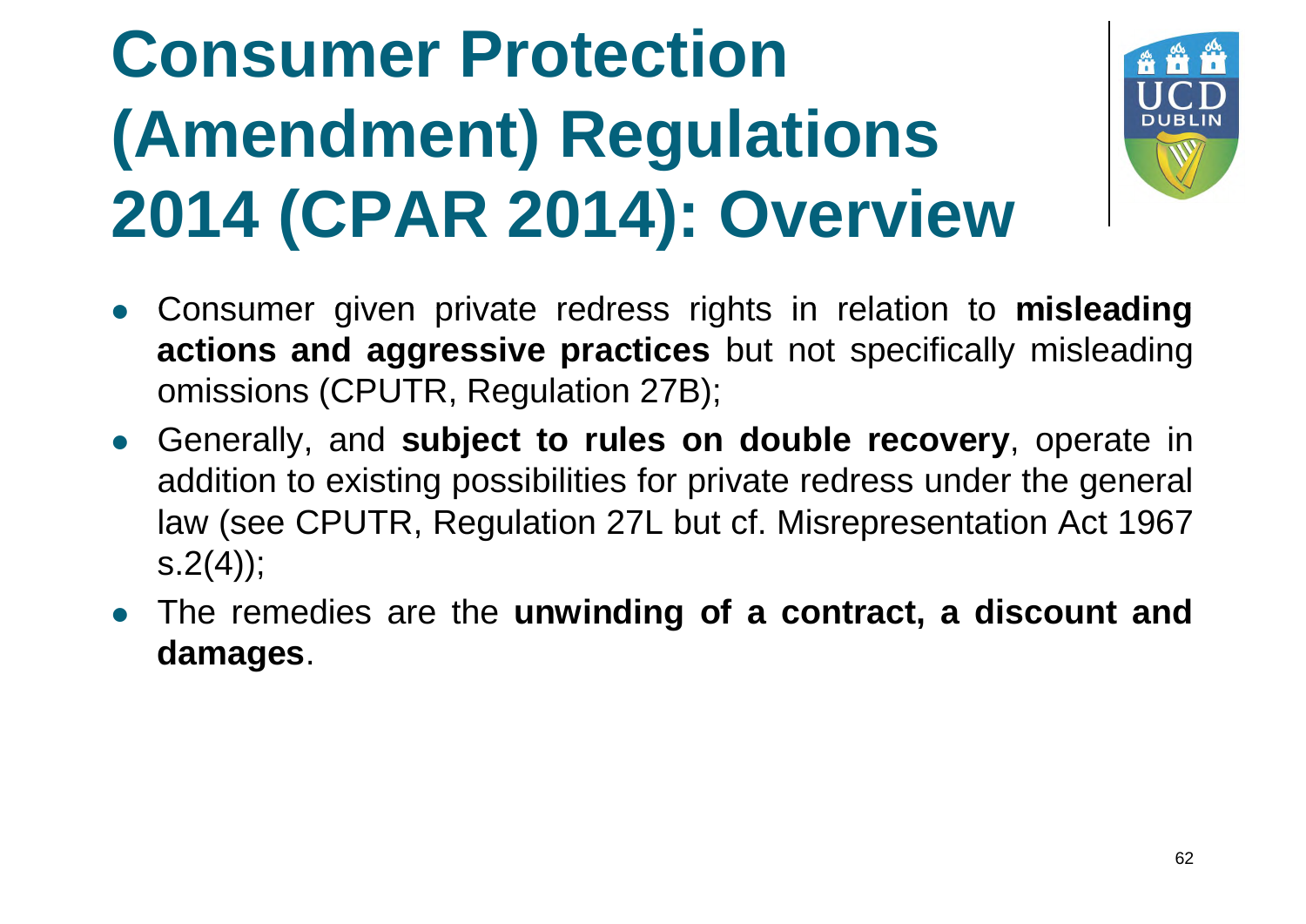# Consumer Protection (Amendment) Regulations 2014 (CPAR 2014): Overview

- Consumer given private redress rights in relation to **misleading actions and aggressive practices** but not specifically misleading omissions (CPUTR, Regulation 27B);
- Generally, and **subject to rules on double recovery**, operate in addition to existing possibilities for private redress under the general law (see CPUTR, Regulation 27L but cf. Misrepresentation Act 1967 s.2(4));
- The remedies are the **unwinding of a contract, a discount and damages**.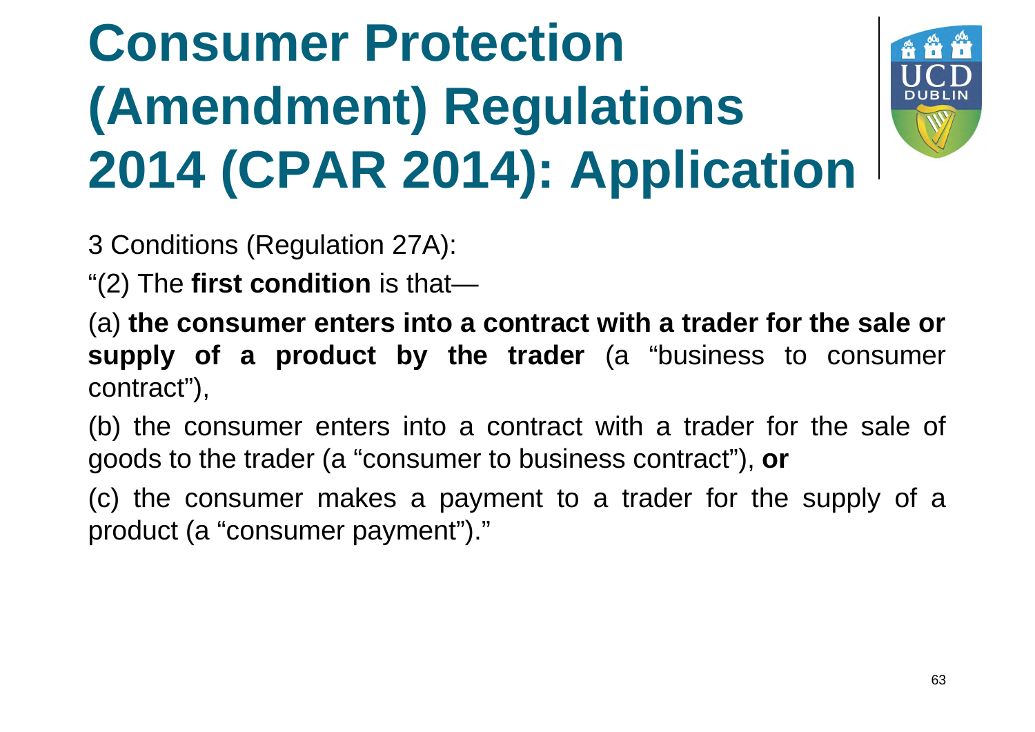# Consumer Protection (Amendment) Regulations 2014 (CPAR 2014): Application

3 Conditions (Regulation 27A):

"(2) The **first condition** is that—

(a) **the consumer enters into a contract with a trader for the sale or supply of a product by the trader** (a "business to consumer contract"),

(b) the consumer enters into a contract with a trader for the sale of goods to the trader (a "consumer to business contract"), **or**

(c) the consumer makes a payment to a trader for the supply of a product (a "consumer payment")."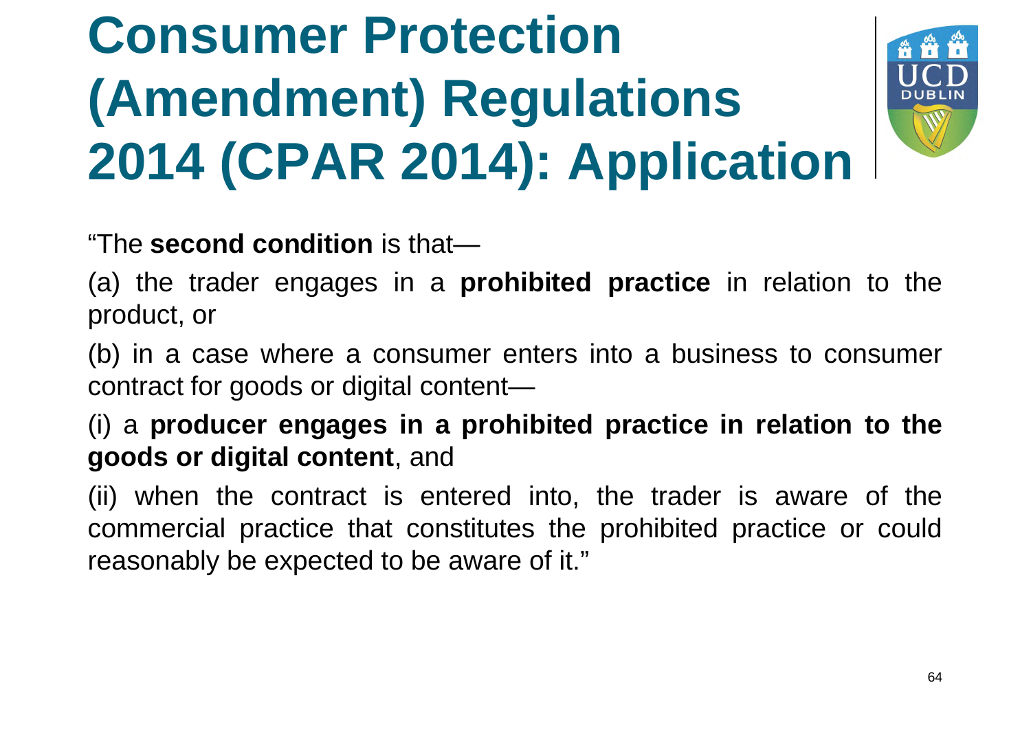# Consumer Protection (Amendment) Regulations 2014 (CPAR 2014): Application

“The **second condition** is that—

(a) the trader engages in a **prohibited practice** in relation to the product, or

(b) in a case where a consumer enters into a business to consumer contract for goods or digital content—

(i) a **producer engages in a prohibited practice in relation to the goods or digital content**, and

(ii) when the contract is entered into, the trader is aware of the commercial practice that constitutes the prohibited practice or could reasonably be expected to be aware of it.”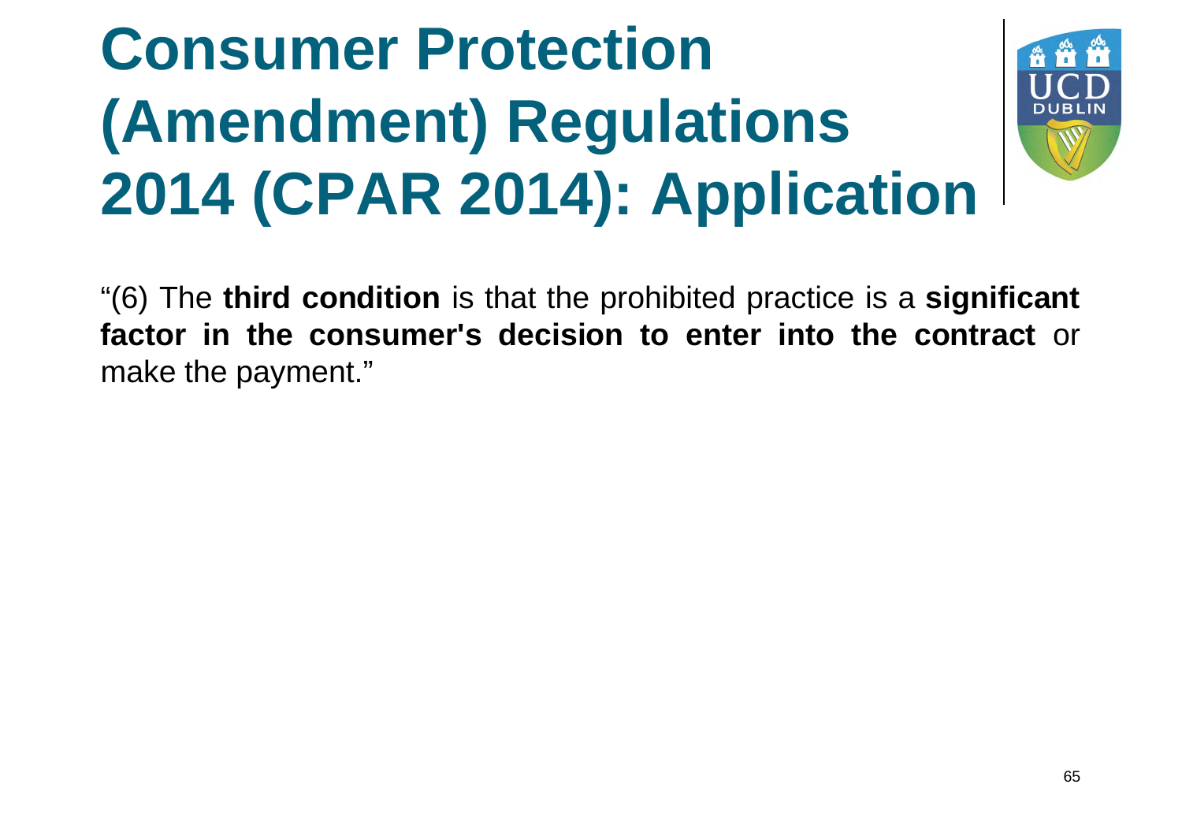# Consumer Protection (Amendment) Regulations 2014 (CPAR 2014): Application

"(6) The **third condition** is that the prohibited practice is a **significant factor in the consumer's decision to enter into the contract** or make the payment."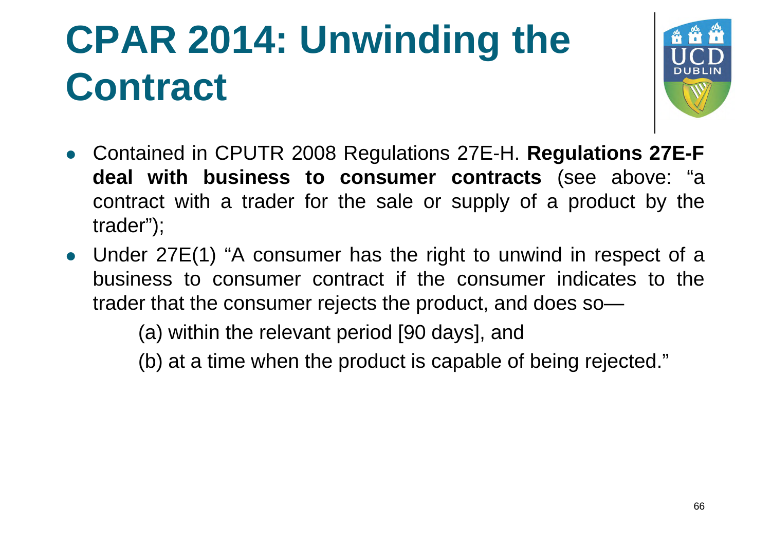# CPAR 2014: Unwinding the Contract

- Contained in CPUTR 2008 Regulations 27E-H. **Regulations 27E-F deal with business to consumer contracts** (see above: "a contract with a trader for the sale or supply of a product by the trader");
- Under 27E(1) "A consumer has the right to unwind in respect of a business to consumer contract if the consumer indicates to the trader that the consumer rejects the product, and does so—

  (a) within the relevant period [90 days], and

  (b) at a time when the product is capable of being rejected."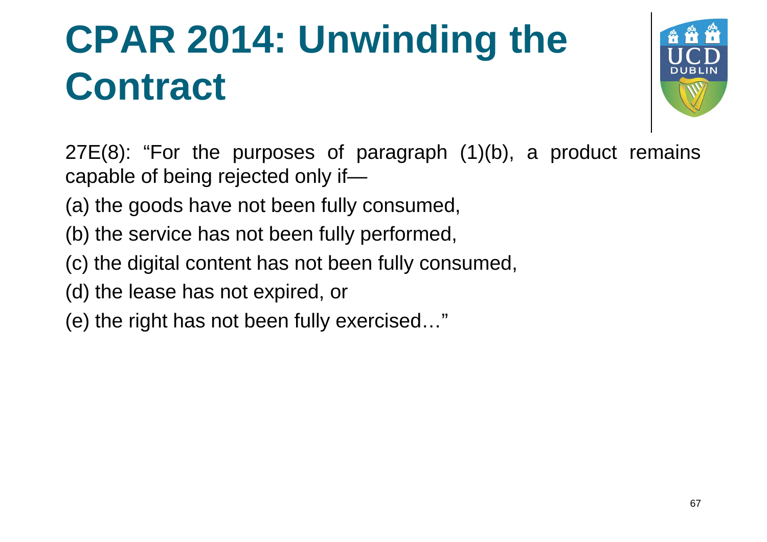# CPAR 2014: Unwinding the Contract

27E(8): "For the purposes of paragraph (1)(b), a product remains capable of being rejected only if—

(a) the goods have not been fully consumed,

(b) the service has not been fully performed,

(c) the digital content has not been fully consumed,

(d) the lease has not expired, or

(e) the right has not been fully exercised…"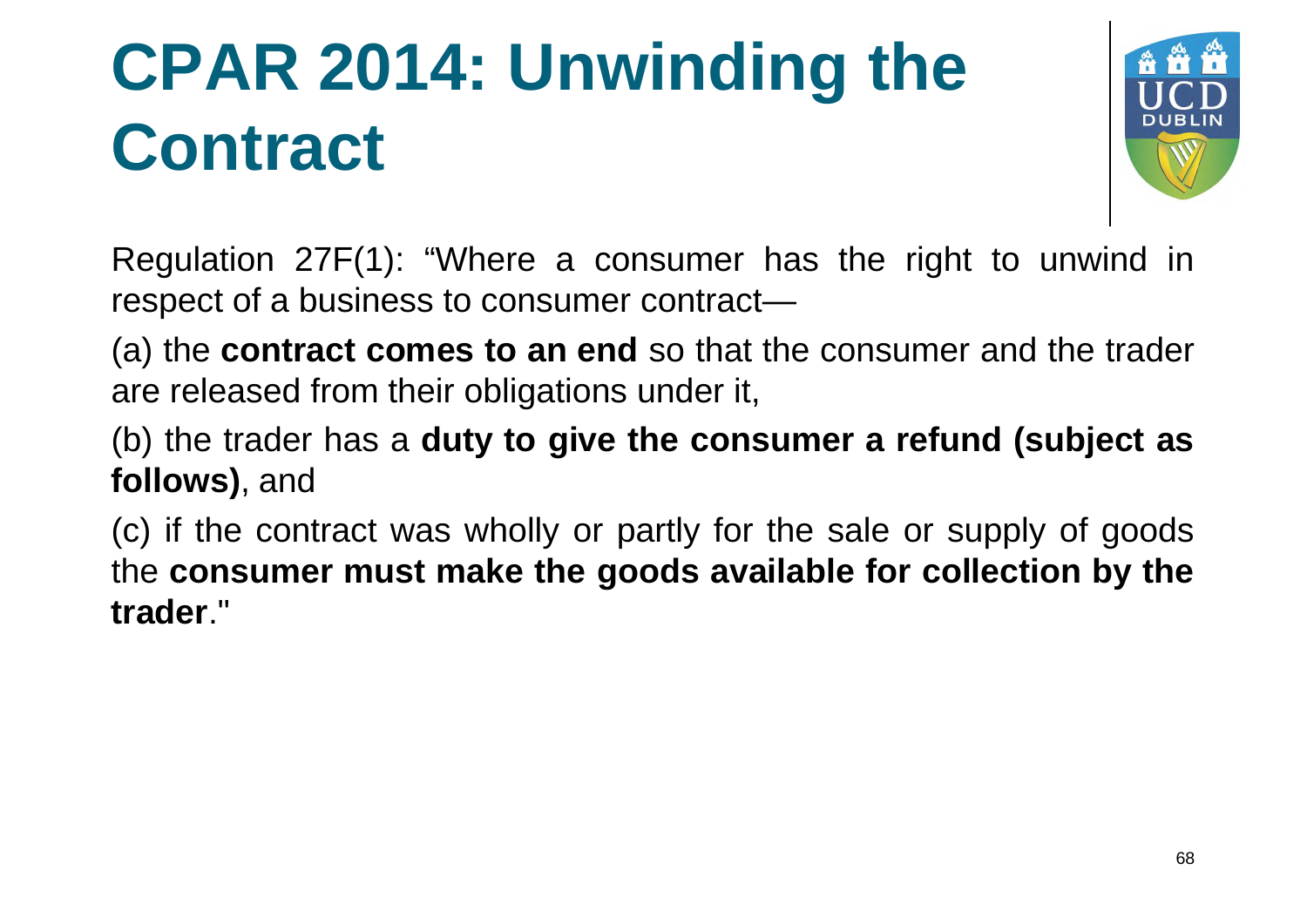# CPAR 2014: Unwinding the Contract

Regulation 27F(1): "Where a consumer has the right to unwind in respect of a business to consumer contract—

(a) the **contract comes to an end** so that the consumer and the trader are released from their obligations under it,

(b) the trader has a **duty to give the consumer a refund (subject as follows)**, and

(c) if the contract was wholly or partly for the sale or supply of goods the **consumer must make the goods available for collection by the trader**."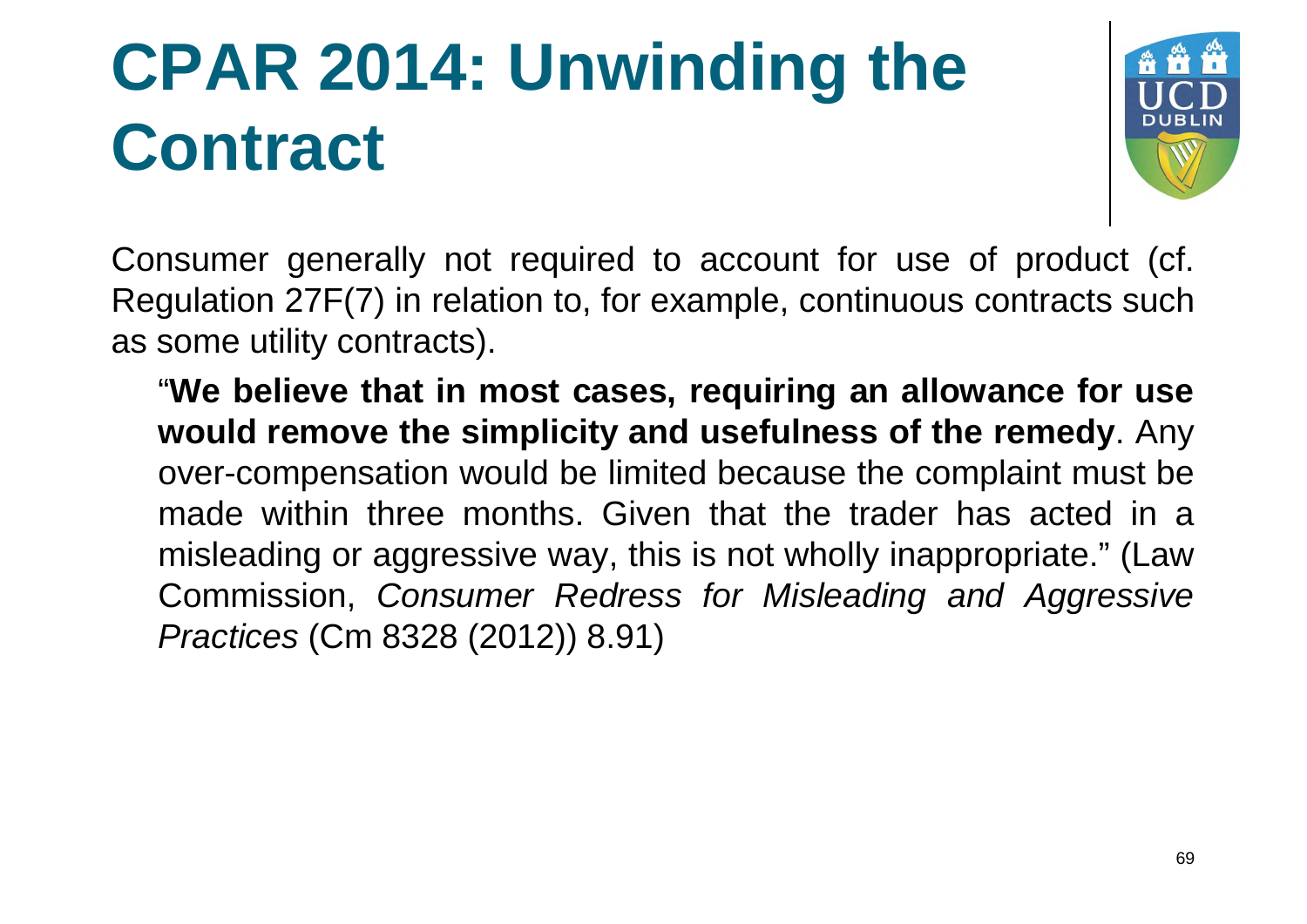# CPAR 2014: Unwinding the Contract

Consumer generally not required to account for use of product (cf. Regulation 27F(7) in relation to, for example, continuous contracts such as some utility contracts).

> "**We believe that in most cases, requiring an allowance for use would remove the simplicity and usefulness of the remedy**. Any over-compensation would be limited because the complaint must be made within three months. Given that the trader has acted in a misleading or aggressive way, this is not wholly inappropriate." (Law Commission, *Consumer Redress for Misleading and Aggressive Practices* (Cm 8328 (2012)) 8.91)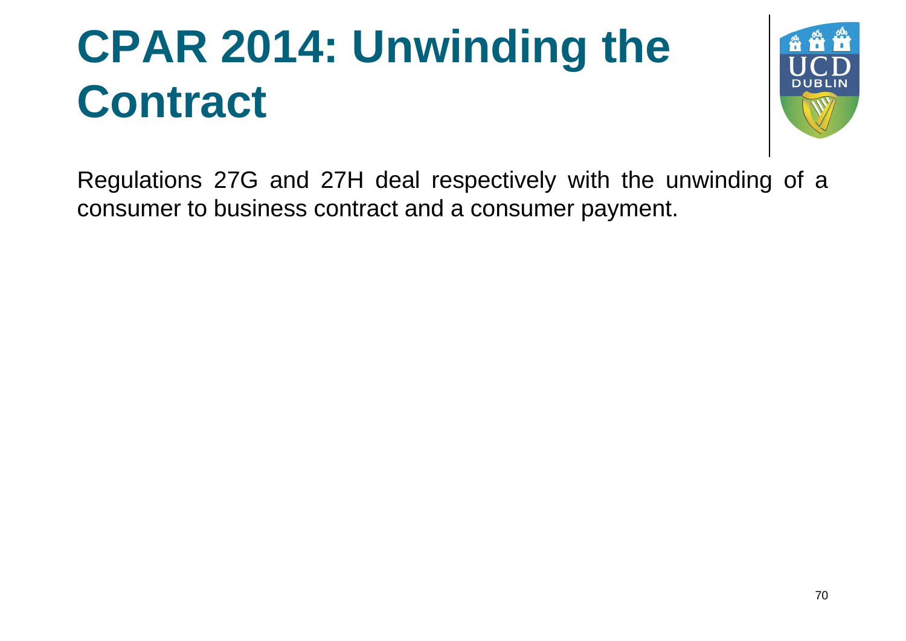# CPAR 2014: Unwinding the Contract

Regulations 27G and 27H deal respectively with the unwinding of a consumer to business contract and a consumer payment.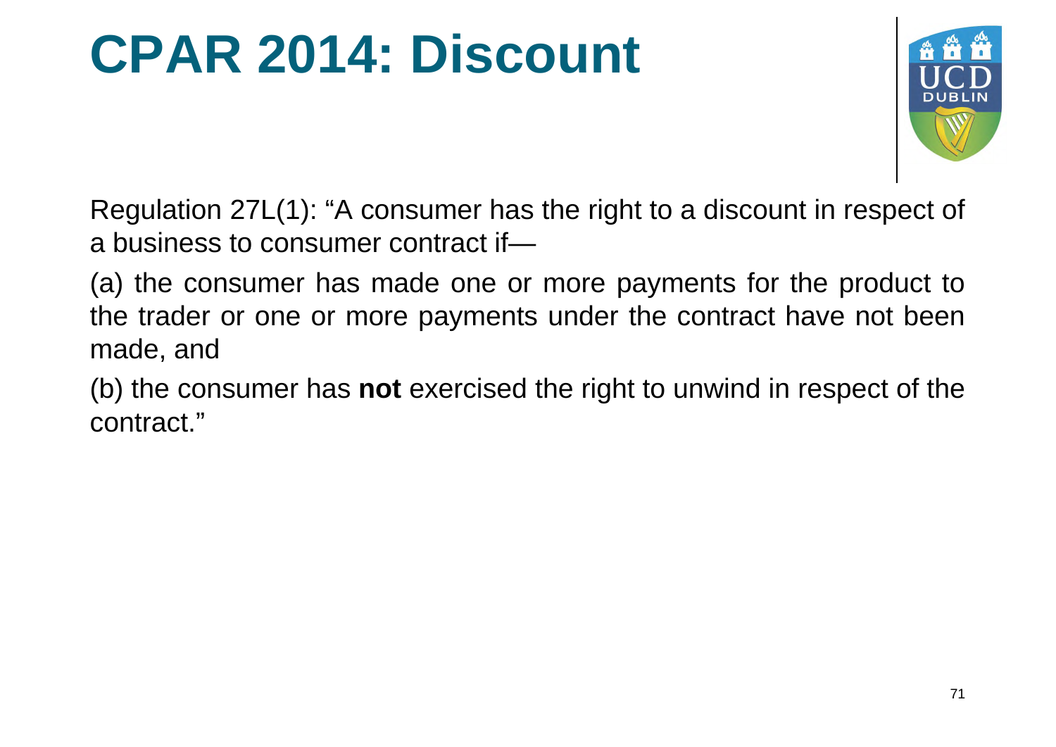# CPAR 2014: Discount

Regulation 27L(1): “A consumer has the right to a discount in respect of a business to consumer contract if—

(a) the consumer has made one or more payments for the product to the trader or one or more payments under the contract have not been made, and

(b) the consumer has **not** exercised the right to unwind in respect of the contract.”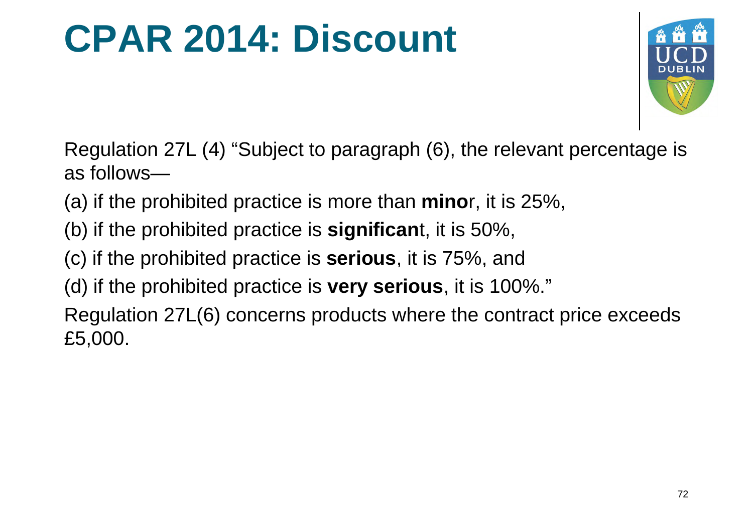# CPAR 2014: Discount

Regulation 27L (4) "Subject to paragraph (6), the relevant percentage is as follows—

(a) if the prohibited practice is more than **minor**, it is 25%,

(b) if the prohibited practice is **significant**, it is 50%,

(c) if the prohibited practice is **serious**, it is 75%, and

(d) if the prohibited practice is **very serious**, it is 100%."

Regulation 27L(6) concerns products where the contract price exceeds £5,000.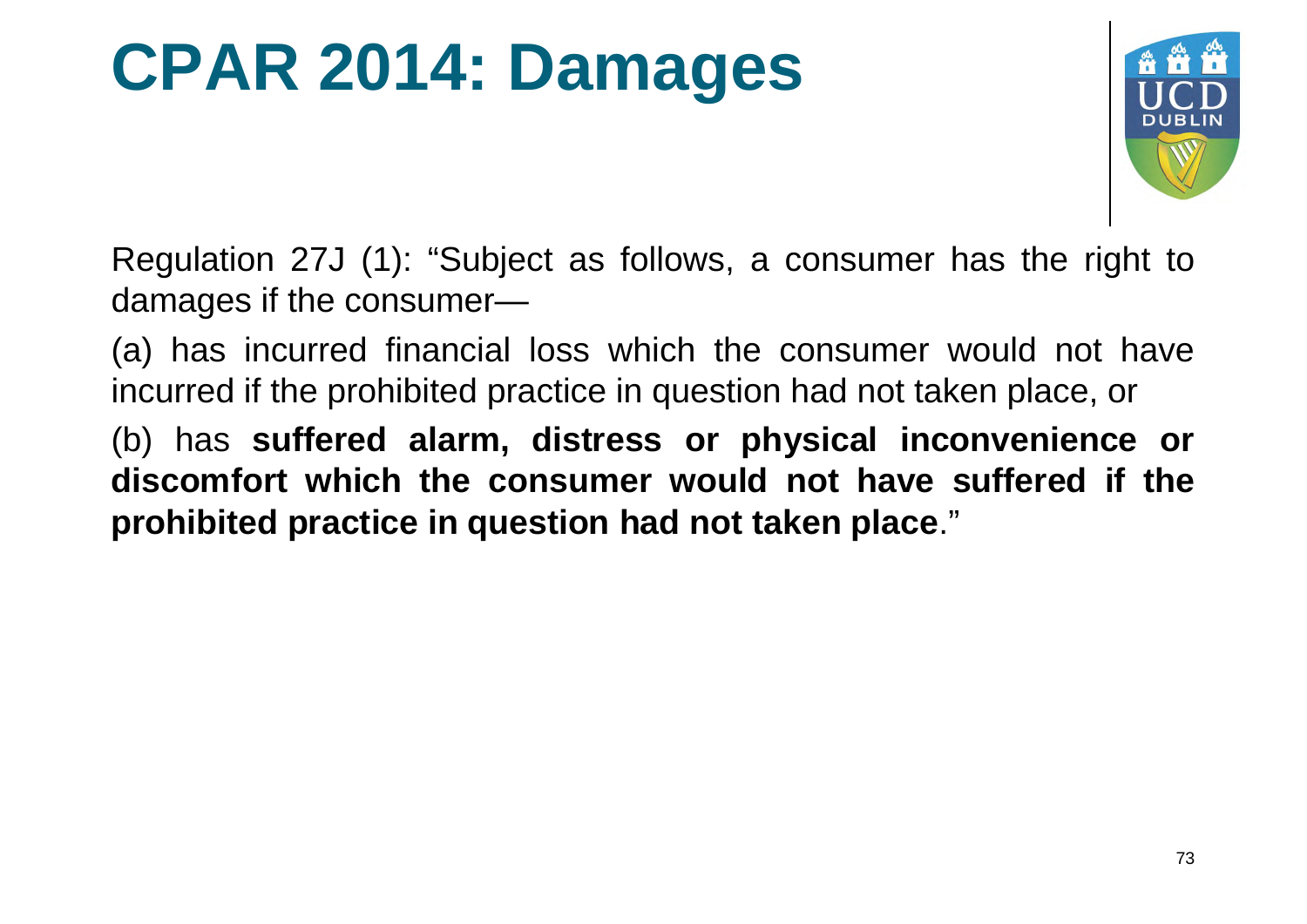# CPAR 2014: Damages

Regulation 27J (1): "Subject as follows, a consumer has the right to damages if the consumer—

(a) has incurred financial loss which the consumer would not have incurred if the prohibited practice in question had not taken place, or

(b) has **suffered alarm, distress or physical inconvenience or discomfort which the consumer would not have suffered if the prohibited practice in question had not taken place**."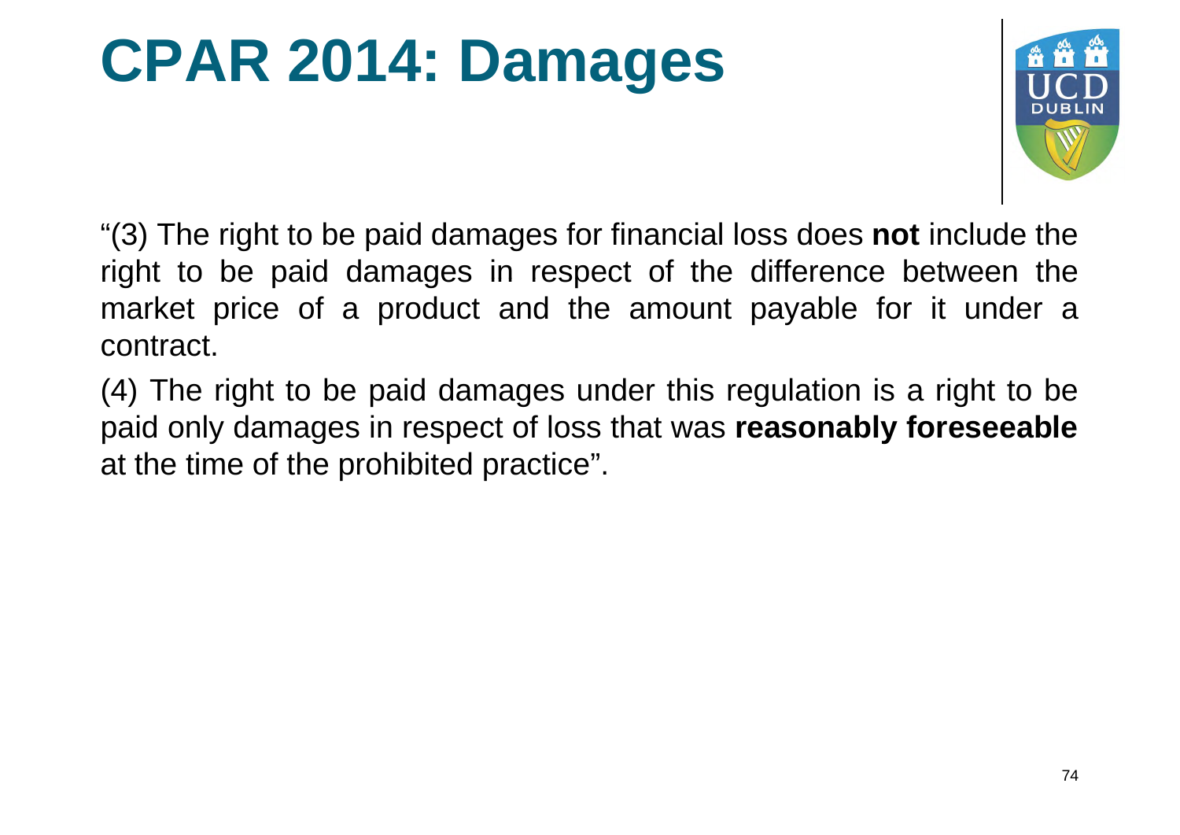# CPAR 2014: Damages

"(3) The right to be paid damages for financial loss does **not** include the right to be paid damages in respect of the difference between the market price of a product and the amount payable for it under a contract.

(4) The right to be paid damages under this regulation is a right to be paid only damages in respect of loss that was **reasonably foreseeable** at the time of the prohibited practice".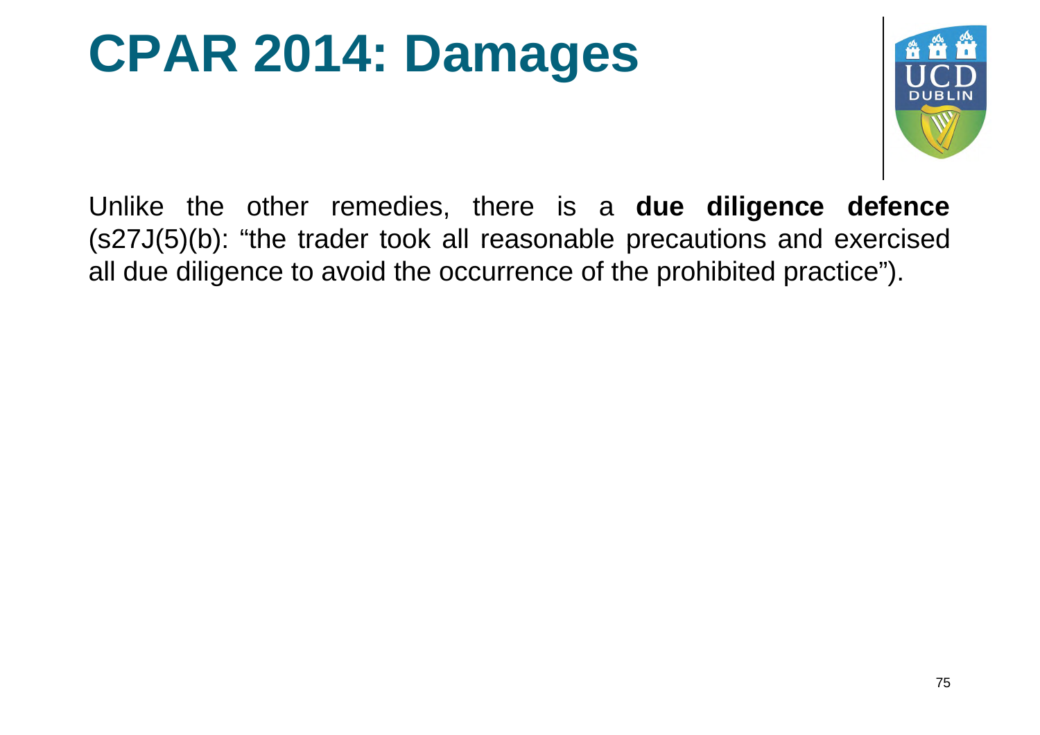# CPAR 2014: Damages

Unlike the other remedies, there is a **due diligence defence** (s27J(5)(b): "the trader took all reasonable precautions and exercised all due diligence to avoid the occurrence of the prohibited practice").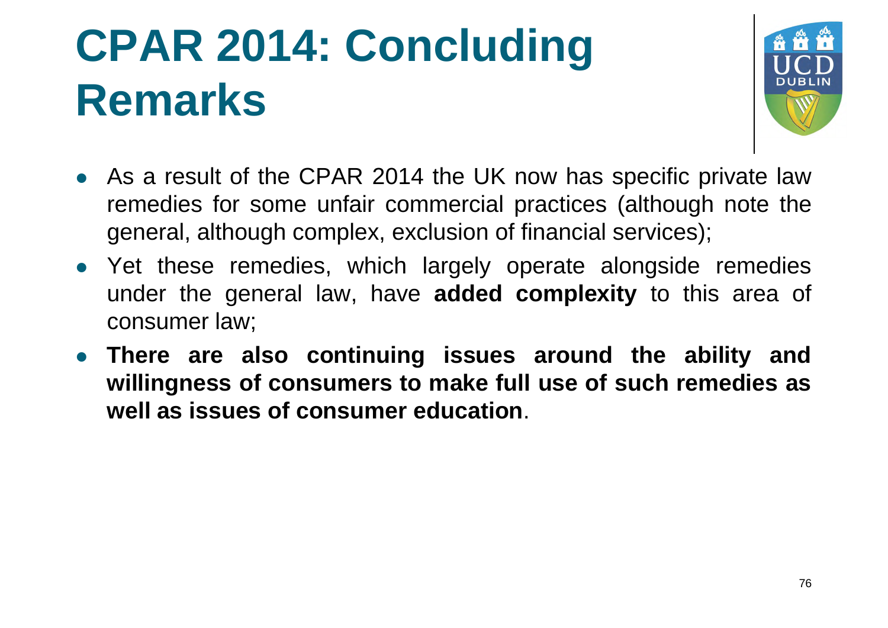# CPAR 2014: Concluding Remarks

- As a result of the CPAR 2014 the UK now has specific private law remedies for some unfair commercial practices (although note the general, although complex, exclusion of financial services);
- Yet these remedies, which largely operate alongside remedies under the general law, have **added complexity** to this area of consumer law;
- **There are also continuing issues around the ability and willingness of consumers to make full use of such remedies as well as issues of consumer education**.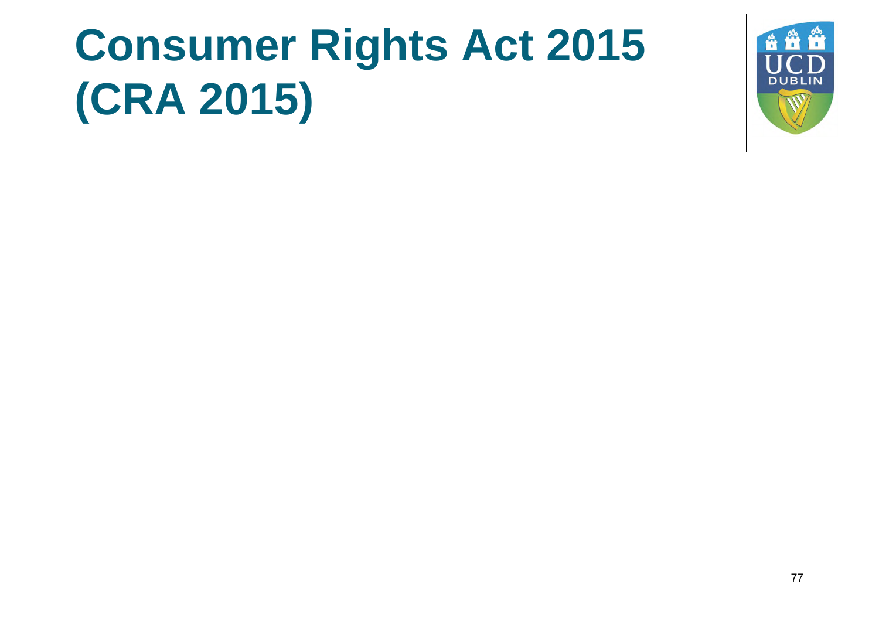# Consumer Rights Act 2015 (CRA 2015)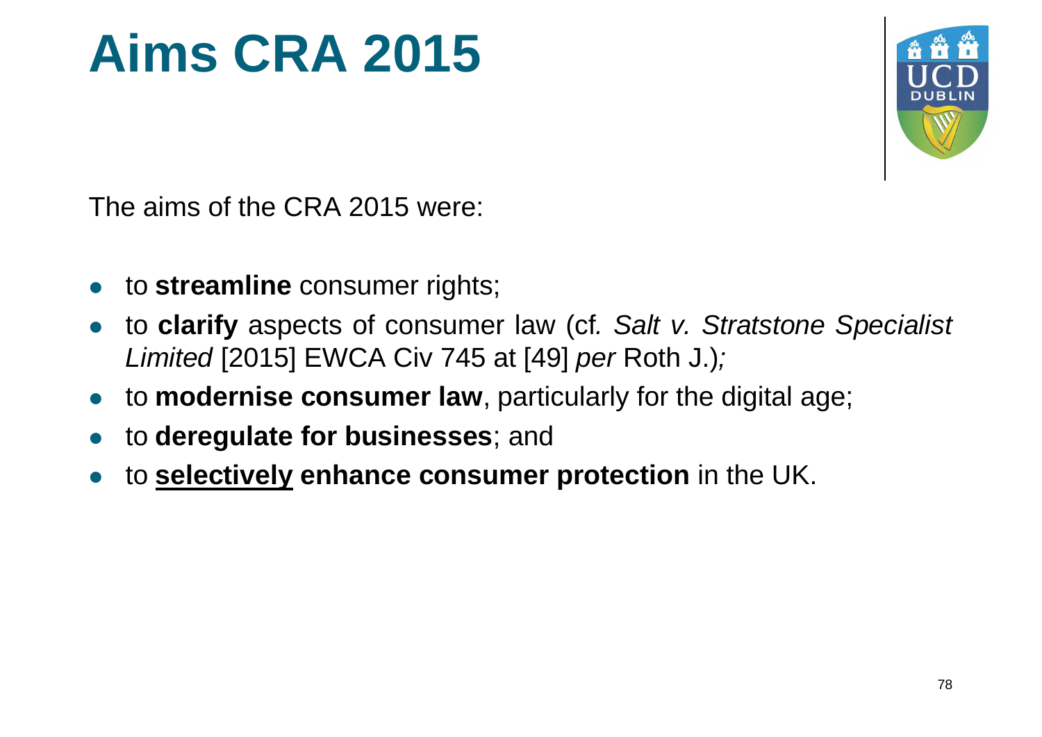# Aims CRA 2015

The aims of the CRA 2015 were:

- to **streamline** consumer rights;
- to **clarify** aspects of consumer law (cf*. Salt v. Stratstone Specialist Limited* [2015] EWCA Civ 745 at [49] *per* Roth J.)*;*
- to **modernise consumer law**, particularly for the digital age;
- to **deregulate for businesses**; and
- to <u>**selectively**</u> **enhance consumer protection** in the UK.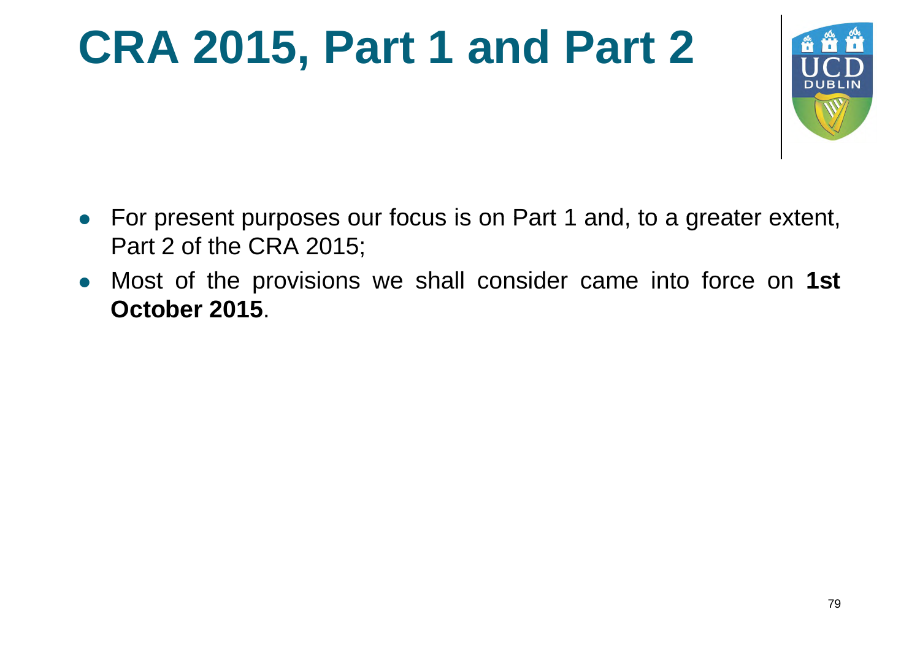# CRA 2015, Part 1 and Part 2

- For present purposes our focus is on Part 1 and, to a greater extent, Part 2 of the CRA 2015;
- Most of the provisions we shall consider came into force on **1st October 2015**.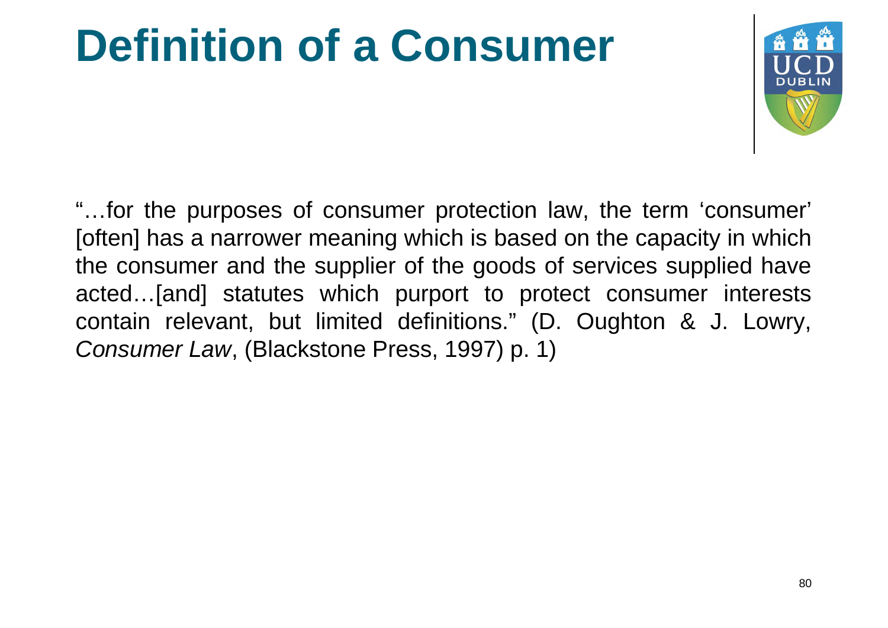# Definition of a Consumer

"…for the purposes of consumer protection law, the term 'consumer' [often] has a narrower meaning which is based on the capacity in which the consumer and the supplier of the goods of services supplied have acted…[and] statutes which purport to protect consumer interests contain relevant, but limited definitions." (D. Oughton & J. Lowry, *Consumer Law*, (Blackstone Press, 1997) p. 1)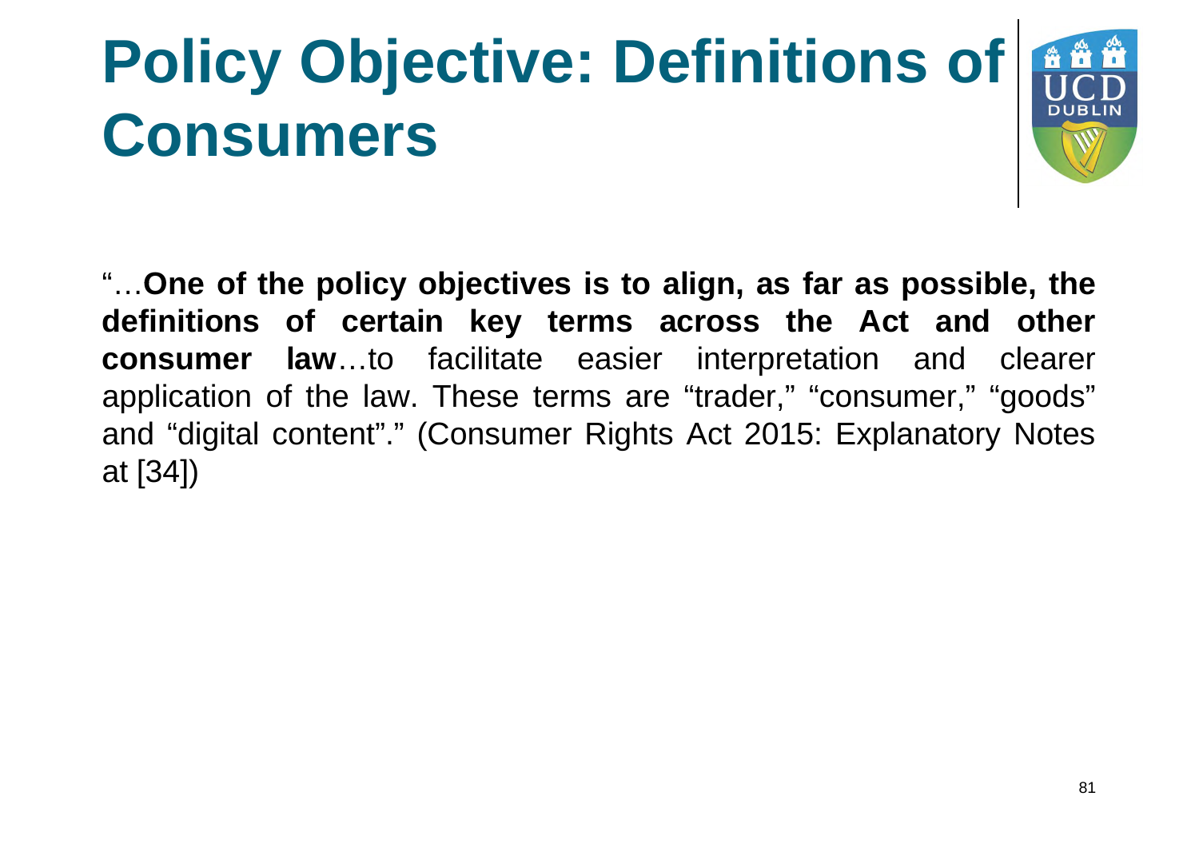# Policy Objective: Definitions of Consumers

"…**One of the policy objectives is to align, as far as possible, the definitions of certain key terms across the Act and other consumer law**…to facilitate easier interpretation and clearer application of the law. These terms are "trader," "consumer," "goods" and "digital content"." (Consumer Rights Act 2015: Explanatory Notes at [34])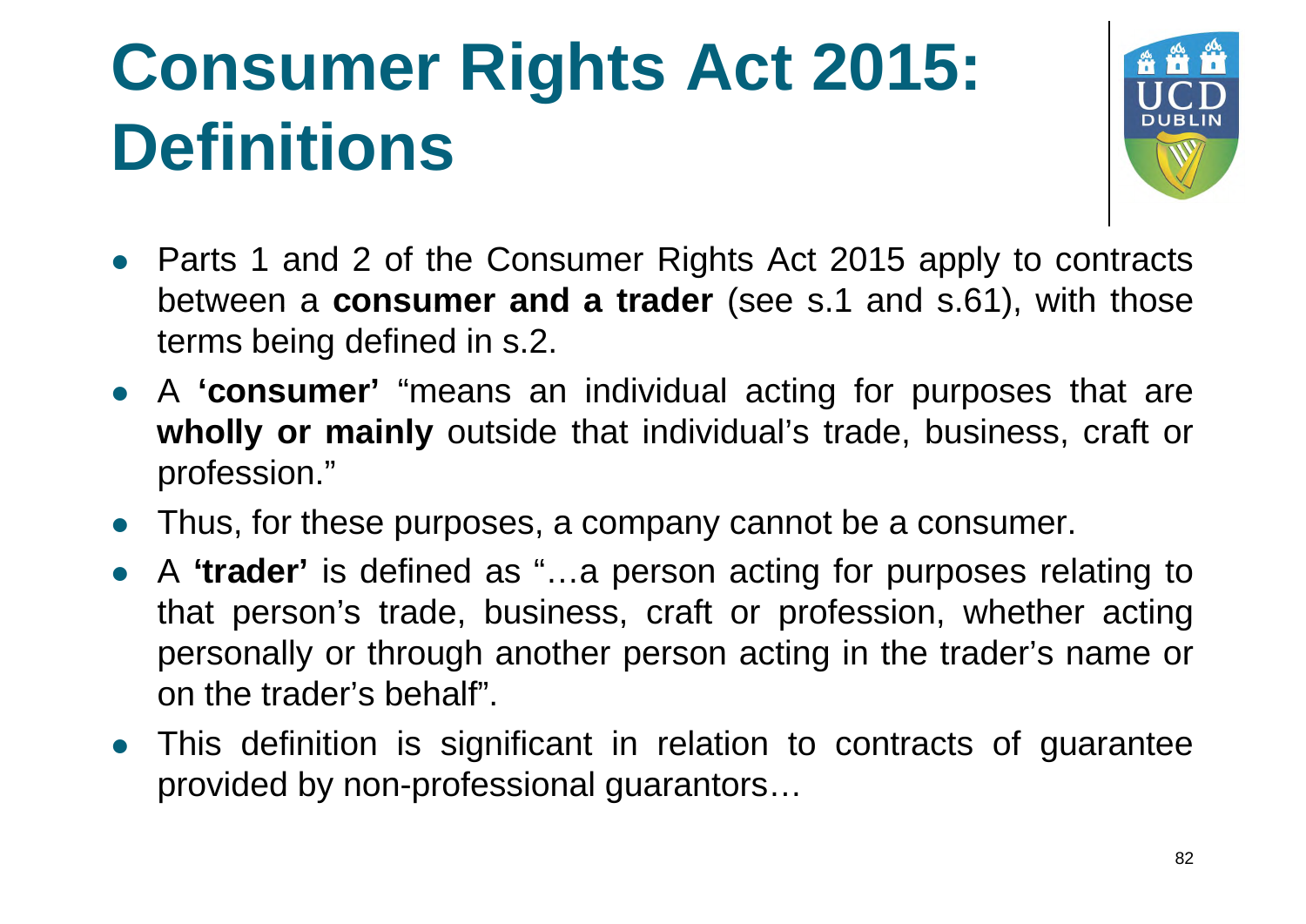# Consumer Rights Act 2015: Definitions

- Parts 1 and 2 of the Consumer Rights Act 2015 apply to contracts between a **consumer and a trader** (see s.1 and s.61), with those terms being defined in s.2.
- A **'consumer'** "means an individual acting for purposes that are **wholly or mainly** outside that individual's trade, business, craft or profession."
- Thus, for these purposes, a company cannot be a consumer.
- A **'trader'** is defined as "…a person acting for purposes relating to that person's trade, business, craft or profession, whether acting personally or through another person acting in the trader's name or on the trader's behalf".
- This definition is significant in relation to contracts of guarantee provided by non-professional guarantors…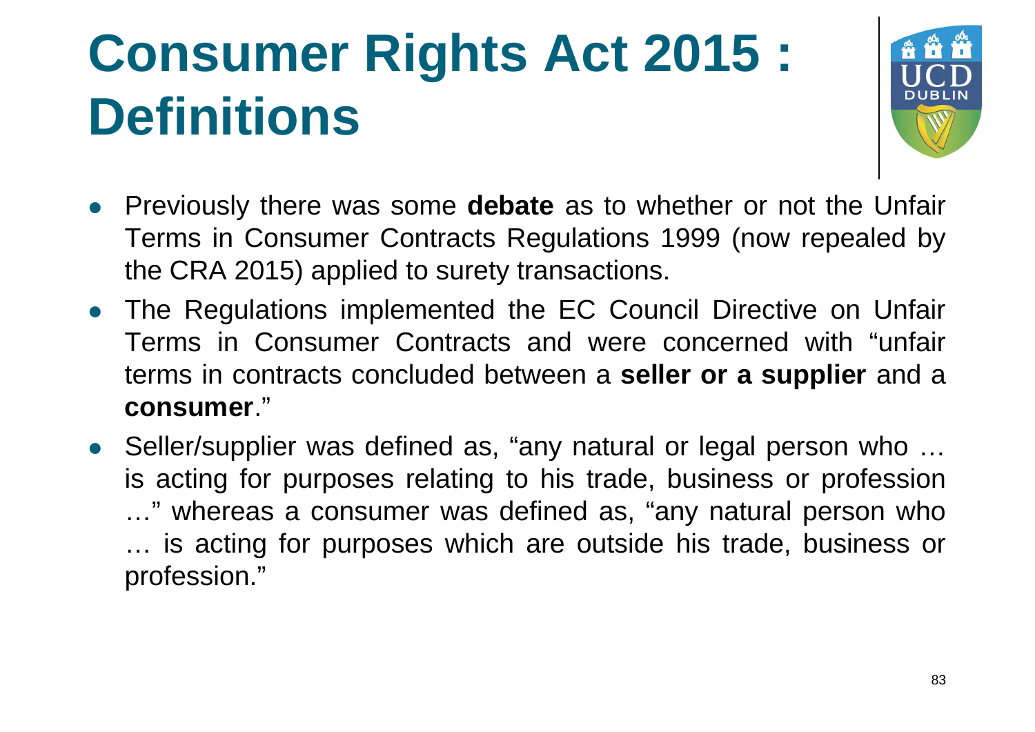# Consumer Rights Act 2015 : Definitions

- Previously there was some **debate** as to whether or not the Unfair Terms in Consumer Contracts Regulations 1999 (now repealed by the CRA 2015) applied to surety transactions.
- The Regulations implemented the EC Council Directive on Unfair Terms in Consumer Contracts and were concerned with "unfair terms in contracts concluded between a **seller or a supplier** and a **consumer**."
- Seller/supplier was defined as, "any natural or legal person who … is acting for purposes relating to his trade, business or profession …" whereas a consumer was defined as, "any natural person who … is acting for purposes which are outside his trade, business or profession."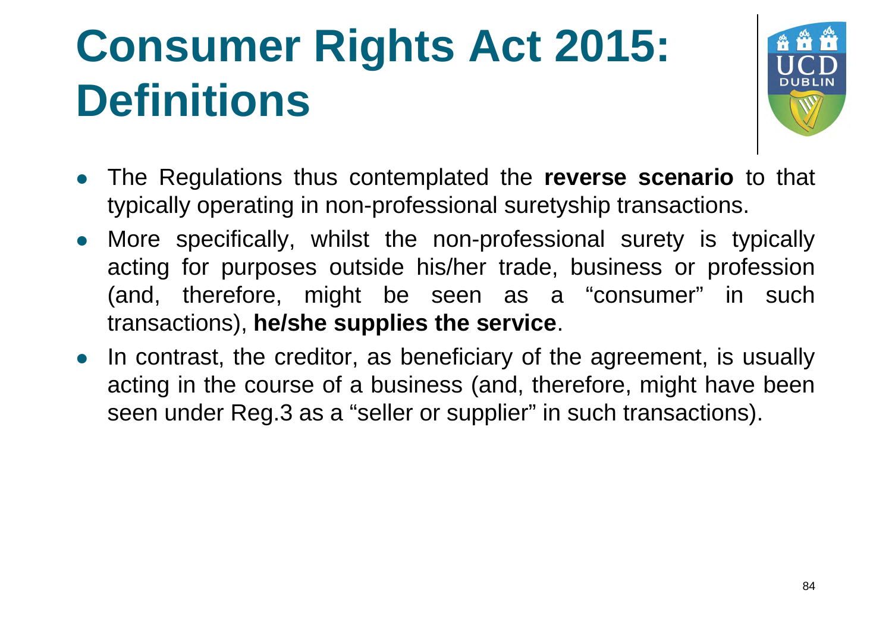# Consumer Rights Act 2015: Definitions

- The Regulations thus contemplated the **reverse scenario** to that typically operating in non-professional suretyship transactions.
- More specifically, whilst the non-professional surety is typically acting for purposes outside his/her trade, business or profession (and, therefore, might be seen as a "consumer" in such transactions), **he/she supplies the service**.
- In contrast, the creditor, as beneficiary of the agreement, is usually acting in the course of a business (and, therefore, might have been seen under Reg.3 as a "seller or supplier" in such transactions).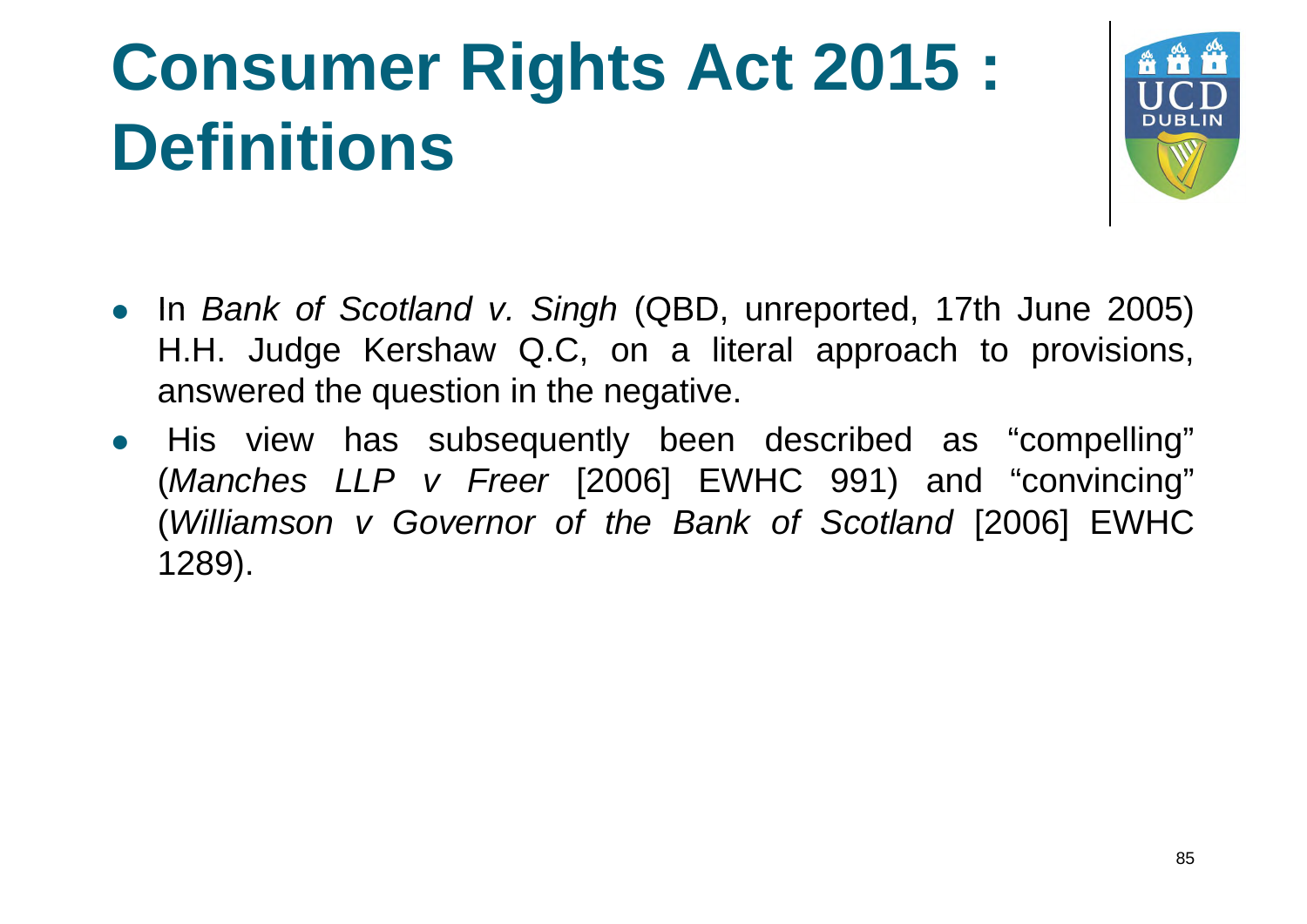# Consumer Rights Act 2015 : Definitions

- In *Bank of Scotland v. Singh* (QBD, unreported, 17th June 2005) H.H. Judge Kershaw Q.C, on a literal approach to provisions, answered the question in the negative.
- His view has subsequently been described as "compelling" (*Manches LLP v Freer* [2006] EWHC 991) and "convincing" (*Williamson v Governor of the Bank of Scotland* [2006] EWHC 1289).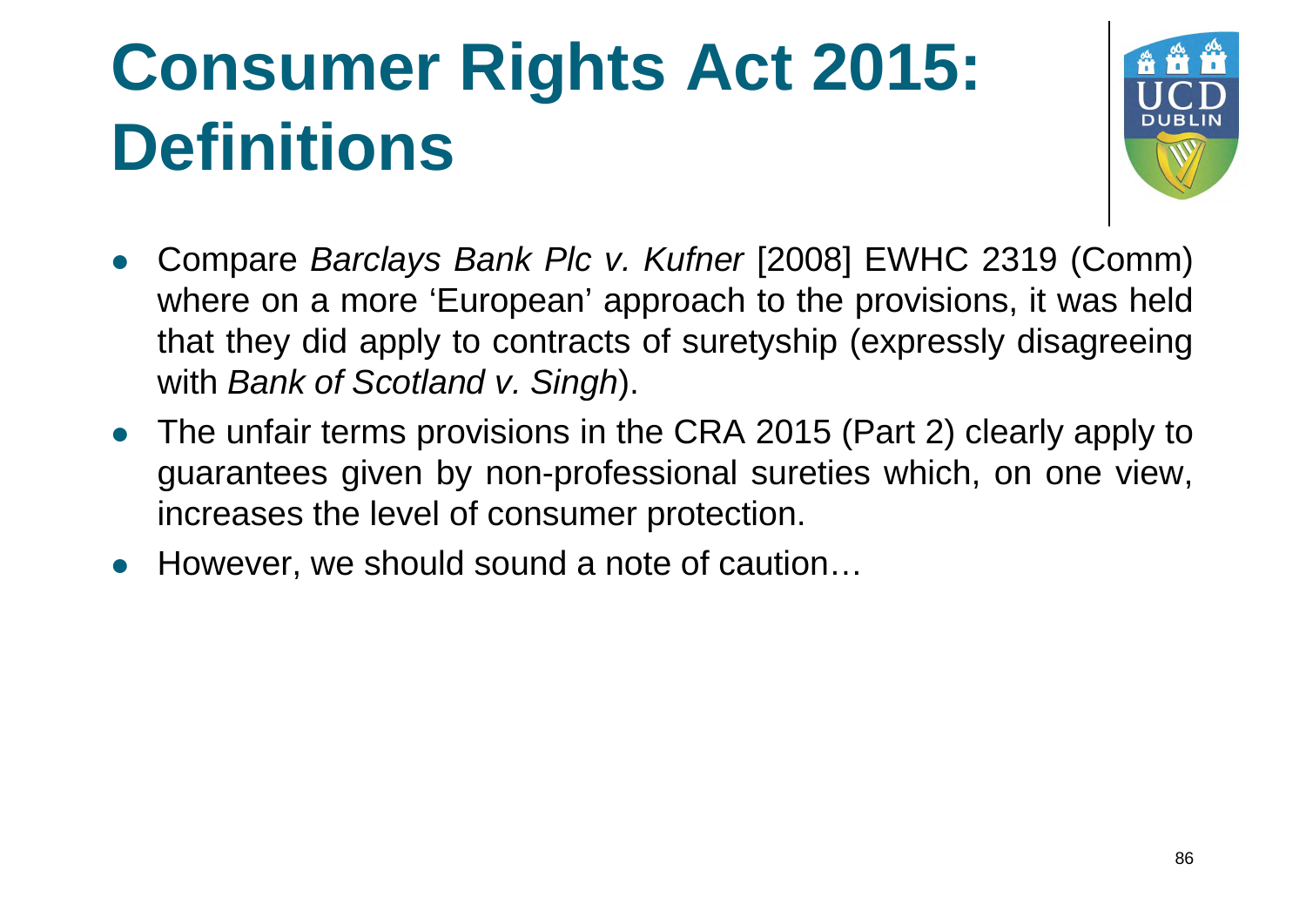# Consumer Rights Act 2015: Definitions

- Compare *Barclays Bank Plc v. Kufner* [2008] EWHC 2319 (Comm) where on a more 'European' approach to the provisions, it was held that they did apply to contracts of suretyship (expressly disagreeing with *Bank of Scotland v. Singh*).
- The unfair terms provisions in the CRA 2015 (Part 2) clearly apply to guarantees given by non-professional sureties which, on one view, increases the level of consumer protection.
- However, we should sound a note of caution…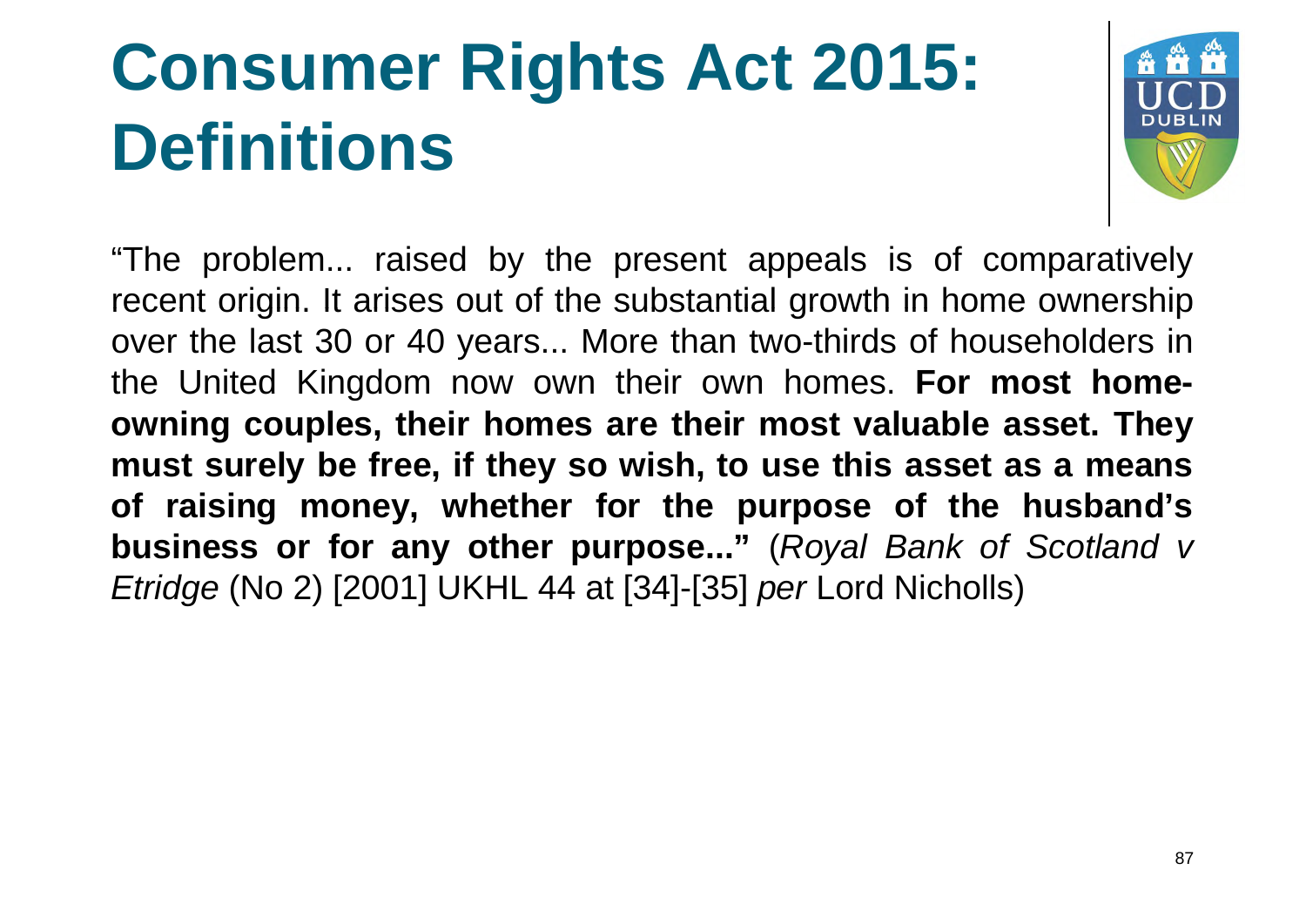# Consumer Rights Act 2015: Definitions

"The problem... raised by the present appeals is of comparatively recent origin. It arises out of the substantial growth in home ownership over the last 30 or 40 years... More than two-thirds of householders in the United Kingdom now own their own homes. **For most home-owning couples, their homes are their most valuable asset. They must surely be free, if they so wish, to use this asset as a means of raising money, whether for the purpose of the husband's business or for any other purpose..."** (*Royal Bank of Scotland v Etridge* (No 2) [2001] UKHL 44 at [34]-[35] *per* Lord Nicholls)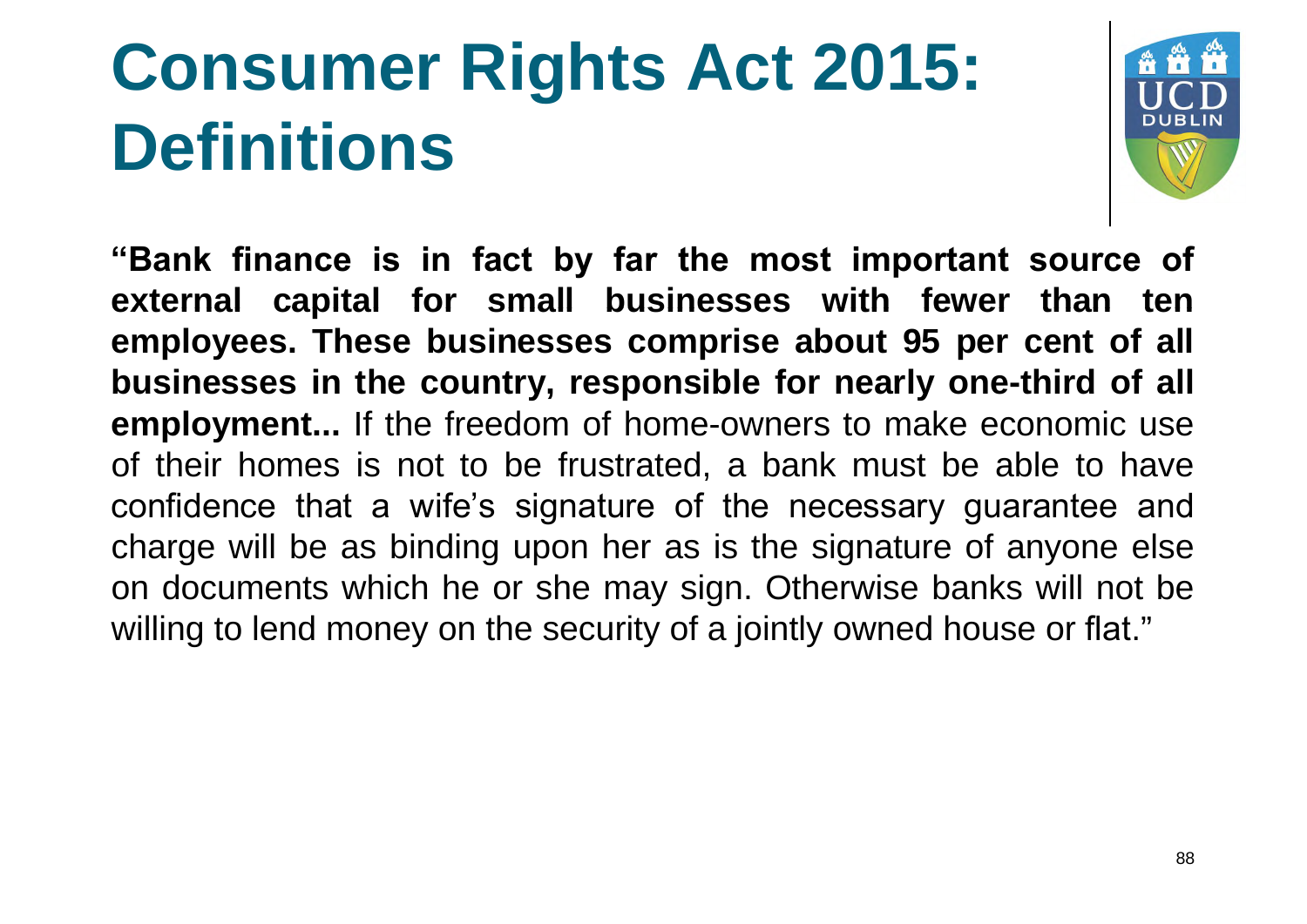# Consumer Rights Act 2015: Definitions

**"Bank finance is in fact by far the most important source of external capital for small businesses with fewer than ten employees. These businesses comprise about 95 per cent of all businesses in the country, responsible for nearly one-third of all employment...** If the freedom of home-owners to make economic use of their homes is not to be frustrated, a bank must be able to have confidence that a wife's signature of the necessary guarantee and charge will be as binding upon her as is the signature of anyone else on documents which he or she may sign. Otherwise banks will not be willing to lend money on the security of a jointly owned house or flat."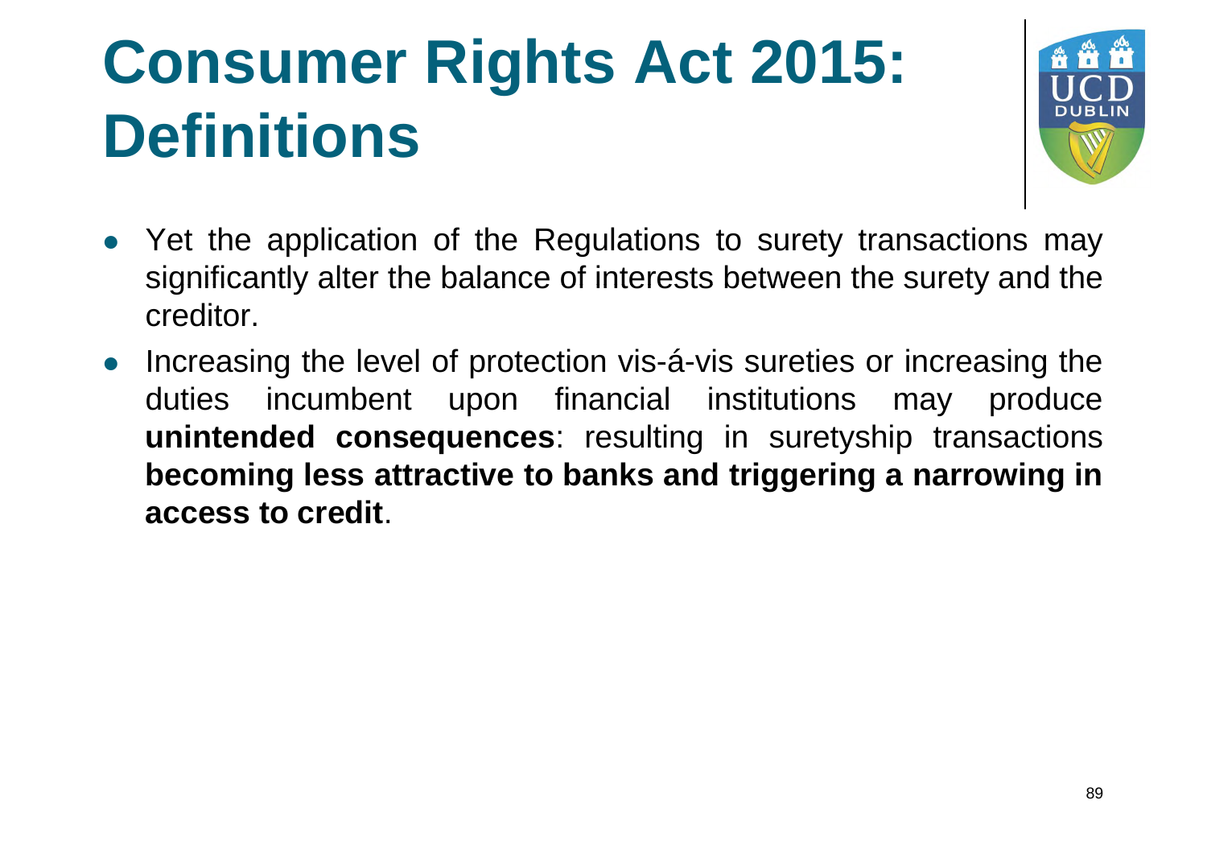# Consumer Rights Act 2015: Definitions

- Yet the application of the Regulations to surety transactions may significantly alter the balance of interests between the surety and the creditor.
- Increasing the level of protection vis-á-vis sureties or increasing the duties incumbent upon financial institutions may produce **unintended consequences**: resulting in suretyship transactions **becoming less attractive to banks and triggering a narrowing in access to credit**.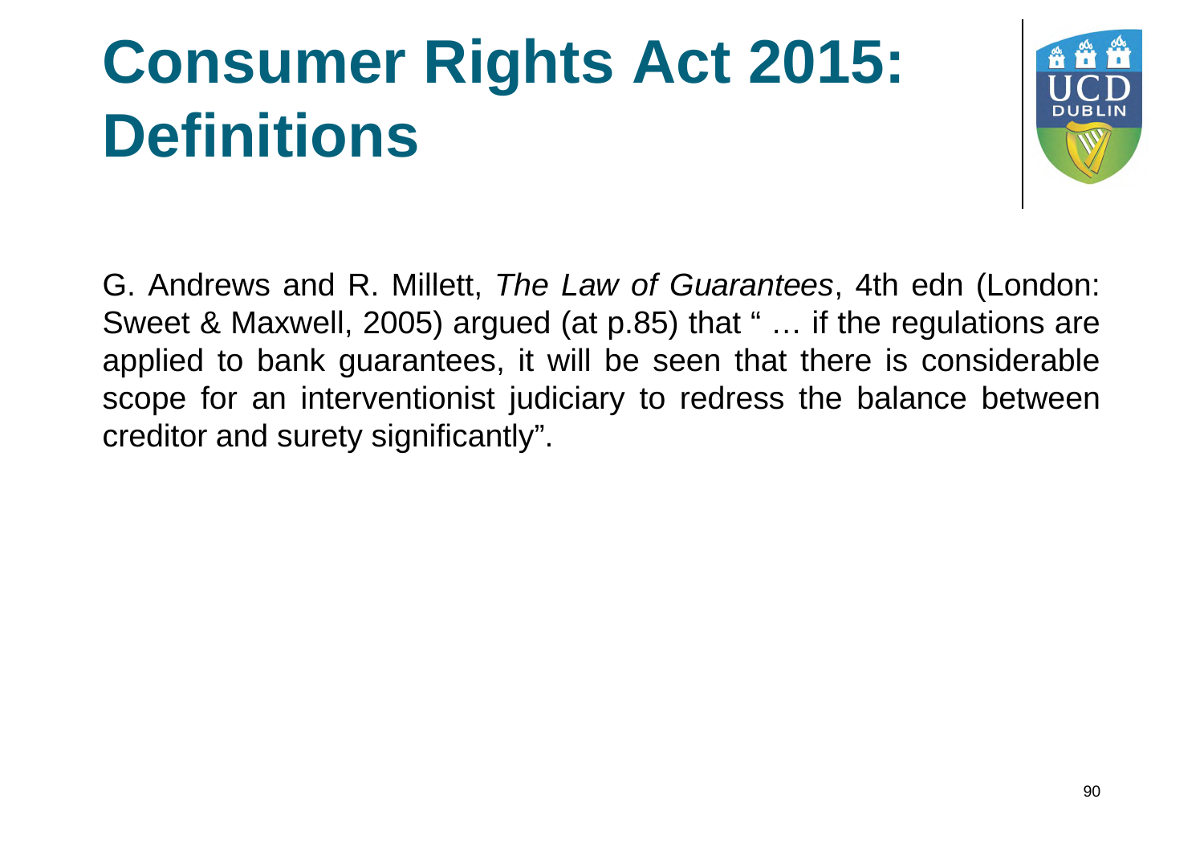# Consumer Rights Act 2015: Definitions

G. Andrews and R. Millett, *The Law of Guarantees*, 4th edn (London: Sweet & Maxwell, 2005) argued (at p.85) that " … if the regulations are applied to bank guarantees, it will be seen that there is considerable scope for an interventionist judiciary to redress the balance between creditor and surety significantly".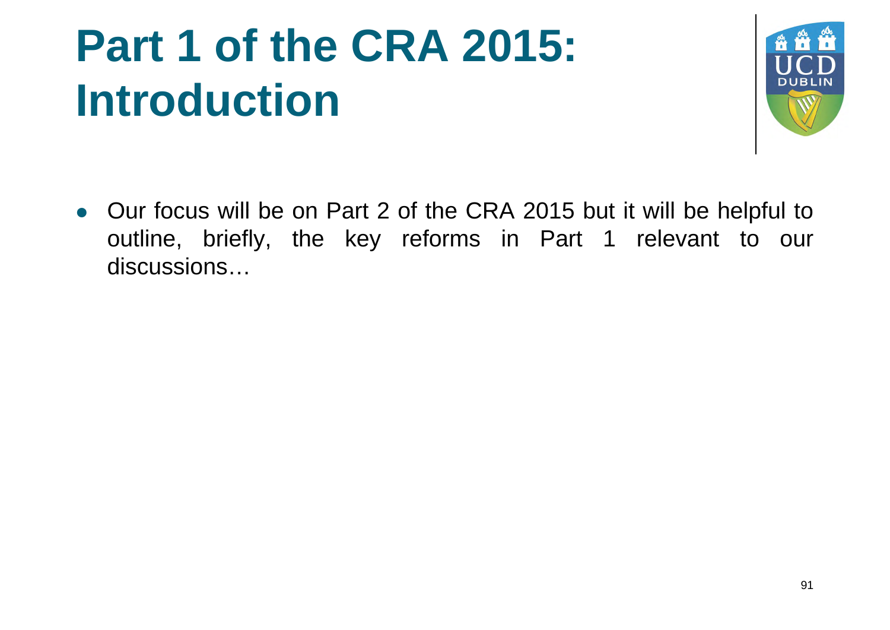# Part 1 of the CRA 2015: Introduction

- Our focus will be on Part 2 of the CRA 2015 but it will be helpful to outline, briefly, the key reforms in Part 1 relevant to our discussions…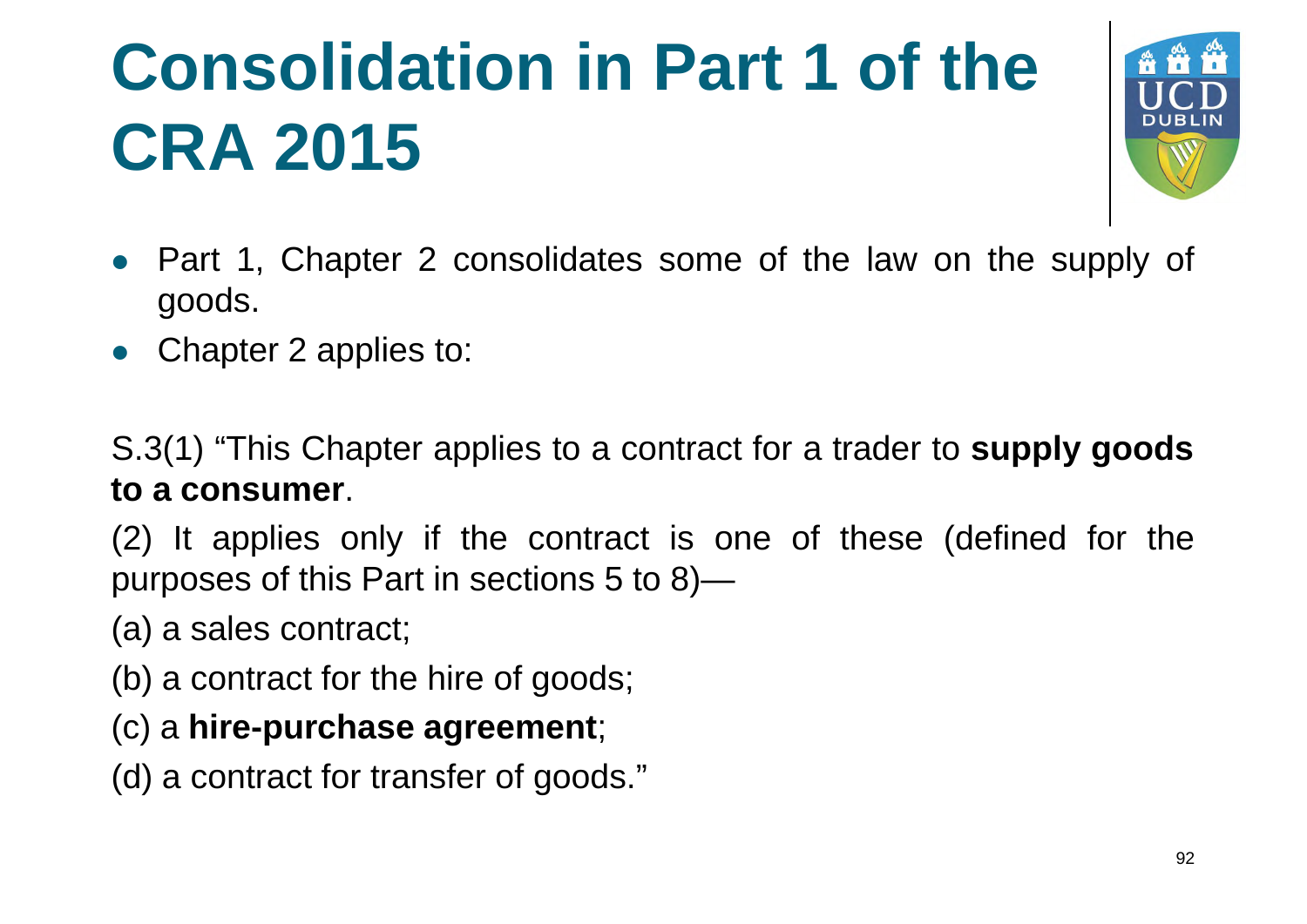# Consolidation in Part 1 of the CRA 2015

- Part 1, Chapter 2 consolidates some of the law on the supply of goods.
- Chapter 2 applies to:

S.3(1) "This Chapter applies to a contract for a trader to **supply goods to a consumer**.

(2) It applies only if the contract is one of these (defined for the purposes of this Part in sections 5 to 8)—

(a) a sales contract;

(b) a contract for the hire of goods;

(c) a **hire-purchase agreement**;

(d) a contract for transfer of goods."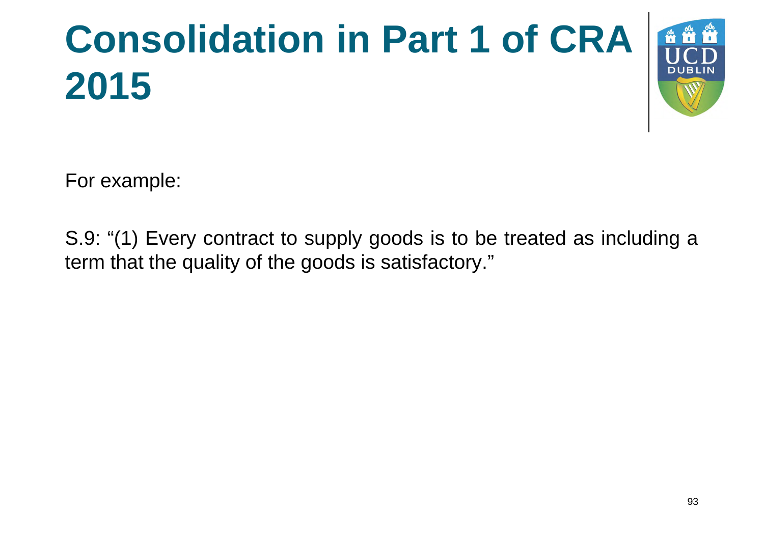# Consolidation in Part 1 of CRA 2015

For example:

S.9: "(1) Every contract to supply goods is to be treated as including a term that the quality of the goods is satisfactory."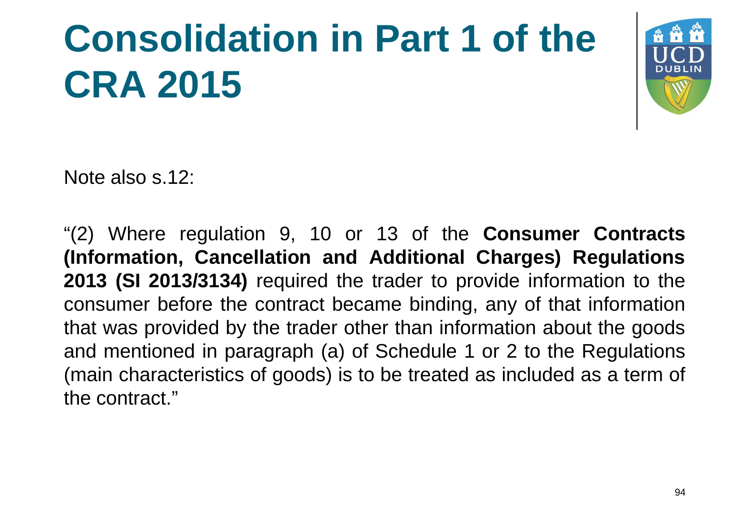# Consolidation in Part 1 of the CRA 2015

Note also s.12:

“(2) Where regulation 9, 10 or 13 of the **Consumer Contracts (Information, Cancellation and Additional Charges) Regulations 2013 (SI 2013/3134)** required the trader to provide information to the consumer before the contract became binding, any of that information that was provided by the trader other than information about the goods and mentioned in paragraph (a) of Schedule 1 or 2 to the Regulations (main characteristics of goods) is to be treated as included as a term of the contract.”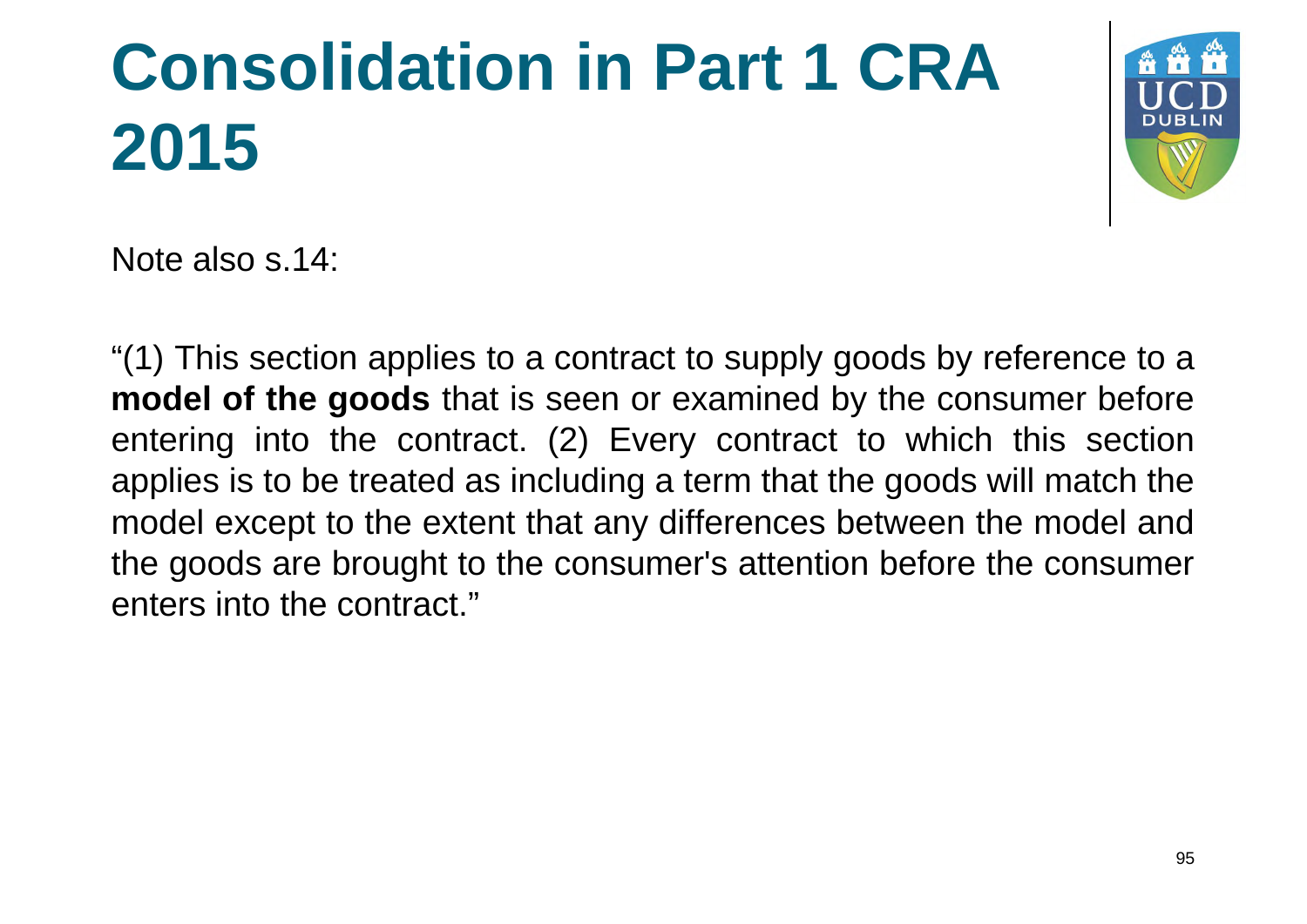# Consolidation in Part 1 CRA 2015

Note also s.14:

"(1) This section applies to a contract to supply goods by reference to a **model of the goods** that is seen or examined by the consumer before entering into the contract. (2) Every contract to which this section applies is to be treated as including a term that the goods will match the model except to the extent that any differences between the model and the goods are brought to the consumer's attention before the consumer enters into the contract."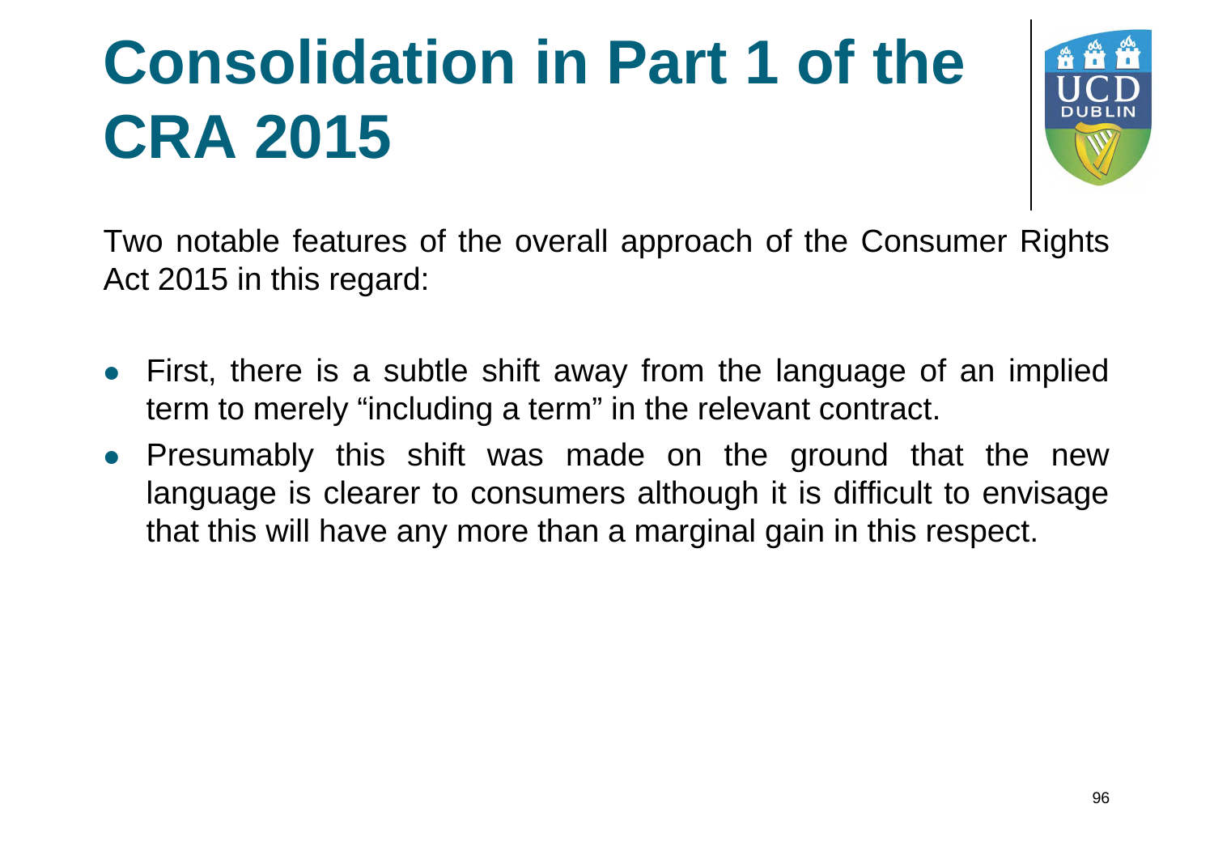# Consolidation in Part 1 of the CRA 2015

Two notable features of the overall approach of the Consumer Rights Act 2015 in this regard:

- First, there is a subtle shift away from the language of an implied term to merely "including a term" in the relevant contract.
- Presumably this shift was made on the ground that the new language is clearer to consumers although it is difficult to envisage that this will have any more than a marginal gain in this respect.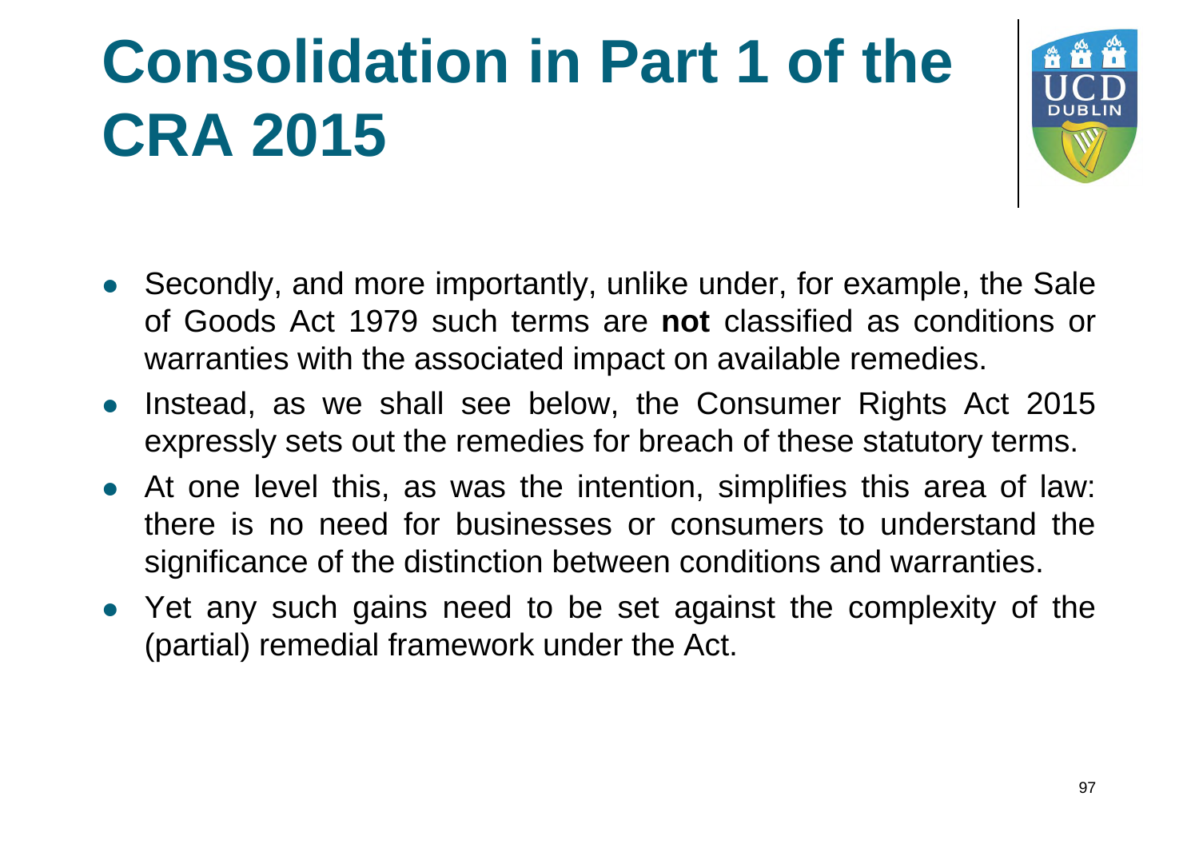# Consolidation in Part 1 of the CRA 2015

- Secondly, and more importantly, unlike under, for example, the Sale of Goods Act 1979 such terms are **not** classified as conditions or warranties with the associated impact on available remedies.
- Instead, as we shall see below, the Consumer Rights Act 2015 expressly sets out the remedies for breach of these statutory terms.
- At one level this, as was the intention, simplifies this area of law: there is no need for businesses or consumers to understand the significance of the distinction between conditions and warranties.
- Yet any such gains need to be set against the complexity of the (partial) remedial framework under the Act.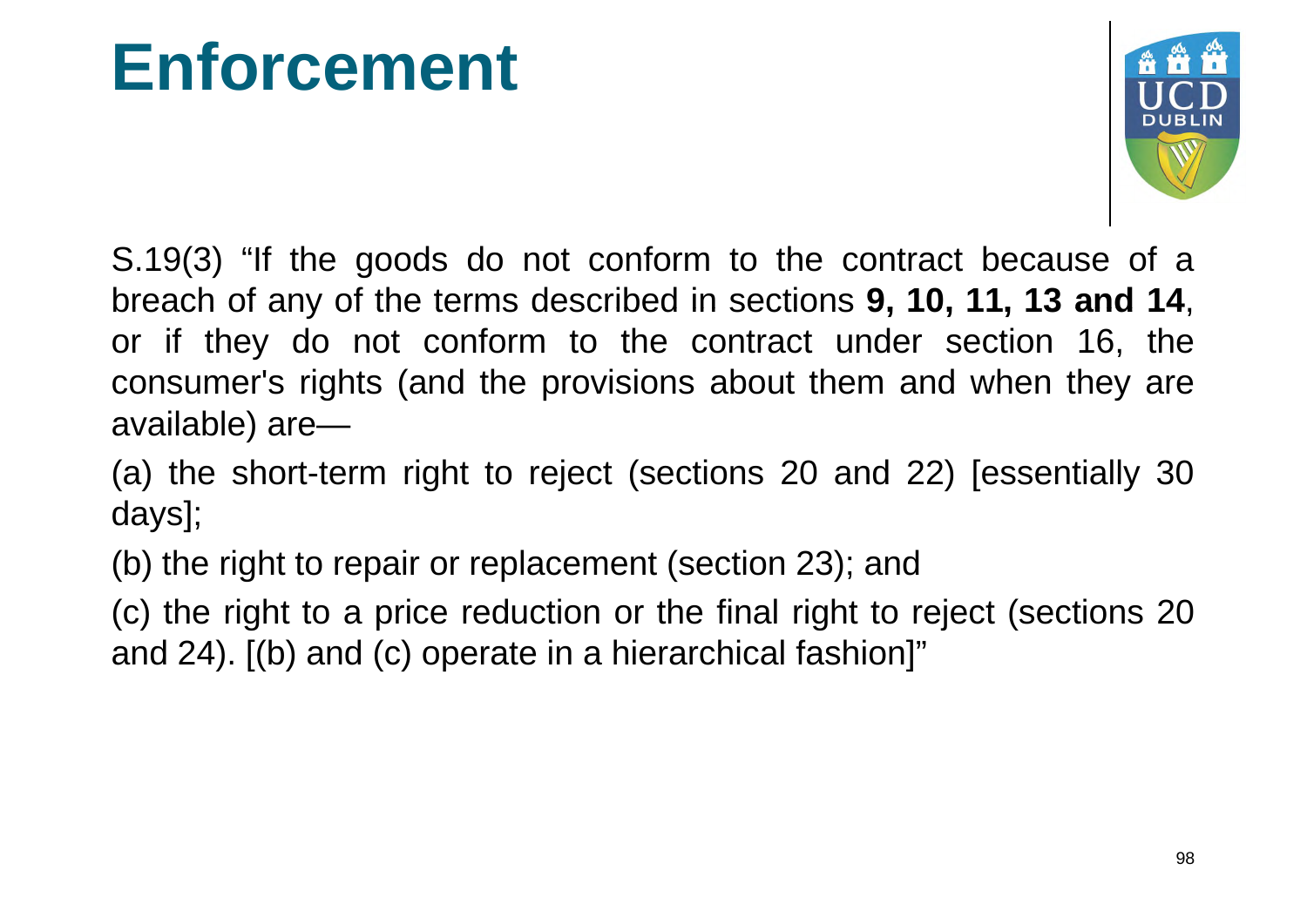# Enforcement

S.19(3) "If the goods do not conform to the contract because of a breach of any of the terms described in sections **9, 10, 11, 13 and 14**, or if they do not conform to the contract under section 16, the consumer's rights (and the provisions about them and when they are available) are—

(a) the short-term right to reject (sections 20 and 22) [essentially 30 days];

(b) the right to repair or replacement (section 23); and

(c) the right to a price reduction or the final right to reject (sections 20 and 24). [(b) and (c) operate in a hierarchical fashion]"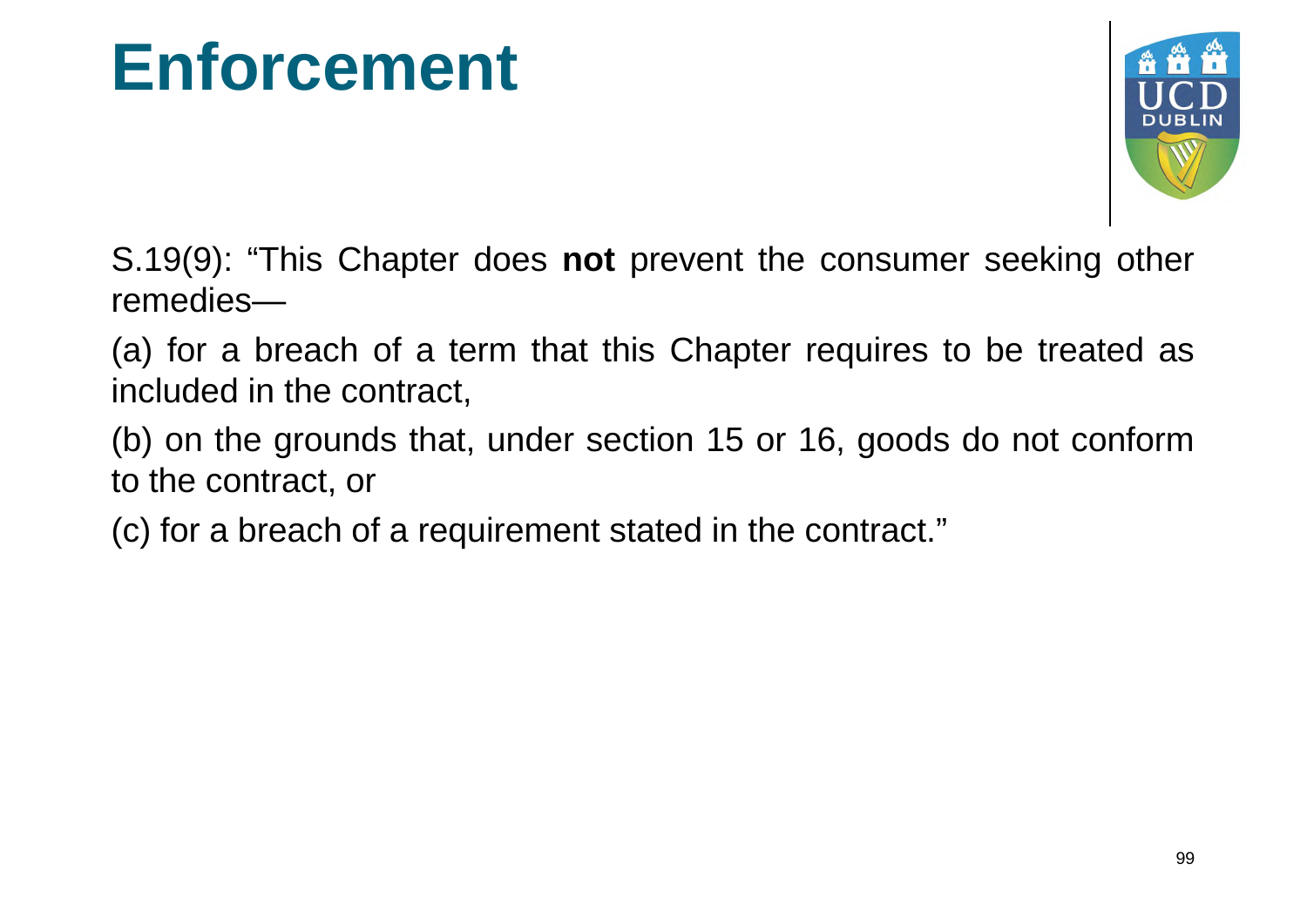# Enforcement

S.19(9): "This Chapter does **not** prevent the consumer seeking other remedies—

(a) for a breach of a term that this Chapter requires to be treated as included in the contract,

(b) on the grounds that, under section 15 or 16, goods do not conform to the contract, or

(c) for a breach of a requirement stated in the contract."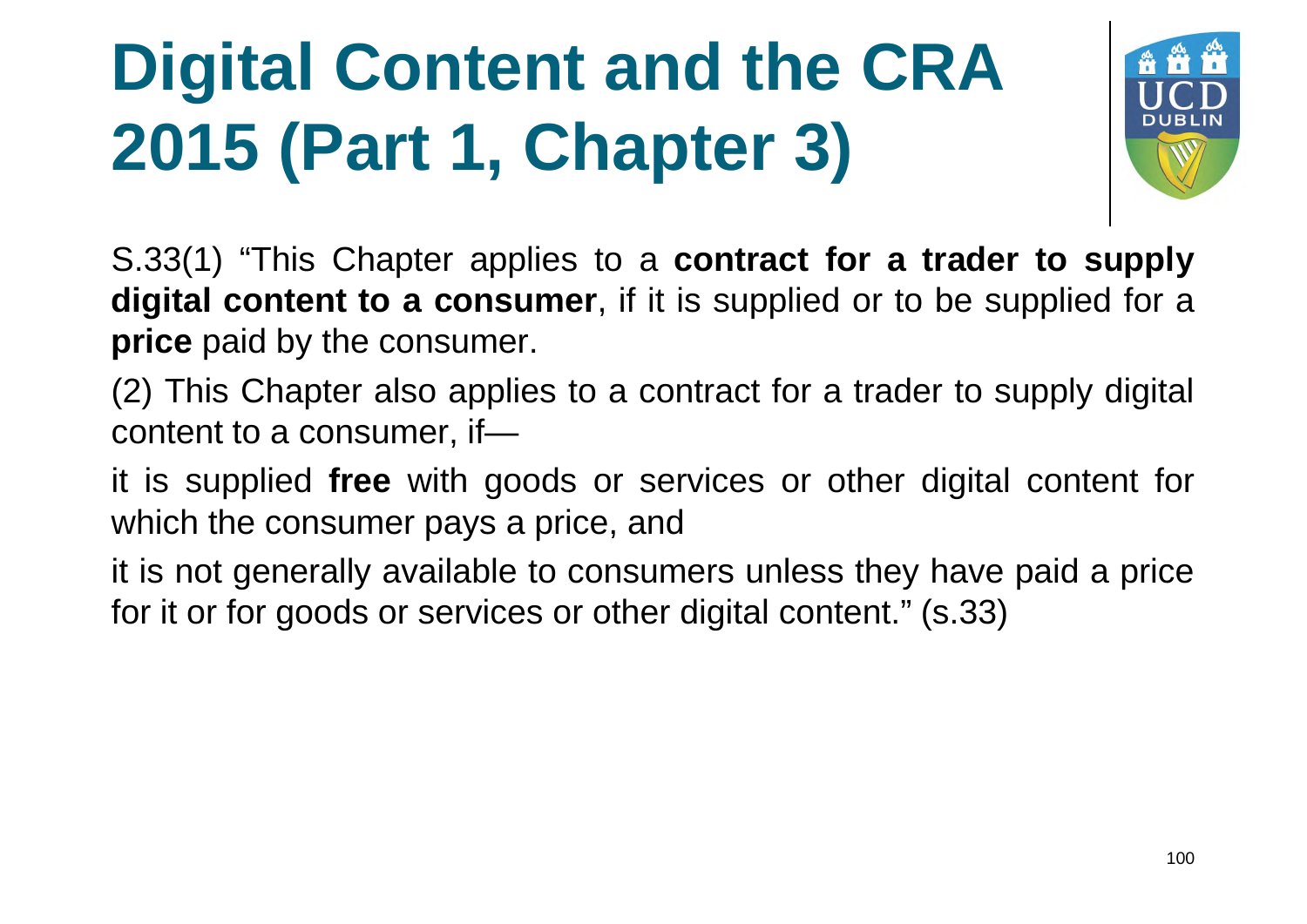# Digital Content and the CRA 2015 (Part 1, Chapter 3)

S.33(1) “This Chapter applies to a **contract for a trader to supply digital content to a consumer**, if it is supplied or to be supplied for a **price** paid by the consumer.

(2) This Chapter also applies to a contract for a trader to supply digital content to a consumer, if—

it is supplied **free** with goods or services or other digital content for which the consumer pays a price, and

it is not generally available to consumers unless they have paid a price for it or for goods or services or other digital content.” (s.33)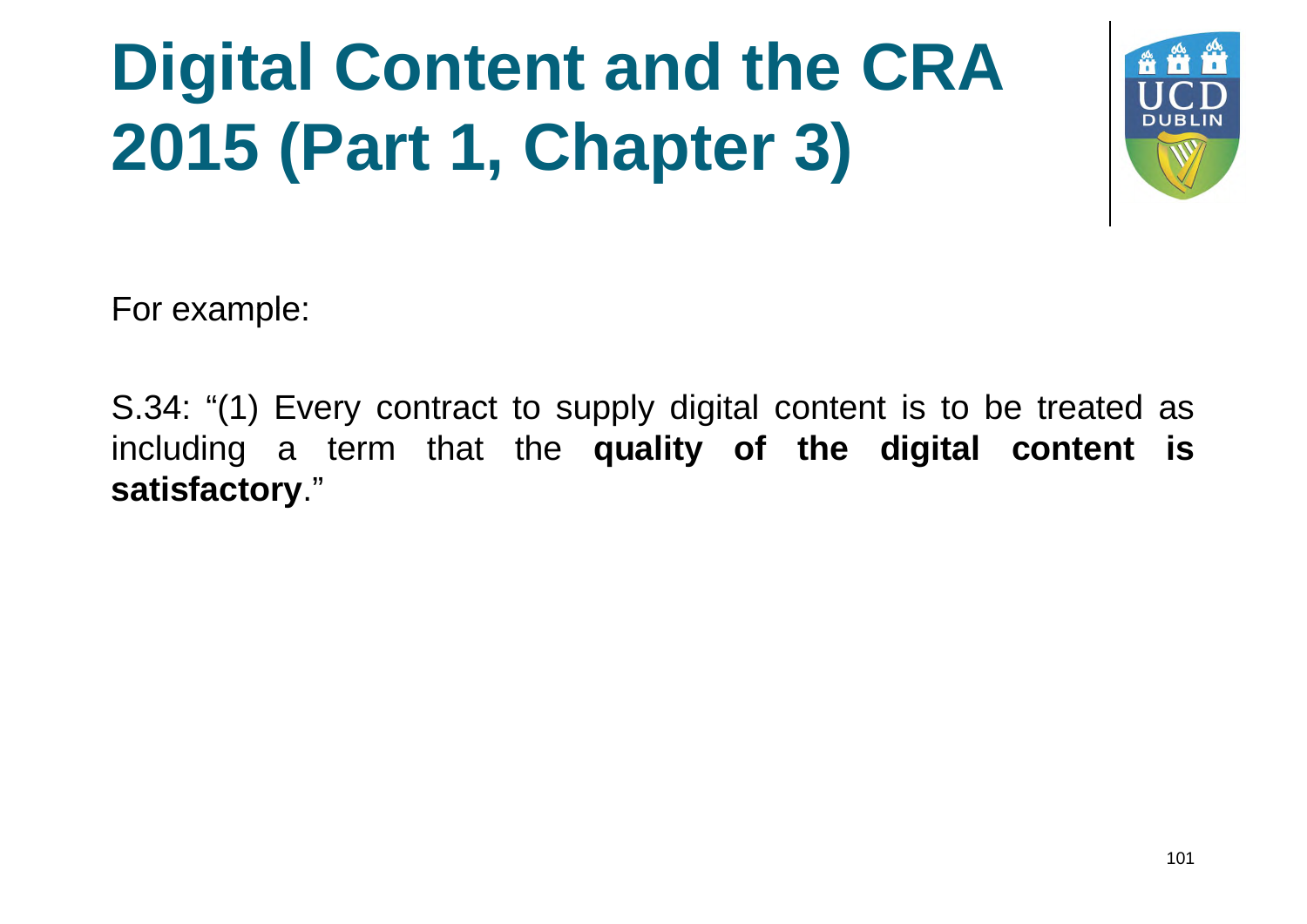# Digital Content and the CRA 2015 (Part 1, Chapter 3)

For example:

S.34: "(1) Every contract to supply digital content is to be treated as including a term that the **quality of the digital content is satisfactory**."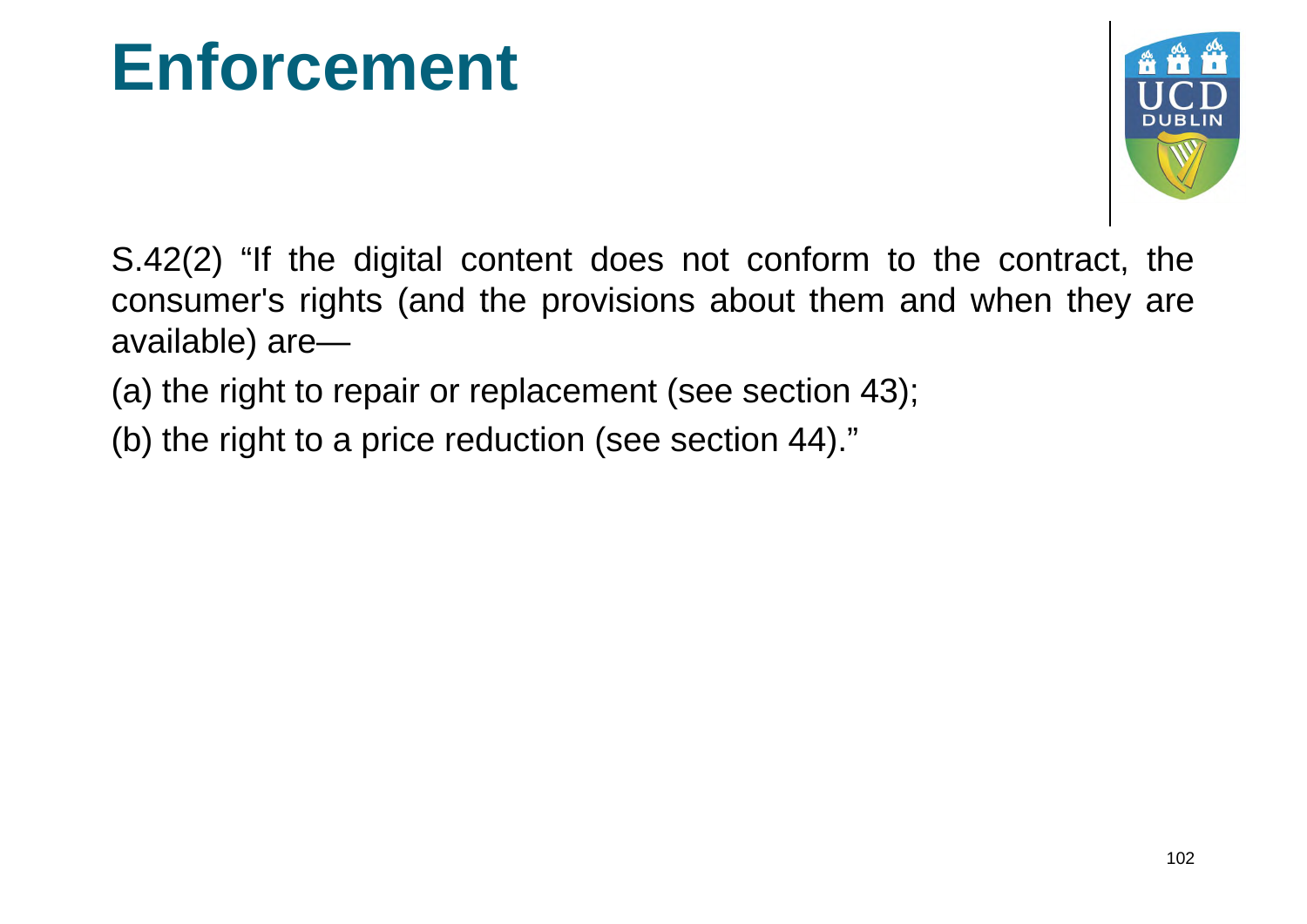# Enforcement

S.42(2) “If the digital content does not conform to the contract, the consumer's rights (and the provisions about them and when they are available) are—

(a) the right to repair or replacement (see section 43);

(b) the right to a price reduction (see section 44).”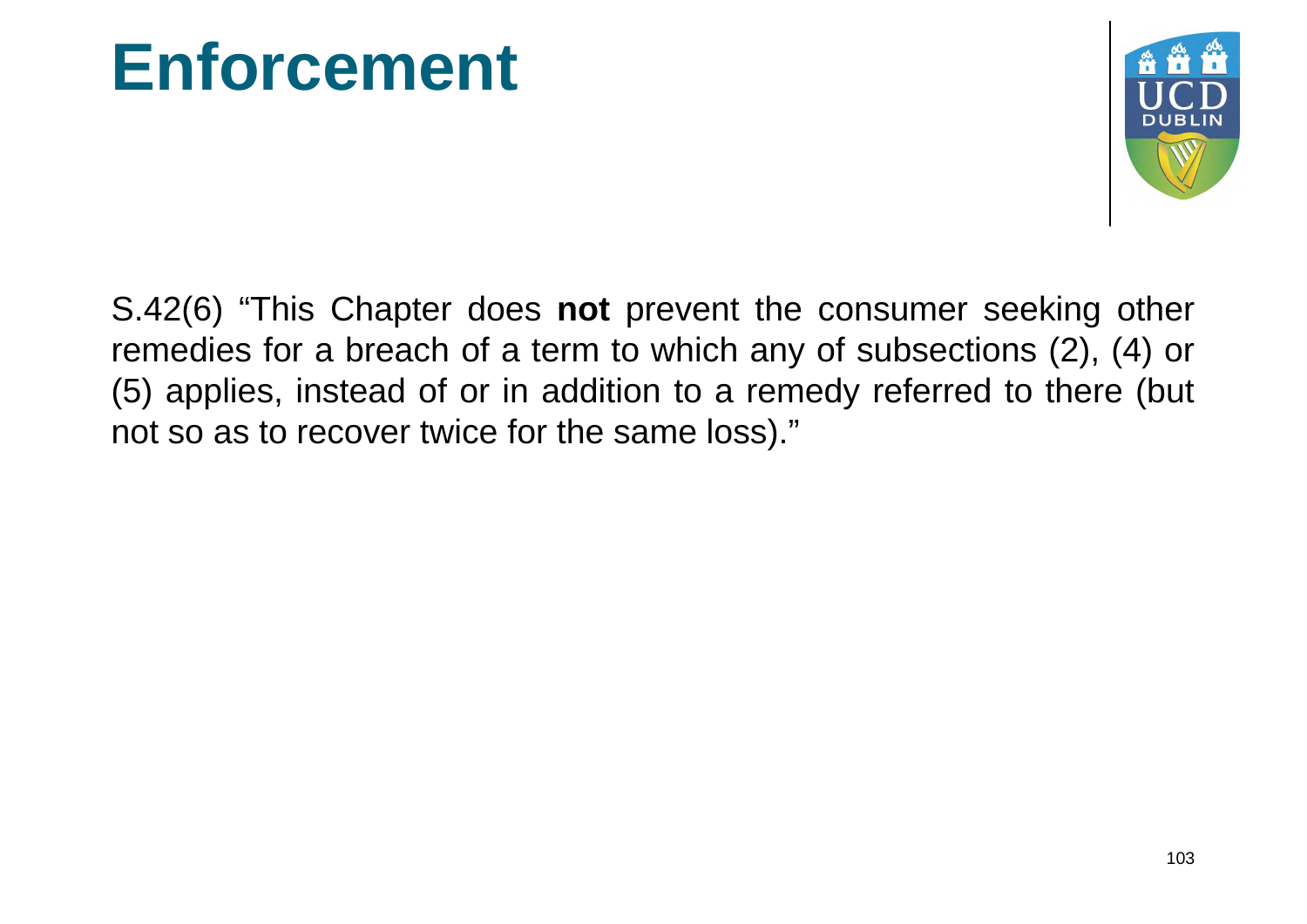# Enforcement

S.42(6) "This Chapter does **not** prevent the consumer seeking other remedies for a breach of a term to which any of subsections (2), (4) or (5) applies, instead of or in addition to a remedy referred to there (but not so as to recover twice for the same loss)."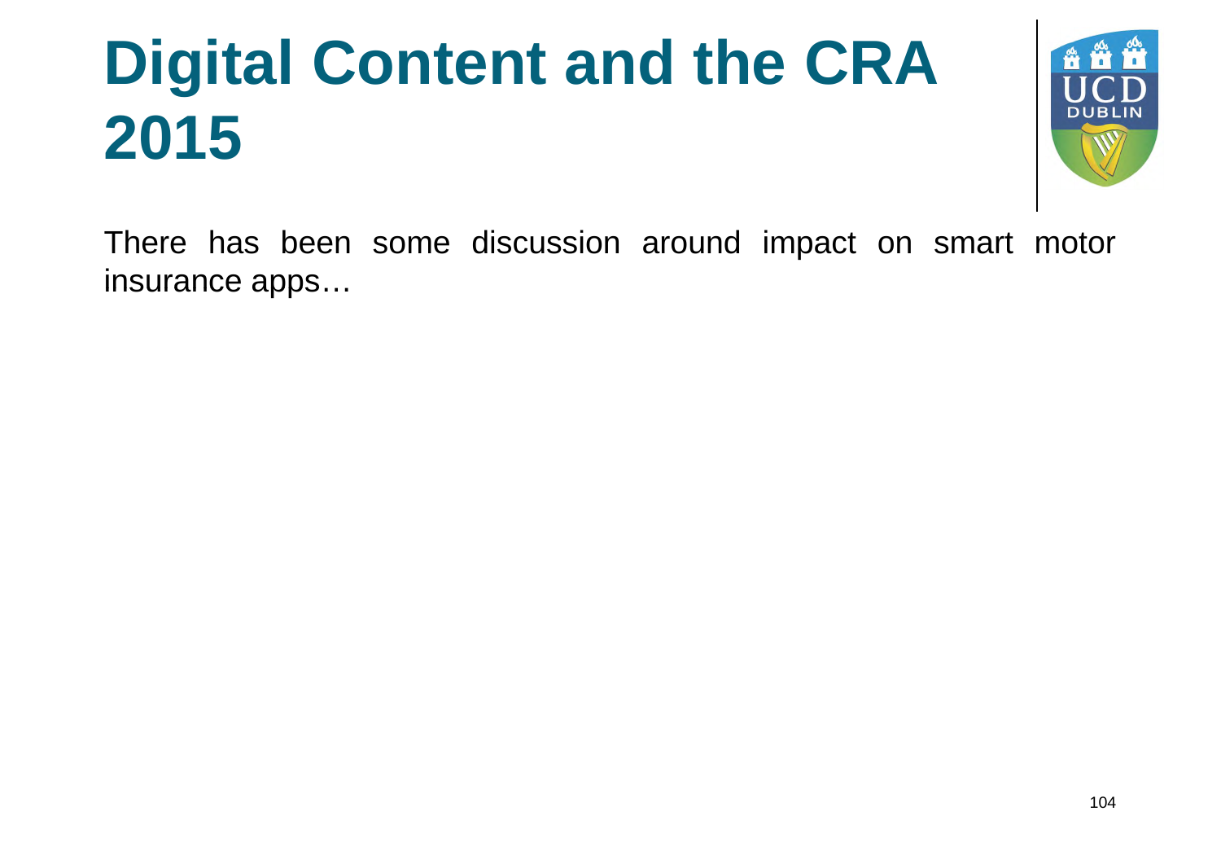# Digital Content and the CRA 2015

There has been some discussion around impact on smart motor insurance apps…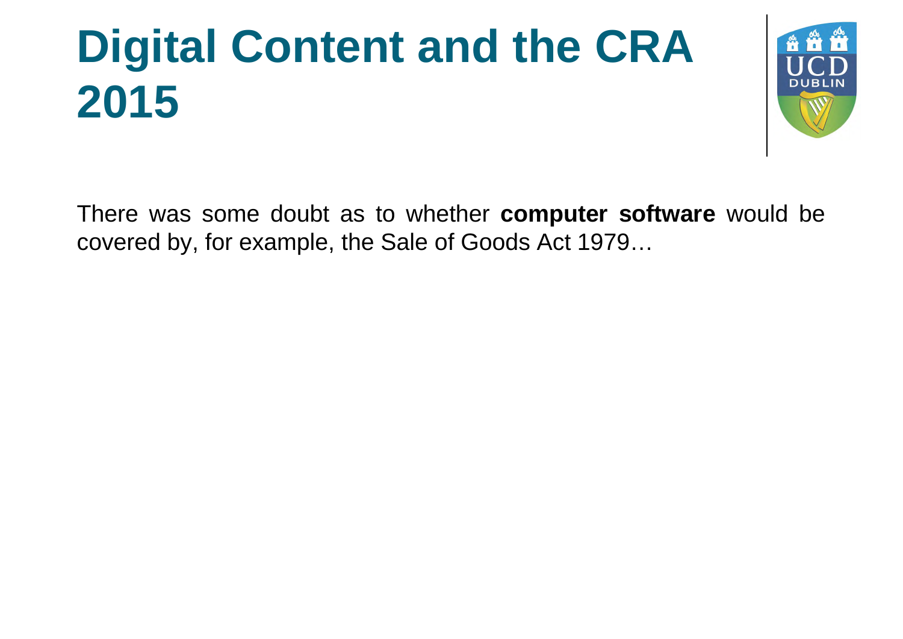# Digital Content and the CRA 2015

There was some doubt as to whether **computer software** would be covered by, for example, the Sale of Goods Act 1979…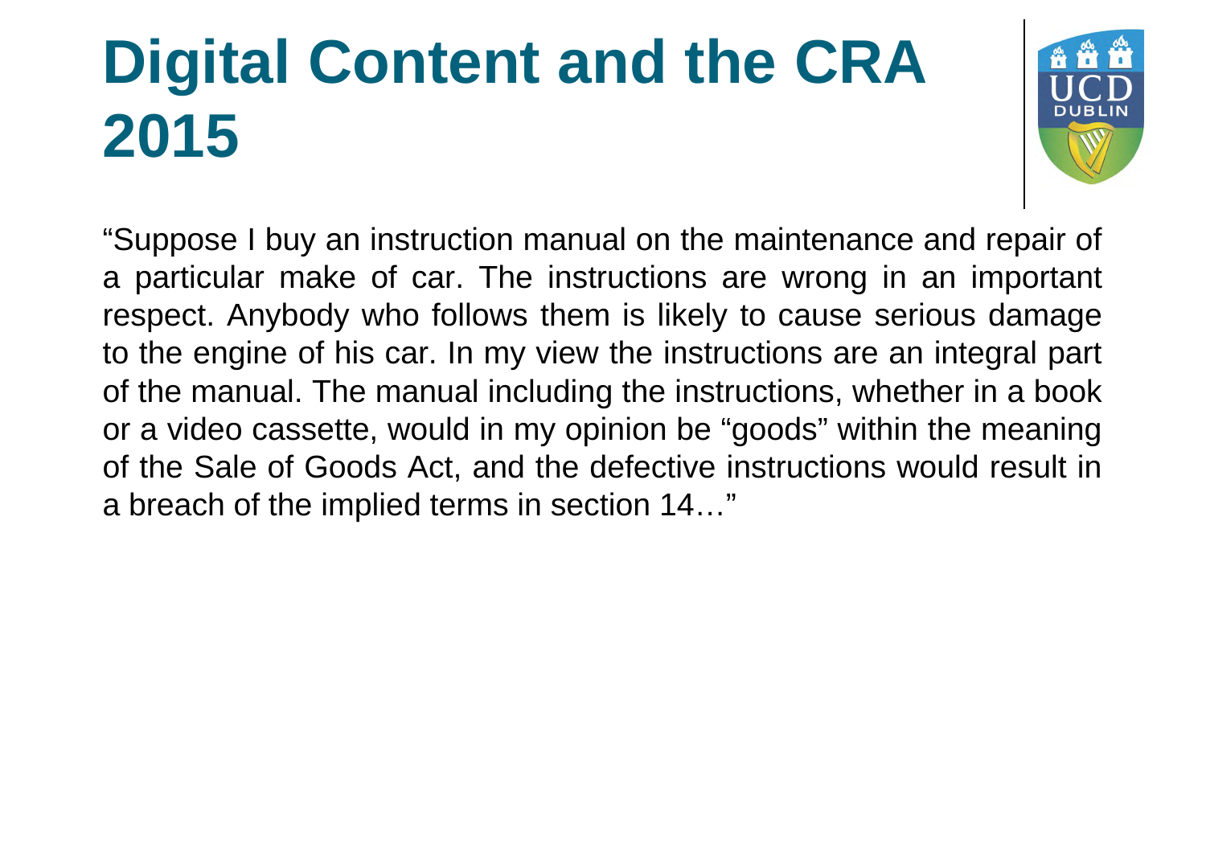# Digital Content and the CRA 2015

"Suppose I buy an instruction manual on the maintenance and repair of a particular make of car. The instructions are wrong in an important respect. Anybody who follows them is likely to cause serious damage to the engine of his car. In my view the instructions are an integral part of the manual. The manual including the instructions, whether in a book or a video cassette, would in my opinion be "goods" within the meaning of the Sale of Goods Act, and the defective instructions would result in a breach of the implied terms in section 14…"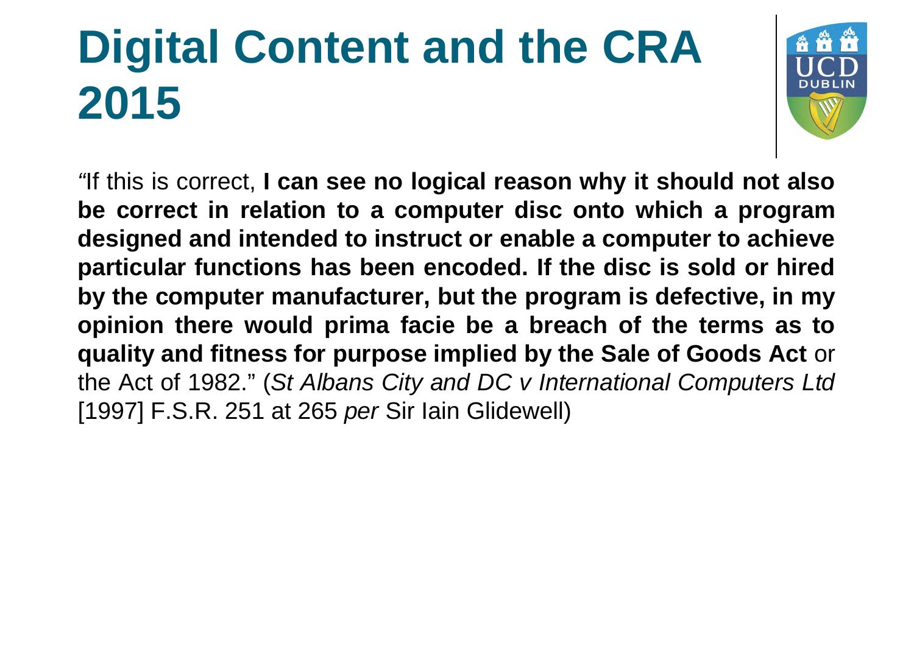# Digital Content and the CRA 2015

"If this is correct, **I can see no logical reason why it should not also be correct in relation to a computer disc onto which a program designed and intended to instruct or enable a computer to achieve particular functions has been encoded. If the disc is sold or hired by the computer manufacturer, but the program is defective, in my opinion there would prima facie be a breach of the terms as to quality and fitness for purpose implied by the Sale of Goods Act** or the Act of 1982." (*St Albans City and DC v International Computers Ltd* [1997] F.S.R. 251 at 265 *per* Sir Iain Glidewell)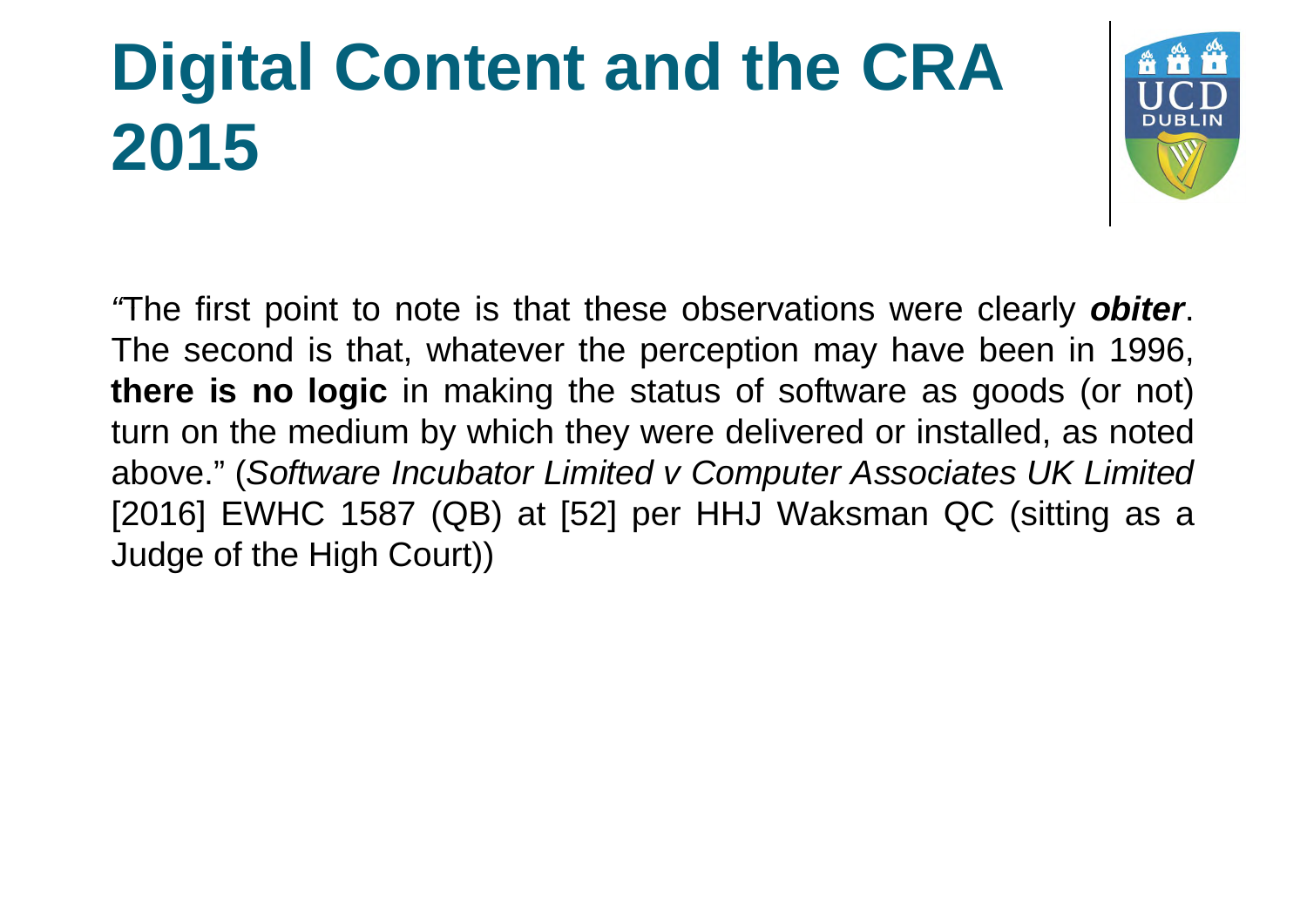# Digital Content and the CRA 2015

"The first point to note is that these observations were clearly ***obiter***. The second is that, whatever the perception may have been in 1996, **there is no logic** in making the status of software as goods (or not) turn on the medium by which they were delivered or installed, as noted above." (*Software Incubator Limited v Computer Associates UK Limited* [2016] EWHC 1587 (QB) at [52] per HHJ Waksman QC (sitting as a Judge of the High Court))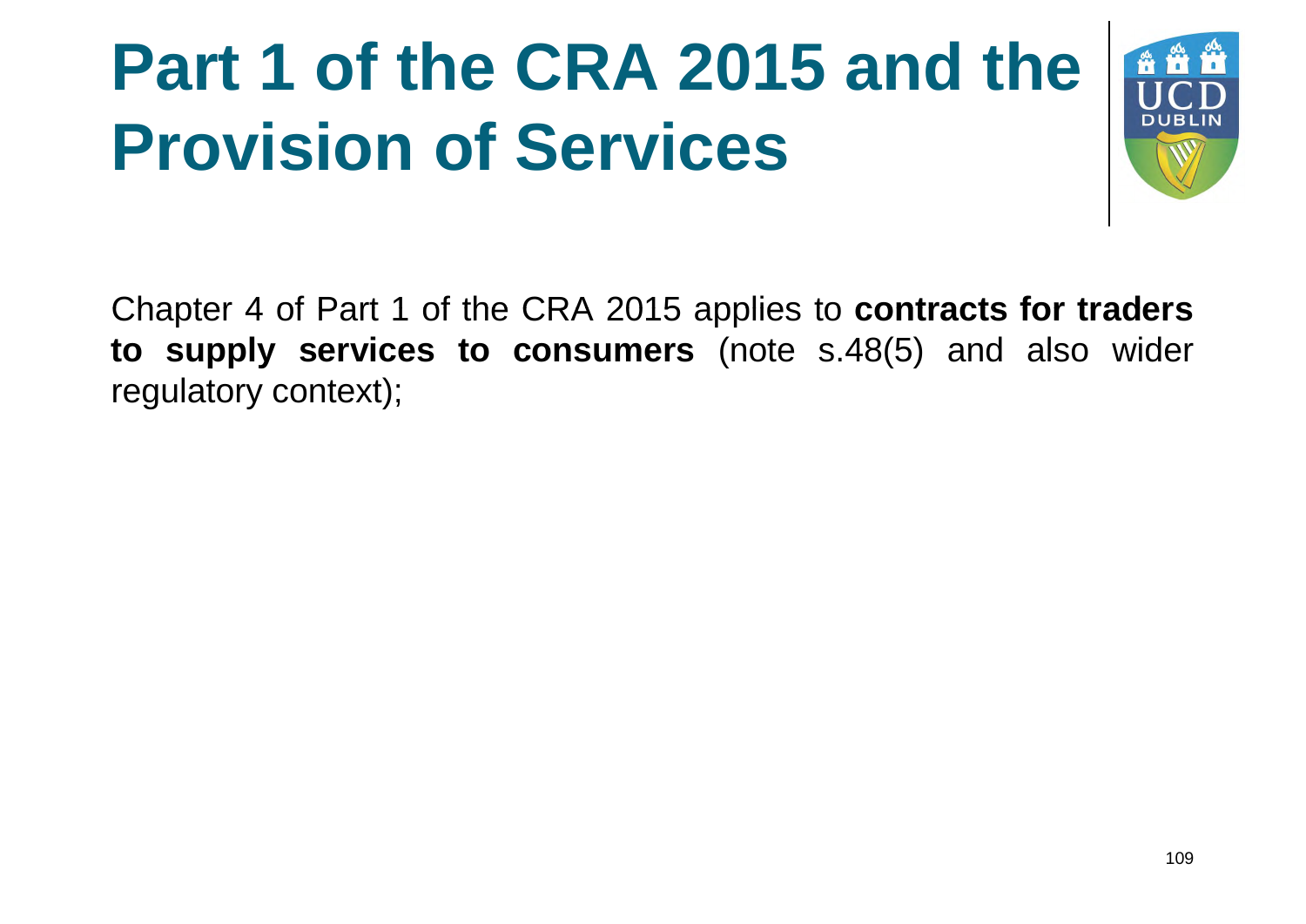# Part 1 of the CRA 2015 and the Provision of Services

Chapter 4 of Part 1 of the CRA 2015 applies to **contracts for traders to supply services to consumers** (note s.48(5) and also wider regulatory context);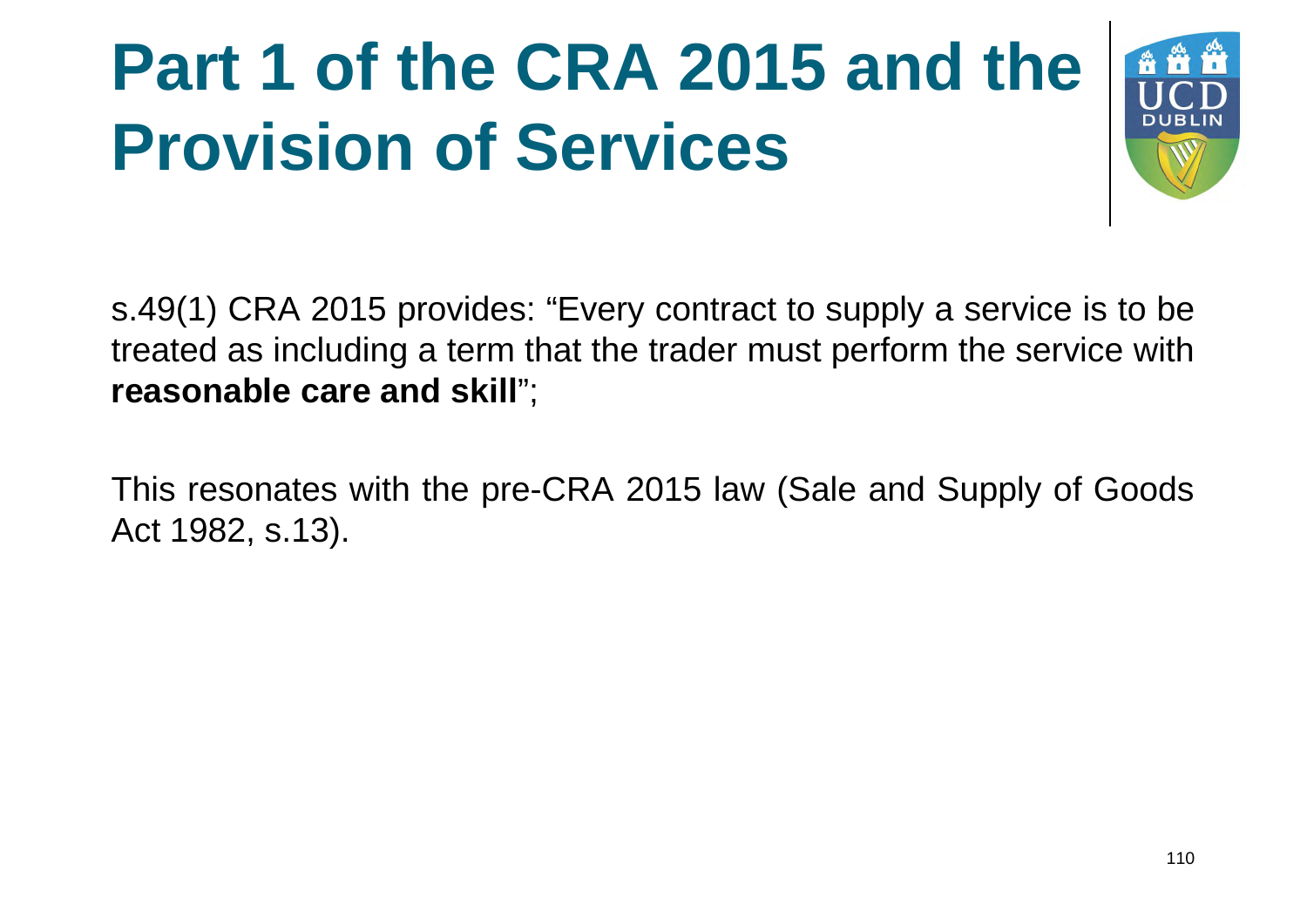# Part 1 of the CRA 2015 and the Provision of Services

s.49(1) CRA 2015 provides: “Every contract to supply a service is to be treated as including a term that the trader must perform the service with **reasonable care and skill**”;

This resonates with the pre-CRA 2015 law (Sale and Supply of Goods Act 1982, s.13).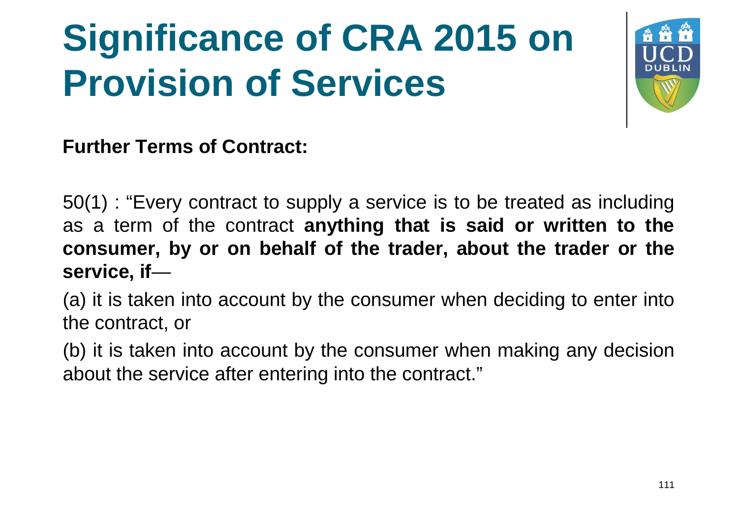# Significance of CRA 2015 on Provision of Services

**Further Terms of Contract:**

50(1) : "Every contract to supply a service is to be treated as including as a term of the contract **anything that is said or written to the consumer, by or on behalf of the trader, about the trader or the service, if**—

(a) it is taken into account by the consumer when deciding to enter into the contract, or

(b) it is taken into account by the consumer when making any decision about the service after entering into the contract."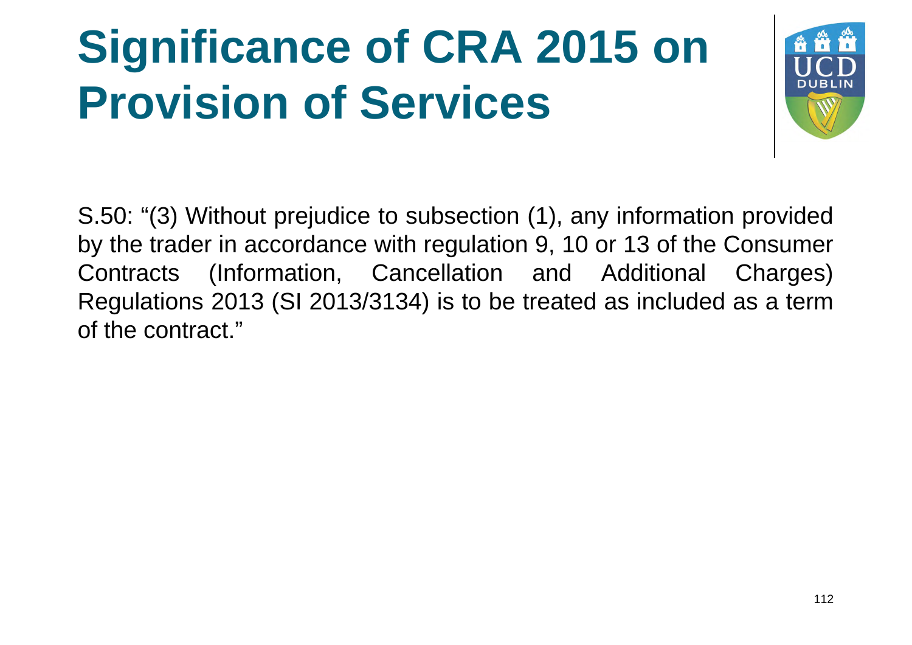# Significance of CRA 2015 on Provision of Services

S.50: "(3) Without prejudice to subsection (1), any information provided by the trader in accordance with regulation 9, 10 or 13 of the Consumer Contracts (Information, Cancellation and Additional Charges) Regulations 2013 (SI 2013/3134) is to be treated as included as a term of the contract."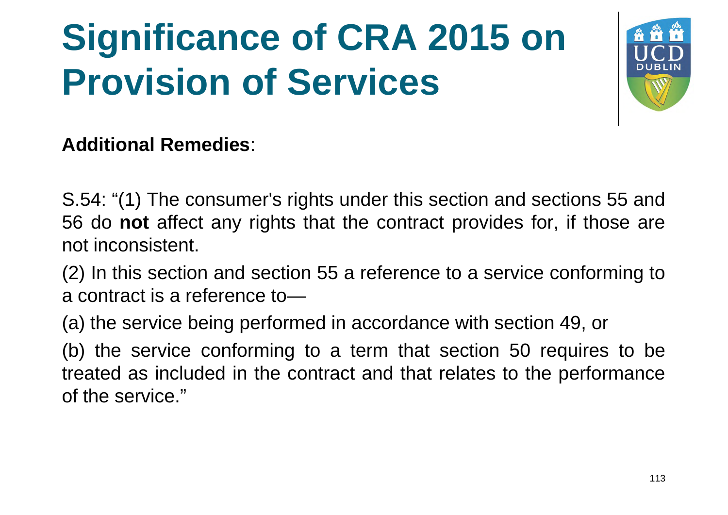# Significance of CRA 2015 on Provision of Services

**Additional Remedies**:

S.54: "(1) The consumer's rights under this section and sections 55 and 56 do **not** affect any rights that the contract provides for, if those are not inconsistent.

(2) In this section and section 55 a reference to a service conforming to a contract is a reference to—

(a) the service being performed in accordance with section 49, or

(b) the service conforming to a term that section 50 requires to be treated as included in the contract and that relates to the performance of the service."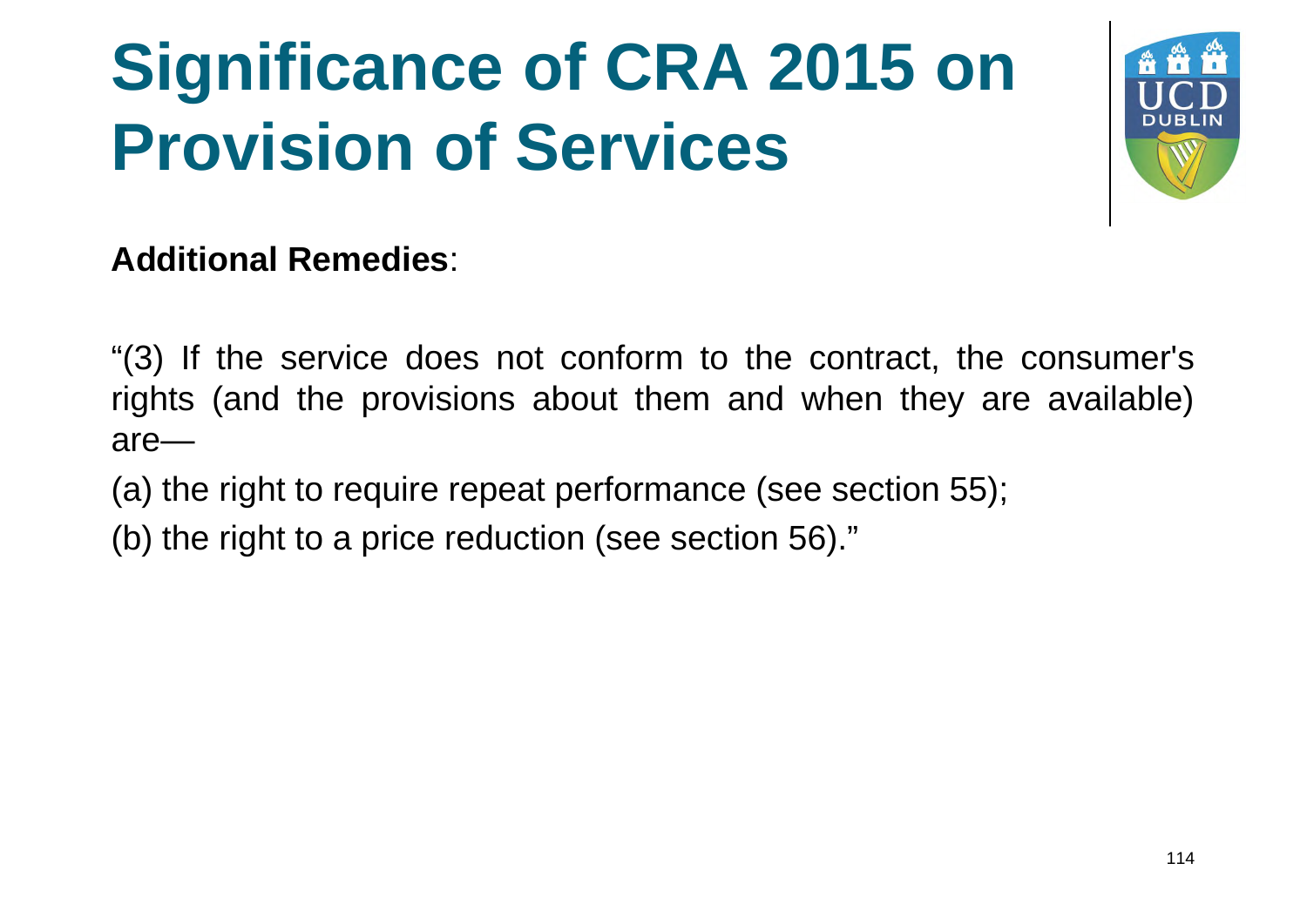# Significance of CRA 2015 on Provision of Services

**Additional Remedies**:

"(3) If the service does not conform to the contract, the consumer's rights (and the provisions about them and when they are available) are—

(a) the right to require repeat performance (see section 55);

(b) the right to a price reduction (see section 56)."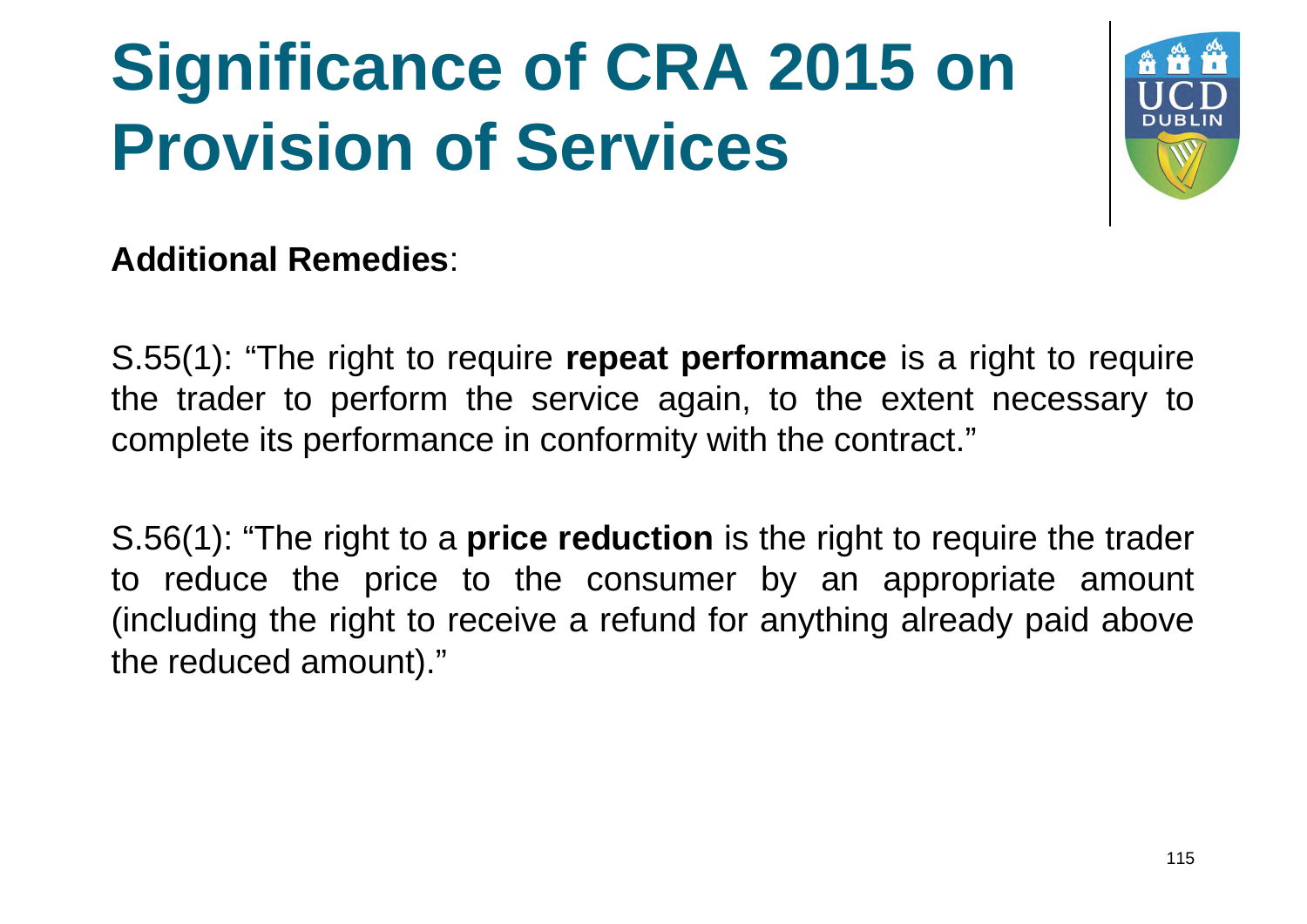# Significance of CRA 2015 on Provision of Services

**Additional Remedies**:

S.55(1): "The right to require **repeat performance** is a right to require the trader to perform the service again, to the extent necessary to complete its performance in conformity with the contract."

S.56(1): "The right to a **price reduction** is the right to require the trader to reduce the price to the consumer by an appropriate amount (including the right to receive a refund for anything already paid above the reduced amount)."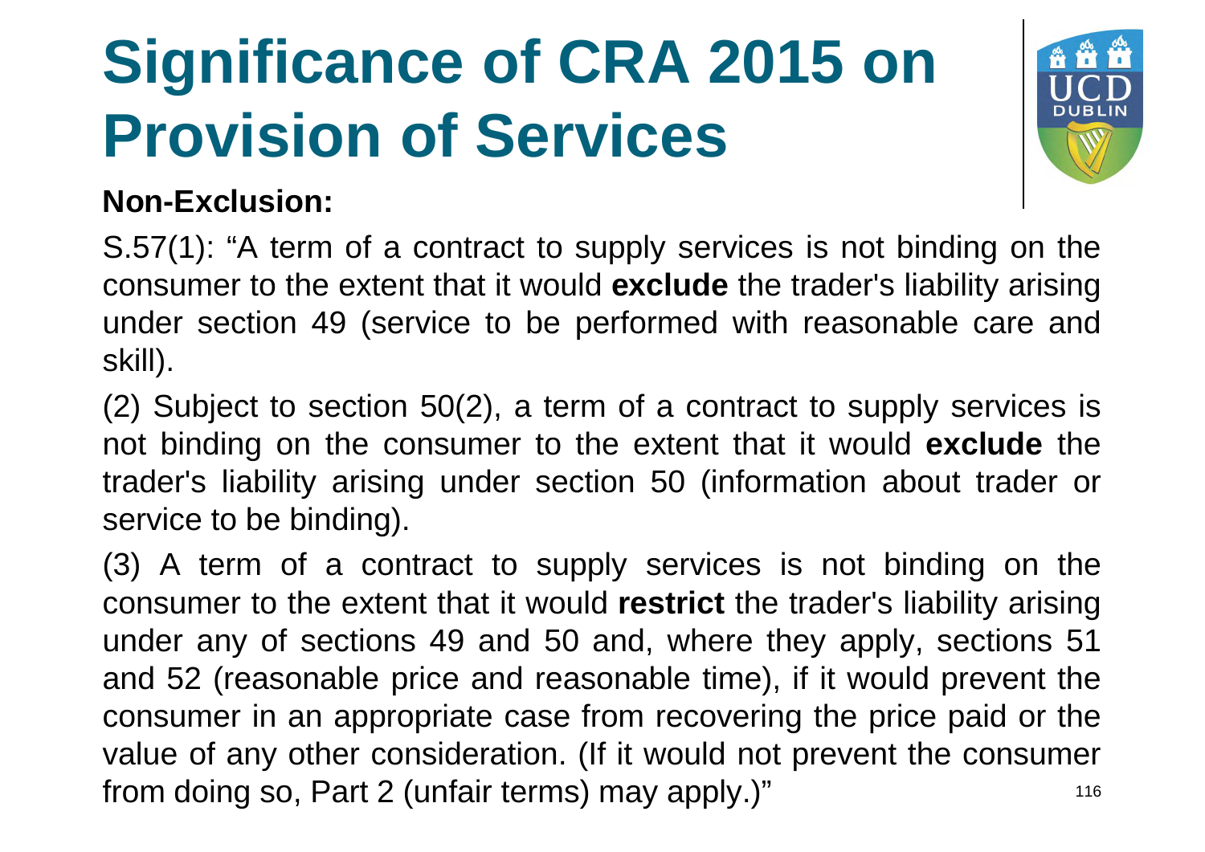# Significance of CRA 2015 on Provision of Services

**Non-Exclusion:**

S.57(1): "A term of a contract to supply services is not binding on the consumer to the extent that it would **exclude** the trader's liability arising under section 49 (service to be performed with reasonable care and skill).

(2) Subject to section 50(2), a term of a contract to supply services is not binding on the consumer to the extent that it would **exclude** the trader's liability arising under section 50 (information about trader or service to be binding).

(3) A term of a contract to supply services is not binding on the consumer to the extent that it would **restrict** the trader's liability arising under any of sections 49 and 50 and, where they apply, sections 51 and 52 (reasonable price and reasonable time), if it would prevent the consumer in an appropriate case from recovering the price paid or the value of any other consideration. (If it would not prevent the consumer from doing so, Part 2 (unfair terms) may apply.)"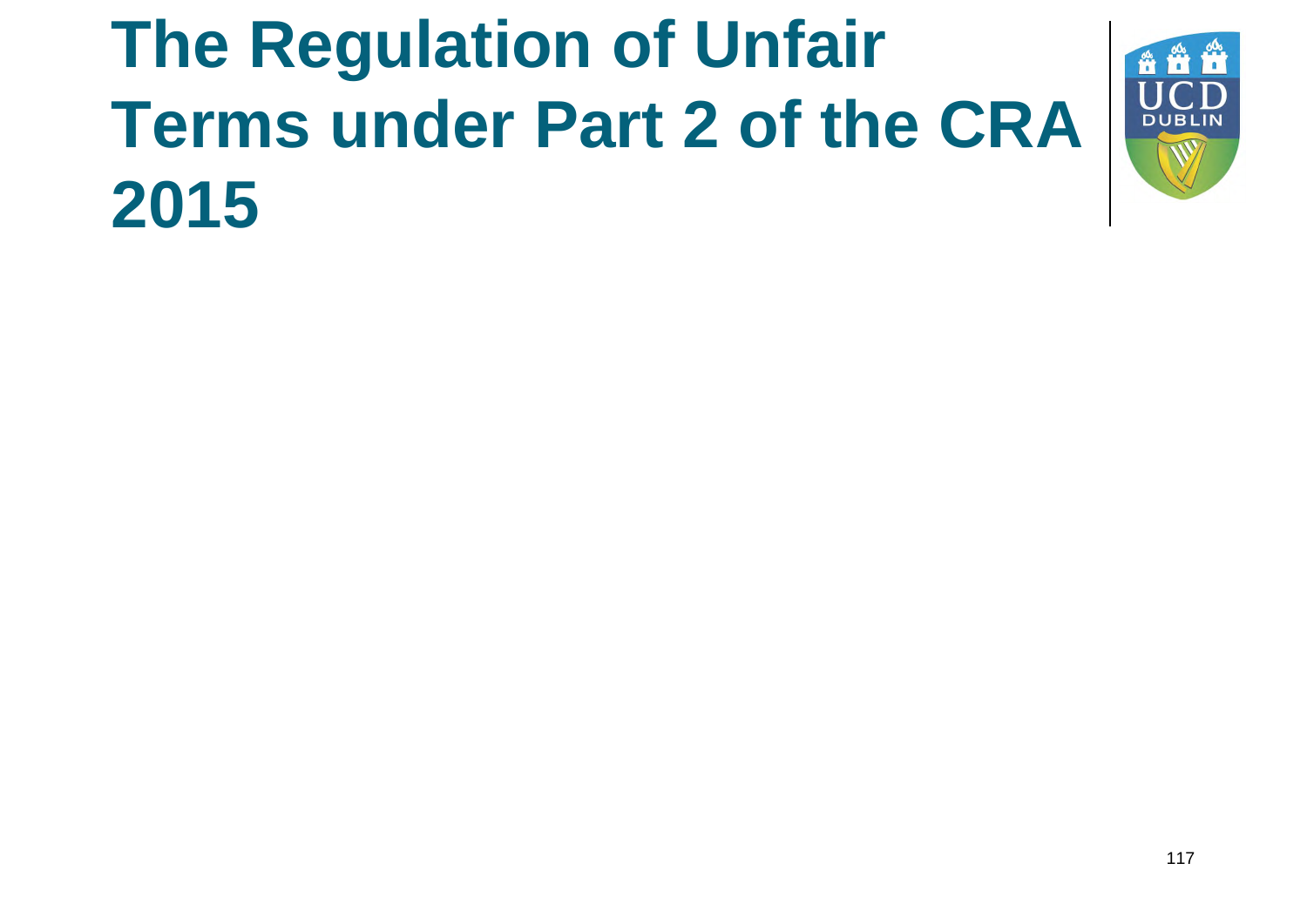# The Regulation of Unfair Terms under Part 2 of the CRA 2015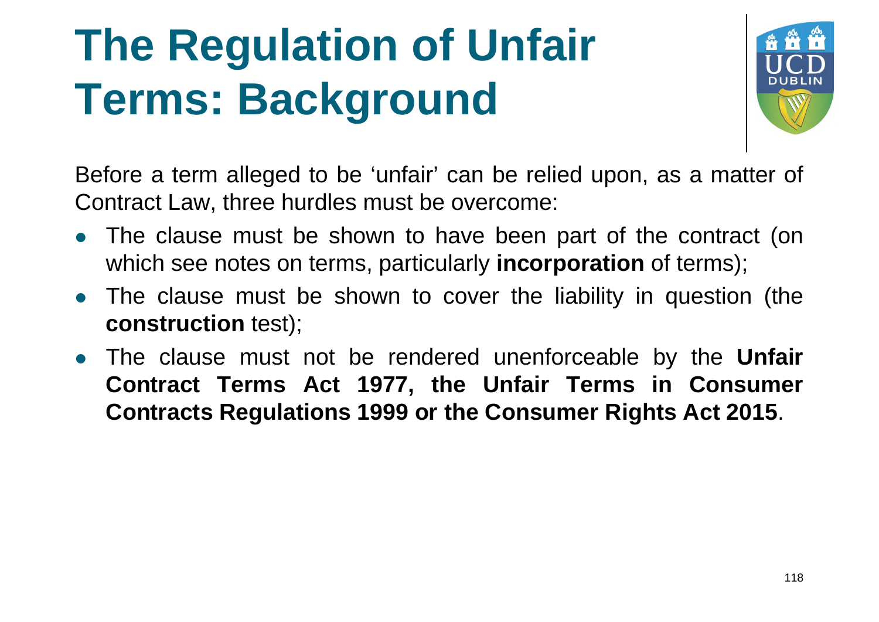# The Regulation of Unfair Terms: Background

Before a term alleged to be 'unfair' can be relied upon, as a matter of Contract Law, three hurdles must be overcome:

- The clause must be shown to have been part of the contract (on which see notes on terms, particularly **incorporation** of terms);
- The clause must be shown to cover the liability in question (the **construction** test);
- The clause must not be rendered unenforceable by the **Unfair Contract Terms Act 1977, the Unfair Terms in Consumer Contracts Regulations 1999 or the Consumer Rights Act 2015**.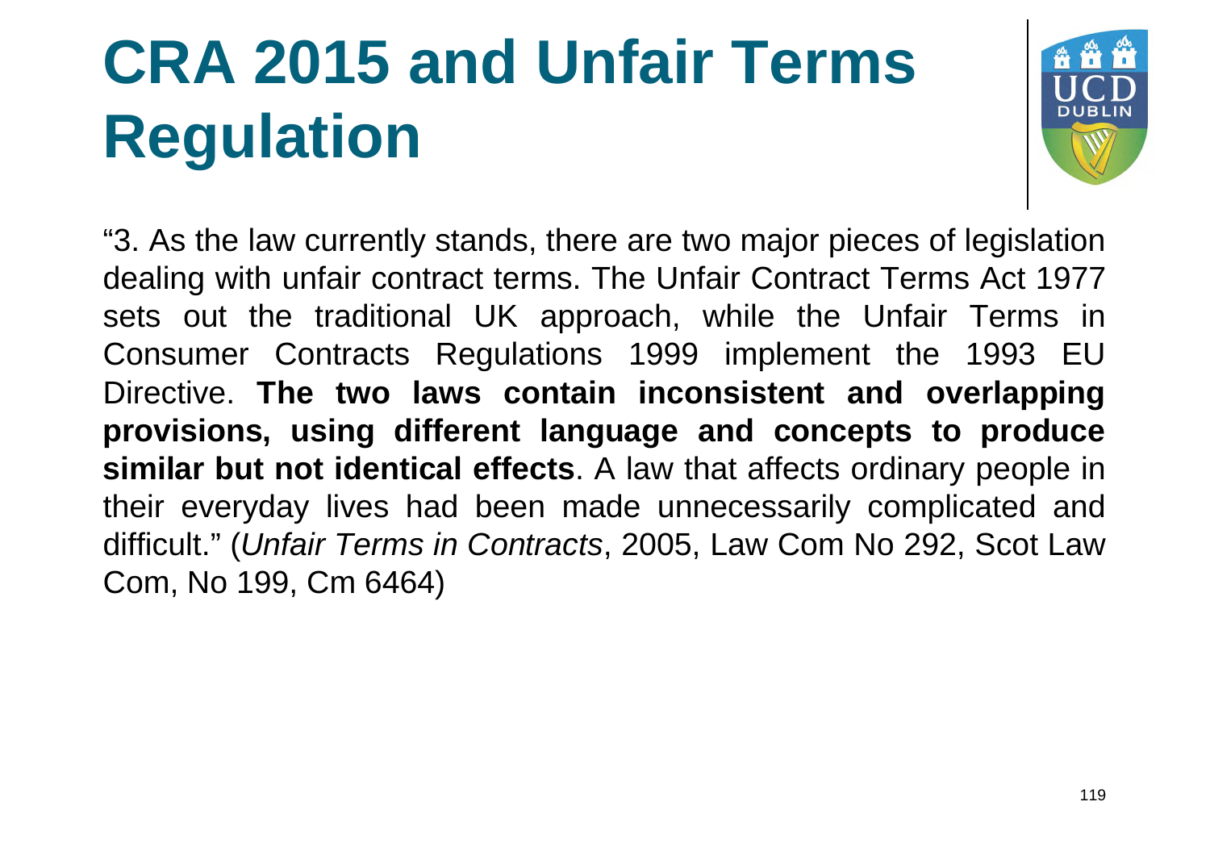# CRA 2015 and Unfair Terms Regulation

"3. As the law currently stands, there are two major pieces of legislation dealing with unfair contract terms. The Unfair Contract Terms Act 1977 sets out the traditional UK approach, while the Unfair Terms in Consumer Contracts Regulations 1999 implement the 1993 EU Directive. **The two laws contain inconsistent and overlapping provisions, using different language and concepts to produce similar but not identical effects**. A law that affects ordinary people in their everyday lives had been made unnecessarily complicated and difficult." (*Unfair Terms in Contracts*, 2005, Law Com No 292, Scot Law Com, No 199, Cm 6464)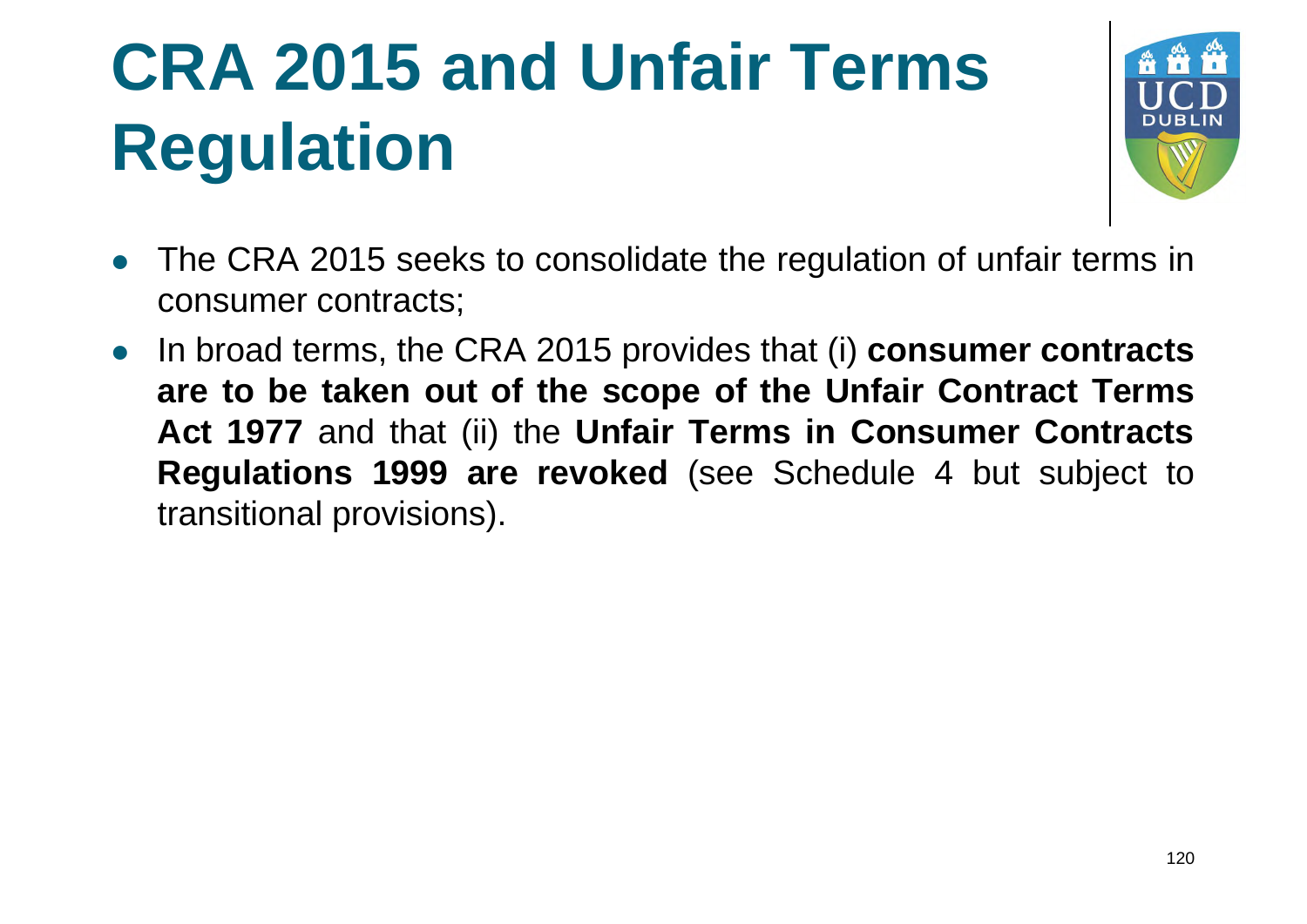# CRA 2015 and Unfair Terms Regulation

- The CRA 2015 seeks to consolidate the regulation of unfair terms in consumer contracts;
- In broad terms, the CRA 2015 provides that (i) **consumer contracts are to be taken out of the scope of the Unfair Contract Terms Act 1977** and that (ii) the **Unfair Terms in Consumer Contracts Regulations 1999 are revoked** (see Schedule 4 but subject to transitional provisions).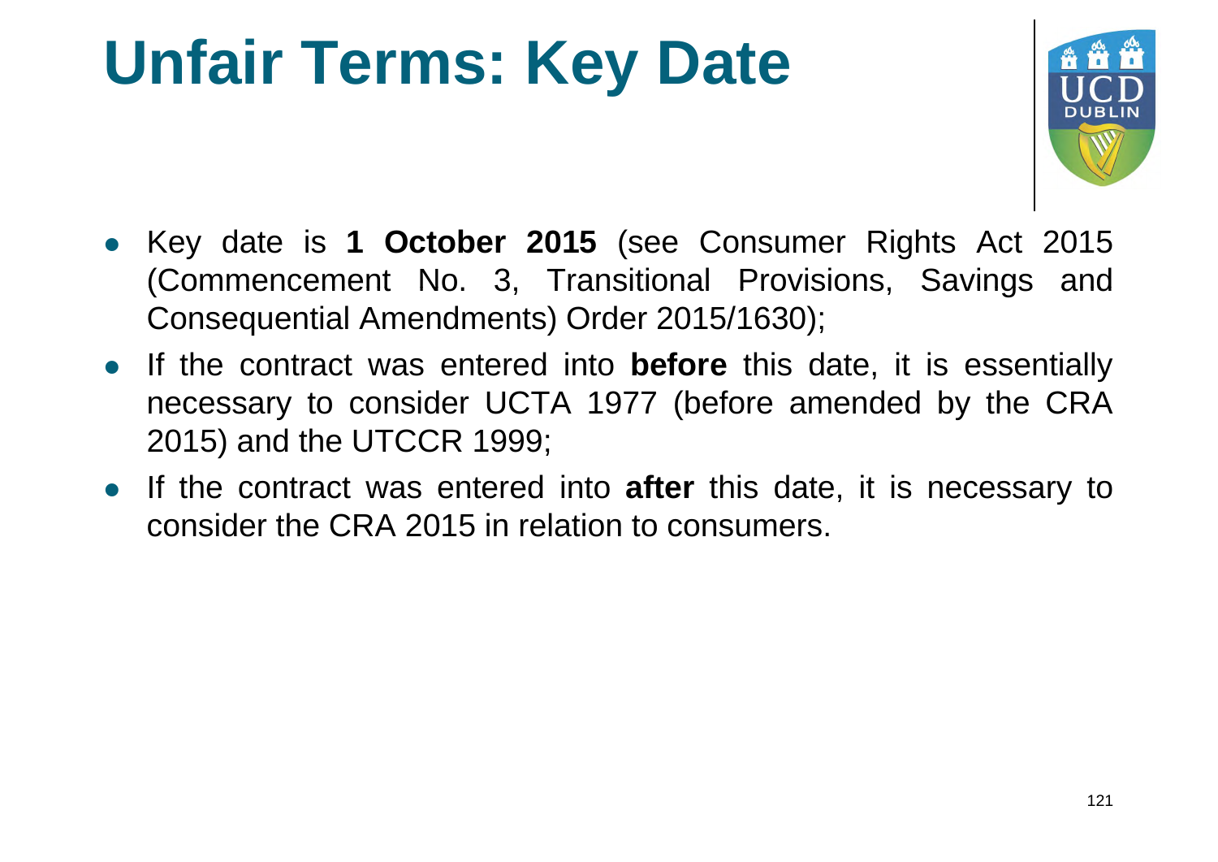# Unfair Terms: Key Date

- Key date is **1 October 2015** (see Consumer Rights Act 2015 (Commencement No. 3, Transitional Provisions, Savings and Consequential Amendments) Order 2015/1630);
- If the contract was entered into **before** this date, it is essentially necessary to consider UCTA 1977 (before amended by the CRA 2015) and the UTCCR 1999;
- If the contract was entered into **after** this date, it is necessary to consider the CRA 2015 in relation to consumers.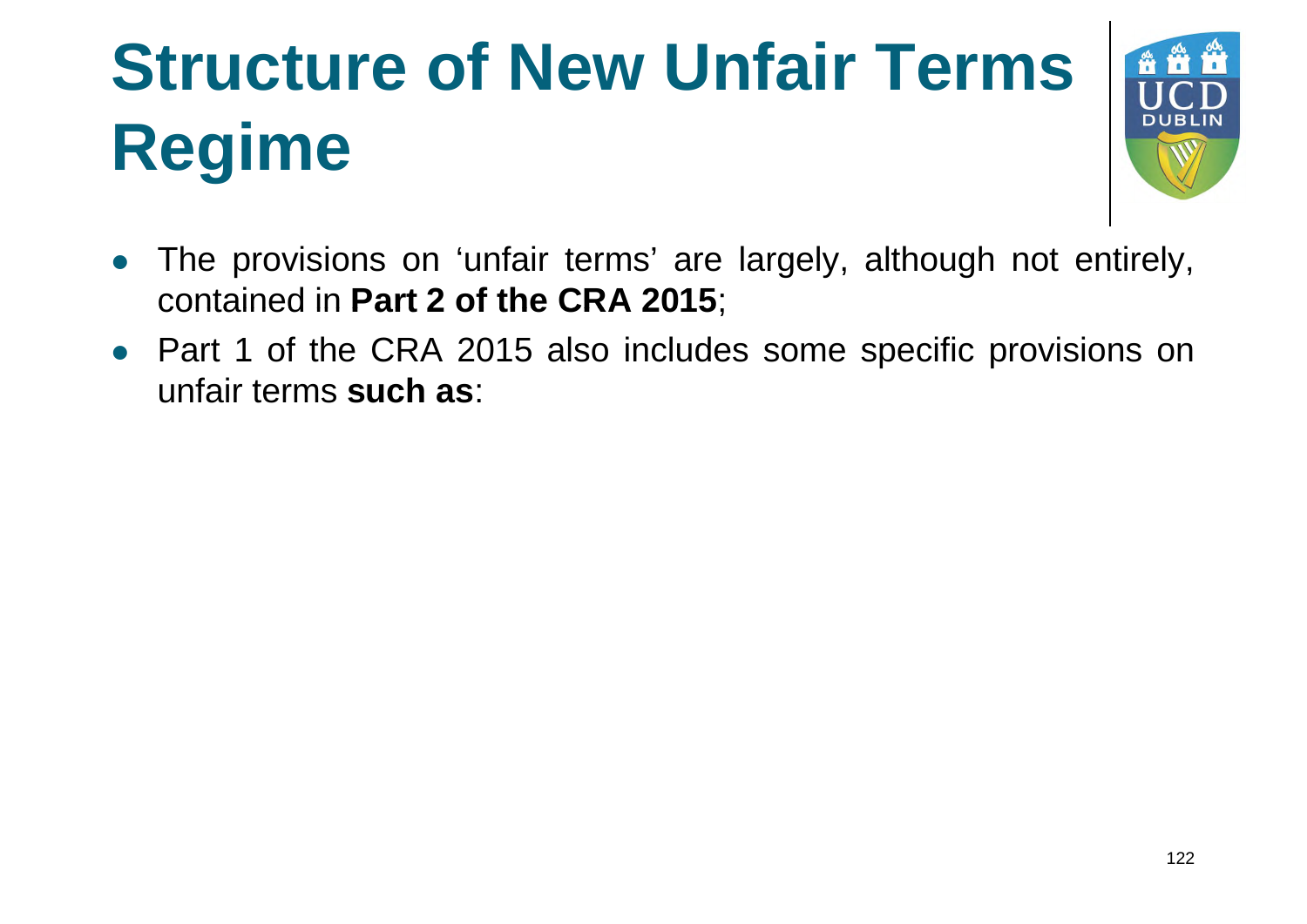# Structure of New Unfair Terms Regime

- The provisions on 'unfair terms' are largely, although not entirely, contained in **Part 2 of the CRA 2015**;
- Part 1 of the CRA 2015 also includes some specific provisions on unfair terms **such as**: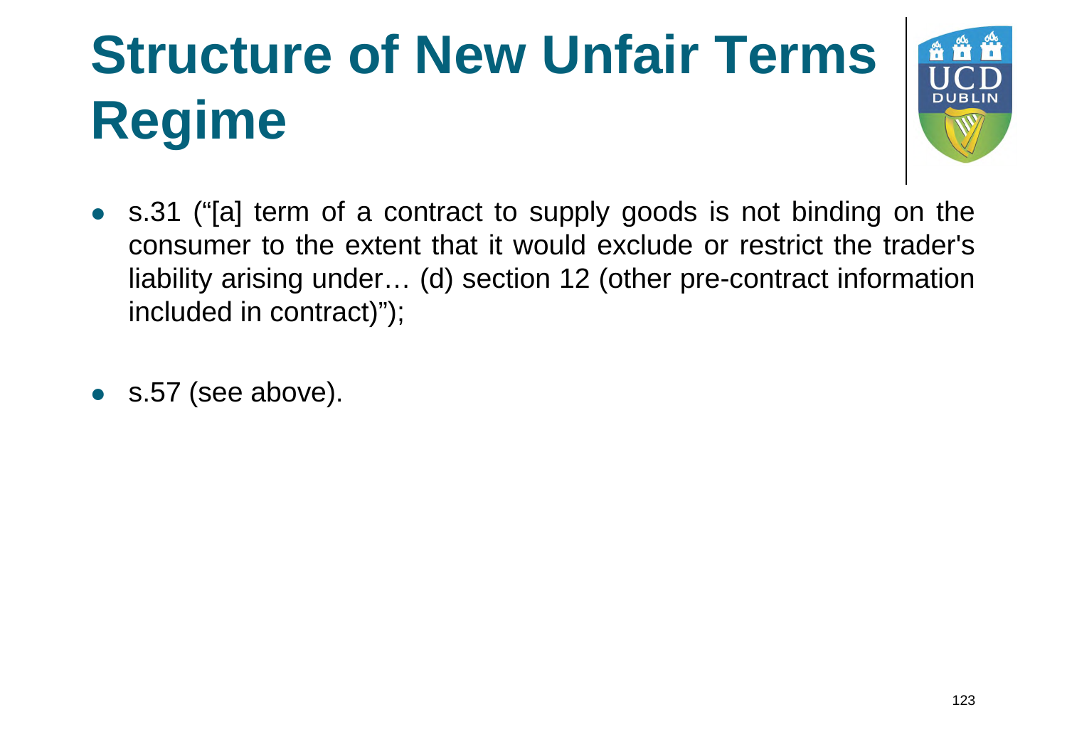# Structure of New Unfair Terms Regime

- s.31 ("[a] term of a contract to supply goods is not binding on the consumer to the extent that it would exclude or restrict the trader's liability arising under… (d) section 12 (other pre-contract information included in contract)");
- s.57 (see above).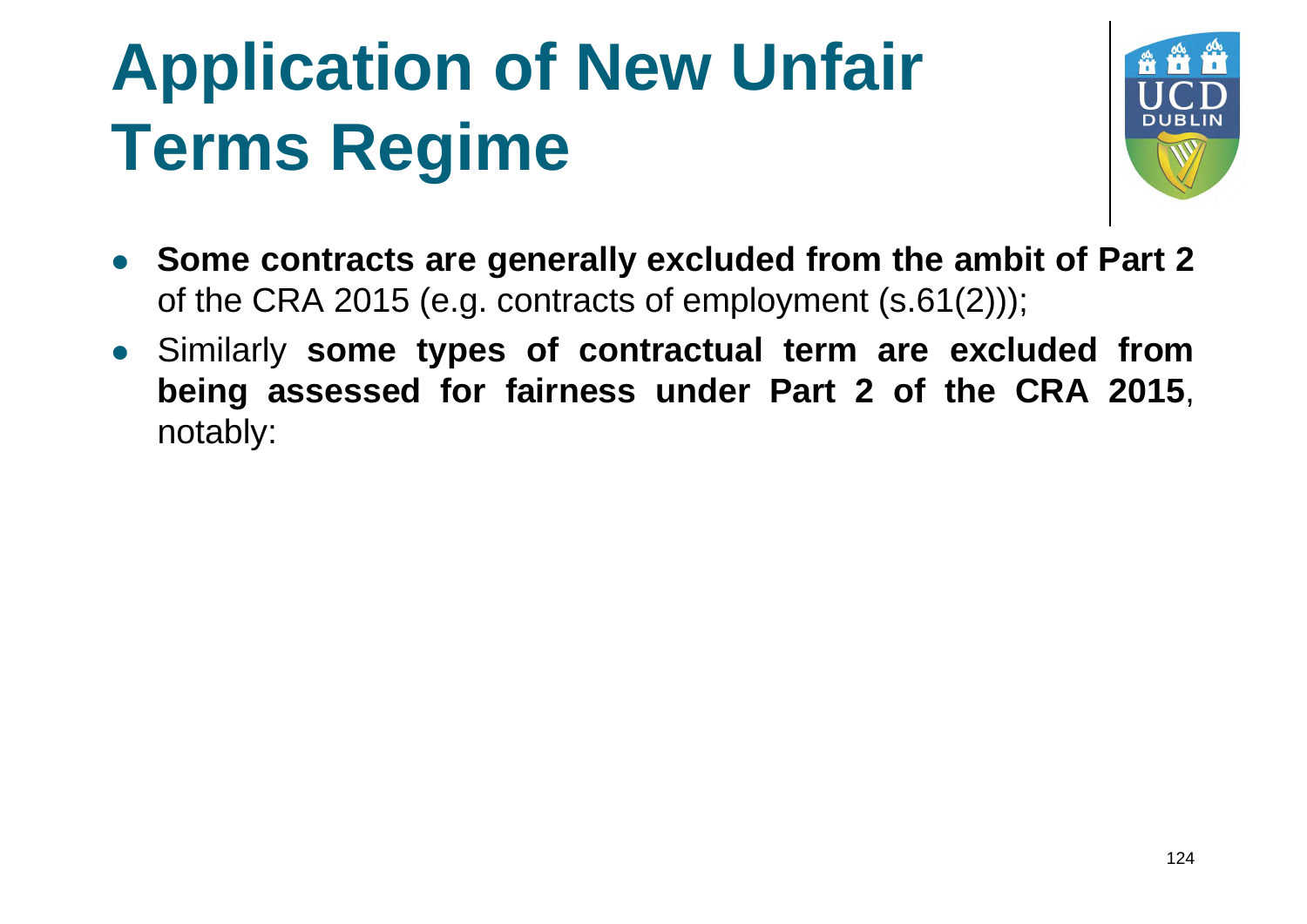# Application of New Unfair Terms Regime

- **Some contracts are generally excluded from the ambit of Part 2** of the CRA 2015 (e.g. contracts of employment (s.61(2)));
- Similarly **some types of contractual term are excluded from being assessed for fairness under Part 2 of the CRA 2015**, notably: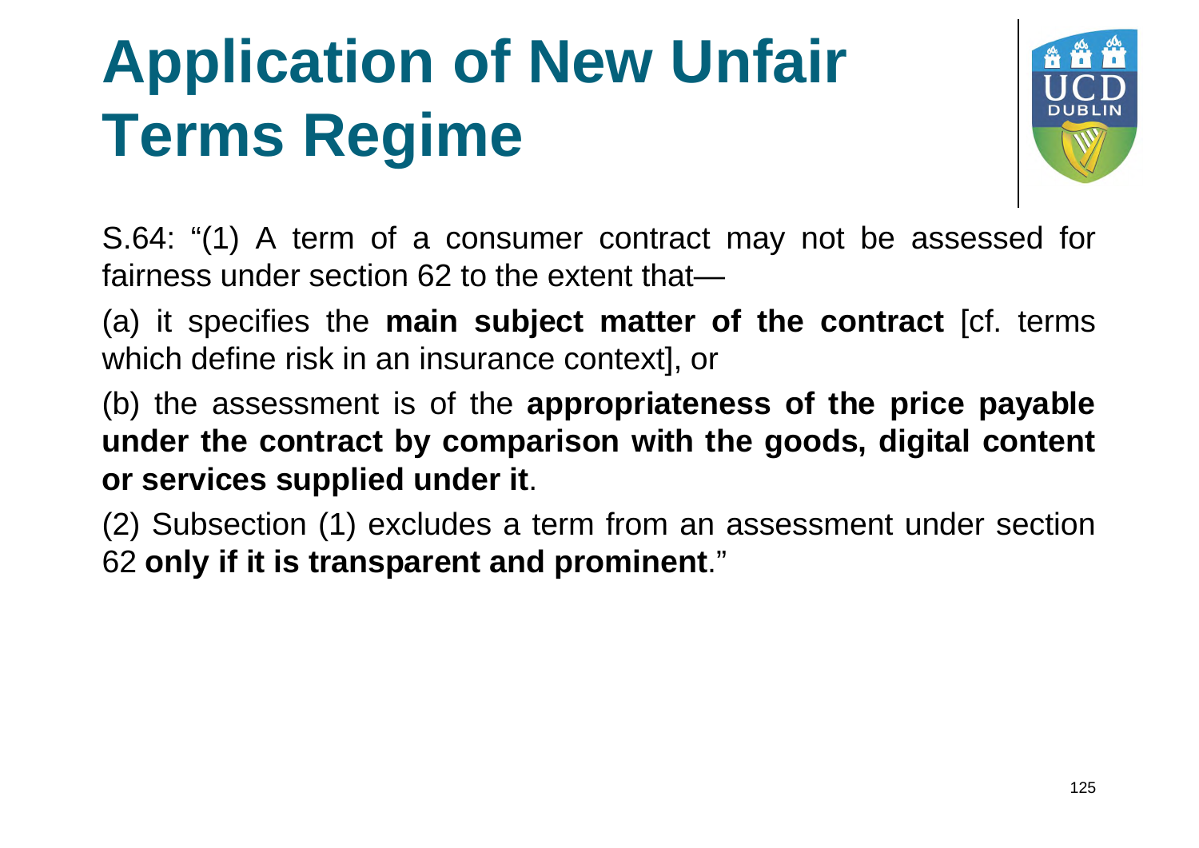# Application of New Unfair Terms Regime

S.64: "(1) A term of a consumer contract may not be assessed for fairness under section 62 to the extent that—

(a) it specifies the **main subject matter of the contract** [cf. terms which define risk in an insurance context], or

(b) the assessment is of the **appropriateness of the price payable under the contract by comparison with the goods, digital content or services supplied under it**.

(2) Subsection (1) excludes a term from an assessment under section 62 **only if it is transparent and prominent**."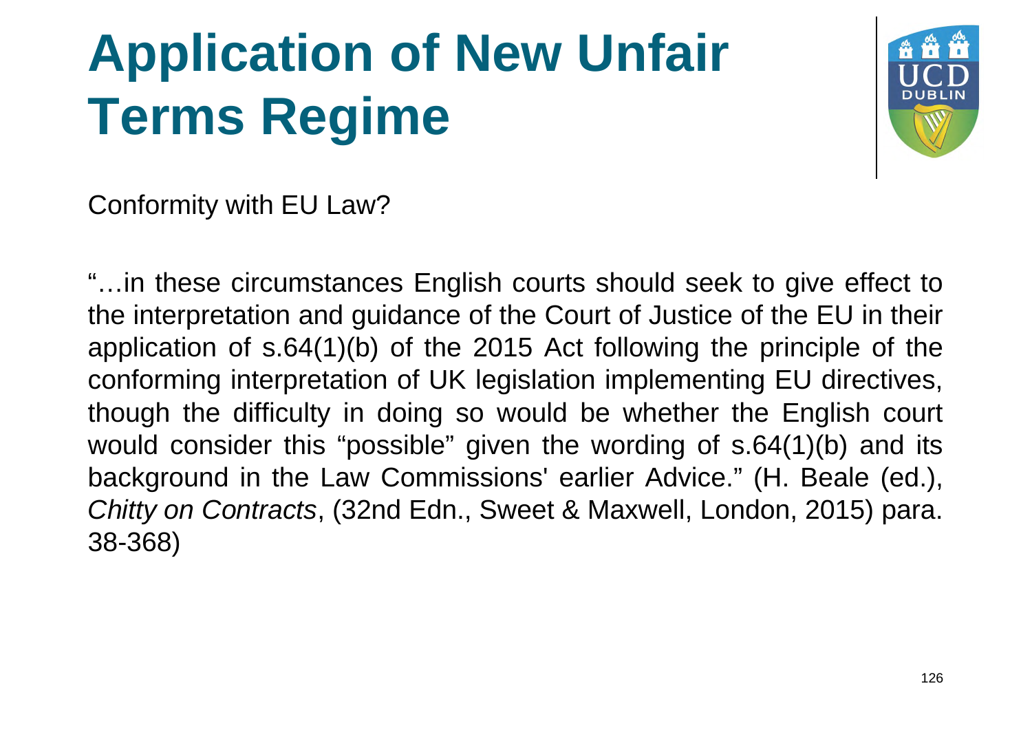# Application of New Unfair Terms Regime

Conformity with EU Law?

"…in these circumstances English courts should seek to give effect to the interpretation and guidance of the Court of Justice of the EU in their application of s.64(1)(b) of the 2015 Act following the principle of the conforming interpretation of UK legislation implementing EU directives, though the difficulty in doing so would be whether the English court would consider this "possible" given the wording of s.64(1)(b) and its background in the Law Commissions' earlier Advice." (H. Beale (ed.), *Chitty on Contracts*, (32nd Edn., Sweet & Maxwell, London, 2015) para. 38-368)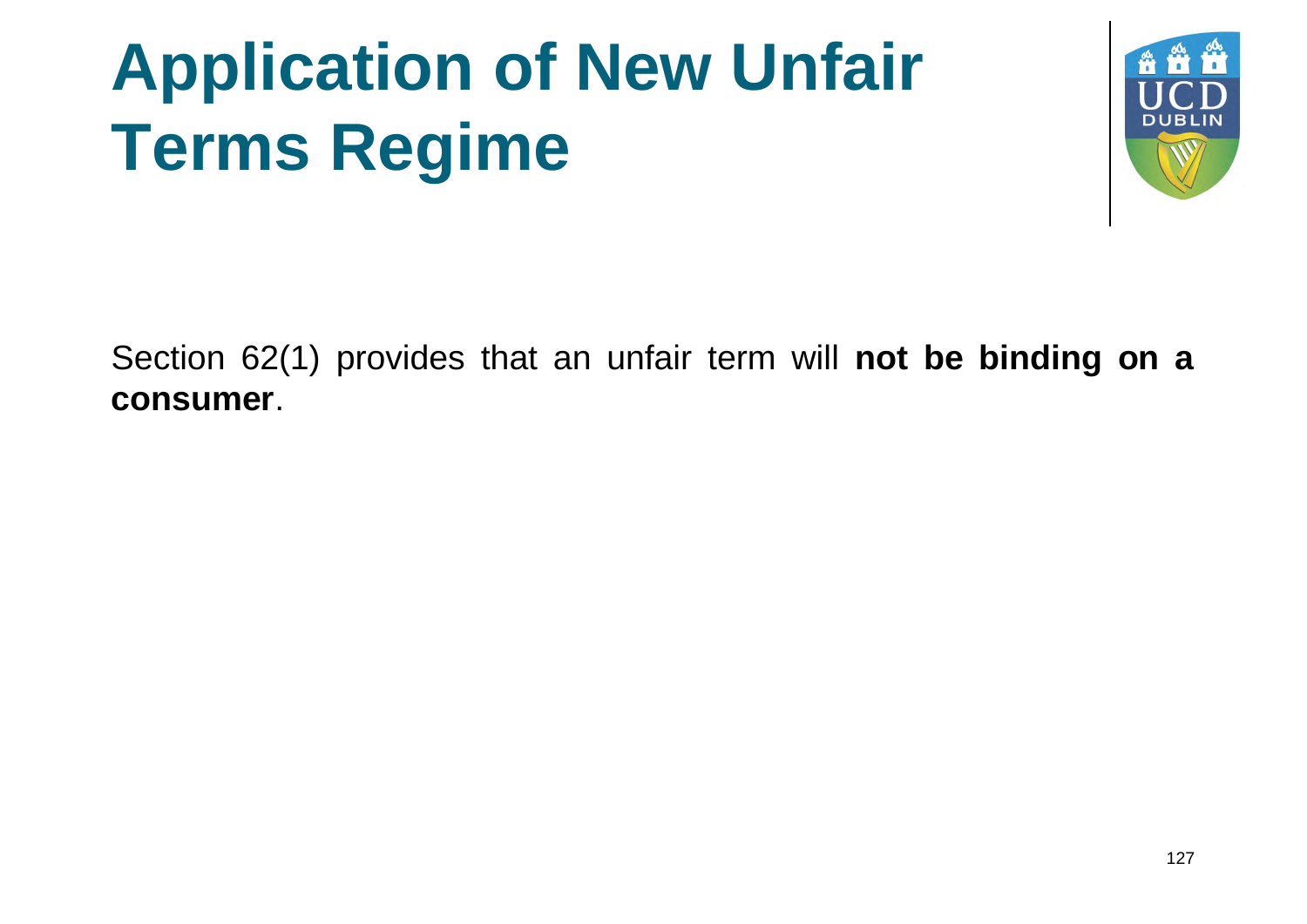# Application of New Unfair Terms Regime

Section 62(1) provides that an unfair term will **not be binding on a consumer**.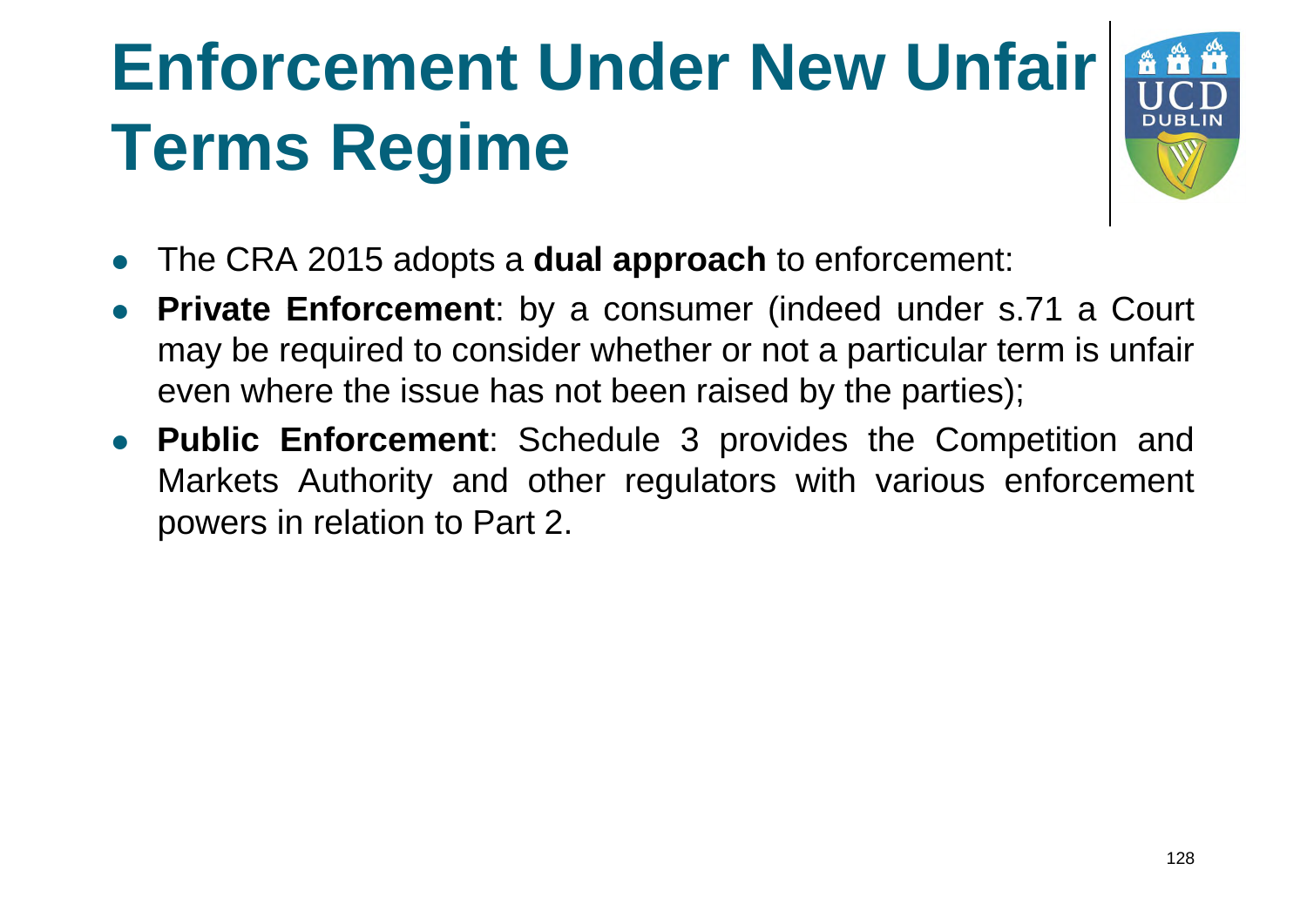# Enforcement Under New Unfair Terms Regime

- The CRA 2015 adopts a **dual approach** to enforcement:
- **Private Enforcement**: by a consumer (indeed under s.71 a Court may be required to consider whether or not a particular term is unfair even where the issue has not been raised by the parties);
- **Public Enforcement**: Schedule 3 provides the Competition and Markets Authority and other regulators with various enforcement powers in relation to Part 2.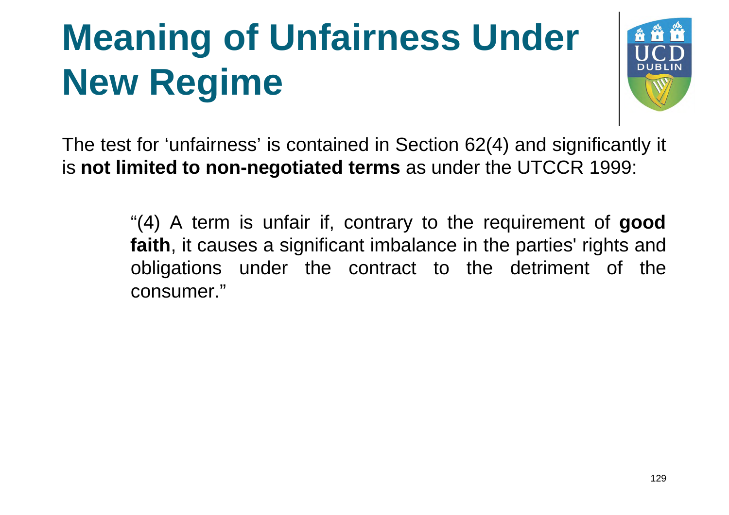# Meaning of Unfairness Under New Regime

The test for 'unfairness' is contained in Section 62(4) and significantly it is **not limited to non-negotiated terms** as under the UTCCR 1999:

> "(4) A term is unfair if, contrary to the requirement of **good faith**, it causes a significant imbalance in the parties' rights and obligations under the contract to the detriment of the consumer."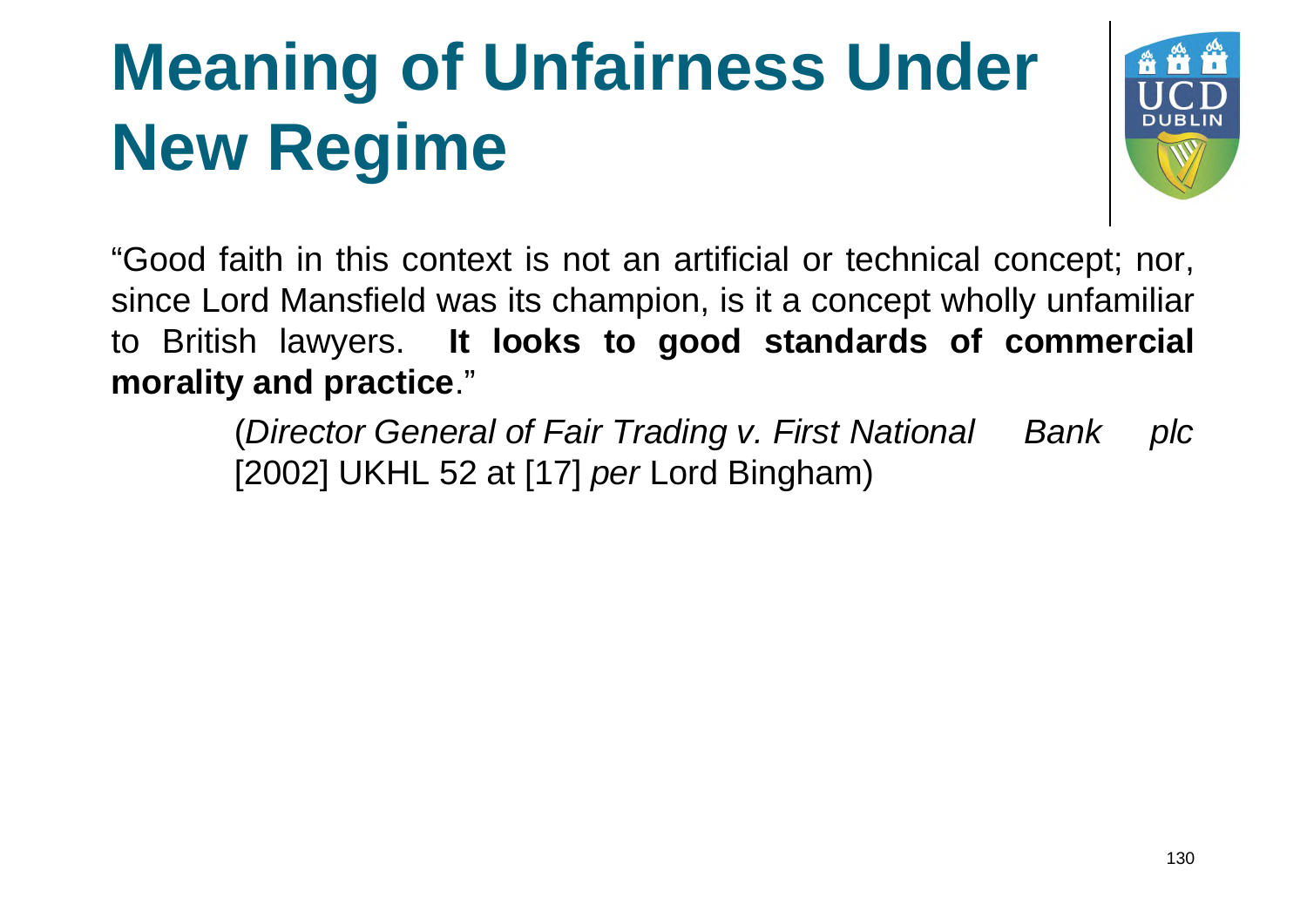# Meaning of Unfairness Under New Regime

"Good faith in this context is not an artificial or technical concept; nor, since Lord Mansfield was its champion, is it a concept wholly unfamiliar to British lawyers. **It looks to good standards of commercial morality and practice**."

> (*Director General of Fair Trading v. First National Bank plc* [2002] UKHL 52 at [17] *per* Lord Bingham)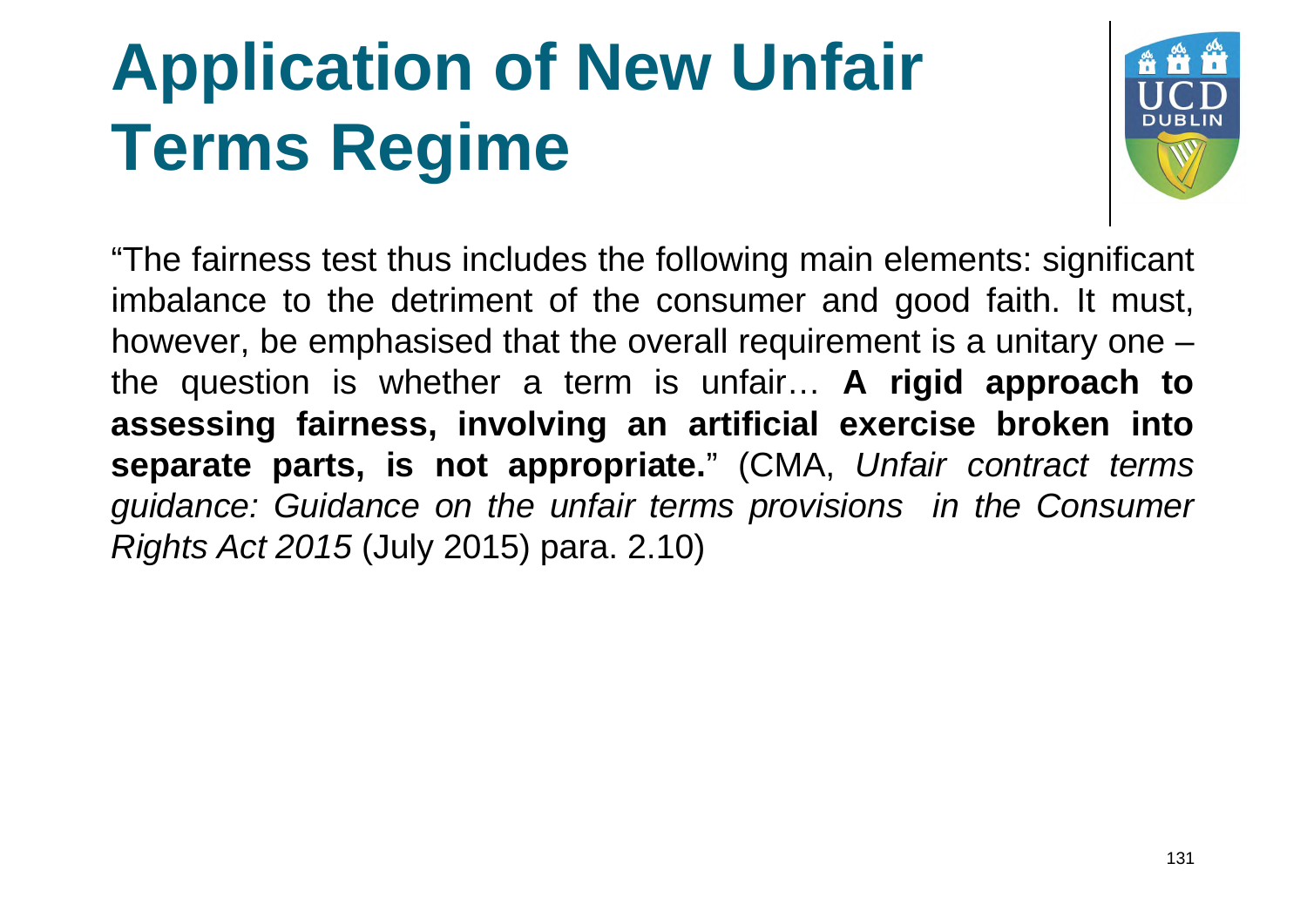# Application of New Unfair Terms Regime

"The fairness test thus includes the following main elements: significant imbalance to the detriment of the consumer and good faith. It must, however, be emphasised that the overall requirement is a unitary one – the question is whether a term is unfair… **A rigid approach to assessing fairness, involving an artificial exercise broken into separate parts, is not appropriate.**" (CMA, *Unfair contract terms guidance: Guidance on the unfair terms provisions in the Consumer Rights Act 2015* (July 2015) para. 2.10)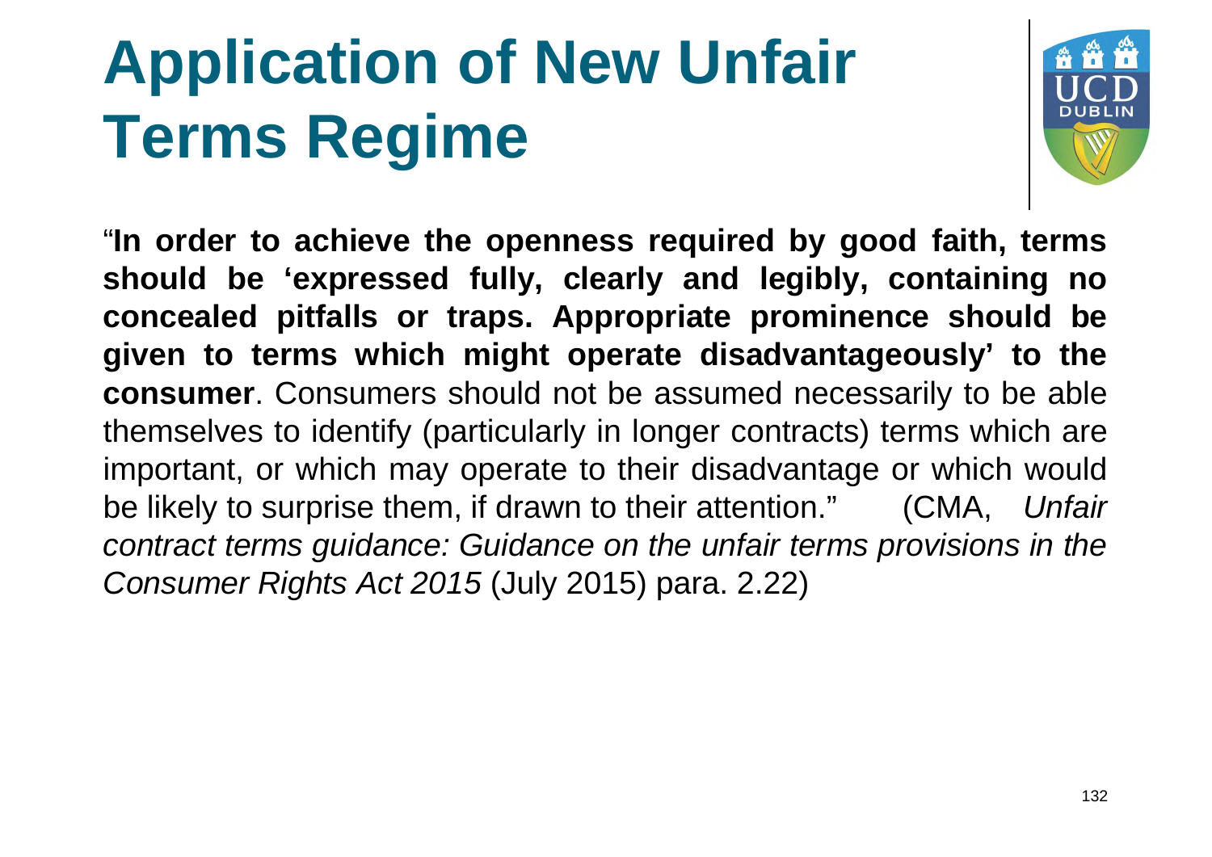# Application of New Unfair Terms Regime

"**In order to achieve the openness required by good faith, terms should be 'expressed fully, clearly and legibly, containing no concealed pitfalls or traps. Appropriate prominence should be given to terms which might operate disadvantageously' to the consumer**. Consumers should not be assumed necessarily to be able themselves to identify (particularly in longer contracts) terms which are important, or which may operate to their disadvantage or which would be likely to surprise them, if drawn to their attention." (CMA, *Unfair contract terms guidance: Guidance on the unfair terms provisions in the Consumer Rights Act 2015* (July 2015) para. 2.22)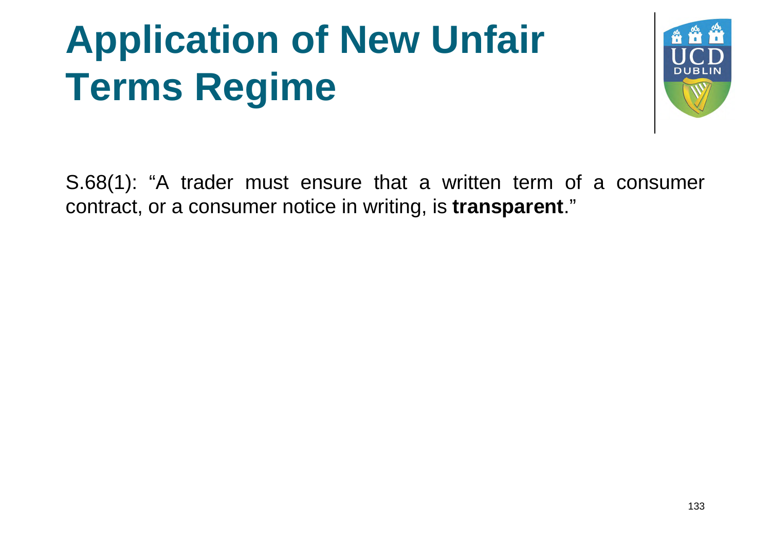# Application of New Unfair Terms Regime

S.68(1): "A trader must ensure that a written term of a consumer contract, or a consumer notice in writing, is **transparent**."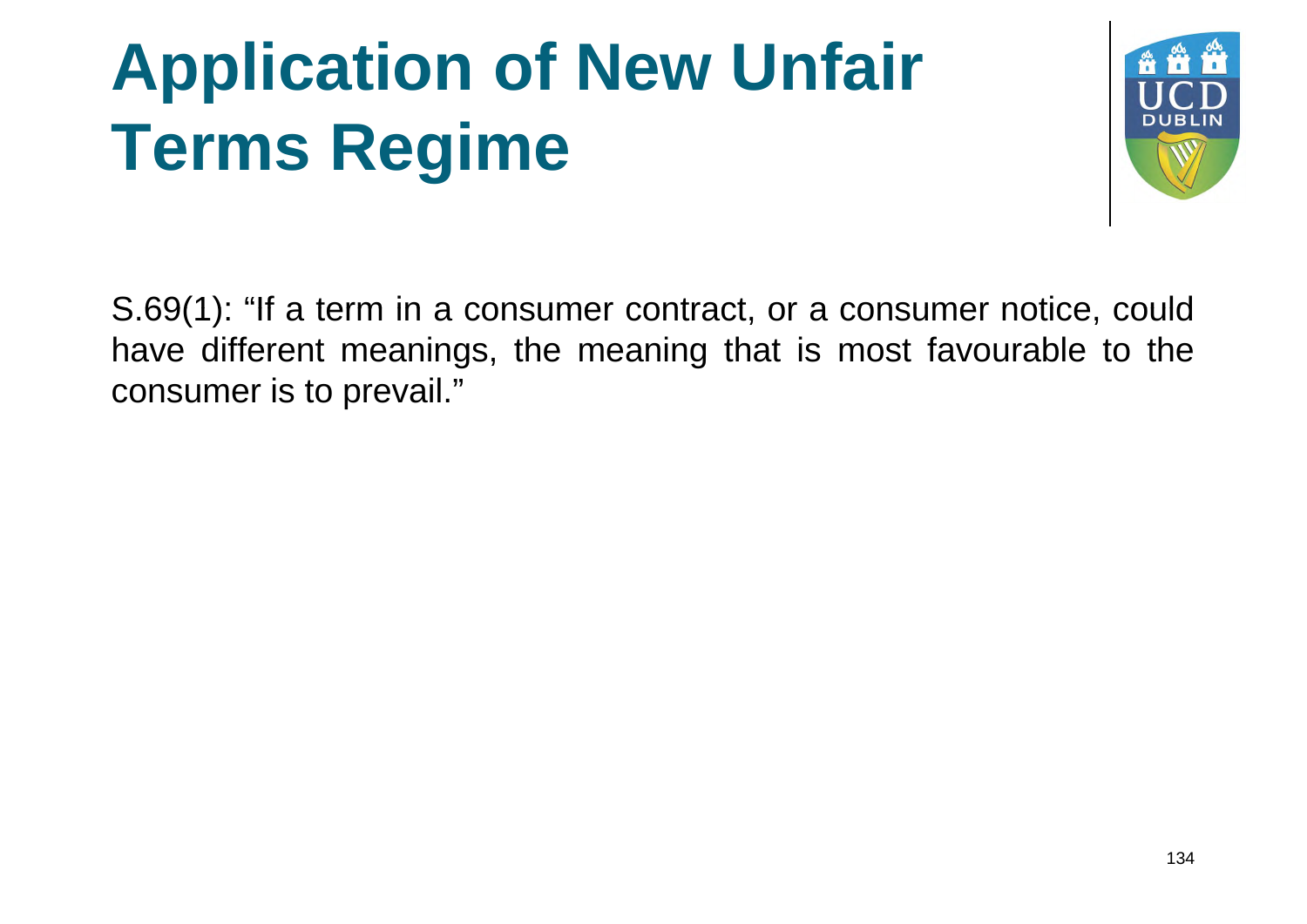# Application of New Unfair Terms Regime

S.69(1): "If a term in a consumer contract, or a consumer notice, could have different meanings, the meaning that is most favourable to the consumer is to prevail."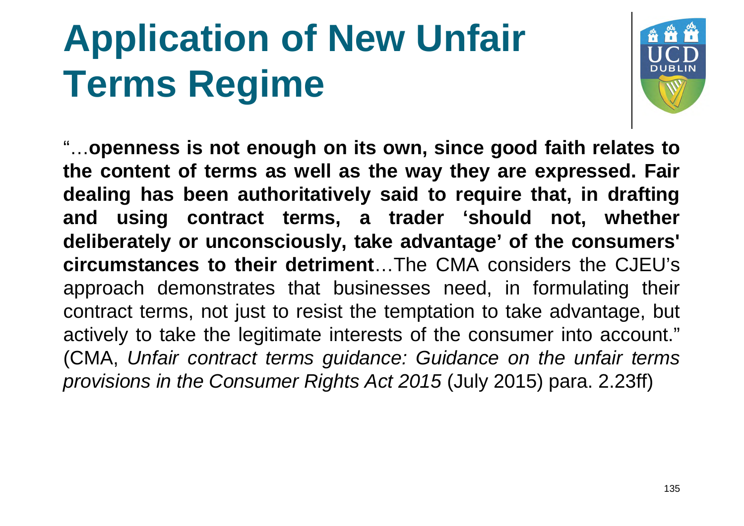# Application of New Unfair Terms Regime

"…**openness is not enough on its own, since good faith relates to the content of terms as well as the way they are expressed. Fair dealing has been authoritatively said to require that, in drafting and using contract terms, a trader 'should not, whether deliberately or unconsciously, take advantage' of the consumers' circumstances to their detriment**…The CMA considers the CJEU's approach demonstrates that businesses need, in formulating their contract terms, not just to resist the temptation to take advantage, but actively to take the legitimate interests of the consumer into account." (CMA, *Unfair contract terms guidance: Guidance on the unfair terms provisions in the Consumer Rights Act 2015* (July 2015) para. 2.23ff)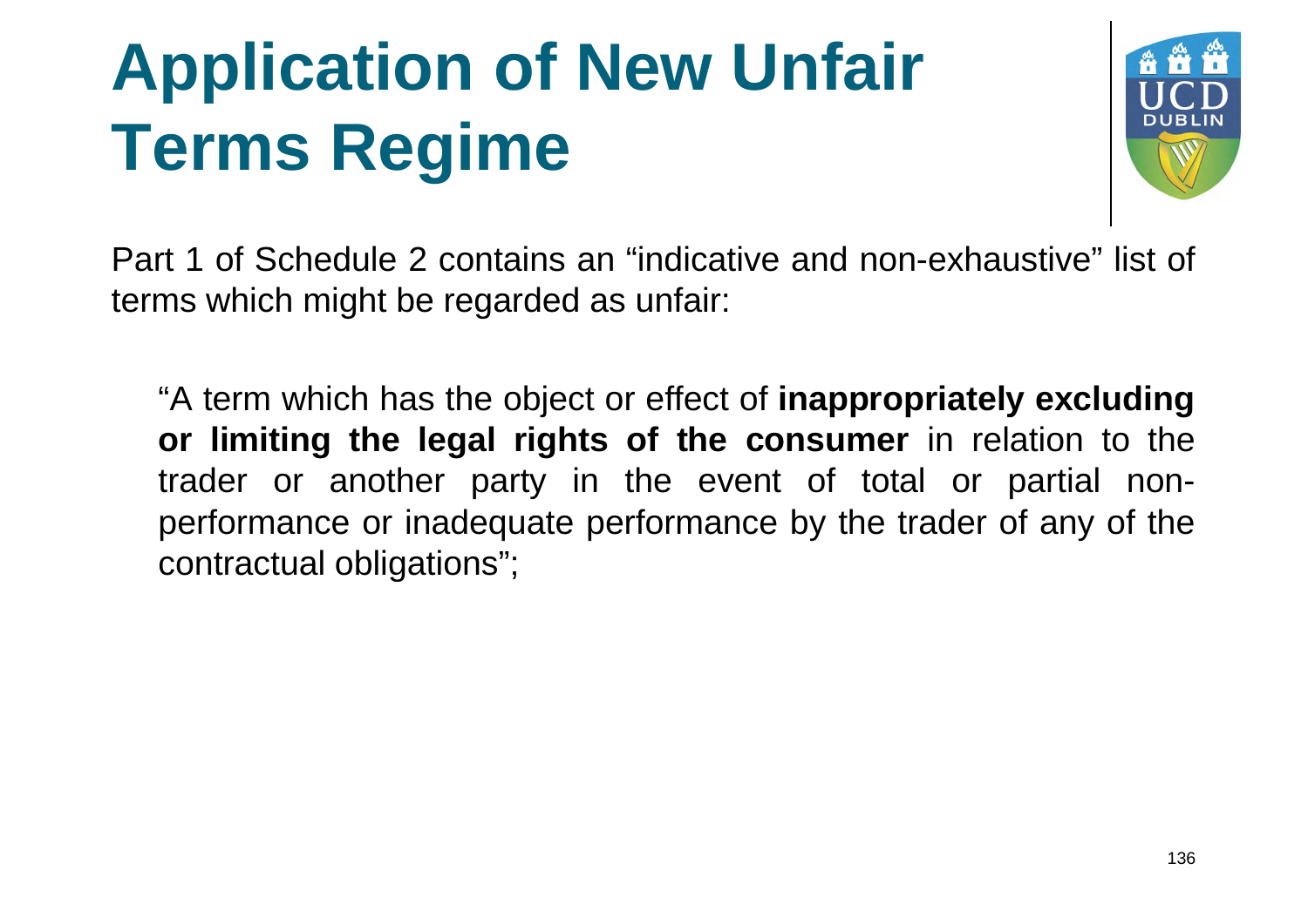# Application of New Unfair Terms Regime

Part 1 of Schedule 2 contains an "indicative and non-exhaustive" list of terms which might be regarded as unfair:

> "A term which has the object or effect of **inappropriately excluding or limiting the legal rights of the consumer** in relation to the trader or another party in the event of total or partial non-performance or inadequate performance by the trader of any of the contractual obligations";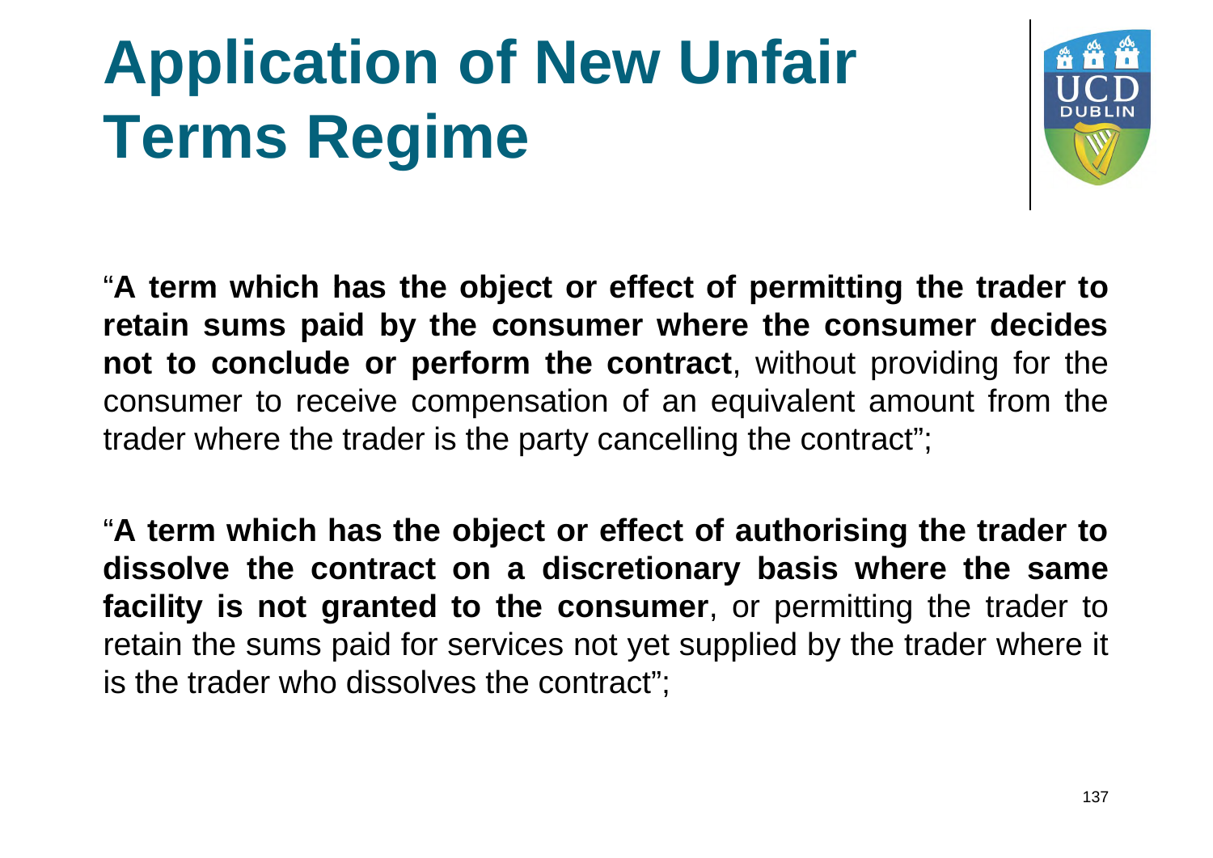# Application of New Unfair Terms Regime

"**A term which has the object or effect of permitting the trader to retain sums paid by the consumer where the consumer decides not to conclude or perform the contract**, without providing for the consumer to receive compensation of an equivalent amount from the trader where the trader is the party cancelling the contract";

"**A term which has the object or effect of authorising the trader to dissolve the contract on a discretionary basis where the same facility is not granted to the consumer**, or permitting the trader to retain the sums paid for services not yet supplied by the trader where it is the trader who dissolves the contract";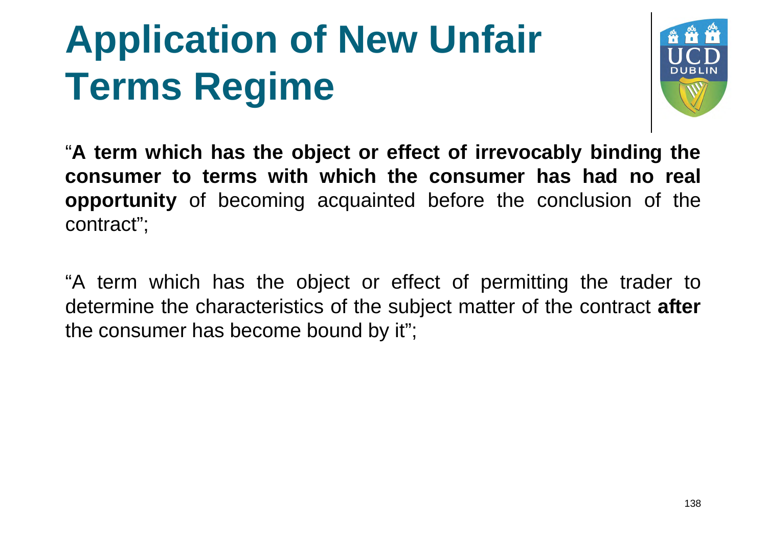# Application of New Unfair Terms Regime

"**A term which has the object or effect of irrevocably binding the consumer to terms with which the consumer has had no real opportunity** of becoming acquainted before the conclusion of the contract";

"A term which has the object or effect of permitting the trader to determine the characteristics of the subject matter of the contract **after** the consumer has become bound by it";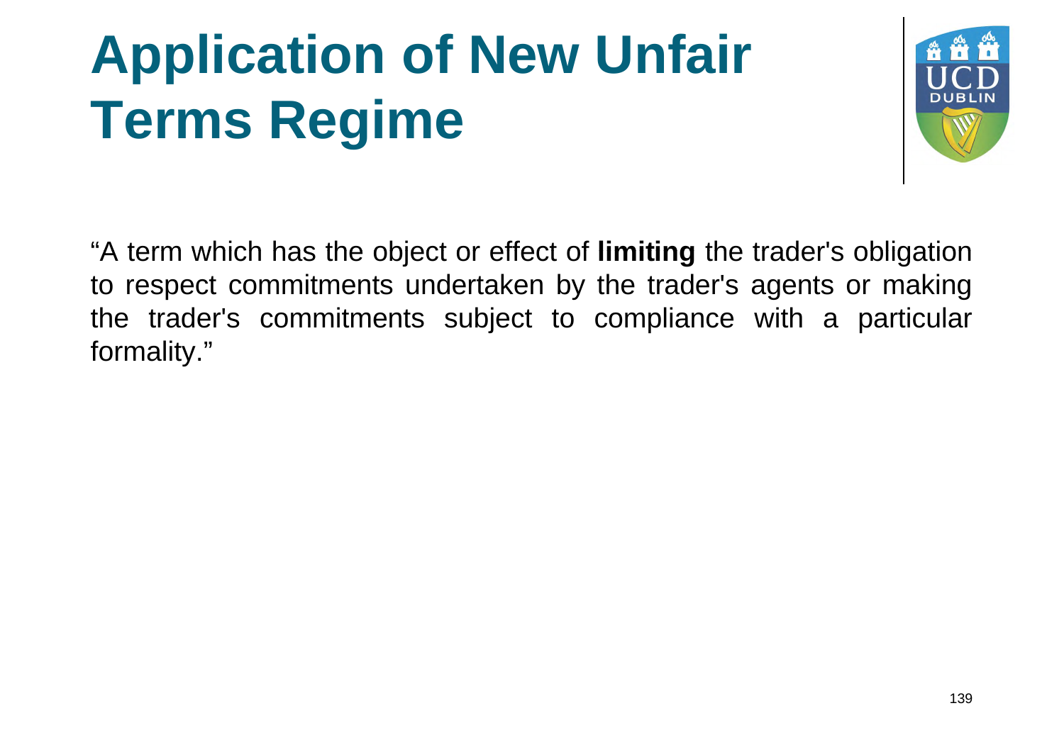# Application of New Unfair Terms Regime

"A term which has the object or effect of **limiting** the trader's obligation to respect commitments undertaken by the trader's agents or making the trader's commitments subject to compliance with a particular formality."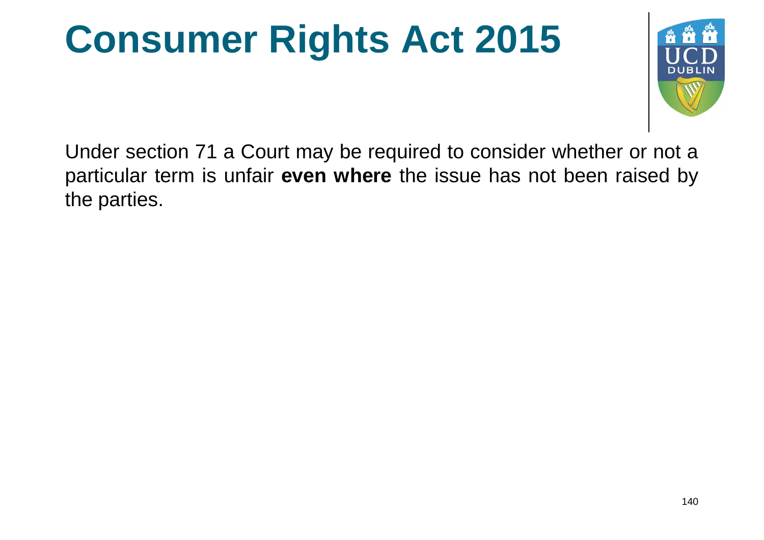# Consumer Rights Act 2015

Under section 71 a Court may be required to consider whether or not a particular term is unfair **even where** the issue has not been raised by the parties.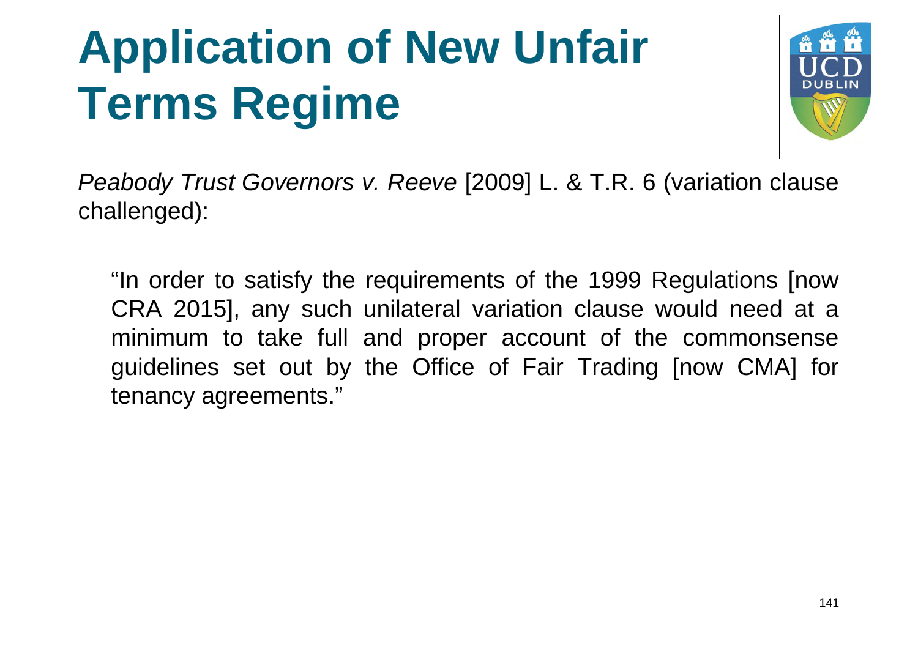# Application of New Unfair Terms Regime

*Peabody Trust Governors v. Reeve* [2009] L. & T.R. 6 (variation clause challenged):

> "In order to satisfy the requirements of the 1999 Regulations [now CRA 2015], any such unilateral variation clause would need at a minimum to take full and proper account of the commonsense guidelines set out by the Office of Fair Trading [now CMA] for tenancy agreements."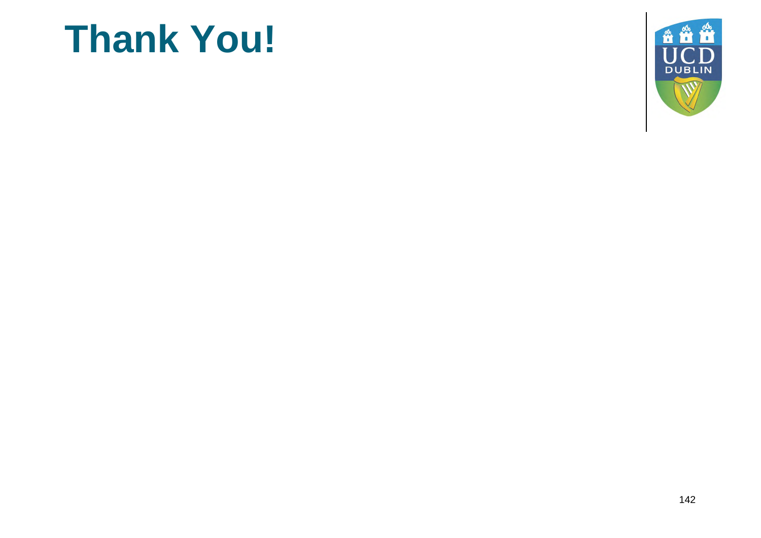# Thank You!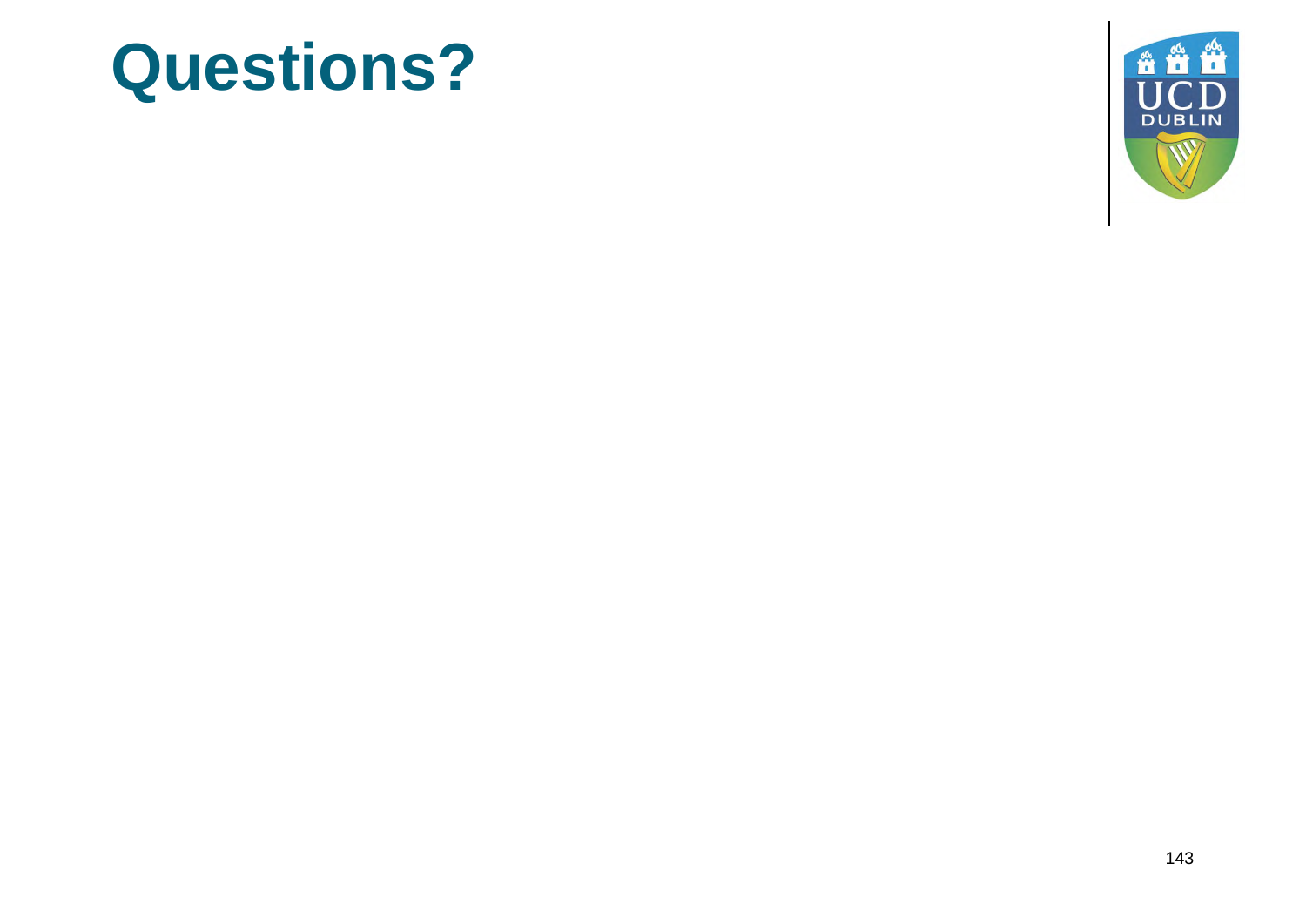# Questions?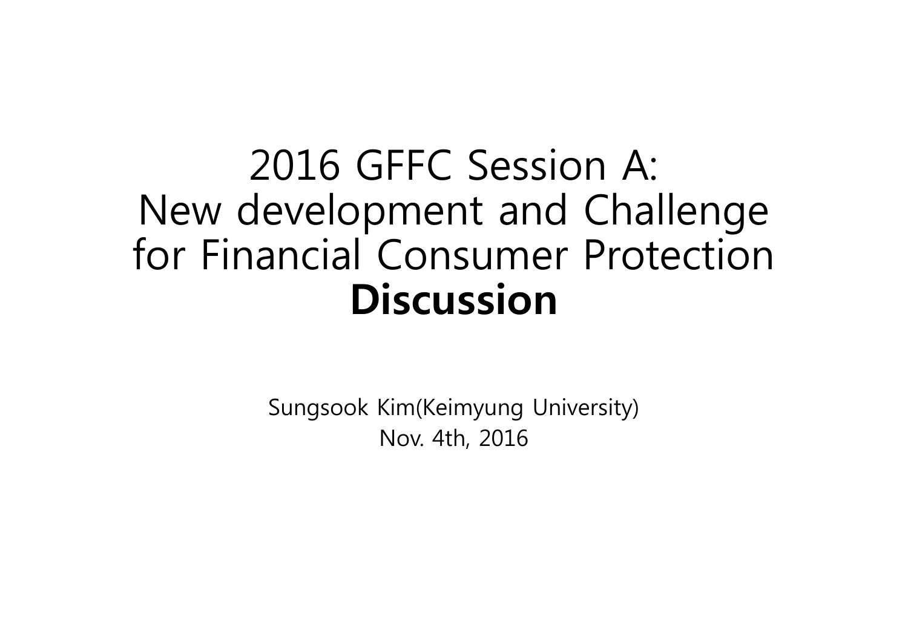# 2016 GFFC Session A: New development and Challenge for Financial Consumer Protection **Discussion**

Sungsook Kim(Keimyung University)
Nov. 4th, 2016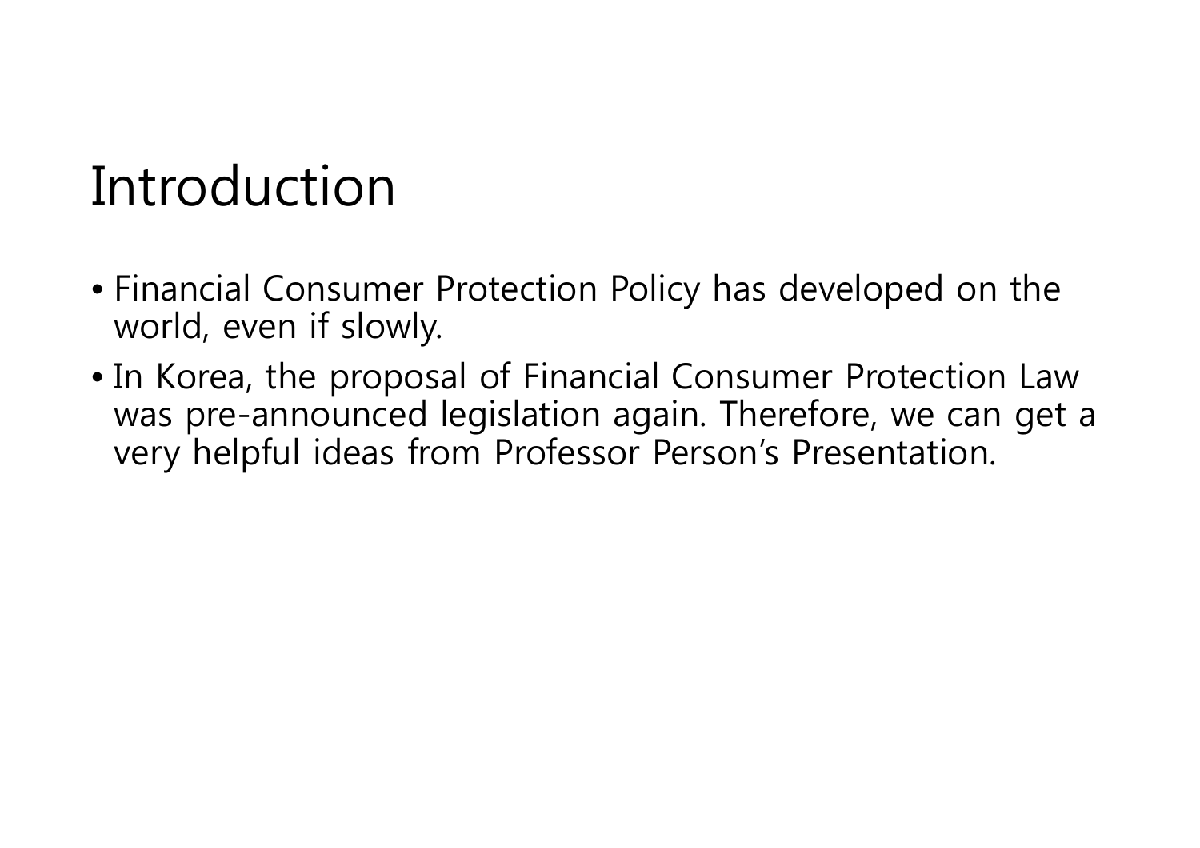# Introduction

- Financial Consumer Protection Policy has developed on the world, even if slowly.
- In Korea, the proposal of Financial Consumer Protection Law was pre-announced legislation again. Therefore, we can get a very helpful ideas from Professor Person's Presentation.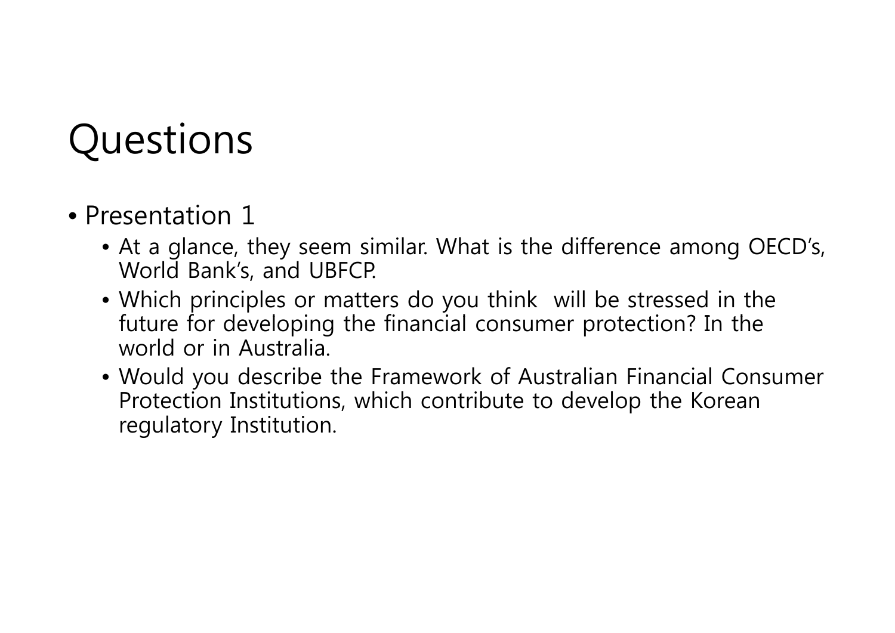# Questions

- Presentation 1
  - At a glance, they seem similar. What is the difference among OECD's, World Bank's, and UBFCP.
  - Which principles or matters do you think will be stressed in the future for developing the financial consumer protection? In the world or in Australia.
  - Would you describe the Framework of Australian Financial Consumer Protection Institutions, which contribute to develop the Korean regulatory Institution.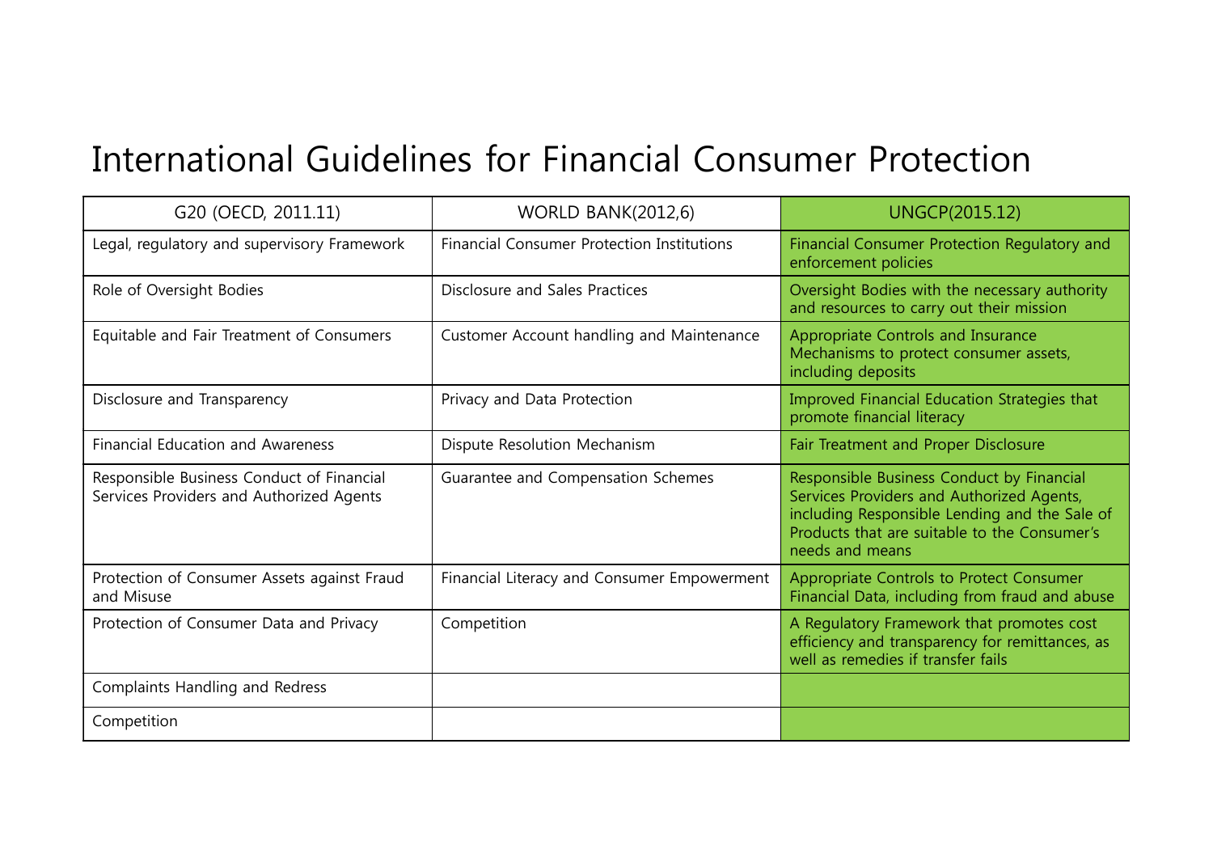# International Guidelines for Financial Consumer Protection

| G20 (OECD, 2011.11) | WORLD BANK(2012,6) | UNGCP(2015.12) |
|---|---|---|
| Legal, regulatory and supervisory Framework | Financial Consumer Protection Institutions | Financial Consumer Protection Regulatory and enforcement policies |
| Role of Oversight Bodies | Disclosure and Sales Practices | Oversight Bodies with the necessary authority and resources to carry out their mission |
| Equitable and Fair Treatment of Consumers | Customer Account handling and Maintenance | Appropriate Controls and Insurance Mechanisms to protect consumer assets, including deposits |
| Disclosure and Transparency | Privacy and Data Protection | Improved Financial Education Strategies that promote financial literacy |
| Financial Education and Awareness | Dispute Resolution Mechanism | Fair Treatment and Proper Disclosure |
| Responsible Business Conduct of Financial Services Providers and Authorized Agents | Guarantee and Compensation Schemes | Responsible Business Conduct by Financial Services Providers and Authorized Agents, including Responsible Lending and the Sale of Products that are suitable to the Consumer's needs and means |
| Protection of Consumer Assets against Fraud and Misuse | Financial Literacy and Consumer Empowerment | Appropriate Controls to Protect Consumer Financial Data, including from fraud and abuse |
| Protection of Consumer Data and Privacy | Competition | A Regulatory Framework that promotes cost efficiency and transparency for remittances, as well as remedies if transfer fails |
| Complaints Handling and Redress | | |
| Competition | | |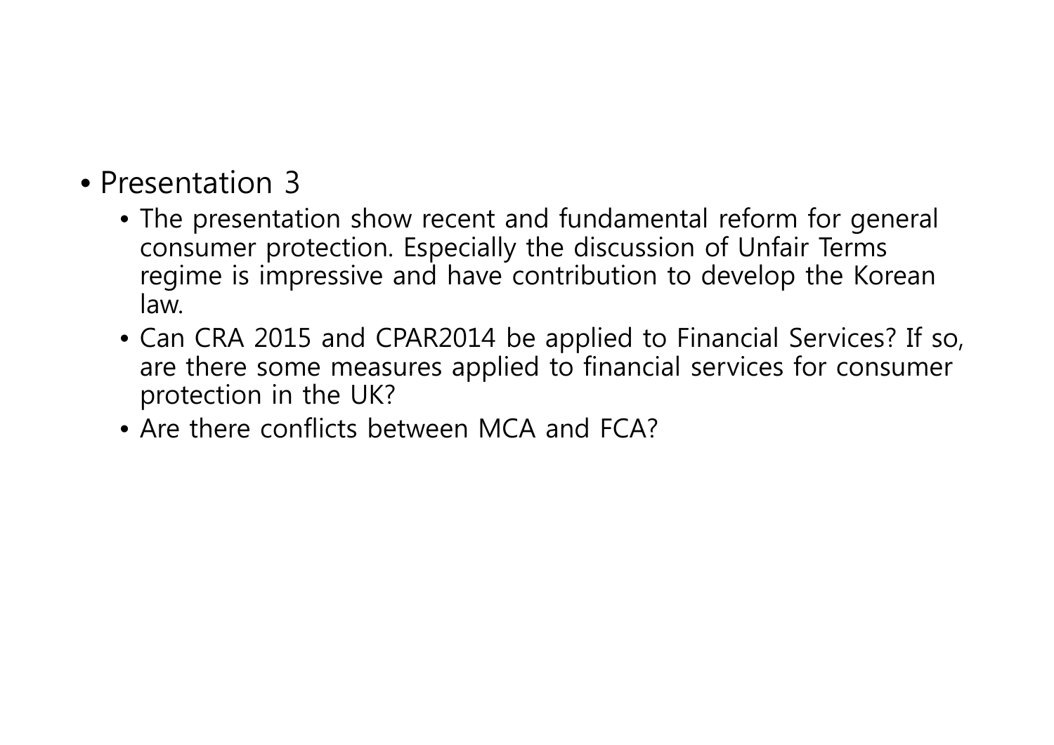- Presentation 3
  - The presentation show recent and fundamental reform for general consumer protection. Especially the discussion of Unfair Terms regime is impressive and have contribution to develop the Korean law.
  - Can CRA 2015 and CPAR2014 be applied to Financial Services? If so, are there some measures applied to financial services for consumer protection in the UK?
  - Are there conflicts between MCA and FCA?